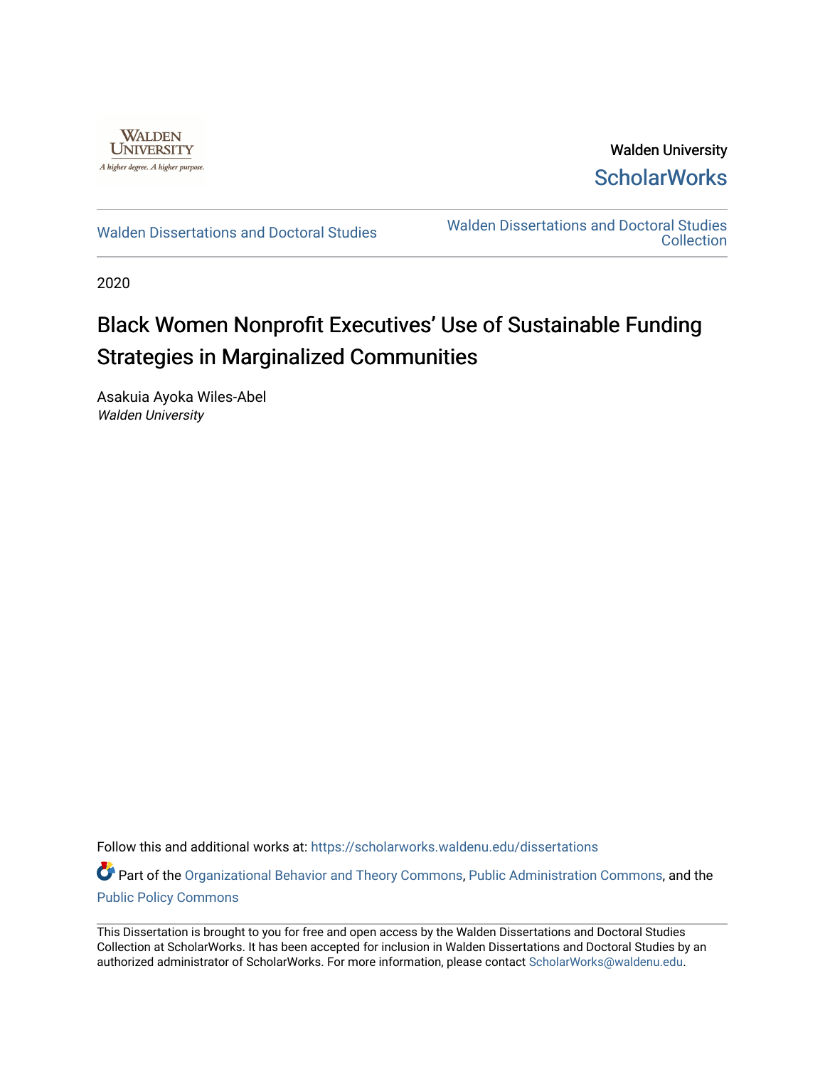Walden University

ScholarWorks

Walden Dissertations and Doctoral Studies

Walden Dissertations and Doctoral Studies Collection

2020

# Black Women Nonprofit Executives' Use of Sustainable Funding Strategies in Marginalized Communities

Asakuia Ayoka Wiles-Abel
*Walden University*

Follow this and additional works at: https://scholarworks.waldenu.edu/dissertations

Part of the Organizational Behavior and Theory Commons, Public Administration Commons, and the Public Policy Commons

This Dissertation is brought to you for free and open access by the Walden Dissertations and Doctoral Studies Collection at ScholarWorks. It has been accepted for inclusion in Walden Dissertations and Doctoral Studies by an authorized administrator of ScholarWorks. For more information, please contact ScholarWorks@waldenu.edu.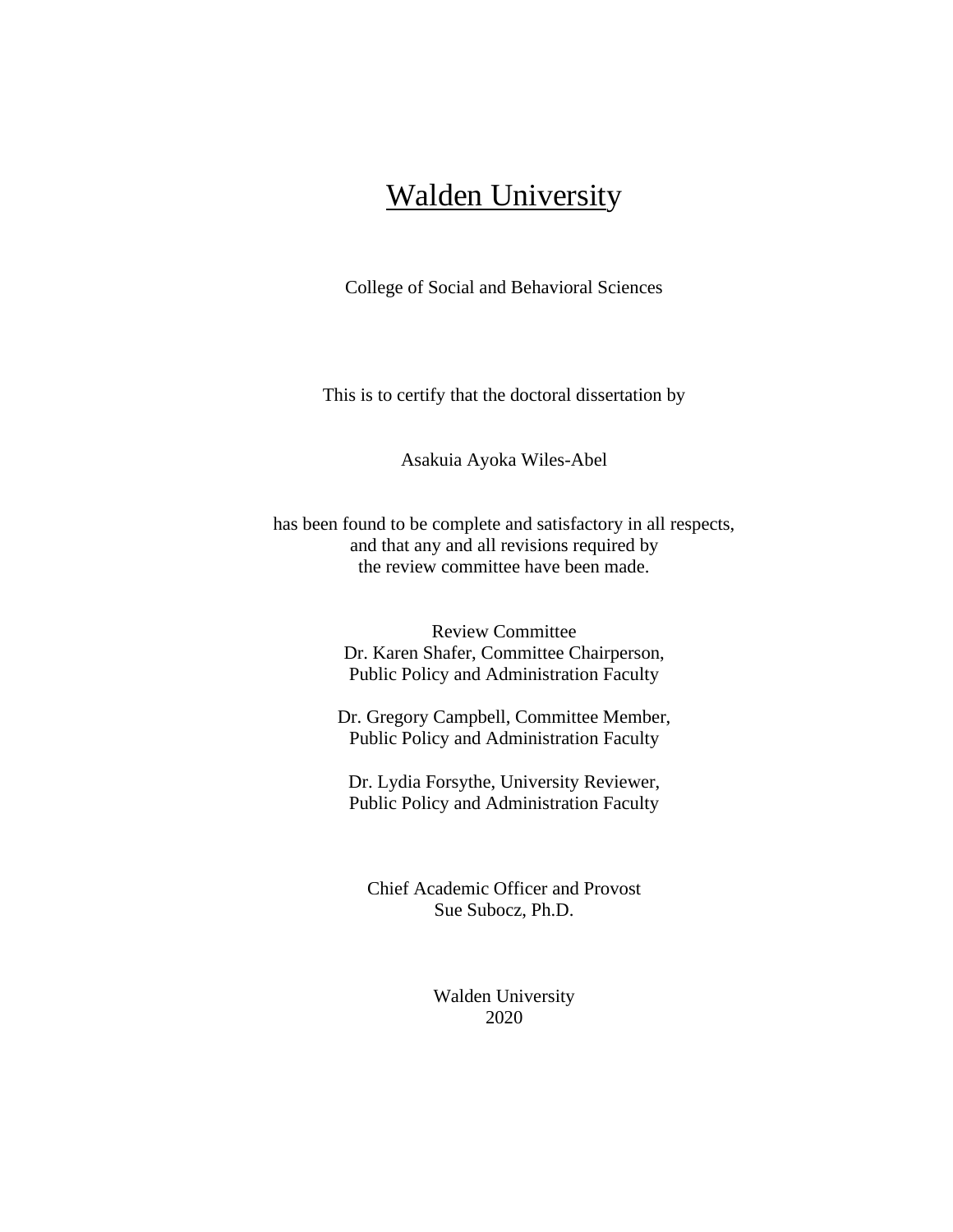# Walden University

College of Social and Behavioral Sciences

This is to certify that the doctoral dissertation by

Asakuia Ayoka Wiles-Abel

has been found to be complete and satisfactory in all respects,
and that any and all revisions required by
the review committee have been made.

Review Committee
Dr. Karen Shafer, Committee Chairperson,
Public Policy and Administration Faculty

Dr. Gregory Campbell, Committee Member,
Public Policy and Administration Faculty

Dr. Lydia Forsythe, University Reviewer,
Public Policy and Administration Faculty

Chief Academic Officer and Provost
Sue Subocz, Ph.D.

Walden University
2020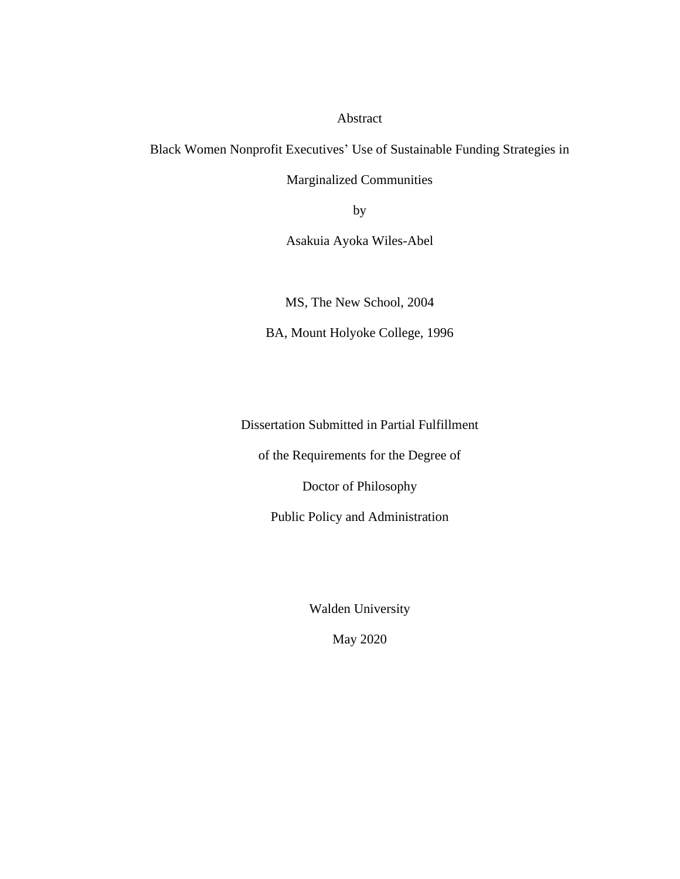Abstract

Black Women Nonprofit Executives' Use of Sustainable Funding Strategies in Marginalized Communities

by

Asakuia Ayoka Wiles-Abel

MS, The New School, 2004

BA, Mount Holyoke College, 1996

Dissertation Submitted in Partial Fulfillment

of the Requirements for the Degree of

Doctor of Philosophy

Public Policy and Administration

Walden University

May 2020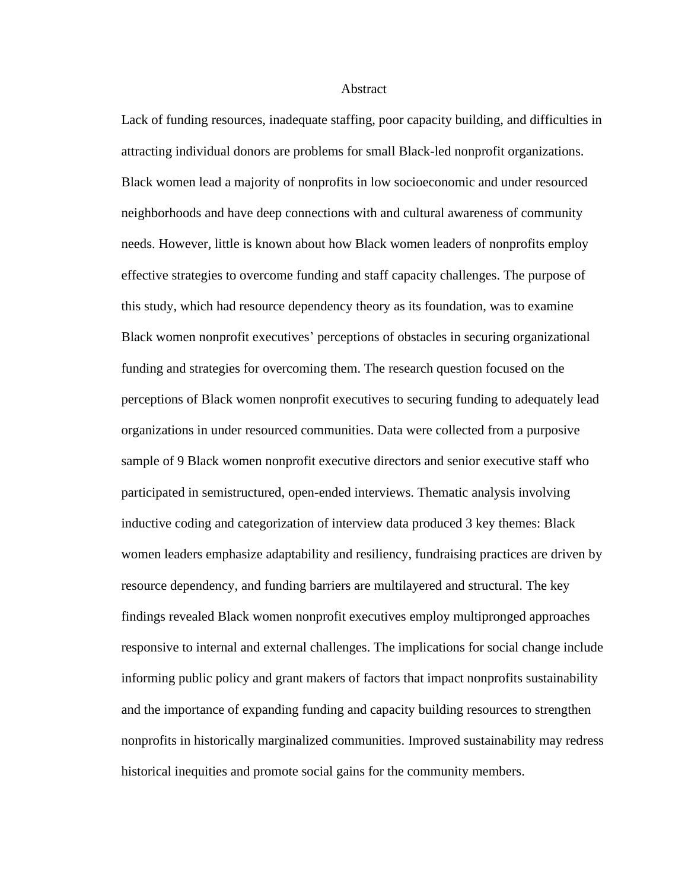# Abstract

Lack of funding resources, inadequate staffing, poor capacity building, and difficulties in attracting individual donors are problems for small Black-led nonprofit organizations. Black women lead a majority of nonprofits in low socioeconomic and under resourced neighborhoods and have deep connections with and cultural awareness of community needs. However, little is known about how Black women leaders of nonprofits employ effective strategies to overcome funding and staff capacity challenges. The purpose of this study, which had resource dependency theory as its foundation, was to examine Black women nonprofit executives' perceptions of obstacles in securing organizational funding and strategies for overcoming them. The research question focused on the perceptions of Black women nonprofit executives to securing funding to adequately lead organizations in under resourced communities. Data were collected from a purposive sample of 9 Black women nonprofit executive directors and senior executive staff who participated in semistructured, open-ended interviews. Thematic analysis involving inductive coding and categorization of interview data produced 3 key themes: Black women leaders emphasize adaptability and resiliency, fundraising practices are driven by resource dependency, and funding barriers are multilayered and structural. The key findings revealed Black women nonprofit executives employ multipronged approaches responsive to internal and external challenges. The implications for social change include informing public policy and grant makers of factors that impact nonprofits sustainability and the importance of expanding funding and capacity building resources to strengthen nonprofits in historically marginalized communities. Improved sustainability may redress historical inequities and promote social gains for the community members.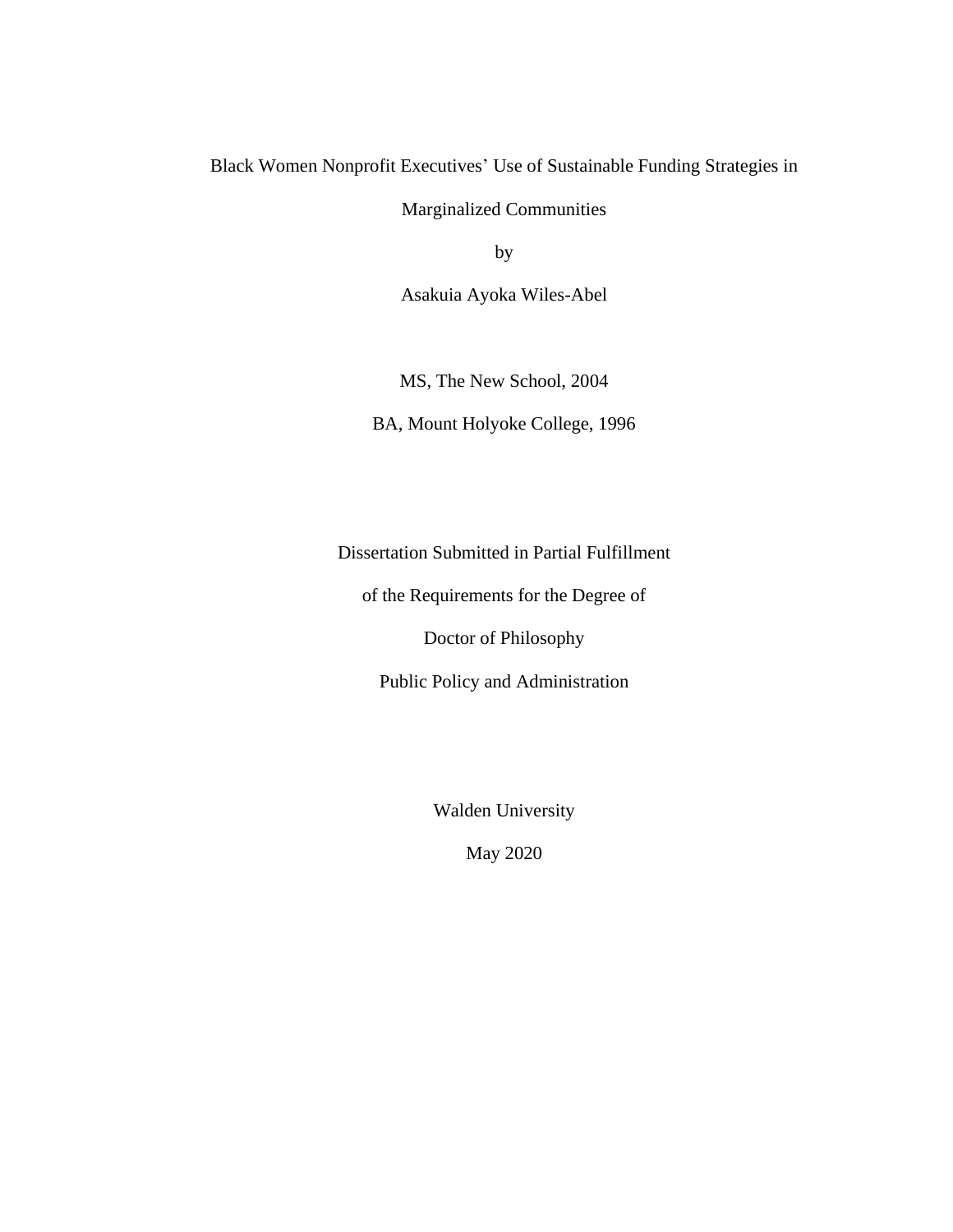Black Women Nonprofit Executives' Use of Sustainable Funding Strategies in

Marginalized Communities

by

Asakuia Ayoka Wiles-Abel

MS, The New School, 2004

BA, Mount Holyoke College, 1996

Dissertation Submitted in Partial Fulfillment

of the Requirements for the Degree of

Doctor of Philosophy

Public Policy and Administration

Walden University

May 2020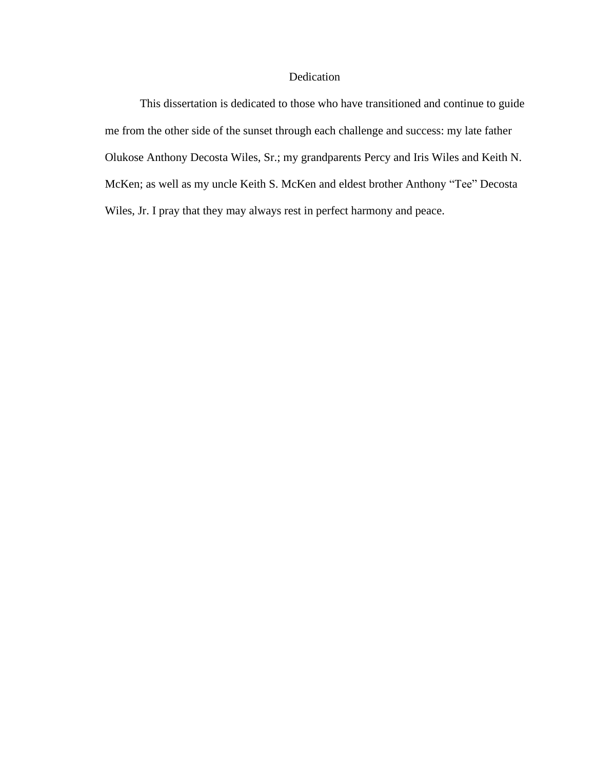# Dedication

This dissertation is dedicated to those who have transitioned and continue to guide me from the other side of the sunset through each challenge and success: my late father Olukose Anthony Decosta Wiles, Sr.; my grandparents Percy and Iris Wiles and Keith N. McKen; as well as my uncle Keith S. McKen and eldest brother Anthony “Tee” Decosta Wiles, Jr. I pray that they may always rest in perfect harmony and peace.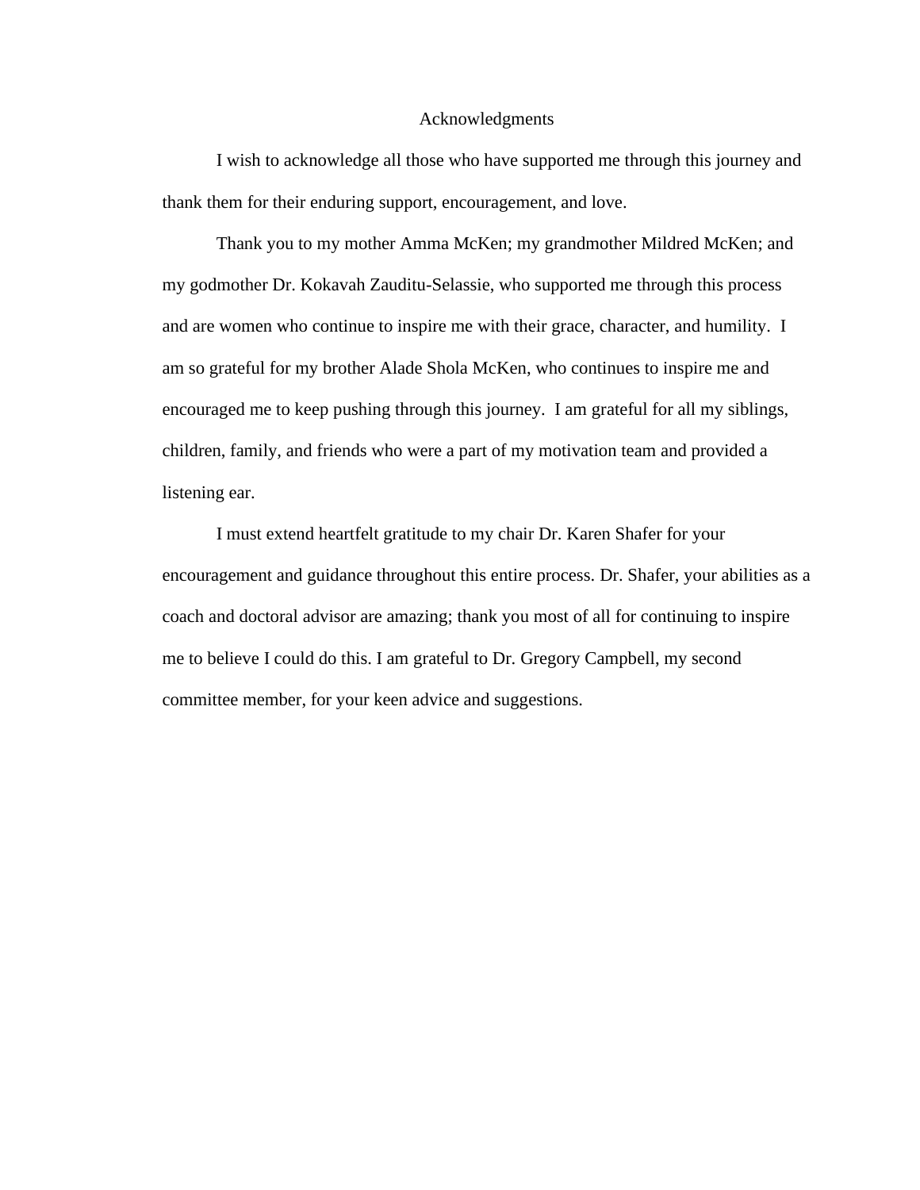# Acknowledgments

I wish to acknowledge all those who have supported me through this journey and thank them for their enduring support, encouragement, and love.

Thank you to my mother Amma McKen; my grandmother Mildred McKen; and my godmother Dr. Kokavah Zauditu-Selassie, who supported me through this process and are women who continue to inspire me with their grace, character, and humility. I am so grateful for my brother Alade Shola McKen, who continues to inspire me and encouraged me to keep pushing through this journey. I am grateful for all my siblings, children, family, and friends who were a part of my motivation team and provided a listening ear.

I must extend heartfelt gratitude to my chair Dr. Karen Shafer for your encouragement and guidance throughout this entire process. Dr. Shafer, your abilities as a coach and doctoral advisor are amazing; thank you most of all for continuing to inspire me to believe I could do this. I am grateful to Dr. Gregory Campbell, my second committee member, for your keen advice and suggestions.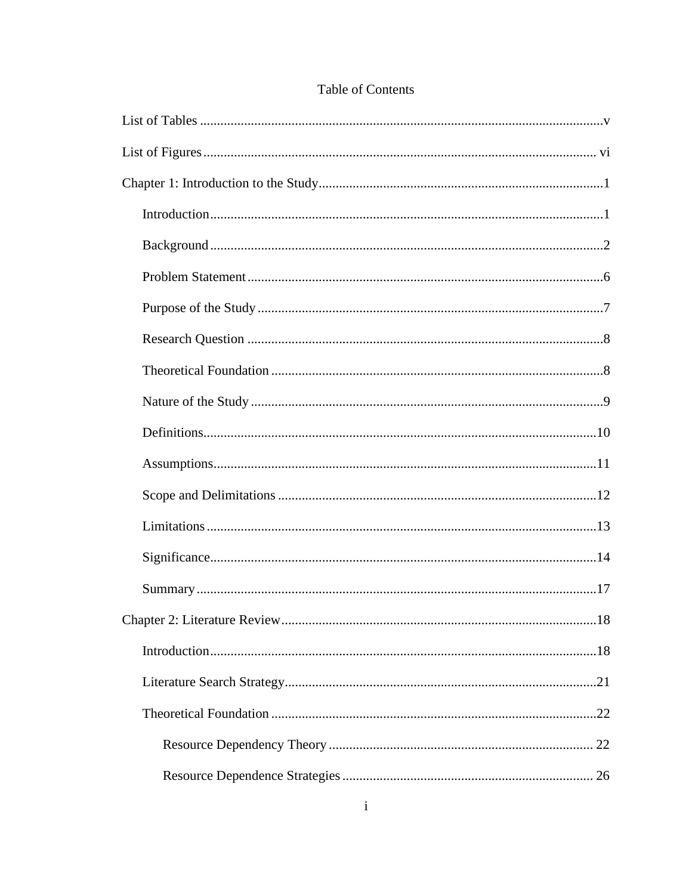# Table of Contents

List of Tables ........................................................................................................................v

List of Figures .................................................................................................................... vi

Chapter 1: Introduction to the Study ...................................................................................1

- Introduction ....................................................................................................................1
- Background ....................................................................................................................2
- Problem Statement .........................................................................................................6
- Purpose of the Study ......................................................................................................7
- Research Question .........................................................................................................8
- Theoretical Foundation ..................................................................................................8
- Nature of the Study ........................................................................................................9
- Definitions....................................................................................................................10
- Assumptions.................................................................................................................11
- Scope and Delimitations ..............................................................................................12
- Limitations ...................................................................................................................13
- Significance..................................................................................................................14
- Summary ......................................................................................................................17

Chapter 2: Literature Review .............................................................................................18

- Introduction ..................................................................................................................18
- Literature Search Strategy ............................................................................................21
- Theoretical Foundation ................................................................................................22
    - Resource Dependency Theory ............................................................................. 22
    - Resource Dependence Strategies ......................................................................... 26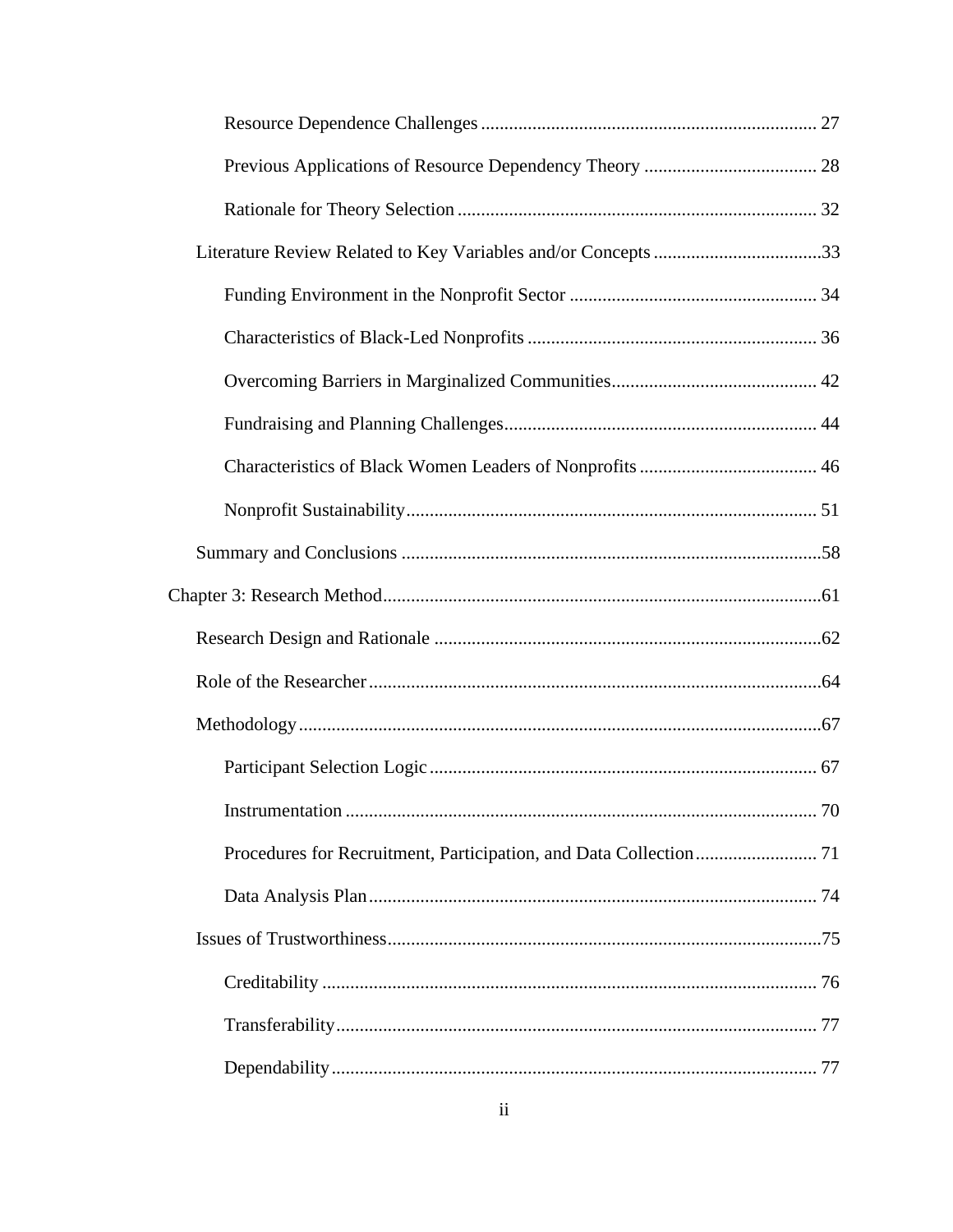Resource Dependence Challenges ........................................................................ 27

Previous Applications of Resource Dependency Theory ..................................... 28

Rationale for Theory Selection ............................................................................ 32

Literature Review Related to Key Variables and/or Concepts ....................................33

Funding Environment in the Nonprofit Sector ..................................................... 34

Characteristics of Black-Led Nonprofits .............................................................. 36

Overcoming Barriers in Marginalized Communities............................................ 42

Fundraising and Planning Challenges................................................................... 44

Characteristics of Black Women Leaders of Nonprofits ...................................... 46

Nonprofit Sustainability........................................................................................ 51

Summary and Conclusions ..........................................................................................58

Chapter 3: Research Method..............................................................................................61

Research Design and Rationale ...................................................................................62

Role of the Researcher.................................................................................................64

Methodology................................................................................................................67

Participant Selection Logic ................................................................................... 67

Instrumentation ..................................................................................................... 70

Procedures for Recruitment, Participation, and Data Collection.......................... 71

Data Analysis Plan................................................................................................ 74

Issues of Trustworthiness.............................................................................................75

Creditability .......................................................................................................... 76

Transferability....................................................................................................... 77

Dependability........................................................................................................ 77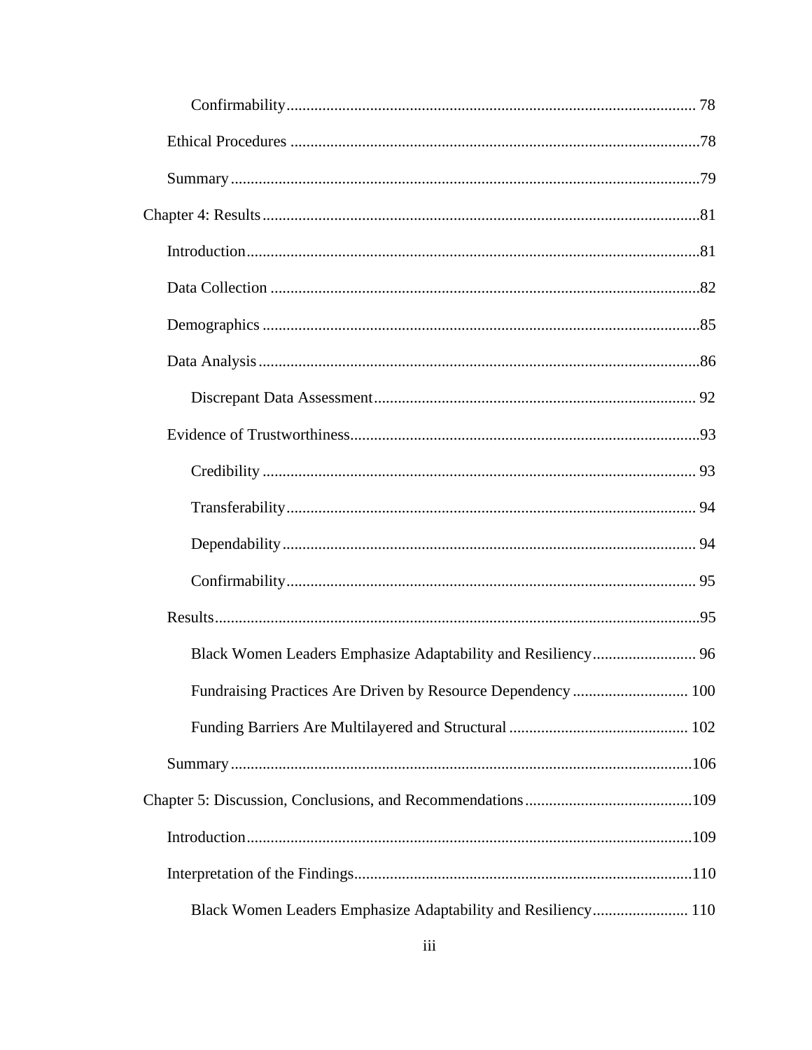Confirmability ........................................................................................................ 78

Ethical Procedures ........................................................................................................78

Summary........................................................................................................................79

Chapter 4: Results..............................................................................................................81

Introduction....................................................................................................................81

Data Collection ..............................................................................................................82

Demographics ...............................................................................................................85

Data Analysis.................................................................................................................86

Discrepant Data Assessment.................................................................................. 92

Evidence of Trustworthiness.........................................................................................93

Credibility .............................................................................................................. 93

Transferability........................................................................................................ 94

Dependability......................................................................................................... 94

Confirmability........................................................................................................ 95

Results............................................................................................................................95

Black Women Leaders Emphasize Adaptability and Resiliency.......................... 96

Fundraising Practices Are Driven by Resource Dependency ............................. 100

Funding Barriers Are Multilayered and Structural ............................................. 102

Summary......................................................................................................................106

Chapter 5: Discussion, Conclusions, and Recommendations..........................................109

Introduction..................................................................................................................109

Interpretation of the Findings......................................................................................110

Black Women Leaders Emphasize Adaptability and Resiliency........................ 110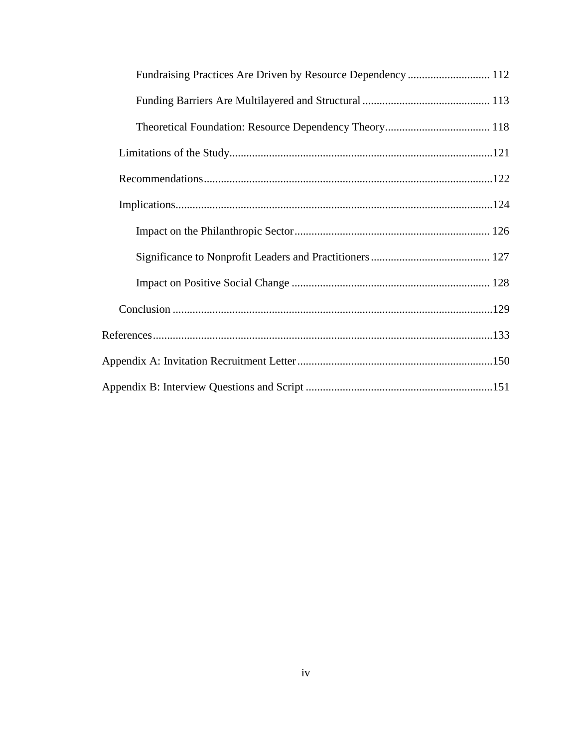Fundraising Practices Are Driven by Resource Dependency ............................ 112

Funding Barriers Are Multilayered and Structural ............................................ 113

Theoretical Foundation: Resource Dependency Theory..................................... 118

Limitations of the Study............................................................................................121

Recommendations.....................................................................................................122

Implications...............................................................................................................124

Impact on the Philanthropic Sector .................................................................... 126

Significance to Nonprofit Leaders and Practitioners .......................................... 127

Impact on Positive Social Change ...................................................................... 128

Conclusion ................................................................................................................129

References......................................................................................................................133

Appendix A: Invitation Recruitment Letter....................................................................150

Appendix B: Interview Questions and Script .................................................................151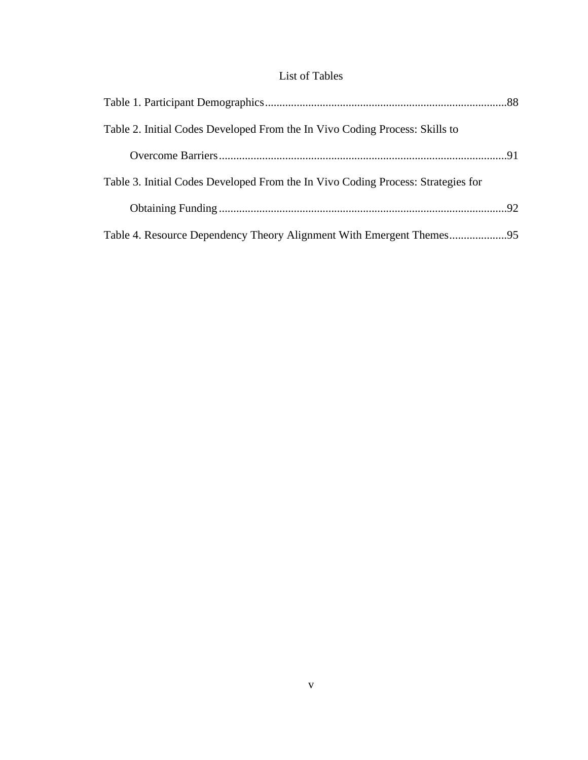# List of Tables

Table 1. Participant Demographics....................................................................................88

Table 2. Initial Codes Developed From the In Vivo Coding Process: Skills to Overcome Barriers....................................................................................................91

Table 3. Initial Codes Developed From the In Vivo Coding Process: Strategies for Obtaining Funding ....................................................................................................92

Table 4. Resource Dependency Theory Alignment With Emergent Themes....................95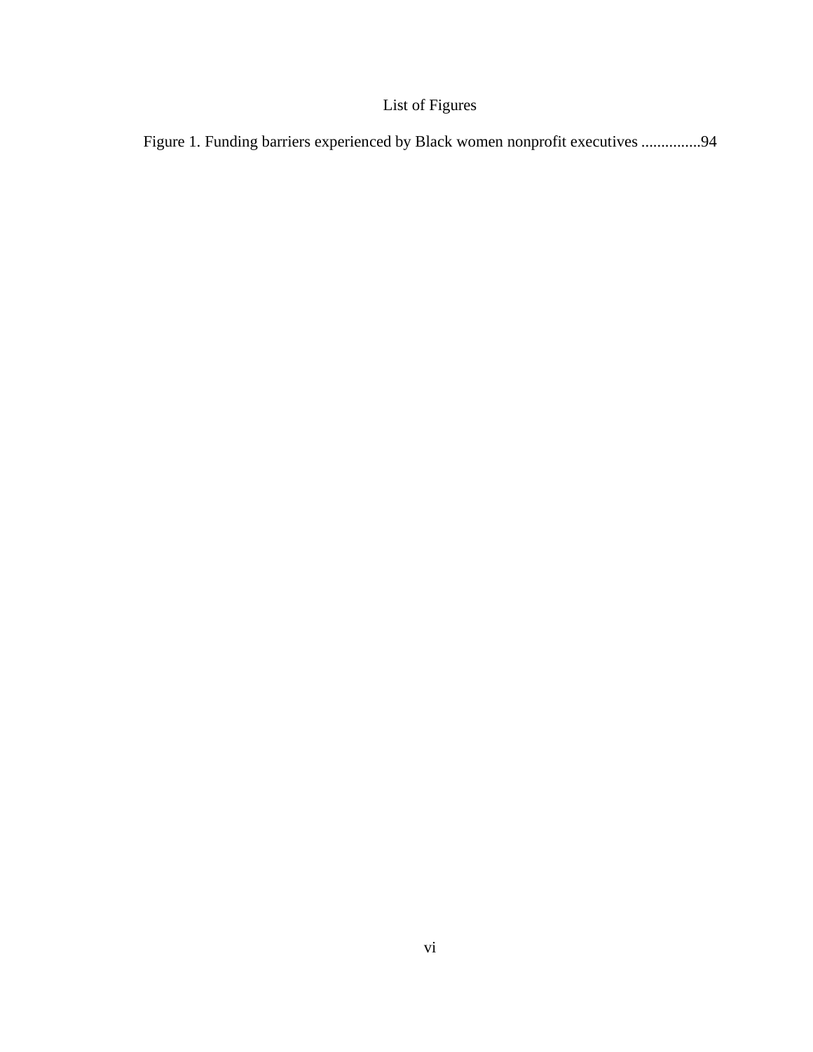# List of Figures

Figure 1. Funding barriers experienced by Black women nonprofit executives ..............94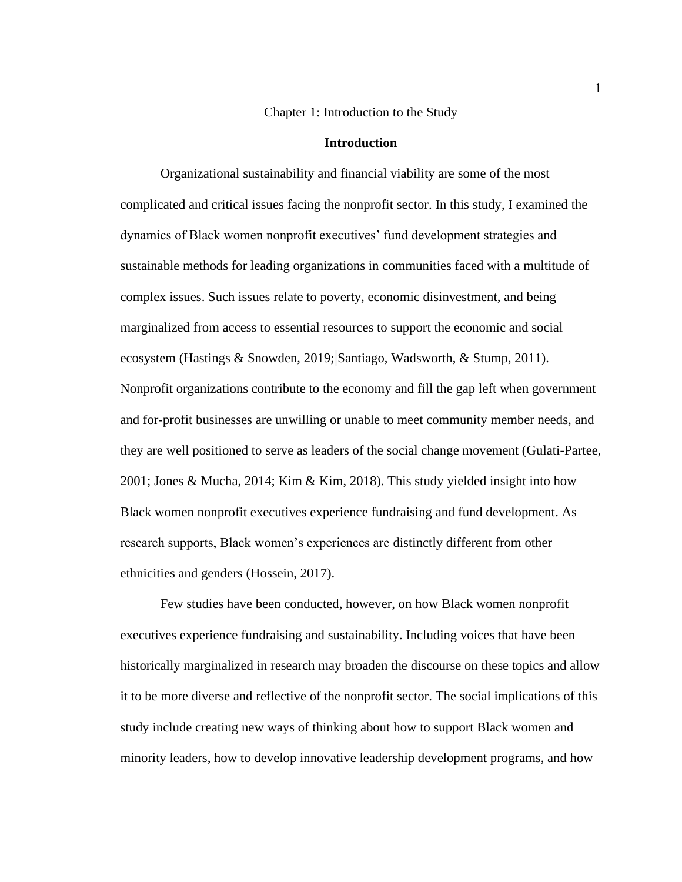# Chapter 1: Introduction to the Study

## Introduction

Organizational sustainability and financial viability are some of the most complicated and critical issues facing the nonprofit sector. In this study, I examined the dynamics of Black women nonprofit executives' fund development strategies and sustainable methods for leading organizations in communities faced with a multitude of complex issues. Such issues relate to poverty, economic disinvestment, and being marginalized from access to essential resources to support the economic and social ecosystem (Hastings & Snowden, 2019; Santiago, Wadsworth, & Stump, 2011). Nonprofit organizations contribute to the economy and fill the gap left when government and for-profit businesses are unwilling or unable to meet community member needs, and they are well positioned to serve as leaders of the social change movement (Gulati-Partee, 2001; Jones & Mucha, 2014; Kim & Kim, 2018). This study yielded insight into how Black women nonprofit executives experience fundraising and fund development. As research supports, Black women's experiences are distinctly different from other ethnicities and genders (Hossein, 2017).

Few studies have been conducted, however, on how Black women nonprofit executives experience fundraising and sustainability. Including voices that have been historically marginalized in research may broaden the discourse on these topics and allow it to be more diverse and reflective of the nonprofit sector. The social implications of this study include creating new ways of thinking about how to support Black women and minority leaders, how to develop innovative leadership development programs, and how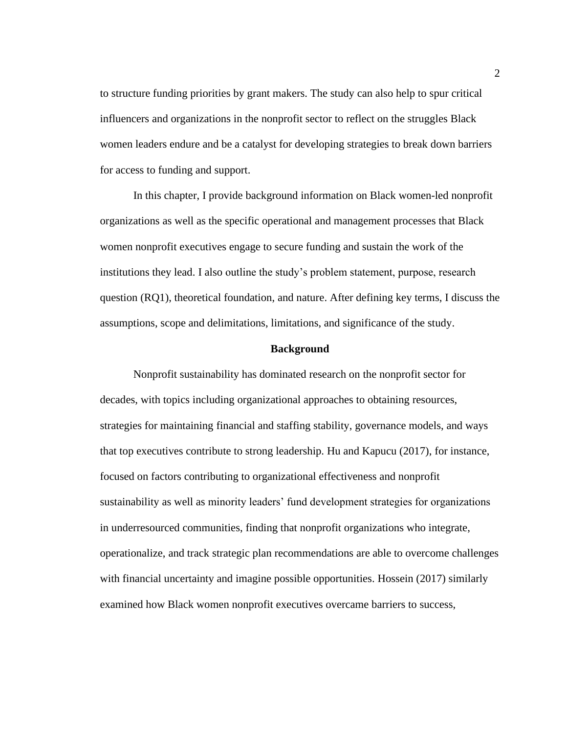to structure funding priorities by grant makers. The study can also help to spur critical influencers and organizations in the nonprofit sector to reflect on the struggles Black women leaders endure and be a catalyst for developing strategies to break down barriers for access to funding and support.

In this chapter, I provide background information on Black women-led nonprofit organizations as well as the specific operational and management processes that Black women nonprofit executives engage to secure funding and sustain the work of the institutions they lead. I also outline the study's problem statement, purpose, research question (RQ1), theoretical foundation, and nature. After defining key terms, I discuss the assumptions, scope and delimitations, limitations, and significance of the study.

## Background

Nonprofit sustainability has dominated research on the nonprofit sector for decades, with topics including organizational approaches to obtaining resources, strategies for maintaining financial and staffing stability, governance models, and ways that top executives contribute to strong leadership. Hu and Kapucu (2017), for instance, focused on factors contributing to organizational effectiveness and nonprofit sustainability as well as minority leaders' fund development strategies for organizations in underresourced communities, finding that nonprofit organizations who integrate, operationalize, and track strategic plan recommendations are able to overcome challenges with financial uncertainty and imagine possible opportunities. Hossein (2017) similarly examined how Black women nonprofit executives overcame barriers to success,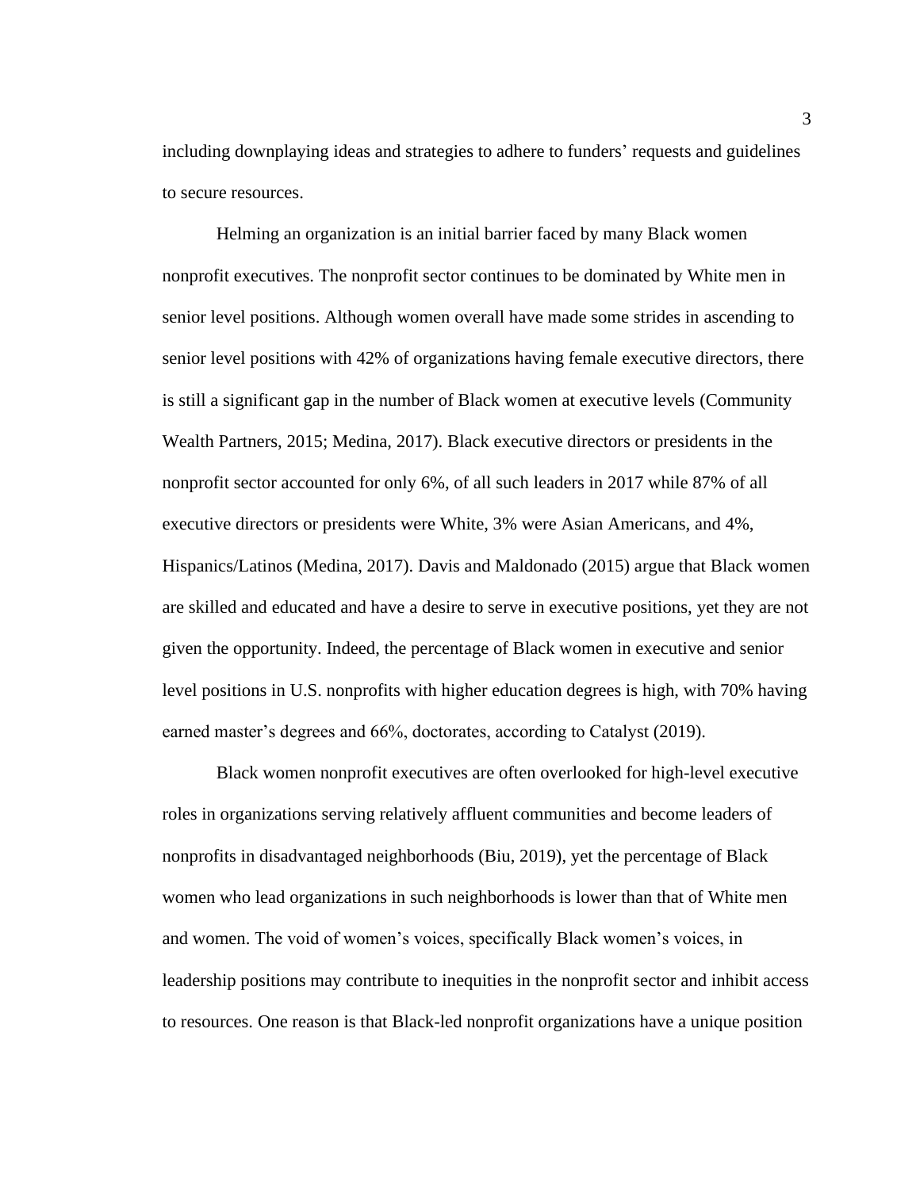including downplaying ideas and strategies to adhere to funders' requests and guidelines to secure resources.

Helming an organization is an initial barrier faced by many Black women nonprofit executives. The nonprofit sector continues to be dominated by White men in senior level positions. Although women overall have made some strides in ascending to senior level positions with 42% of organizations having female executive directors, there is still a significant gap in the number of Black women at executive levels (Community Wealth Partners, 2015; Medina, 2017). Black executive directors or presidents in the nonprofit sector accounted for only 6%, of all such leaders in 2017 while 87% of all executive directors or presidents were White, 3% were Asian Americans, and 4%, Hispanics/Latinos (Medina, 2017). Davis and Maldonado (2015) argue that Black women are skilled and educated and have a desire to serve in executive positions, yet they are not given the opportunity. Indeed, the percentage of Black women in executive and senior level positions in U.S. nonprofits with higher education degrees is high, with 70% having earned master's degrees and 66%, doctorates, according to Catalyst (2019).

Black women nonprofit executives are often overlooked for high-level executive roles in organizations serving relatively affluent communities and become leaders of nonprofits in disadvantaged neighborhoods (Biu, 2019), yet the percentage of Black women who lead organizations in such neighborhoods is lower than that of White men and women. The void of women's voices, specifically Black women's voices, in leadership positions may contribute to inequities in the nonprofit sector and inhibit access to resources. One reason is that Black-led nonprofit organizations have a unique position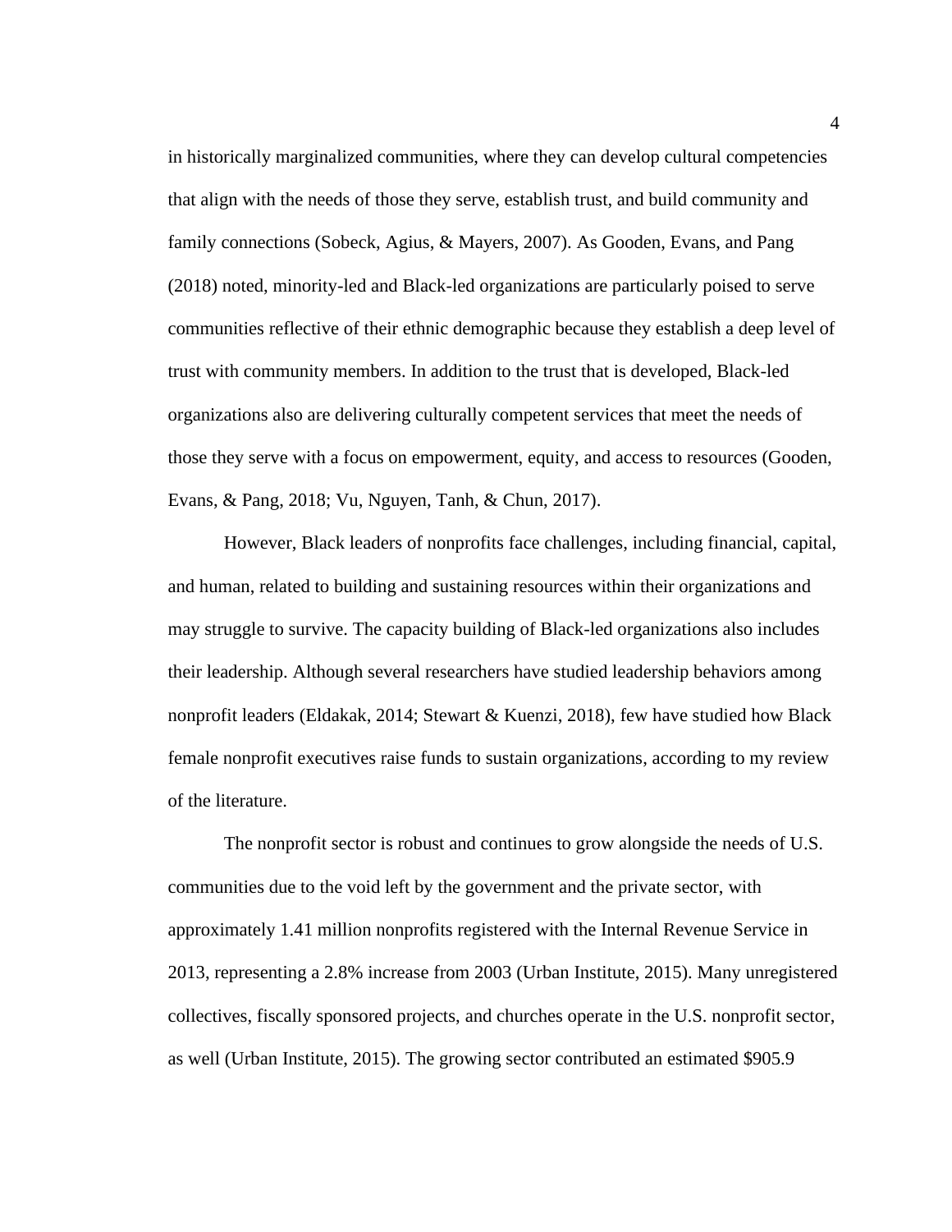in historically marginalized communities, where they can develop cultural competencies that align with the needs of those they serve, establish trust, and build community and family connections (Sobeck, Agius, & Mayers, 2007). As Gooden, Evans, and Pang (2018) noted, minority-led and Black-led organizations are particularly poised to serve communities reflective of their ethnic demographic because they establish a deep level of trust with community members. In addition to the trust that is developed, Black-led organizations also are delivering culturally competent services that meet the needs of those they serve with a focus on empowerment, equity, and access to resources (Gooden, Evans, & Pang, 2018; Vu, Nguyen, Tanh, & Chun, 2017).

However, Black leaders of nonprofits face challenges, including financial, capital, and human, related to building and sustaining resources within their organizations and may struggle to survive. The capacity building of Black-led organizations also includes their leadership. Although several researchers have studied leadership behaviors among nonprofit leaders (Eldakak, 2014; Stewart & Kuenzi, 2018), few have studied how Black female nonprofit executives raise funds to sustain organizations, according to my review of the literature.

The nonprofit sector is robust and continues to grow alongside the needs of U.S. communities due to the void left by the government and the private sector, with approximately 1.41 million nonprofits registered with the Internal Revenue Service in 2013, representing a 2.8% increase from 2003 (Urban Institute, 2015). Many unregistered collectives, fiscally sponsored projects, and churches operate in the U.S. nonprofit sector, as well (Urban Institute, 2015). The growing sector contributed an estimated $905.9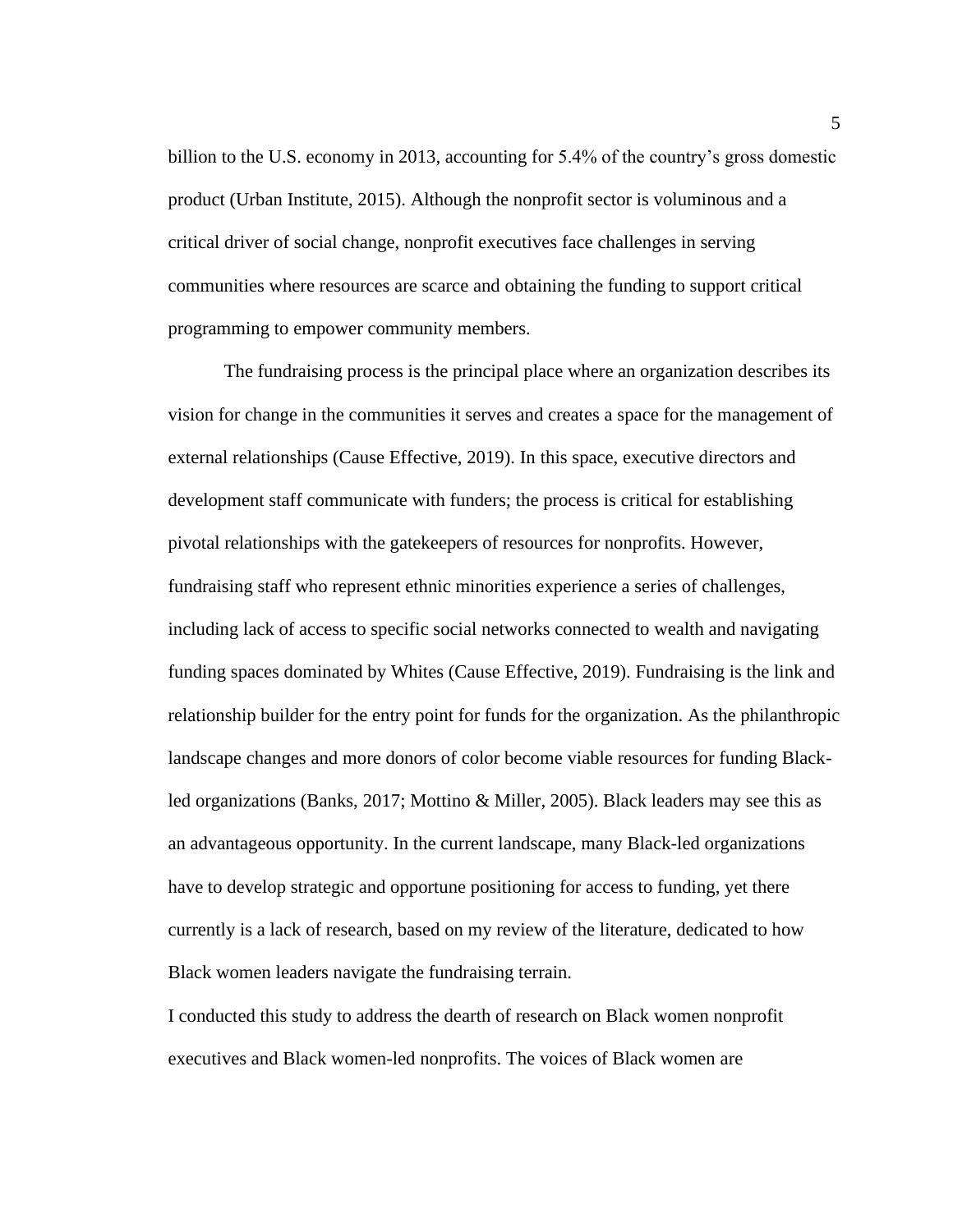billion to the U.S. economy in 2013, accounting for 5.4% of the country's gross domestic product (Urban Institute, 2015). Although the nonprofit sector is voluminous and a critical driver of social change, nonprofit executives face challenges in serving communities where resources are scarce and obtaining the funding to support critical programming to empower community members.

The fundraising process is the principal place where an organization describes its vision for change in the communities it serves and creates a space for the management of external relationships (Cause Effective, 2019). In this space, executive directors and development staff communicate with funders; the process is critical for establishing pivotal relationships with the gatekeepers of resources for nonprofits. However, fundraising staff who represent ethnic minorities experience a series of challenges, including lack of access to specific social networks connected to wealth and navigating funding spaces dominated by Whites (Cause Effective, 2019). Fundraising is the link and relationship builder for the entry point for funds for the organization. As the philanthropic landscape changes and more donors of color become viable resources for funding Black-led organizations (Banks, 2017; Mottino & Miller, 2005). Black leaders may see this as an advantageous opportunity. In the current landscape, many Black-led organizations have to develop strategic and opportune positioning for access to funding, yet there currently is a lack of research, based on my review of the literature, dedicated to how Black women leaders navigate the fundraising terrain.

I conducted this study to address the dearth of research on Black women nonprofit executives and Black women-led nonprofits. The voices of Black women are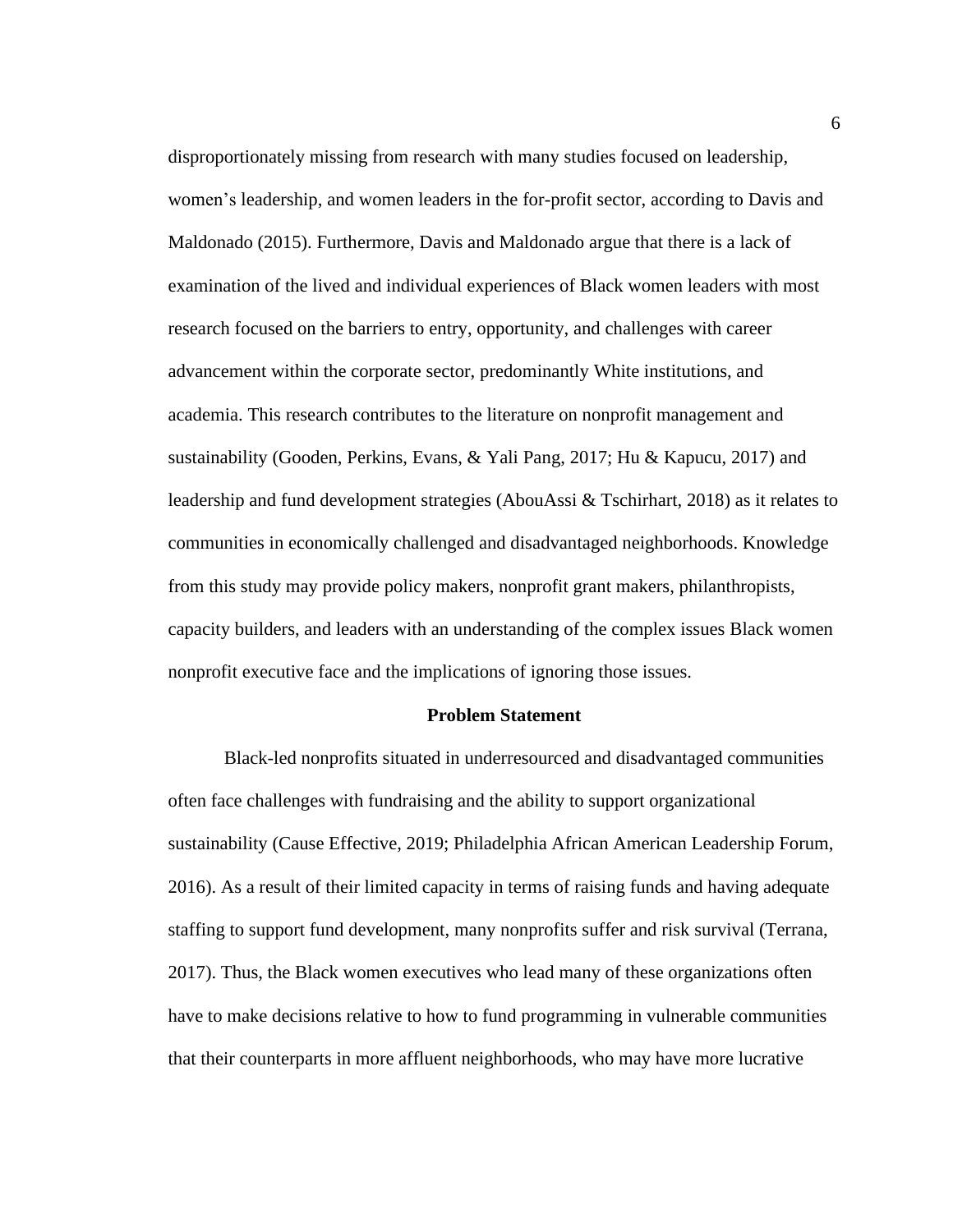disproportionately missing from research with many studies focused on leadership, women's leadership, and women leaders in the for-profit sector, according to Davis and Maldonado (2015). Furthermore, Davis and Maldonado argue that there is a lack of examination of the lived and individual experiences of Black women leaders with most research focused on the barriers to entry, opportunity, and challenges with career advancement within the corporate sector, predominantly White institutions, and academia. This research contributes to the literature on nonprofit management and sustainability (Gooden, Perkins, Evans, & Yali Pang, 2017; Hu & Kapucu, 2017) and leadership and fund development strategies (AbouAssi & Tschirhart, 2018) as it relates to communities in economically challenged and disadvantaged neighborhoods. Knowledge from this study may provide policy makers, nonprofit grant makers, philanthropists, capacity builders, and leaders with an understanding of the complex issues Black women nonprofit executive face and the implications of ignoring those issues.

## Problem Statement

Black-led nonprofits situated in underresourced and disadvantaged communities often face challenges with fundraising and the ability to support organizational sustainability (Cause Effective, 2019; Philadelphia African American Leadership Forum, 2016). As a result of their limited capacity in terms of raising funds and having adequate staffing to support fund development, many nonprofits suffer and risk survival (Terrana, 2017). Thus, the Black women executives who lead many of these organizations often have to make decisions relative to how to fund programming in vulnerable communities that their counterparts in more affluent neighborhoods, who may have more lucrative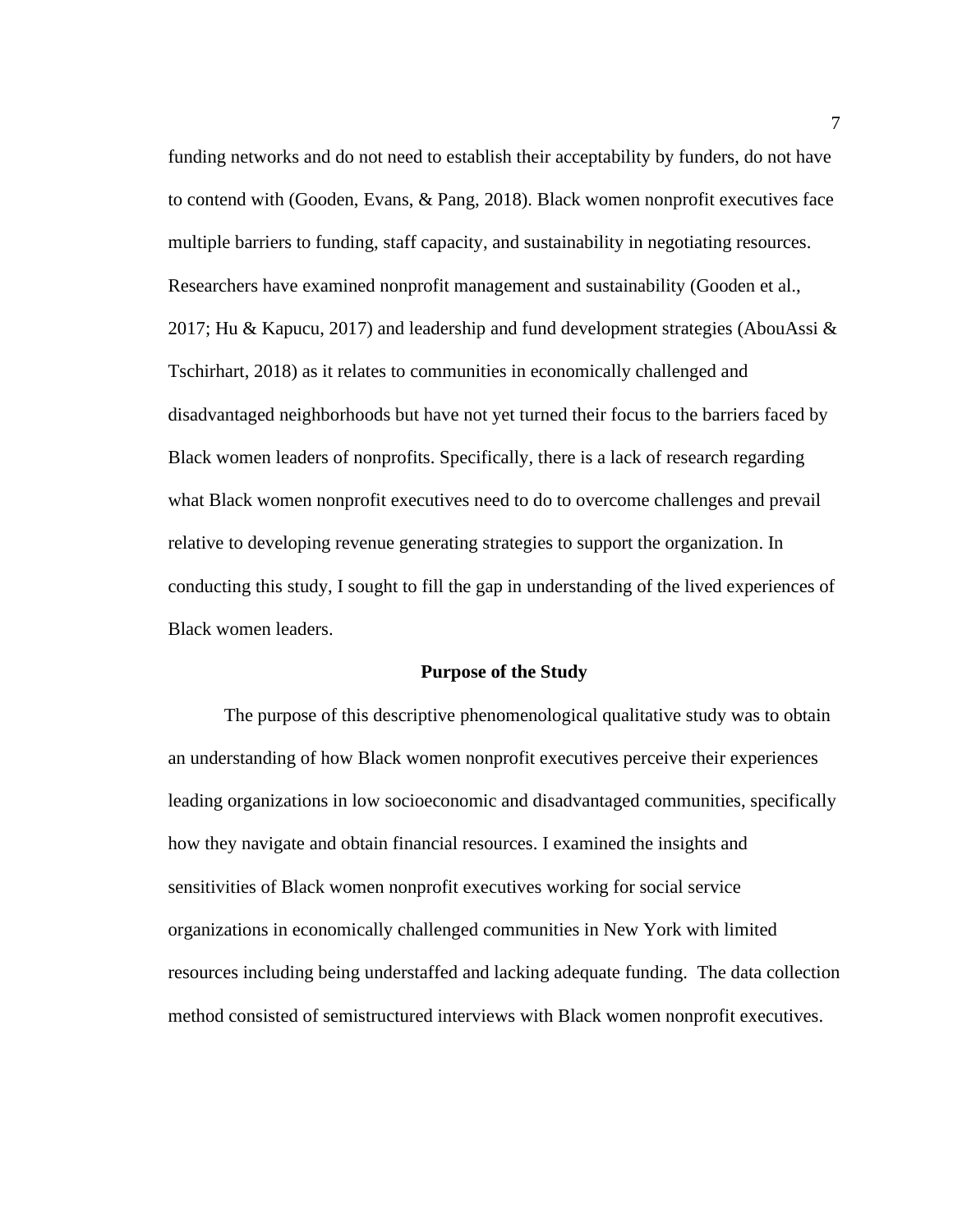funding networks and do not need to establish their acceptability by funders, do not have to contend with (Gooden, Evans, & Pang, 2018). Black women nonprofit executives face multiple barriers to funding, staff capacity, and sustainability in negotiating resources. Researchers have examined nonprofit management and sustainability (Gooden et al., 2017; Hu & Kapucu, 2017) and leadership and fund development strategies (AbouAssi & Tschirhart, 2018) as it relates to communities in economically challenged and disadvantaged neighborhoods but have not yet turned their focus to the barriers faced by Black women leaders of nonprofits. Specifically, there is a lack of research regarding what Black women nonprofit executives need to do to overcome challenges and prevail relative to developing revenue generating strategies to support the organization. In conducting this study, I sought to fill the gap in understanding of the lived experiences of Black women leaders.

## Purpose of the Study

The purpose of this descriptive phenomenological qualitative study was to obtain an understanding of how Black women nonprofit executives perceive their experiences leading organizations in low socioeconomic and disadvantaged communities, specifically how they navigate and obtain financial resources. I examined the insights and sensitivities of Black women nonprofit executives working for social service organizations in economically challenged communities in New York with limited resources including being understaffed and lacking adequate funding. The data collection method consisted of semistructured interviews with Black women nonprofit executives.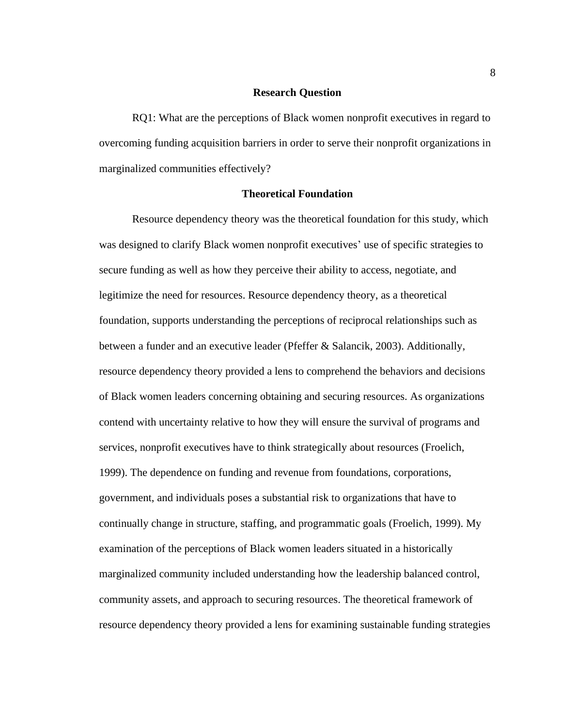## Research Question

RQ1: What are the perceptions of Black women nonprofit executives in regard to overcoming funding acquisition barriers in order to serve their nonprofit organizations in marginalized communities effectively?

## Theoretical Foundation

Resource dependency theory was the theoretical foundation for this study, which was designed to clarify Black women nonprofit executives' use of specific strategies to secure funding as well as how they perceive their ability to access, negotiate, and legitimize the need for resources. Resource dependency theory, as a theoretical foundation, supports understanding the perceptions of reciprocal relationships such as between a funder and an executive leader (Pfeffer & Salancik, 2003). Additionally, resource dependency theory provided a lens to comprehend the behaviors and decisions of Black women leaders concerning obtaining and securing resources. As organizations contend with uncertainty relative to how they will ensure the survival of programs and services, nonprofit executives have to think strategically about resources (Froelich, 1999). The dependence on funding and revenue from foundations, corporations, government, and individuals poses a substantial risk to organizations that have to continually change in structure, staffing, and programmatic goals (Froelich, 1999). My examination of the perceptions of Black women leaders situated in a historically marginalized community included understanding how the leadership balanced control, community assets, and approach to securing resources. The theoretical framework of resource dependency theory provided a lens for examining sustainable funding strategies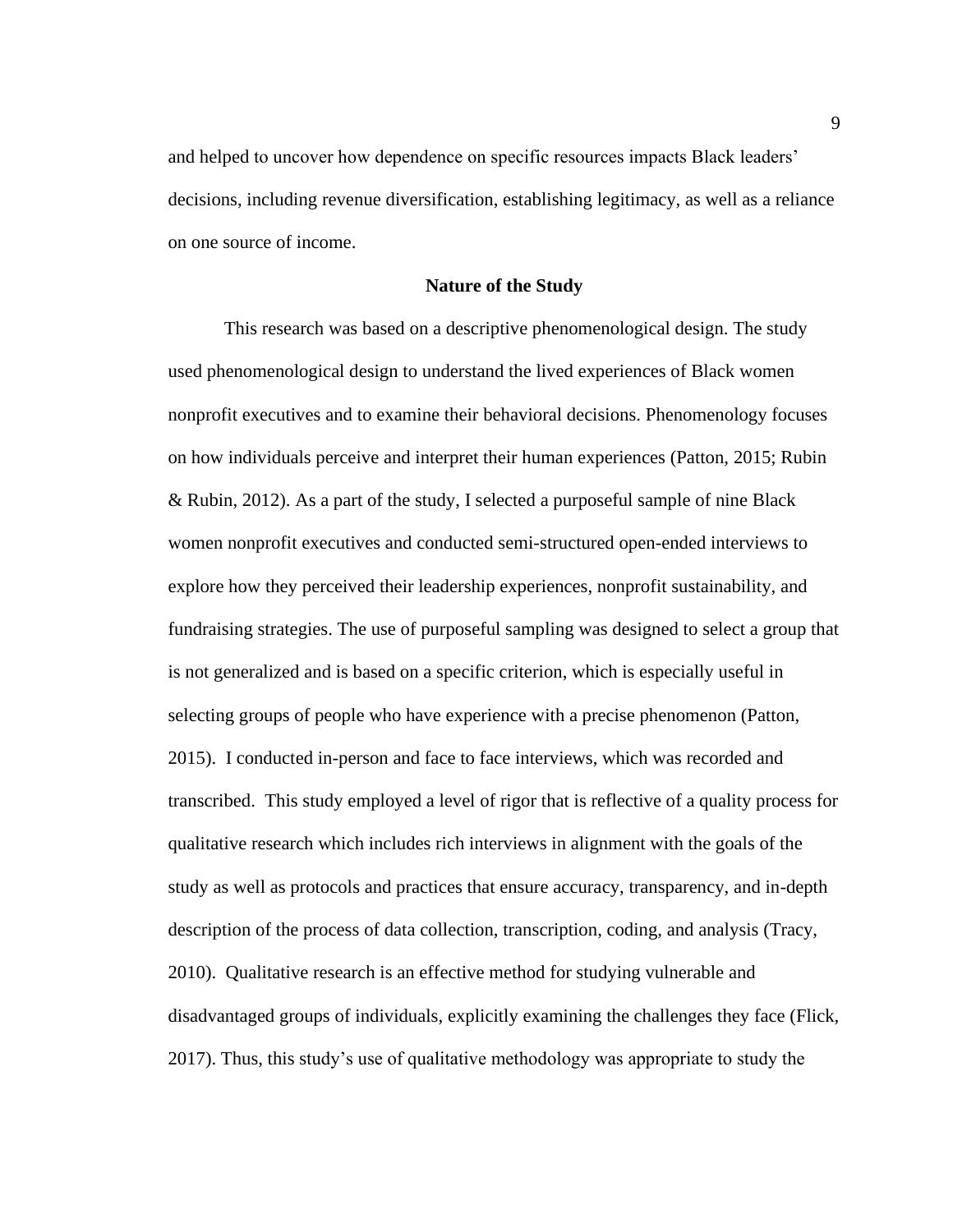and helped to uncover how dependence on specific resources impacts Black leaders' decisions, including revenue diversification, establishing legitimacy, as well as a reliance on one source of income.

## Nature of the Study

This research was based on a descriptive phenomenological design. The study used phenomenological design to understand the lived experiences of Black women nonprofit executives and to examine their behavioral decisions. Phenomenology focuses on how individuals perceive and interpret their human experiences (Patton, 2015; Rubin & Rubin, 2012). As a part of the study, I selected a purposeful sample of nine Black women nonprofit executives and conducted semi-structured open-ended interviews to explore how they perceived their leadership experiences, nonprofit sustainability, and fundraising strategies. The use of purposeful sampling was designed to select a group that is not generalized and is based on a specific criterion, which is especially useful in selecting groups of people who have experience with a precise phenomenon (Patton, 2015). I conducted in-person and face to face interviews, which was recorded and transcribed. This study employed a level of rigor that is reflective of a quality process for qualitative research which includes rich interviews in alignment with the goals of the study as well as protocols and practices that ensure accuracy, transparency, and in-depth description of the process of data collection, transcription, coding, and analysis (Tracy, 2010). Qualitative research is an effective method for studying vulnerable and disadvantaged groups of individuals, explicitly examining the challenges they face (Flick, 2017). Thus, this study's use of qualitative methodology was appropriate to study the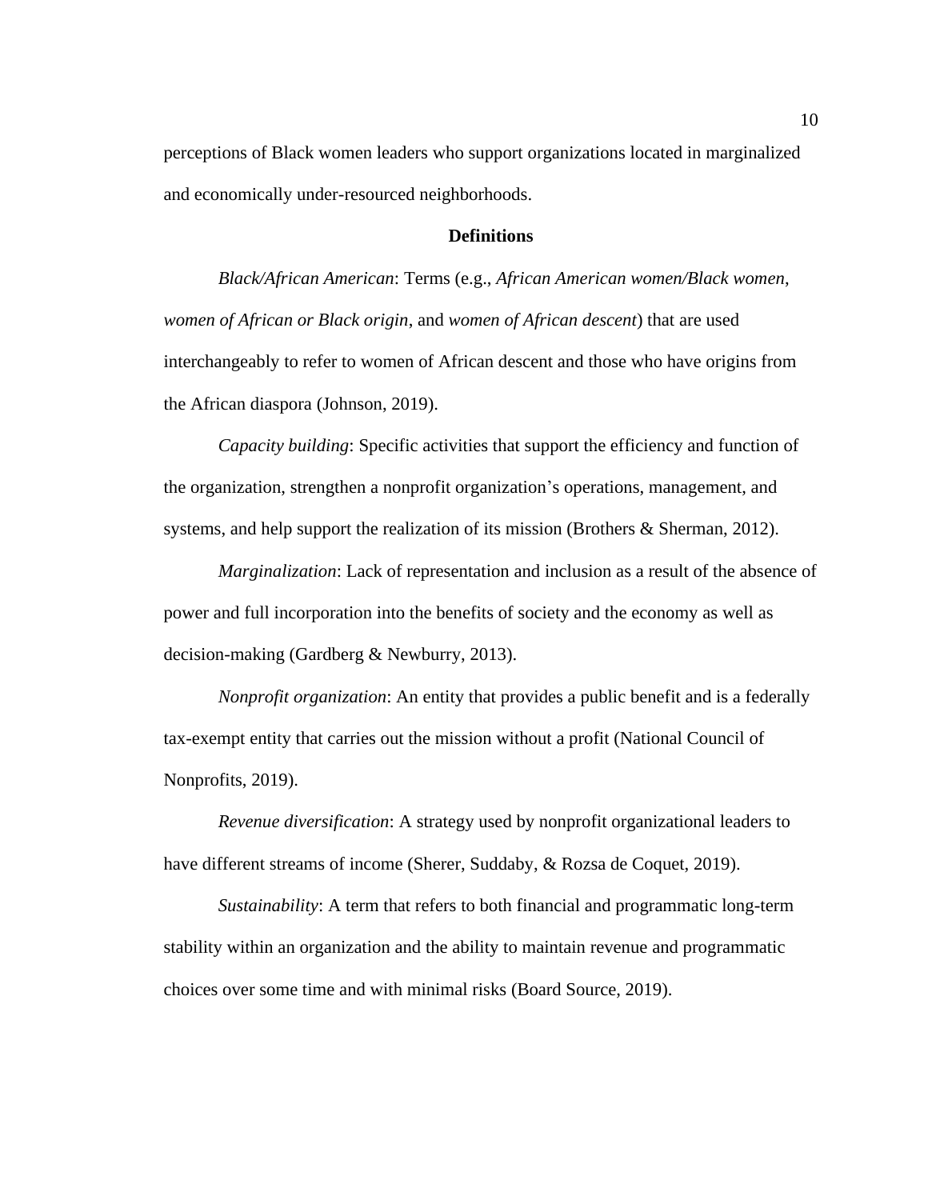perceptions of Black women leaders who support organizations located in marginalized and economically under-resourced neighborhoods.

## Definitions

*Black/African American*: Terms (e.g., *African American women/Black women*, *women of African or Black origin*, and *women of African descent*) that are used interchangeably to refer to women of African descent and those who have origins from the African diaspora (Johnson, 2019).

*Capacity building*: Specific activities that support the efficiency and function of the organization, strengthen a nonprofit organization's operations, management, and systems, and help support the realization of its mission (Brothers & Sherman, 2012).

*Marginalization*: Lack of representation and inclusion as a result of the absence of power and full incorporation into the benefits of society and the economy as well as decision-making (Gardberg & Newburry, 2013).

*Nonprofit organization*: An entity that provides a public benefit and is a federally tax-exempt entity that carries out the mission without a profit (National Council of Nonprofits, 2019).

*Revenue diversification*: A strategy used by nonprofit organizational leaders to have different streams of income (Sherer, Suddaby, & Rozsa de Coquet, 2019).

*Sustainability*: A term that refers to both financial and programmatic long-term stability within an organization and the ability to maintain revenue and programmatic choices over some time and with minimal risks (Board Source, 2019).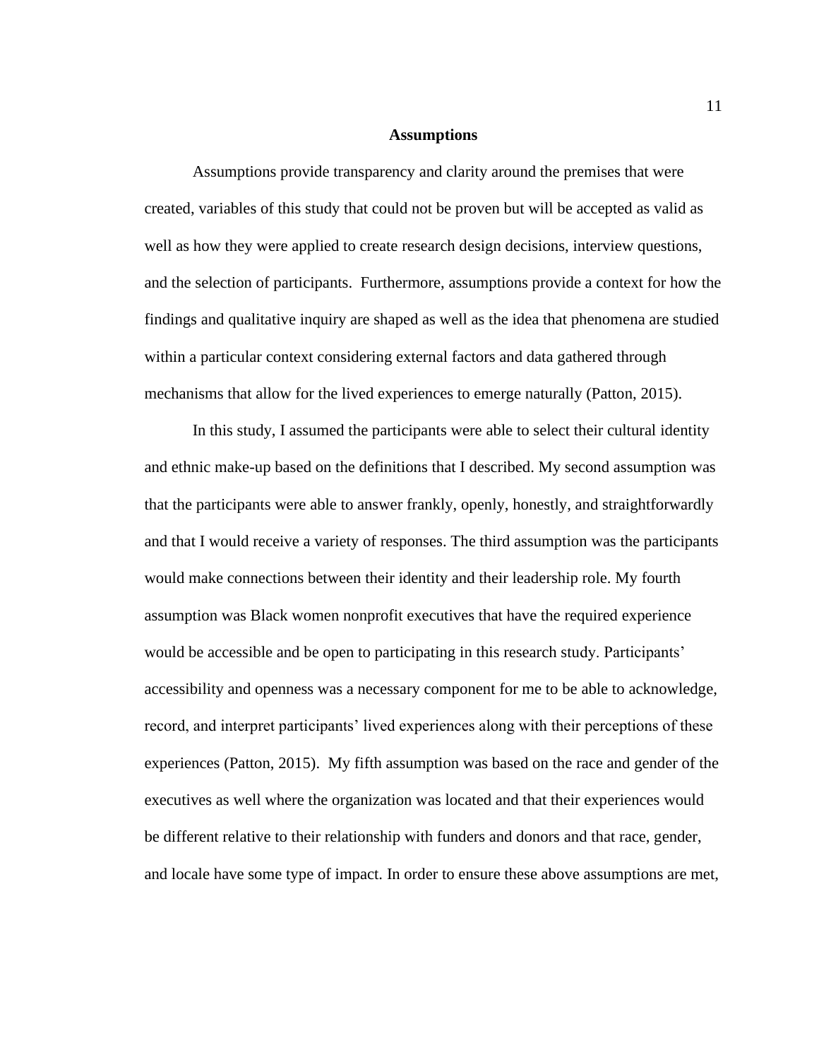## Assumptions

Assumptions provide transparency and clarity around the premises that were created, variables of this study that could not be proven but will be accepted as valid as well as how they were applied to create research design decisions, interview questions, and the selection of participants. Furthermore, assumptions provide a context for how the findings and qualitative inquiry are shaped as well as the idea that phenomena are studied within a particular context considering external factors and data gathered through mechanisms that allow for the lived experiences to emerge naturally (Patton, 2015).

In this study, I assumed the participants were able to select their cultural identity and ethnic make-up based on the definitions that I described. My second assumption was that the participants were able to answer frankly, openly, honestly, and straightforwardly and that I would receive a variety of responses. The third assumption was the participants would make connections between their identity and their leadership role. My fourth assumption was Black women nonprofit executives that have the required experience would be accessible and be open to participating in this research study. Participants' accessibility and openness was a necessary component for me to be able to acknowledge, record, and interpret participants' lived experiences along with their perceptions of these experiences (Patton, 2015). My fifth assumption was based on the race and gender of the executives as well where the organization was located and that their experiences would be different relative to their relationship with funders and donors and that race, gender, and locale have some type of impact. In order to ensure these above assumptions are met,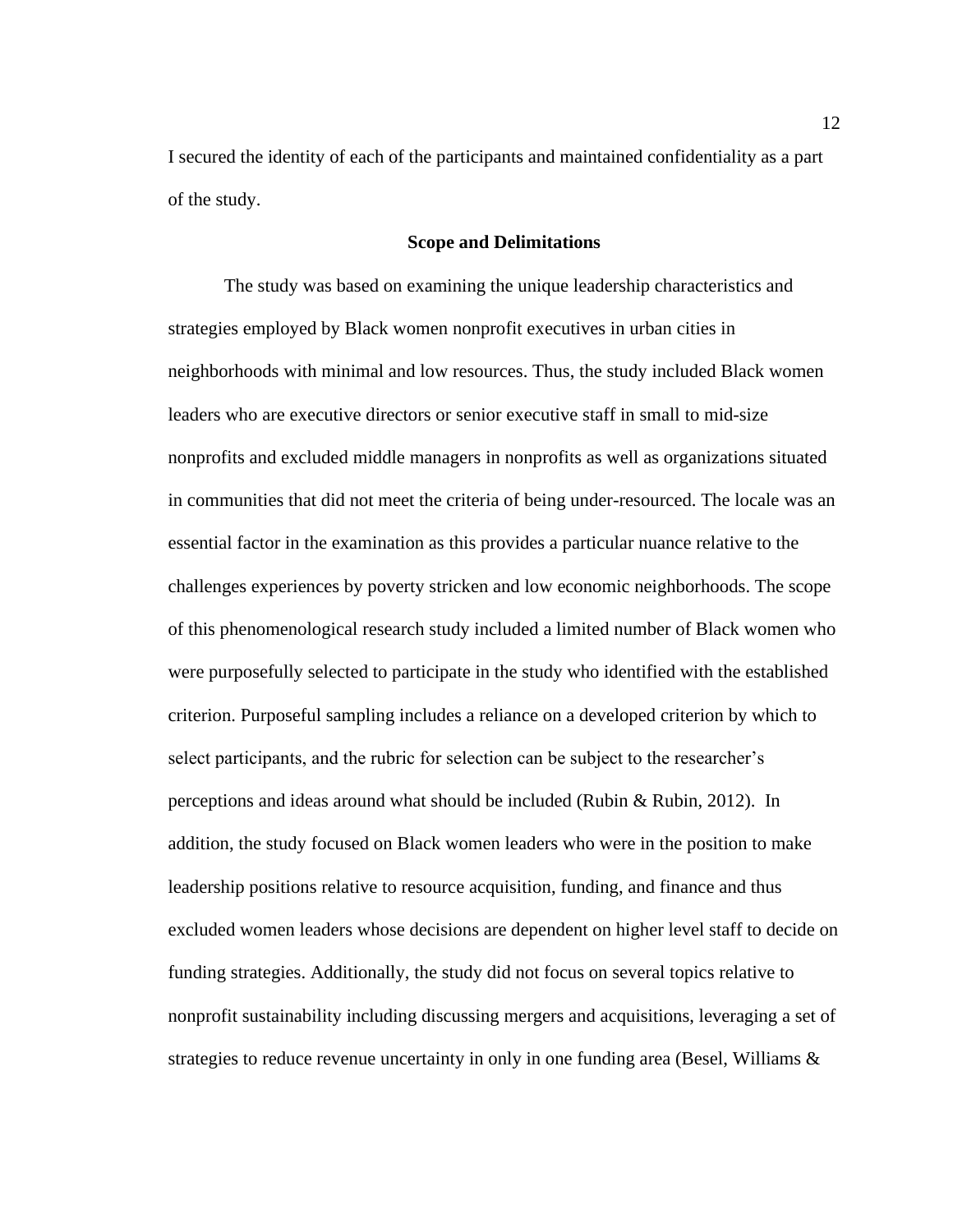I secured the identity of each of the participants and maintained confidentiality as a part of the study.

## Scope and Delimitations

The study was based on examining the unique leadership characteristics and strategies employed by Black women nonprofit executives in urban cities in neighborhoods with minimal and low resources. Thus, the study included Black women leaders who are executive directors or senior executive staff in small to mid-size nonprofits and excluded middle managers in nonprofits as well as organizations situated in communities that did not meet the criteria of being under-resourced. The locale was an essential factor in the examination as this provides a particular nuance relative to the challenges experiences by poverty stricken and low economic neighborhoods. The scope of this phenomenological research study included a limited number of Black women who were purposefully selected to participate in the study who identified with the established criterion. Purposeful sampling includes a reliance on a developed criterion by which to select participants, and the rubric for selection can be subject to the researcher's perceptions and ideas around what should be included (Rubin & Rubin, 2012). In addition, the study focused on Black women leaders who were in the position to make leadership positions relative to resource acquisition, funding, and finance and thus excluded women leaders whose decisions are dependent on higher level staff to decide on funding strategies. Additionally, the study did not focus on several topics relative to nonprofit sustainability including discussing mergers and acquisitions, leveraging a set of strategies to reduce revenue uncertainty in only in one funding area (Besel, Williams &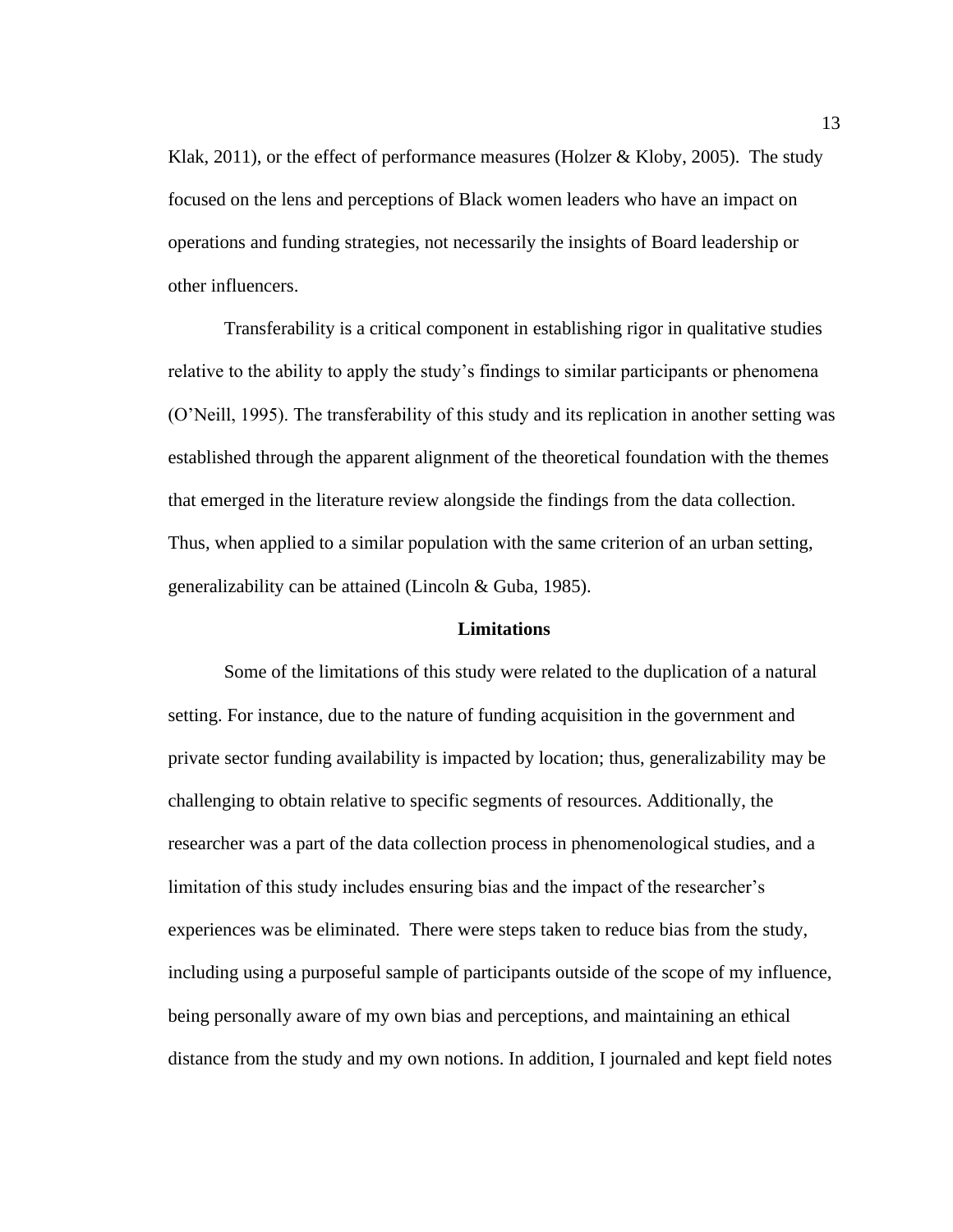Klak, 2011), or the effect of performance measures (Holzer & Kloby, 2005). The study focused on the lens and perceptions of Black women leaders who have an impact on operations and funding strategies, not necessarily the insights of Board leadership or other influencers.

Transferability is a critical component in establishing rigor in qualitative studies relative to the ability to apply the study's findings to similar participants or phenomena (O'Neill, 1995). The transferability of this study and its replication in another setting was established through the apparent alignment of the theoretical foundation with the themes that emerged in the literature review alongside the findings from the data collection. Thus, when applied to a similar population with the same criterion of an urban setting, generalizability can be attained (Lincoln & Guba, 1985).

## Limitations

Some of the limitations of this study were related to the duplication of a natural setting. For instance, due to the nature of funding acquisition in the government and private sector funding availability is impacted by location; thus, generalizability may be challenging to obtain relative to specific segments of resources. Additionally, the researcher was a part of the data collection process in phenomenological studies, and a limitation of this study includes ensuring bias and the impact of the researcher's experiences was be eliminated. There were steps taken to reduce bias from the study, including using a purposeful sample of participants outside of the scope of my influence, being personally aware of my own bias and perceptions, and maintaining an ethical distance from the study and my own notions. In addition, I journaled and kept field notes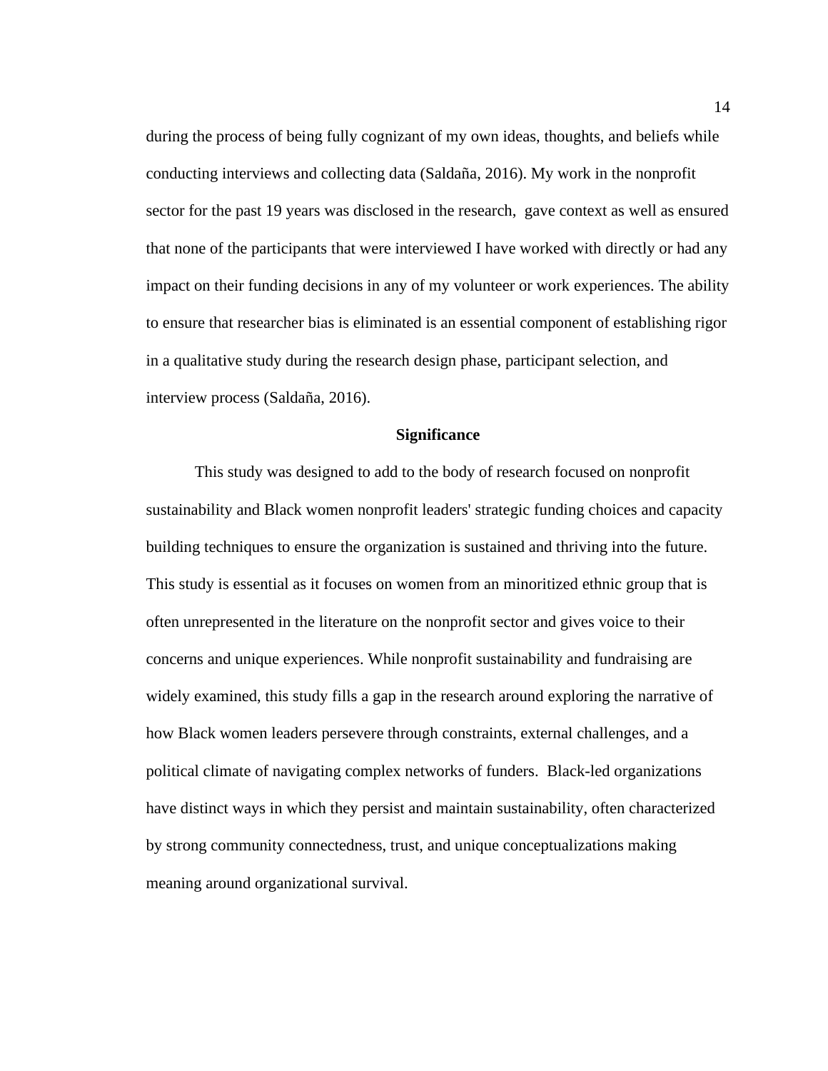during the process of being fully cognizant of my own ideas, thoughts, and beliefs while conducting interviews and collecting data (Saldaña, 2016). My work in the nonprofit sector for the past 19 years was disclosed in the research, gave context as well as ensured that none of the participants that were interviewed I have worked with directly or had any impact on their funding decisions in any of my volunteer or work experiences. The ability to ensure that researcher bias is eliminated is an essential component of establishing rigor in a qualitative study during the research design phase, participant selection, and interview process (Saldaña, 2016).

## Significance

This study was designed to add to the body of research focused on nonprofit sustainability and Black women nonprofit leaders' strategic funding choices and capacity building techniques to ensure the organization is sustained and thriving into the future. This study is essential as it focuses on women from an minoritized ethnic group that is often unrepresented in the literature on the nonprofit sector and gives voice to their concerns and unique experiences. While nonprofit sustainability and fundraising are widely examined, this study fills a gap in the research around exploring the narrative of how Black women leaders persevere through constraints, external challenges, and a political climate of navigating complex networks of funders. Black-led organizations have distinct ways in which they persist and maintain sustainability, often characterized by strong community connectedness, trust, and unique conceptualizations making meaning around organizational survival.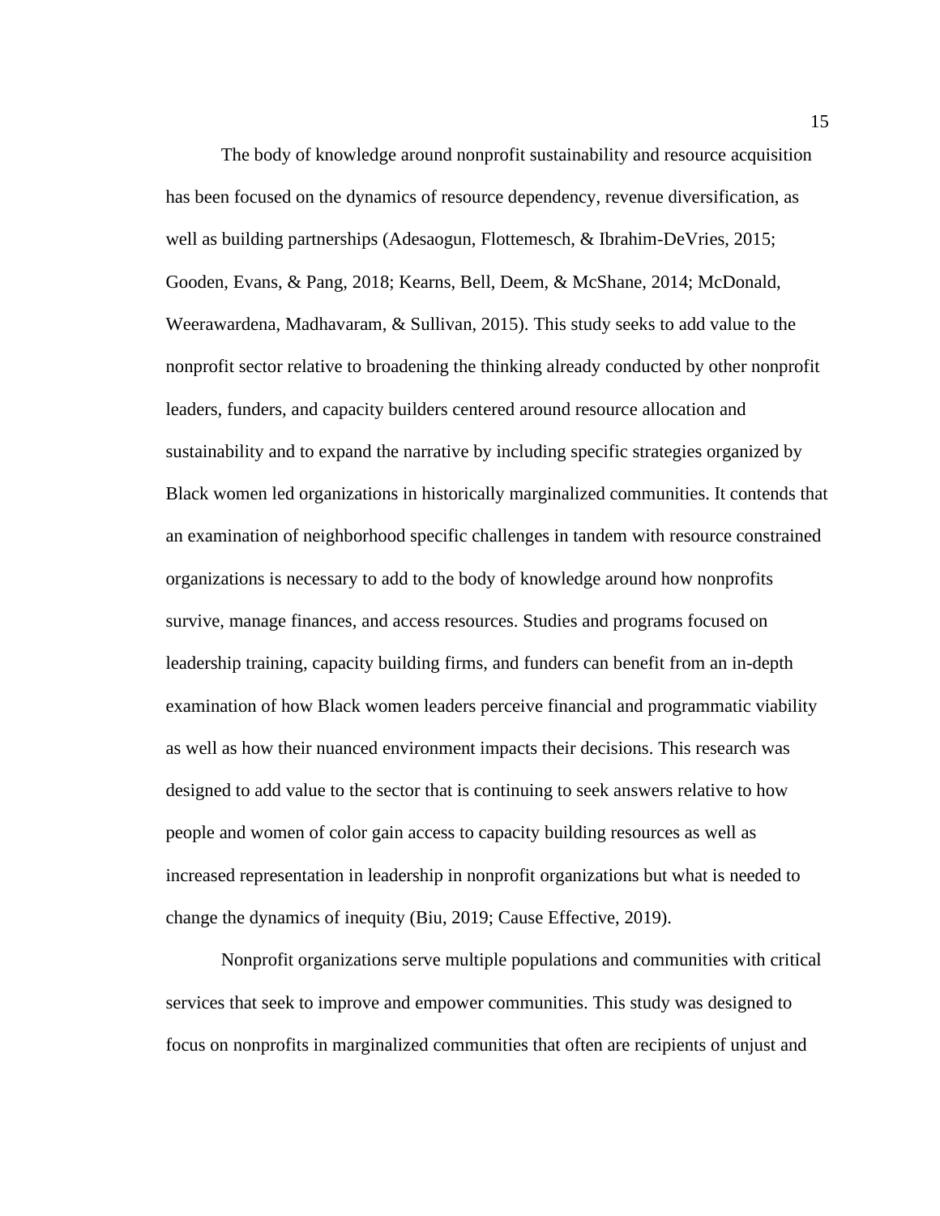The body of knowledge around nonprofit sustainability and resource acquisition has been focused on the dynamics of resource dependency, revenue diversification, as well as building partnerships (Adesaogun, Flottemesch, & Ibrahim-DeVries, 2015; Gooden, Evans, & Pang, 2018; Kearns, Bell, Deem, & McShane, 2014; McDonald, Weerawardena, Madhavaram, & Sullivan, 2015). This study seeks to add value to the nonprofit sector relative to broadening the thinking already conducted by other nonprofit leaders, funders, and capacity builders centered around resource allocation and sustainability and to expand the narrative by including specific strategies organized by Black women led organizations in historically marginalized communities. It contends that an examination of neighborhood specific challenges in tandem with resource constrained organizations is necessary to add to the body of knowledge around how nonprofits survive, manage finances, and access resources. Studies and programs focused on leadership training, capacity building firms, and funders can benefit from an in-depth examination of how Black women leaders perceive financial and programmatic viability as well as how their nuanced environment impacts their decisions. This research was designed to add value to the sector that is continuing to seek answers relative to how people and women of color gain access to capacity building resources as well as increased representation in leadership in nonprofit organizations but what is needed to change the dynamics of inequity (Biu, 2019; Cause Effective, 2019).

Nonprofit organizations serve multiple populations and communities with critical services that seek to improve and empower communities. This study was designed to focus on nonprofits in marginalized communities that often are recipients of unjust and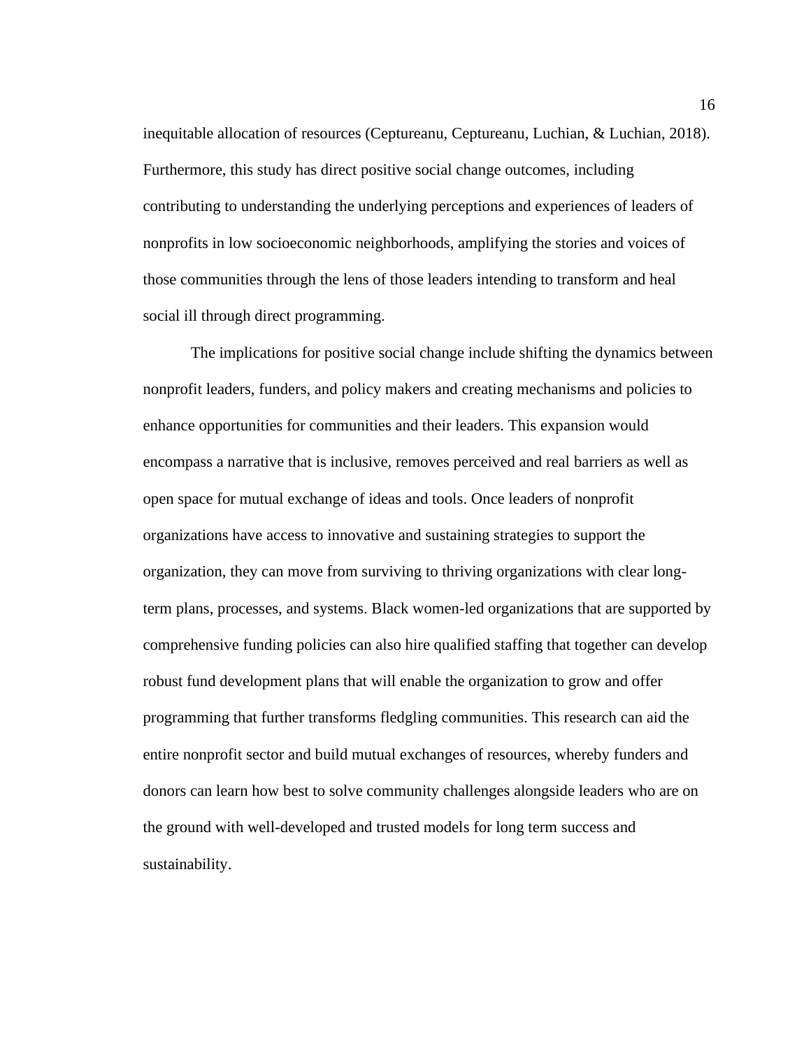inequitable allocation of resources (Ceptureanu, Ceptureanu, Luchian, & Luchian, 2018). Furthermore, this study has direct positive social change outcomes, including contributing to understanding the underlying perceptions and experiences of leaders of nonprofits in low socioeconomic neighborhoods, amplifying the stories and voices of those communities through the lens of those leaders intending to transform and heal social ill through direct programming.

The implications for positive social change include shifting the dynamics between nonprofit leaders, funders, and policy makers and creating mechanisms and policies to enhance opportunities for communities and their leaders. This expansion would encompass a narrative that is inclusive, removes perceived and real barriers as well as open space for mutual exchange of ideas and tools. Once leaders of nonprofit organizations have access to innovative and sustaining strategies to support the organization, they can move from surviving to thriving organizations with clear long-term plans, processes, and systems. Black women-led organizations that are supported by comprehensive funding policies can also hire qualified staffing that together can develop robust fund development plans that will enable the organization to grow and offer programming that further transforms fledgling communities. This research can aid the entire nonprofit sector and build mutual exchanges of resources, whereby funders and donors can learn how best to solve community challenges alongside leaders who are on the ground with well-developed and trusted models for long term success and sustainability.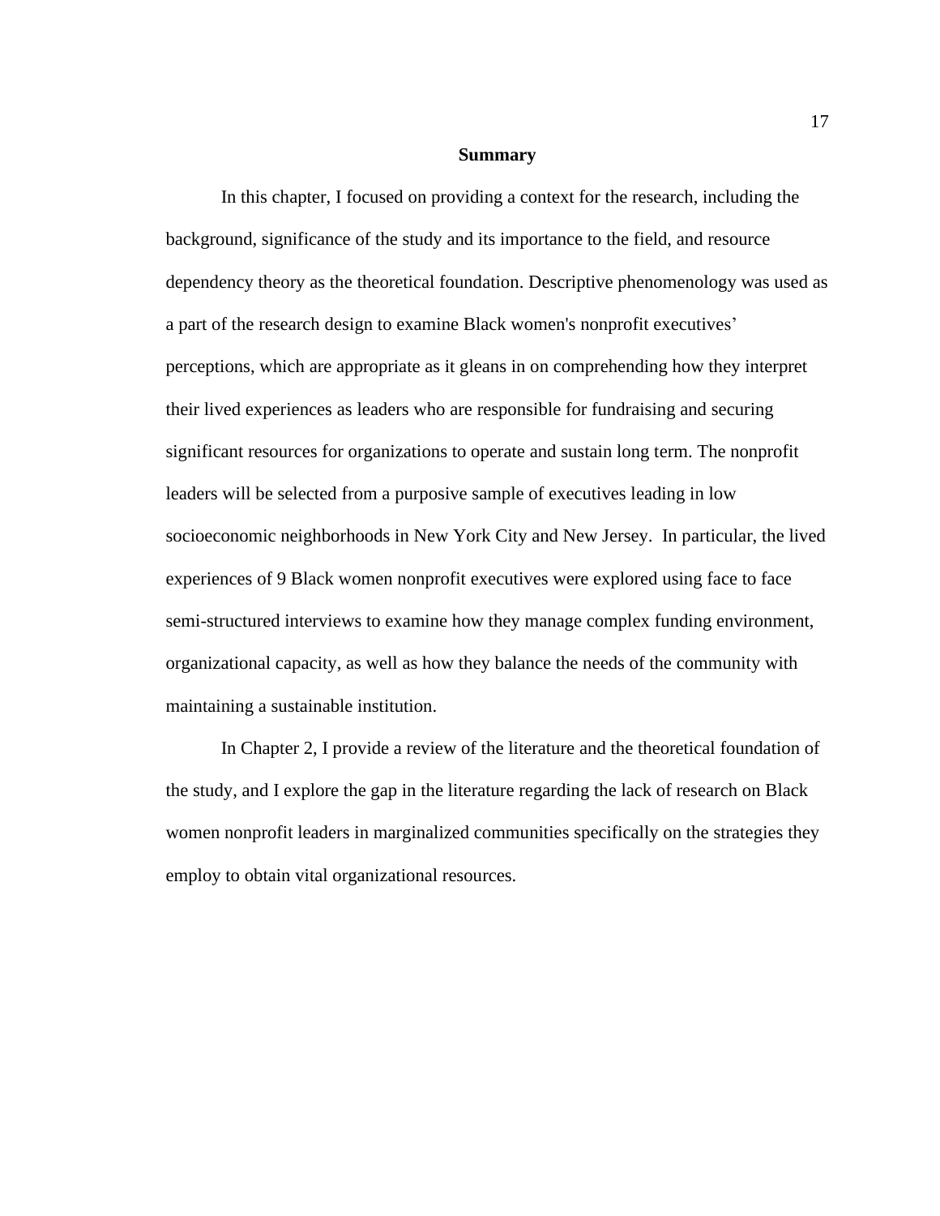## Summary

In this chapter, I focused on providing a context for the research, including the background, significance of the study and its importance to the field, and resource dependency theory as the theoretical foundation. Descriptive phenomenology was used as a part of the research design to examine Black women's nonprofit executives' perceptions, which are appropriate as it gleans in on comprehending how they interpret their lived experiences as leaders who are responsible for fundraising and securing significant resources for organizations to operate and sustain long term. The nonprofit leaders will be selected from a purposive sample of executives leading in low socioeconomic neighborhoods in New York City and New Jersey. In particular, the lived experiences of 9 Black women nonprofit executives were explored using face to face semi-structured interviews to examine how they manage complex funding environment, organizational capacity, as well as how they balance the needs of the community with maintaining a sustainable institution.

In Chapter 2, I provide a review of the literature and the theoretical foundation of the study, and I explore the gap in the literature regarding the lack of research on Black women nonprofit leaders in marginalized communities specifically on the strategies they employ to obtain vital organizational resources.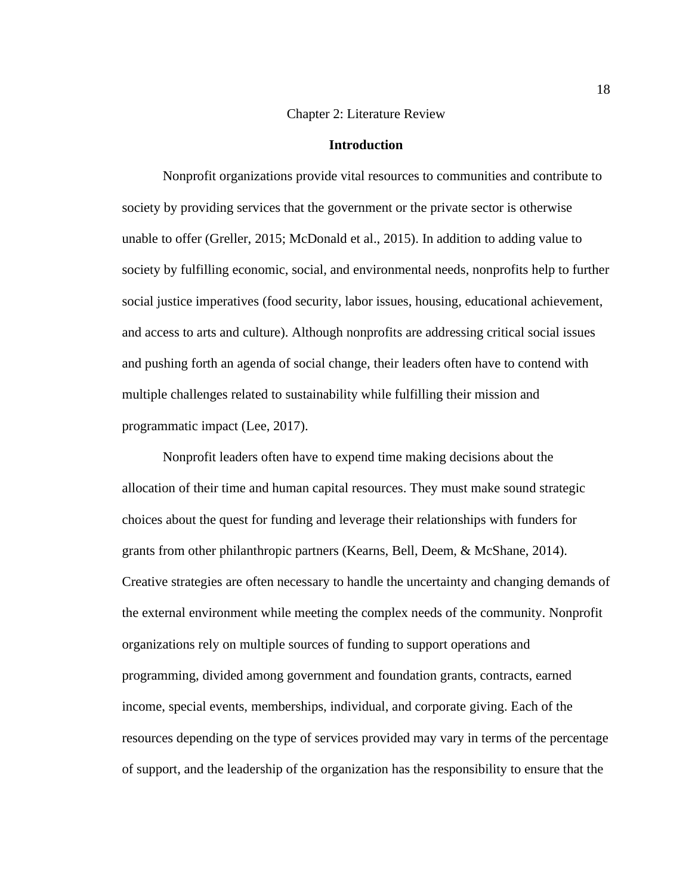# Chapter 2: Literature Review

## Introduction

Nonprofit organizations provide vital resources to communities and contribute to society by providing services that the government or the private sector is otherwise unable to offer (Greller, 2015; McDonald et al., 2015). In addition to adding value to society by fulfilling economic, social, and environmental needs, nonprofits help to further social justice imperatives (food security, labor issues, housing, educational achievement, and access to arts and culture). Although nonprofits are addressing critical social issues and pushing forth an agenda of social change, their leaders often have to contend with multiple challenges related to sustainability while fulfilling their mission and programmatic impact (Lee, 2017).

Nonprofit leaders often have to expend time making decisions about the allocation of their time and human capital resources. They must make sound strategic choices about the quest for funding and leverage their relationships with funders for grants from other philanthropic partners (Kearns, Bell, Deem, & McShane, 2014). Creative strategies are often necessary to handle the uncertainty and changing demands of the external environment while meeting the complex needs of the community. Nonprofit organizations rely on multiple sources of funding to support operations and programming, divided among government and foundation grants, contracts, earned income, special events, memberships, individual, and corporate giving. Each of the resources depending on the type of services provided may vary in terms of the percentage of support, and the leadership of the organization has the responsibility to ensure that the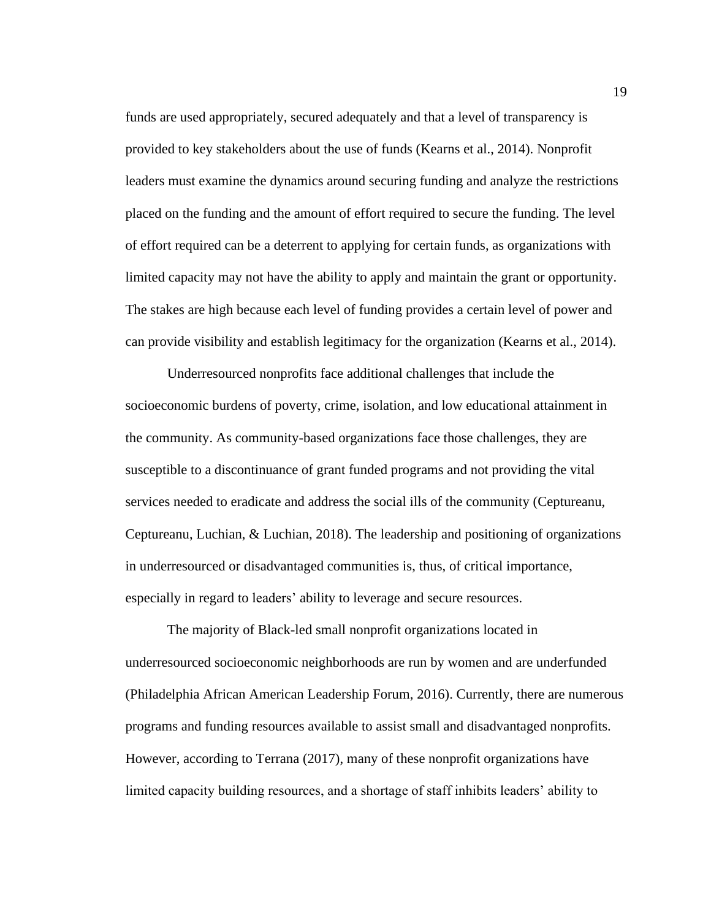funds are used appropriately, secured adequately and that a level of transparency is provided to key stakeholders about the use of funds (Kearns et al., 2014). Nonprofit leaders must examine the dynamics around securing funding and analyze the restrictions placed on the funding and the amount of effort required to secure the funding. The level of effort required can be a deterrent to applying for certain funds, as organizations with limited capacity may not have the ability to apply and maintain the grant or opportunity. The stakes are high because each level of funding provides a certain level of power and can provide visibility and establish legitimacy for the organization (Kearns et al., 2014).

Underresourced nonprofits face additional challenges that include the socioeconomic burdens of poverty, crime, isolation, and low educational attainment in the community. As community-based organizations face those challenges, they are susceptible to a discontinuance of grant funded programs and not providing the vital services needed to eradicate and address the social ills of the community (Ceptureanu, Ceptureanu, Luchian, & Luchian, 2018). The leadership and positioning of organizations in underresourced or disadvantaged communities is, thus, of critical importance, especially in regard to leaders' ability to leverage and secure resources.

The majority of Black-led small nonprofit organizations located in underresourced socioeconomic neighborhoods are run by women and are underfunded (Philadelphia African American Leadership Forum, 2016). Currently, there are numerous programs and funding resources available to assist small and disadvantaged nonprofits. However, according to Terrana (2017), many of these nonprofit organizations have limited capacity building resources, and a shortage of staff inhibits leaders' ability to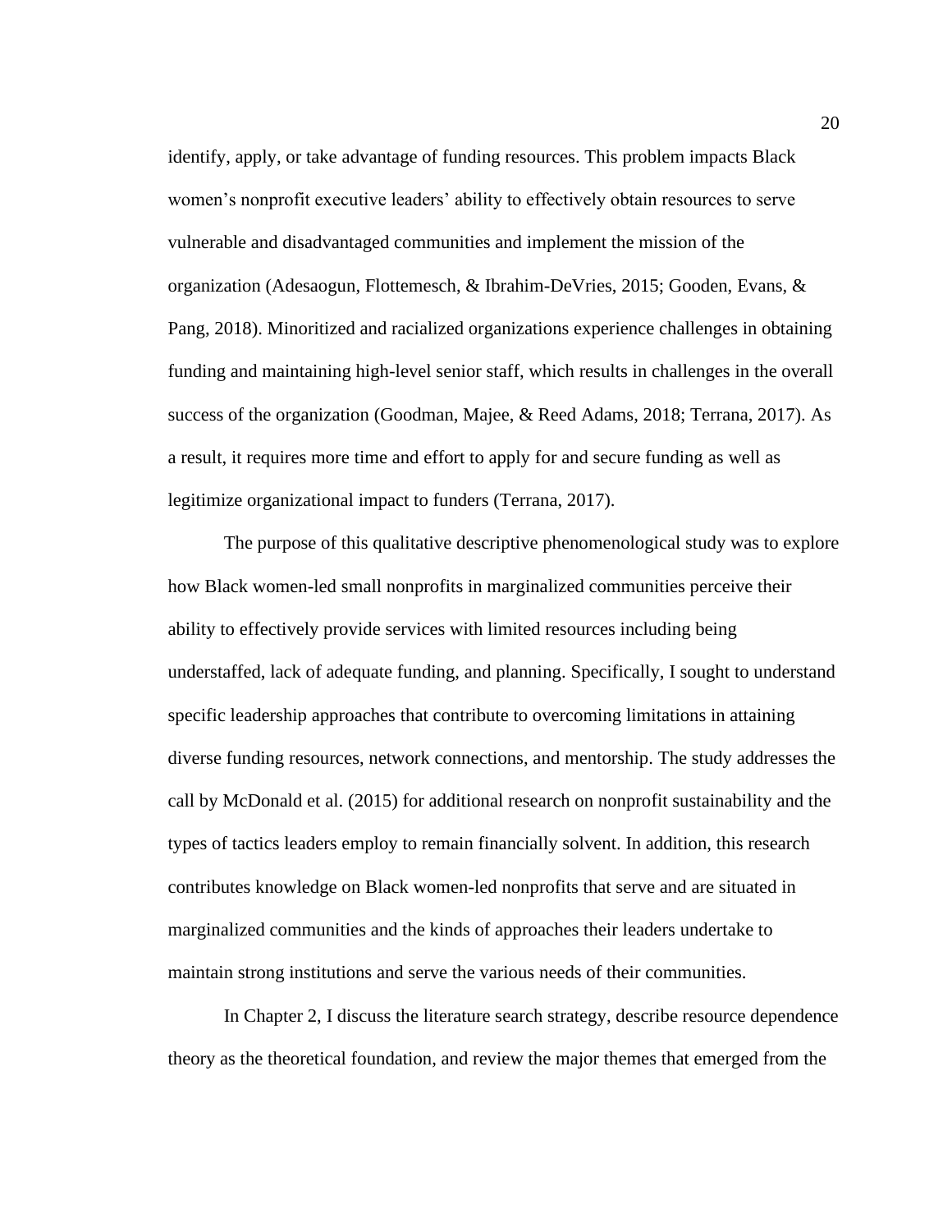identify, apply, or take advantage of funding resources. This problem impacts Black women's nonprofit executive leaders' ability to effectively obtain resources to serve vulnerable and disadvantaged communities and implement the mission of the organization (Adesaogun, Flottemesch, & Ibrahim-DeVries, 2015; Gooden, Evans, & Pang, 2018). Minoritized and racialized organizations experience challenges in obtaining funding and maintaining high-level senior staff, which results in challenges in the overall success of the organization (Goodman, Majee, & Reed Adams, 2018; Terrana, 2017). As a result, it requires more time and effort to apply for and secure funding as well as legitimize organizational impact to funders (Terrana, 2017).

The purpose of this qualitative descriptive phenomenological study was to explore how Black women-led small nonprofits in marginalized communities perceive their ability to effectively provide services with limited resources including being understaffed, lack of adequate funding, and planning. Specifically, I sought to understand specific leadership approaches that contribute to overcoming limitations in attaining diverse funding resources, network connections, and mentorship. The study addresses the call by McDonald et al. (2015) for additional research on nonprofit sustainability and the types of tactics leaders employ to remain financially solvent. In addition, this research contributes knowledge on Black women-led nonprofits that serve and are situated in marginalized communities and the kinds of approaches their leaders undertake to maintain strong institutions and serve the various needs of their communities.

In Chapter 2, I discuss the literature search strategy, describe resource dependence theory as the theoretical foundation, and review the major themes that emerged from the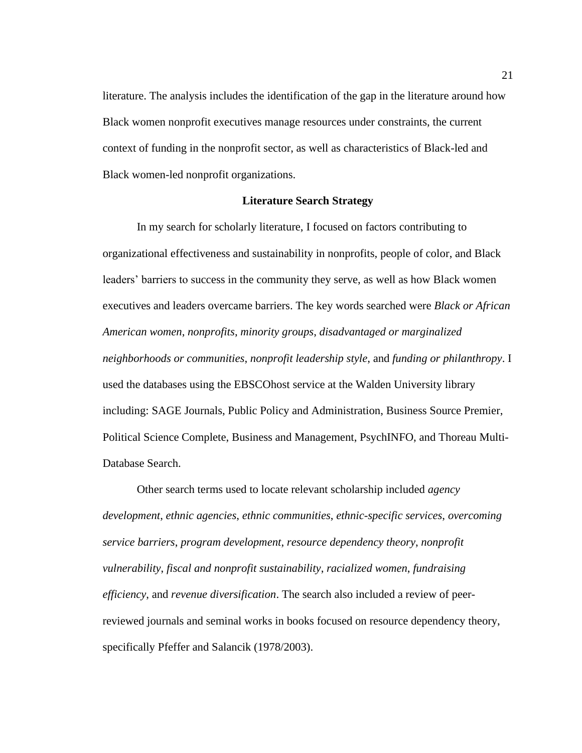literature. The analysis includes the identification of the gap in the literature around how Black women nonprofit executives manage resources under constraints, the current context of funding in the nonprofit sector, as well as characteristics of Black-led and Black women-led nonprofit organizations.

## Literature Search Strategy

In my search for scholarly literature, I focused on factors contributing to organizational effectiveness and sustainability in nonprofits, people of color, and Black leaders' barriers to success in the community they serve, as well as how Black women executives and leaders overcame barriers. The key words searched were *Black or African American women*, *nonprofits*, *minority groups*, *disadvantaged or marginalized neighborhoods or communities*, *nonprofit leadership style*, and *funding or philanthropy*. I used the databases using the EBSCOhost service at the Walden University library including: SAGE Journals, Public Policy and Administration, Business Source Premier, Political Science Complete, Business and Management, PsychINFO, and Thoreau Multi-Database Search.

Other search terms used to locate relevant scholarship included *agency development*, *ethnic agencies*, *ethnic communities*, *ethnic-specific services*, *overcoming service barriers*, *program development*, *resource dependency theory*, *nonprofit vulnerability*, *fiscal and nonprofit sustainability*, *racialized women*, *fundraising efficiency*, and *revenue diversification*. The search also included a review of peer-reviewed journals and seminal works in books focused on resource dependency theory, specifically Pfeffer and Salancik (1978/2003).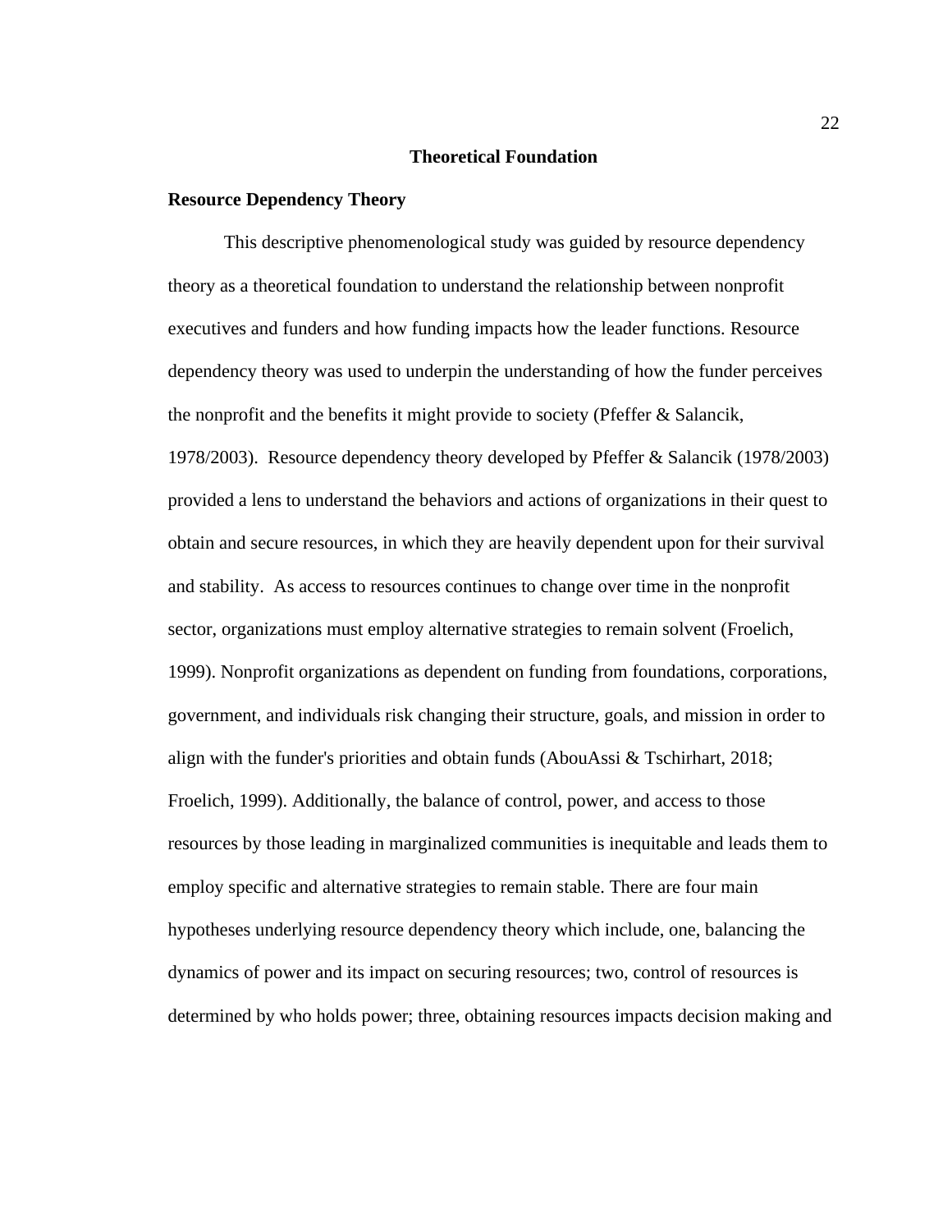## Theoretical Foundation

### Resource Dependency Theory

This descriptive phenomenological study was guided by resource dependency theory as a theoretical foundation to understand the relationship between nonprofit executives and funders and how funding impacts how the leader functions. Resource dependency theory was used to underpin the understanding of how the funder perceives the nonprofit and the benefits it might provide to society (Pfeffer & Salancik, 1978/2003). Resource dependency theory developed by Pfeffer & Salancik (1978/2003) provided a lens to understand the behaviors and actions of organizations in their quest to obtain and secure resources, in which they are heavily dependent upon for their survival and stability. As access to resources continues to change over time in the nonprofit sector, organizations must employ alternative strategies to remain solvent (Froelich, 1999). Nonprofit organizations as dependent on funding from foundations, corporations, government, and individuals risk changing their structure, goals, and mission in order to align with the funder's priorities and obtain funds (AbouAssi & Tschirhart, 2018; Froelich, 1999). Additionally, the balance of control, power, and access to those resources by those leading in marginalized communities is inequitable and leads them to employ specific and alternative strategies to remain stable. There are four main hypotheses underlying resource dependency theory which include, one, balancing the dynamics of power and its impact on securing resources; two, control of resources is determined by who holds power; three, obtaining resources impacts decision making and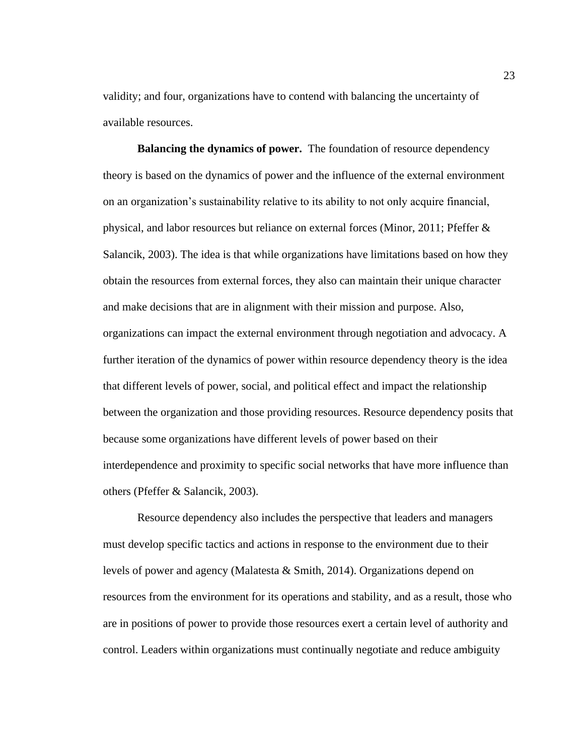validity; and four, organizations have to contend with balancing the uncertainty of available resources.

**Balancing the dynamics of power.** The foundation of resource dependency theory is based on the dynamics of power and the influence of the external environment on an organization's sustainability relative to its ability to not only acquire financial, physical, and labor resources but reliance on external forces (Minor, 2011; Pfeffer & Salancik, 2003). The idea is that while organizations have limitations based on how they obtain the resources from external forces, they also can maintain their unique character and make decisions that are in alignment with their mission and purpose. Also, organizations can impact the external environment through negotiation and advocacy. A further iteration of the dynamics of power within resource dependency theory is the idea that different levels of power, social, and political effect and impact the relationship between the organization and those providing resources. Resource dependency posits that because some organizations have different levels of power based on their interdependence and proximity to specific social networks that have more influence than others (Pfeffer & Salancik, 2003).

Resource dependency also includes the perspective that leaders and managers must develop specific tactics and actions in response to the environment due to their levels of power and agency (Malatesta & Smith, 2014). Organizations depend on resources from the environment for its operations and stability, and as a result, those who are in positions of power to provide those resources exert a certain level of authority and control. Leaders within organizations must continually negotiate and reduce ambiguity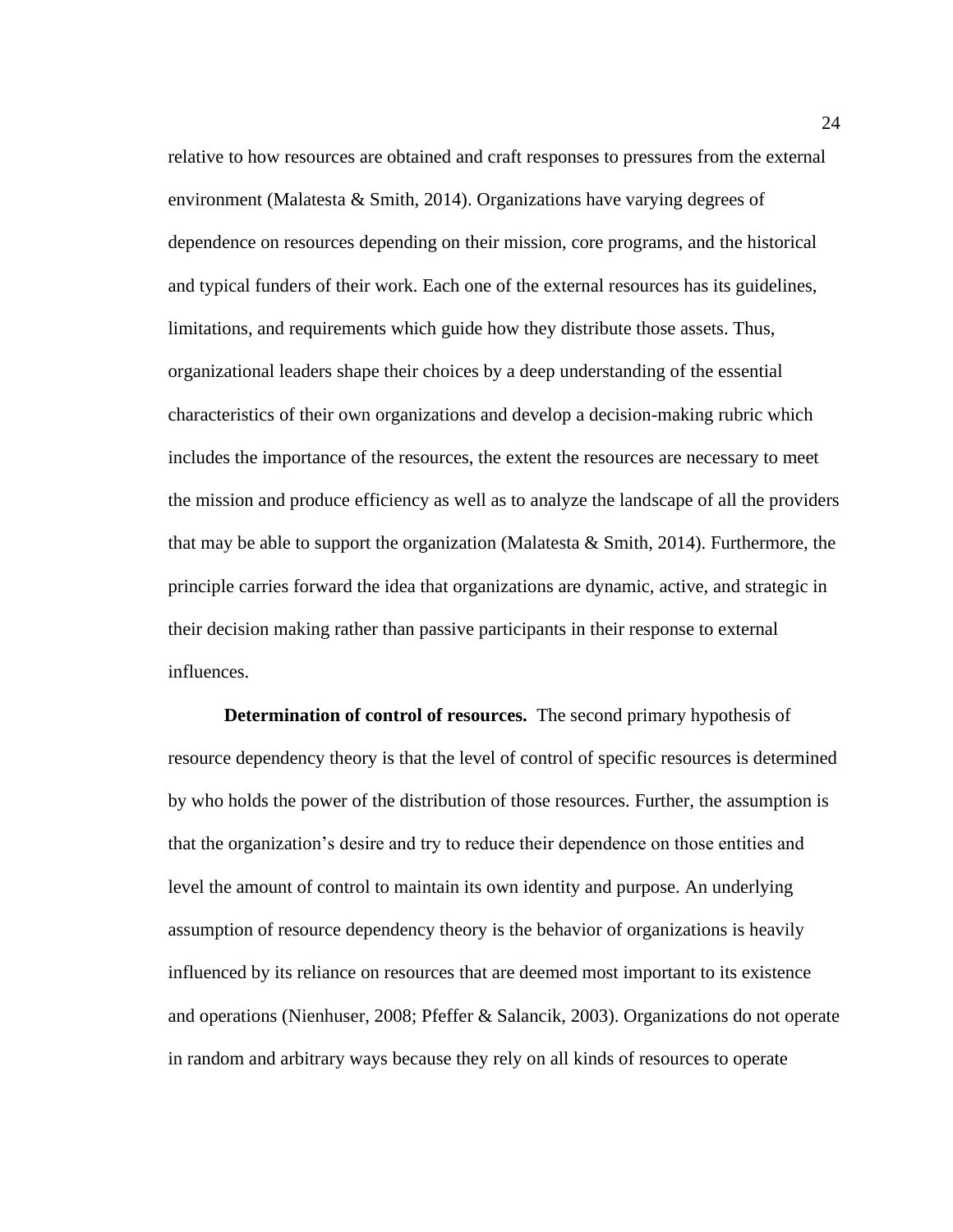relative to how resources are obtained and craft responses to pressures from the external environment (Malatesta & Smith, 2014). Organizations have varying degrees of dependence on resources depending on their mission, core programs, and the historical and typical funders of their work. Each one of the external resources has its guidelines, limitations, and requirements which guide how they distribute those assets. Thus, organizational leaders shape their choices by a deep understanding of the essential characteristics of their own organizations and develop a decision-making rubric which includes the importance of the resources, the extent the resources are necessary to meet the mission and produce efficiency as well as to analyze the landscape of all the providers that may be able to support the organization (Malatesta & Smith, 2014). Furthermore, the principle carries forward the idea that organizations are dynamic, active, and strategic in their decision making rather than passive participants in their response to external influences.

**Determination of control of resources.** The second primary hypothesis of resource dependency theory is that the level of control of specific resources is determined by who holds the power of the distribution of those resources. Further, the assumption is that the organization's desire and try to reduce their dependence on those entities and level the amount of control to maintain its own identity and purpose. An underlying assumption of resource dependency theory is the behavior of organizations is heavily influenced by its reliance on resources that are deemed most important to its existence and operations (Nienhuser, 2008; Pfeffer & Salancik, 2003). Organizations do not operate in random and arbitrary ways because they rely on all kinds of resources to operate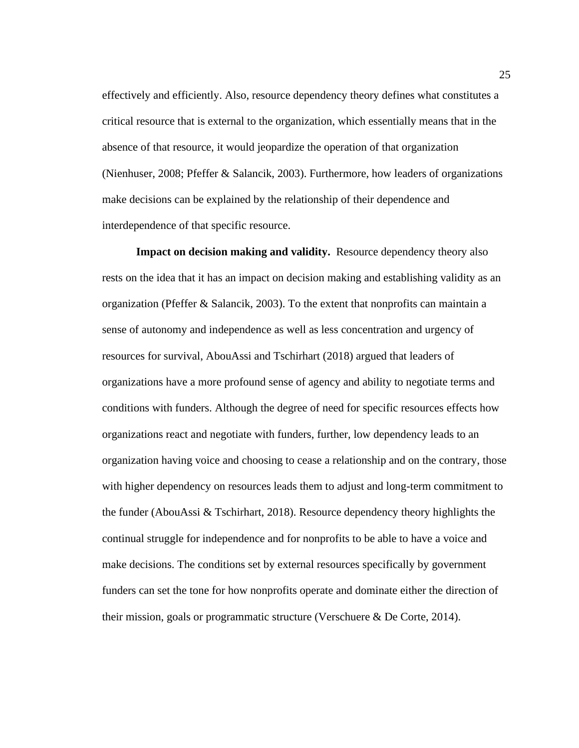effectively and efficiently. Also, resource dependency theory defines what constitutes a critical resource that is external to the organization, which essentially means that in the absence of that resource, it would jeopardize the operation of that organization (Nienhuser, 2008; Pfeffer & Salancik, 2003). Furthermore, how leaders of organizations make decisions can be explained by the relationship of their dependence and interdependence of that specific resource.

**Impact on decision making and validity.** Resource dependency theory also rests on the idea that it has an impact on decision making and establishing validity as an organization (Pfeffer & Salancik, 2003). To the extent that nonprofits can maintain a sense of autonomy and independence as well as less concentration and urgency of resources for survival, AbouAssi and Tschirhart (2018) argued that leaders of organizations have a more profound sense of agency and ability to negotiate terms and conditions with funders. Although the degree of need for specific resources effects how organizations react and negotiate with funders, further, low dependency leads to an organization having voice and choosing to cease a relationship and on the contrary, those with higher dependency on resources leads them to adjust and long-term commitment to the funder (AbouAssi & Tschirhart, 2018). Resource dependency theory highlights the continual struggle for independence and for nonprofits to be able to have a voice and make decisions. The conditions set by external resources specifically by government funders can set the tone for how nonprofits operate and dominate either the direction of their mission, goals or programmatic structure (Verschuere & De Corte, 2014).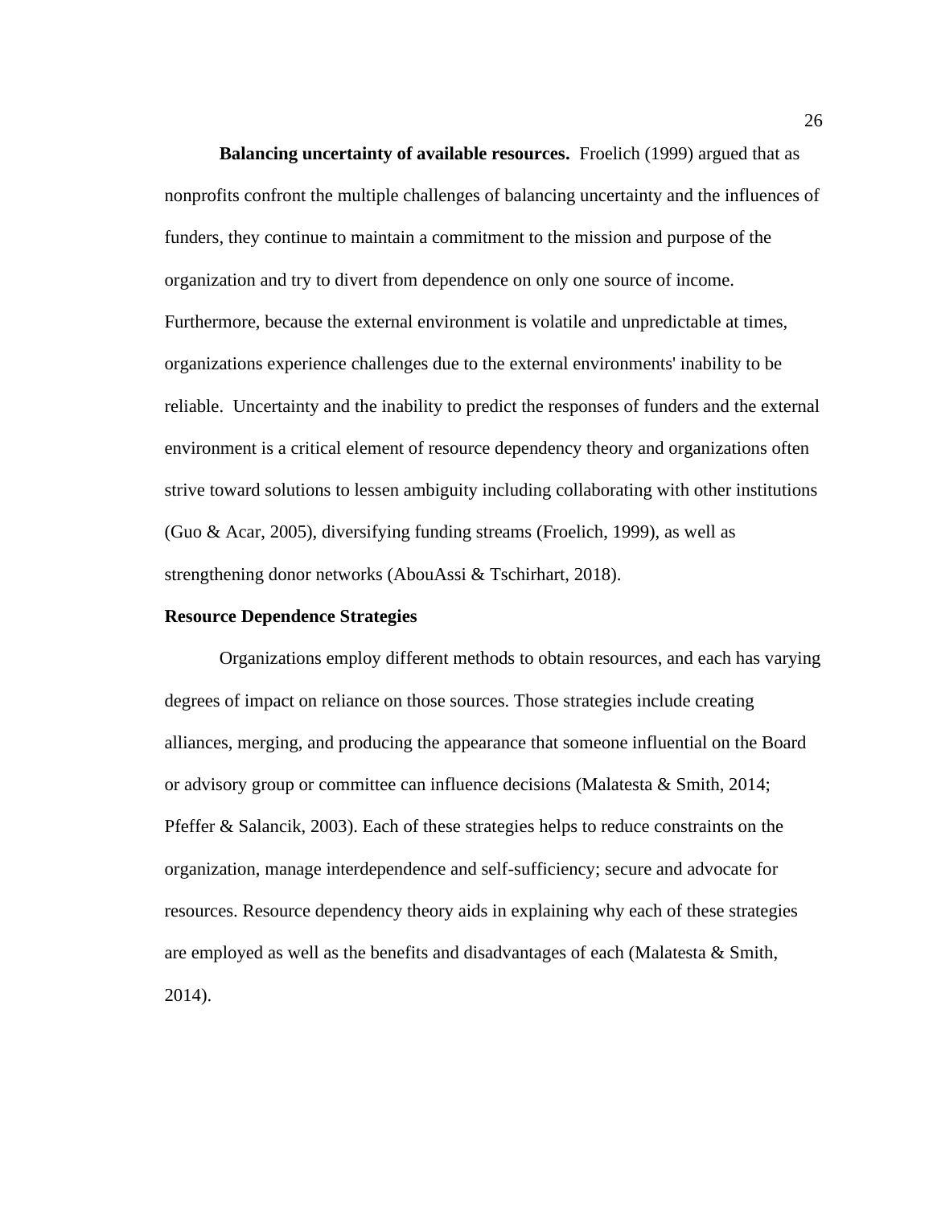**Balancing uncertainty of available resources.** Froelich (1999) argued that as nonprofits confront the multiple challenges of balancing uncertainty and the influences of funders, they continue to maintain a commitment to the mission and purpose of the organization and try to divert from dependence on only one source of income. Furthermore, because the external environment is volatile and unpredictable at times, organizations experience challenges due to the external environments' inability to be reliable. Uncertainty and the inability to predict the responses of funders and the external environment is a critical element of resource dependency theory and organizations often strive toward solutions to lessen ambiguity including collaborating with other institutions (Guo & Acar, 2005), diversifying funding streams (Froelich, 1999), as well as strengthening donor networks (AbouAssi & Tschirhart, 2018).

## Resource Dependence Strategies

Organizations employ different methods to obtain resources, and each has varying degrees of impact on reliance on those sources. Those strategies include creating alliances, merging, and producing the appearance that someone influential on the Board or advisory group or committee can influence decisions (Malatesta & Smith, 2014; Pfeffer & Salancik, 2003). Each of these strategies helps to reduce constraints on the organization, manage interdependence and self-sufficiency; secure and advocate for resources. Resource dependency theory aids in explaining why each of these strategies are employed as well as the benefits and disadvantages of each (Malatesta & Smith, 2014).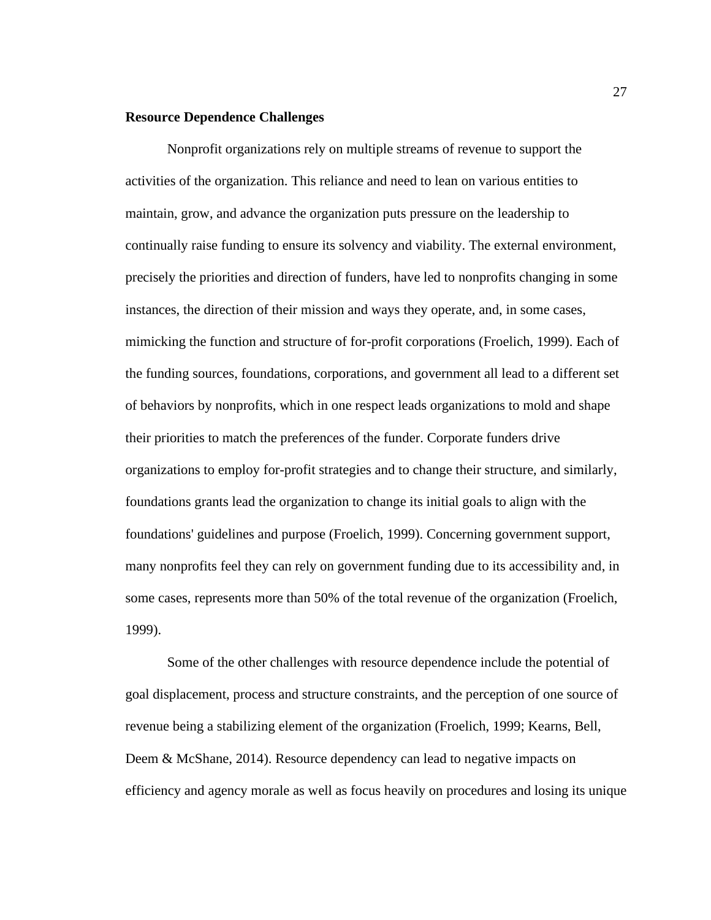**Resource Dependence Challenges**

Nonprofit organizations rely on multiple streams of revenue to support the activities of the organization. This reliance and need to lean on various entities to maintain, grow, and advance the organization puts pressure on the leadership to continually raise funding to ensure its solvency and viability. The external environment, precisely the priorities and direction of funders, have led to nonprofits changing in some instances, the direction of their mission and ways they operate, and, in some cases, mimicking the function and structure of for-profit corporations (Froelich, 1999). Each of the funding sources, foundations, corporations, and government all lead to a different set of behaviors by nonprofits, which in one respect leads organizations to mold and shape their priorities to match the preferences of the funder. Corporate funders drive organizations to employ for-profit strategies and to change their structure, and similarly, foundations grants lead the organization to change its initial goals to align with the foundations' guidelines and purpose (Froelich, 1999). Concerning government support, many nonprofits feel they can rely on government funding due to its accessibility and, in some cases, represents more than 50% of the total revenue of the organization (Froelich, 1999).

Some of the other challenges with resource dependence include the potential of goal displacement, process and structure constraints, and the perception of one source of revenue being a stabilizing element of the organization (Froelich, 1999; Kearns, Bell, Deem & McShane, 2014). Resource dependency can lead to negative impacts on efficiency and agency morale as well as focus heavily on procedures and losing its unique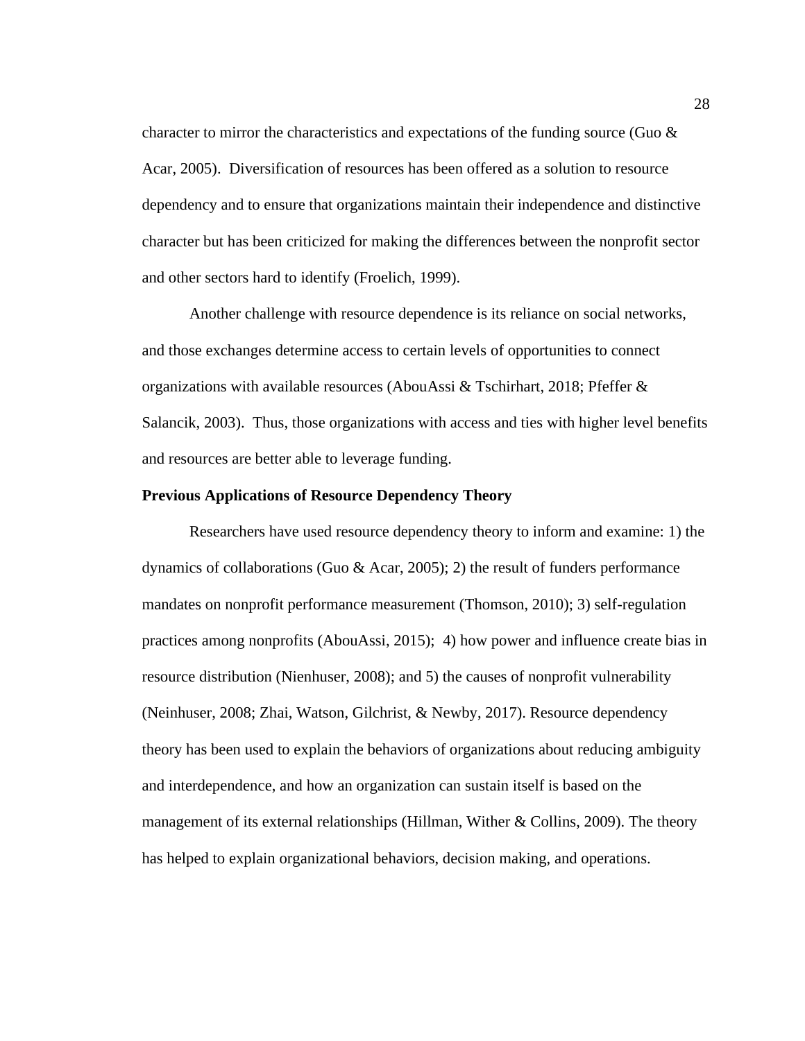character to mirror the characteristics and expectations of the funding source (Guo & Acar, 2005). Diversification of resources has been offered as a solution to resource dependency and to ensure that organizations maintain their independence and distinctive character but has been criticized for making the differences between the nonprofit sector and other sectors hard to identify (Froelich, 1999).

Another challenge with resource dependence is its reliance on social networks, and those exchanges determine access to certain levels of opportunities to connect organizations with available resources (AbouAssi & Tschirhart, 2018; Pfeffer & Salancik, 2003). Thus, those organizations with access and ties with higher level benefits and resources are better able to leverage funding.

**Previous Applications of Resource Dependency Theory**

Researchers have used resource dependency theory to inform and examine: 1) the dynamics of collaborations (Guo & Acar, 2005); 2) the result of funders performance mandates on nonprofit performance measurement (Thomson, 2010); 3) self-regulation practices among nonprofits (AbouAssi, 2015); 4) how power and influence create bias in resource distribution (Nienhuser, 2008); and 5) the causes of nonprofit vulnerability (Neinhuser, 2008; Zhai, Watson, Gilchrist, & Newby, 2017). Resource dependency theory has been used to explain the behaviors of organizations about reducing ambiguity and interdependence, and how an organization can sustain itself is based on the management of its external relationships (Hillman, Wither & Collins, 2009). The theory has helped to explain organizational behaviors, decision making, and operations.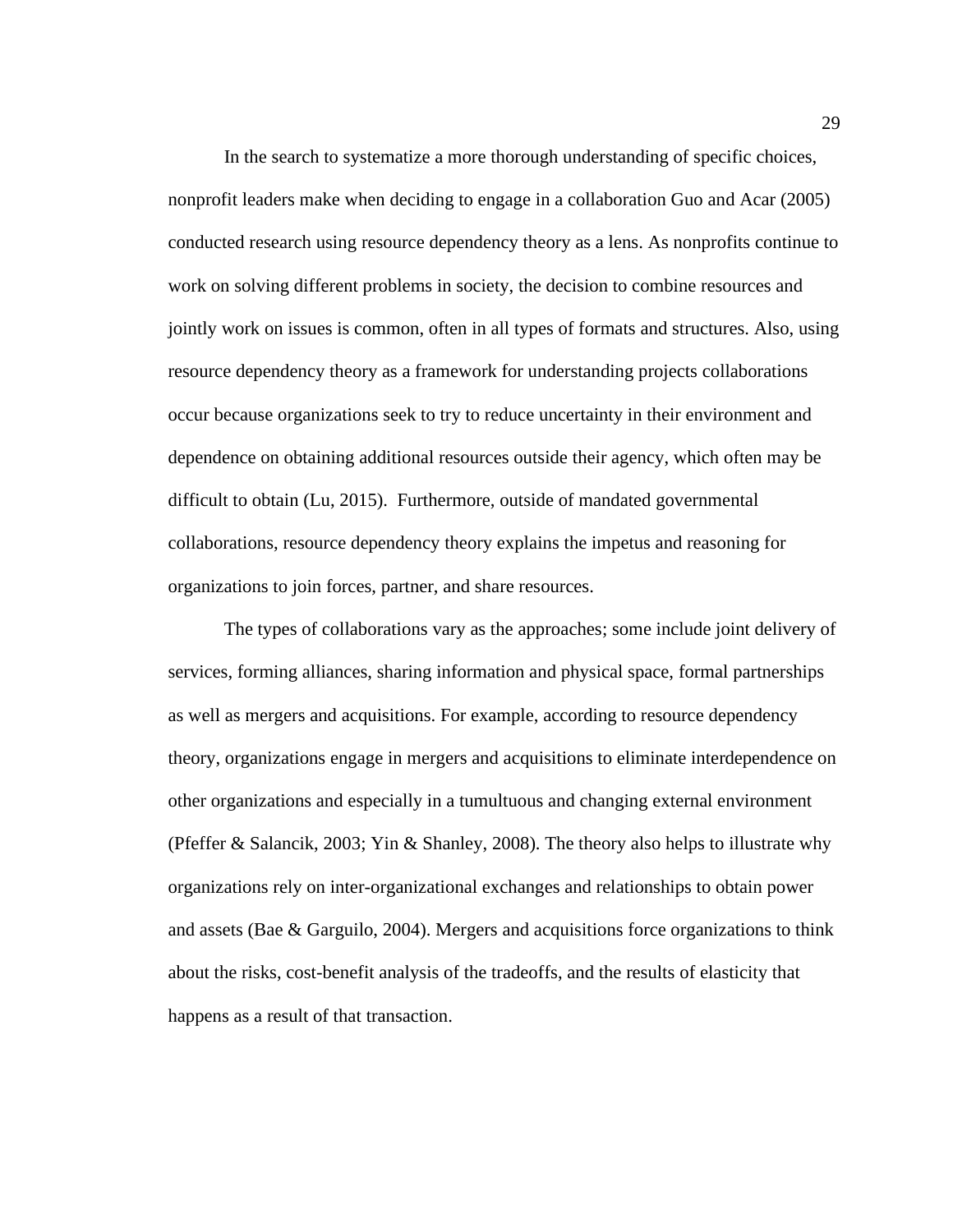In the search to systematize a more thorough understanding of specific choices, nonprofit leaders make when deciding to engage in a collaboration Guo and Acar (2005) conducted research using resource dependency theory as a lens. As nonprofits continue to work on solving different problems in society, the decision to combine resources and jointly work on issues is common, often in all types of formats and structures. Also, using resource dependency theory as a framework for understanding projects collaborations occur because organizations seek to try to reduce uncertainty in their environment and dependence on obtaining additional resources outside their agency, which often may be difficult to obtain (Lu, 2015). Furthermore, outside of mandated governmental collaborations, resource dependency theory explains the impetus and reasoning for organizations to join forces, partner, and share resources.

The types of collaborations vary as the approaches; some include joint delivery of services, forming alliances, sharing information and physical space, formal partnerships as well as mergers and acquisitions. For example, according to resource dependency theory, organizations engage in mergers and acquisitions to eliminate interdependence on other organizations and especially in a tumultuous and changing external environment (Pfeffer & Salancik, 2003; Yin & Shanley, 2008). The theory also helps to illustrate why organizations rely on inter-organizational exchanges and relationships to obtain power and assets (Bae & Garguilo, 2004). Mergers and acquisitions force organizations to think about the risks, cost-benefit analysis of the tradeoffs, and the results of elasticity that happens as a result of that transaction.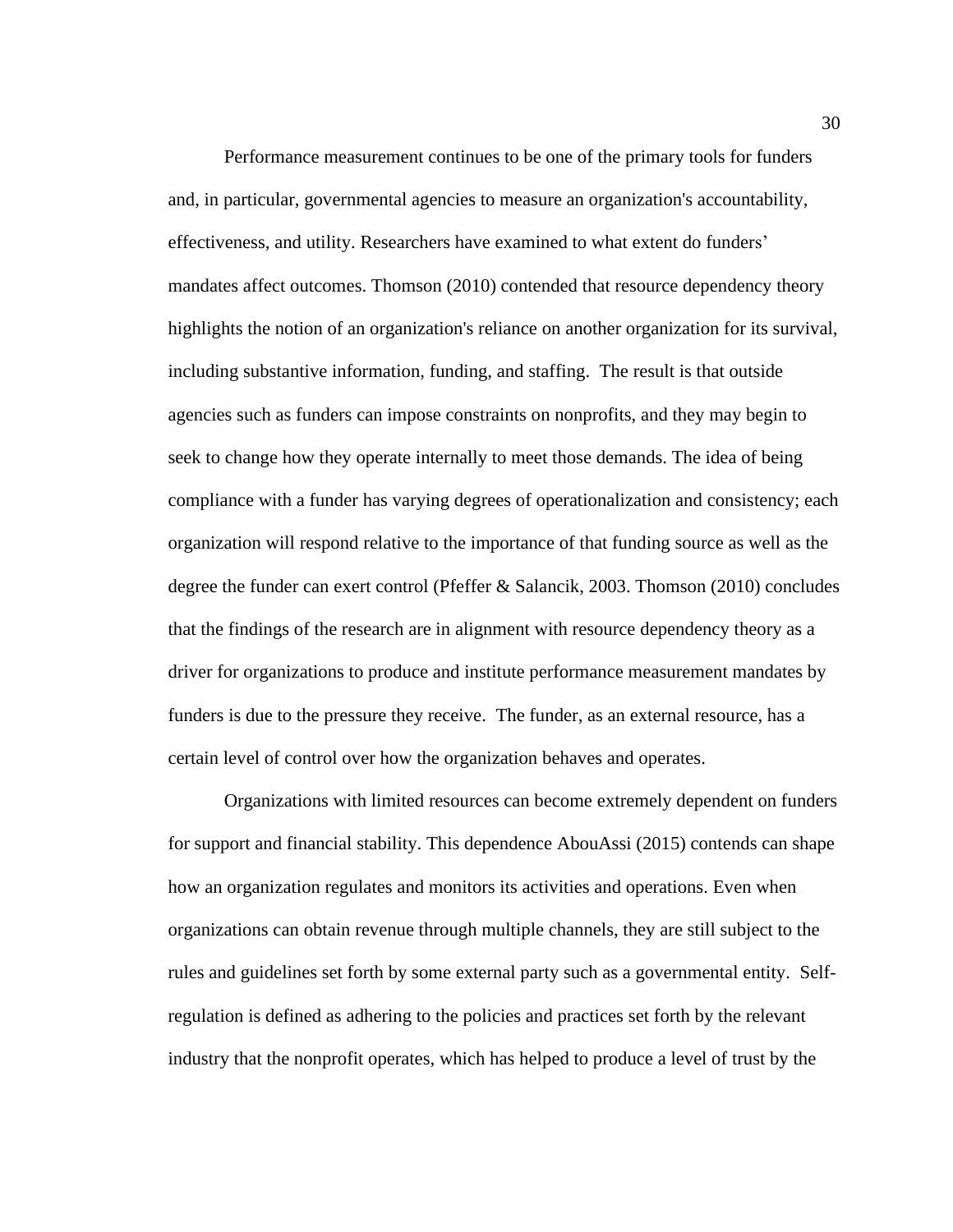Performance measurement continues to be one of the primary tools for funders and, in particular, governmental agencies to measure an organization's accountability, effectiveness, and utility. Researchers have examined to what extent do funders' mandates affect outcomes. Thomson (2010) contended that resource dependency theory highlights the notion of an organization's reliance on another organization for its survival, including substantive information, funding, and staffing. The result is that outside agencies such as funders can impose constraints on nonprofits, and they may begin to seek to change how they operate internally to meet those demands. The idea of being compliance with a funder has varying degrees of operationalization and consistency; each organization will respond relative to the importance of that funding source as well as the degree the funder can exert control (Pfeffer & Salancik, 2003. Thomson (2010) concludes that the findings of the research are in alignment with resource dependency theory as a driver for organizations to produce and institute performance measurement mandates by funders is due to the pressure they receive. The funder, as an external resource, has a certain level of control over how the organization behaves and operates.

Organizations with limited resources can become extremely dependent on funders for support and financial stability. This dependence AbouAssi (2015) contends can shape how an organization regulates and monitors its activities and operations. Even when organizations can obtain revenue through multiple channels, they are still subject to the rules and guidelines set forth by some external party such as a governmental entity. Self-regulation is defined as adhering to the policies and practices set forth by the relevant industry that the nonprofit operates, which has helped to produce a level of trust by the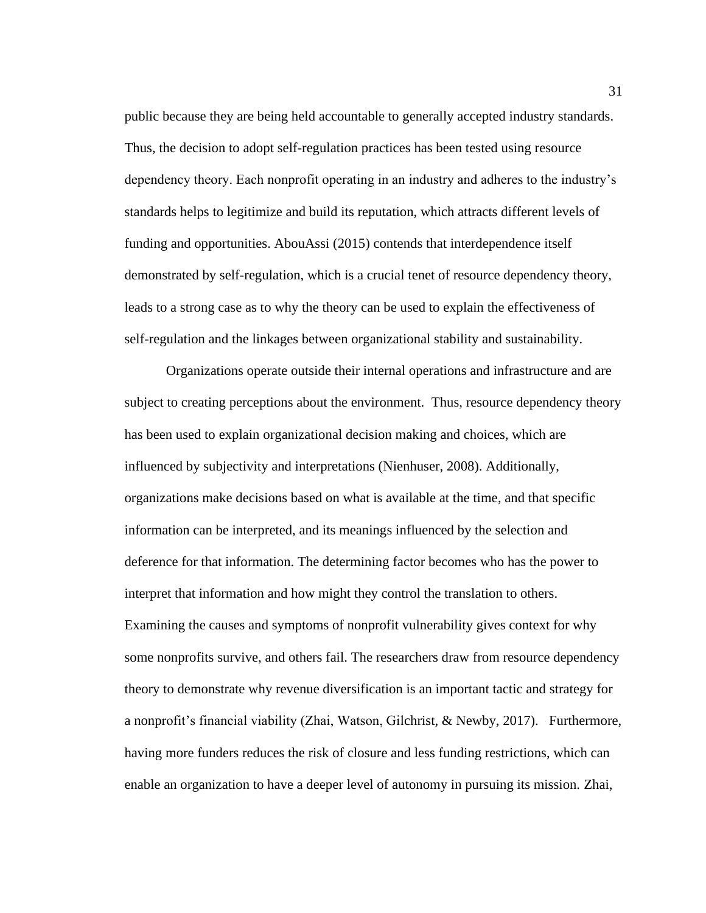public because they are being held accountable to generally accepted industry standards. Thus, the decision to adopt self-regulation practices has been tested using resource dependency theory. Each nonprofit operating in an industry and adheres to the industry's standards helps to legitimize and build its reputation, which attracts different levels of funding and opportunities. AbouAssi (2015) contends that interdependence itself demonstrated by self-regulation, which is a crucial tenet of resource dependency theory, leads to a strong case as to why the theory can be used to explain the effectiveness of self-regulation and the linkages between organizational stability and sustainability.

Organizations operate outside their internal operations and infrastructure and are subject to creating perceptions about the environment. Thus, resource dependency theory has been used to explain organizational decision making and choices, which are influenced by subjectivity and interpretations (Nienhuser, 2008). Additionally, organizations make decisions based on what is available at the time, and that specific information can be interpreted, and its meanings influenced by the selection and deference for that information. The determining factor becomes who has the power to interpret that information and how might they control the translation to others. Examining the causes and symptoms of nonprofit vulnerability gives context for why some nonprofits survive, and others fail. The researchers draw from resource dependency theory to demonstrate why revenue diversification is an important tactic and strategy for a nonprofit's financial viability (Zhai, Watson, Gilchrist, & Newby, 2017). Furthermore, having more funders reduces the risk of closure and less funding restrictions, which can enable an organization to have a deeper level of autonomy in pursuing its mission. Zhai,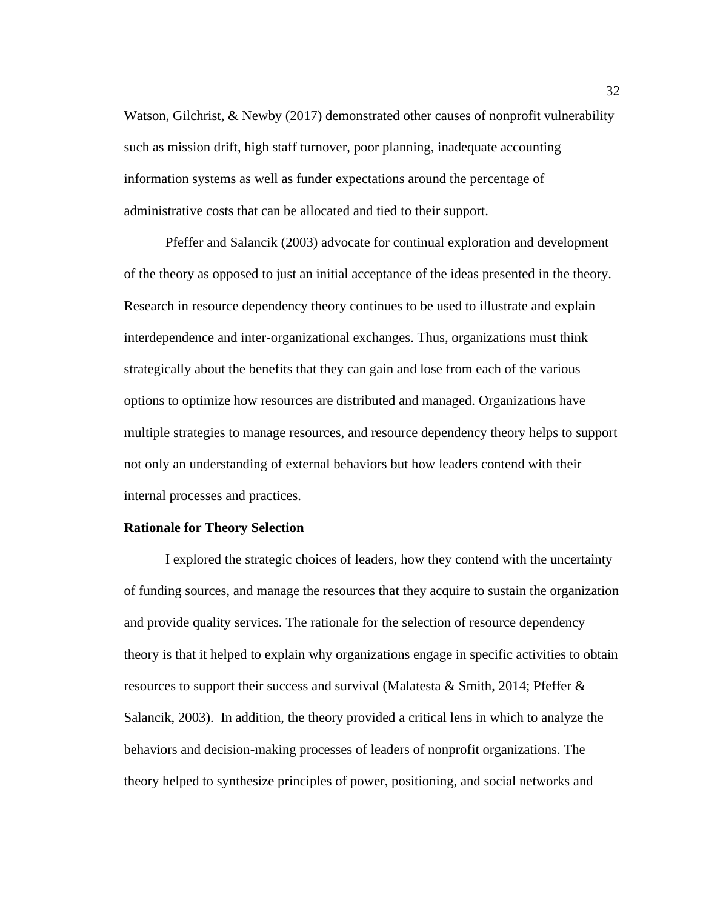Watson, Gilchrist, & Newby (2017) demonstrated other causes of nonprofit vulnerability such as mission drift, high staff turnover, poor planning, inadequate accounting information systems as well as funder expectations around the percentage of administrative costs that can be allocated and tied to their support.

Pfeffer and Salancik (2003) advocate for continual exploration and development of the theory as opposed to just an initial acceptance of the ideas presented in the theory. Research in resource dependency theory continues to be used to illustrate and explain interdependence and inter-organizational exchanges. Thus, organizations must think strategically about the benefits that they can gain and lose from each of the various options to optimize how resources are distributed and managed. Organizations have multiple strategies to manage resources, and resource dependency theory helps to support not only an understanding of external behaviors but how leaders contend with their internal processes and practices.

**Rationale for Theory Selection**

I explored the strategic choices of leaders, how they contend with the uncertainty of funding sources, and manage the resources that they acquire to sustain the organization and provide quality services. The rationale for the selection of resource dependency theory is that it helped to explain why organizations engage in specific activities to obtain resources to support their success and survival (Malatesta & Smith, 2014; Pfeffer & Salancik, 2003). In addition, the theory provided a critical lens in which to analyze the behaviors and decision-making processes of leaders of nonprofit organizations. The theory helped to synthesize principles of power, positioning, and social networks and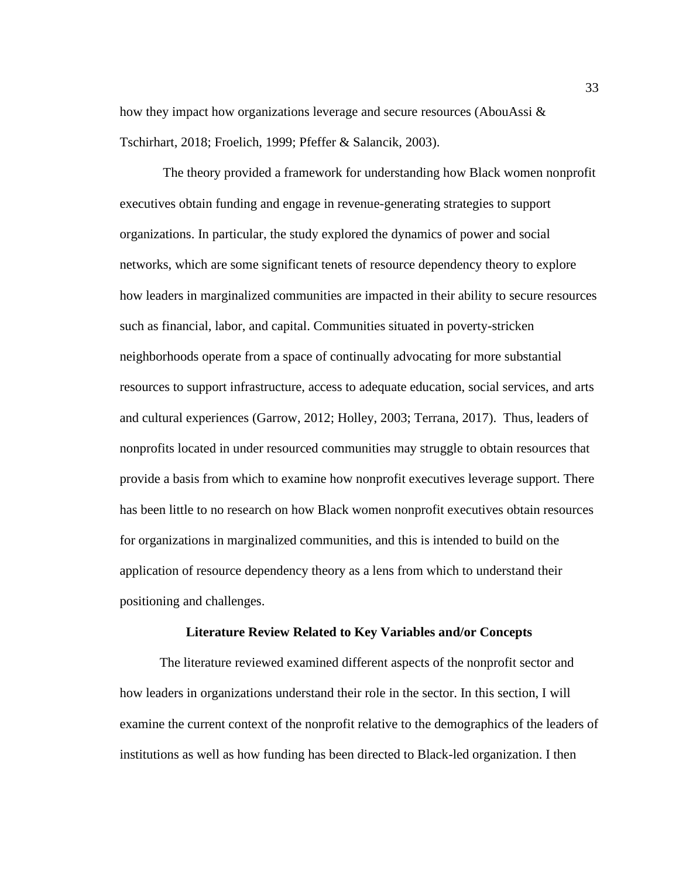how they impact how organizations leverage and secure resources (AbouAssi & Tschirhart, 2018; Froelich, 1999; Pfeffer & Salancik, 2003).

The theory provided a framework for understanding how Black women nonprofit executives obtain funding and engage in revenue-generating strategies to support organizations. In particular, the study explored the dynamics of power and social networks, which are some significant tenets of resource dependency theory to explore how leaders in marginalized communities are impacted in their ability to secure resources such as financial, labor, and capital. Communities situated in poverty-stricken neighborhoods operate from a space of continually advocating for more substantial resources to support infrastructure, access to adequate education, social services, and arts and cultural experiences (Garrow, 2012; Holley, 2003; Terrana, 2017). Thus, leaders of nonprofits located in under resourced communities may struggle to obtain resources that provide a basis from which to examine how nonprofit executives leverage support. There has been little to no research on how Black women nonprofit executives obtain resources for organizations in marginalized communities, and this is intended to build on the application of resource dependency theory as a lens from which to understand their positioning and challenges.

## Literature Review Related to Key Variables and/or Concepts

The literature reviewed examined different aspects of the nonprofit sector and how leaders in organizations understand their role in the sector. In this section, I will examine the current context of the nonprofit relative to the demographics of the leaders of institutions as well as how funding has been directed to Black-led organization. I then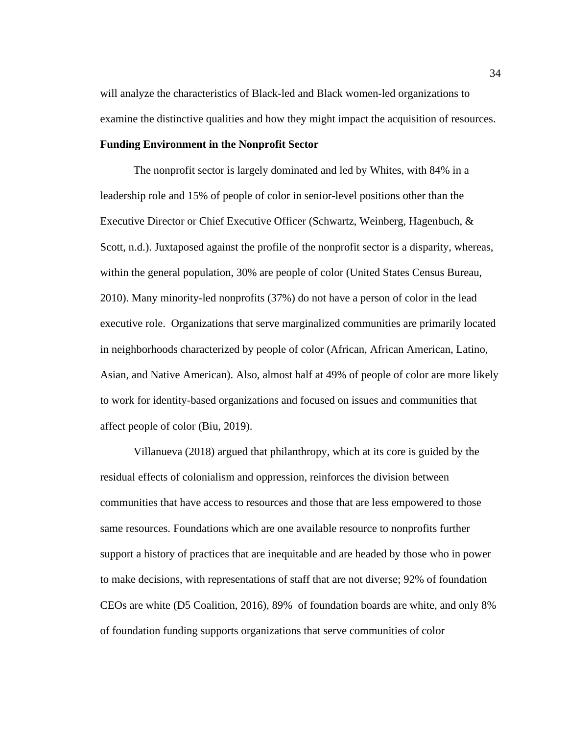will analyze the characteristics of Black-led and Black women-led organizations to examine the distinctive qualities and how they might impact the acquisition of resources.

**Funding Environment in the Nonprofit Sector**

The nonprofit sector is largely dominated and led by Whites, with 84% in a leadership role and 15% of people of color in senior-level positions other than the Executive Director or Chief Executive Officer (Schwartz, Weinberg, Hagenbuch, & Scott, n.d.). Juxtaposed against the profile of the nonprofit sector is a disparity, whereas, within the general population, 30% are people of color (United States Census Bureau, 2010). Many minority-led nonprofits (37%) do not have a person of color in the lead executive role. Organizations that serve marginalized communities are primarily located in neighborhoods characterized by people of color (African, African American, Latino, Asian, and Native American). Also, almost half at 49% of people of color are more likely to work for identity-based organizations and focused on issues and communities that affect people of color (Biu, 2019).

Villanueva (2018) argued that philanthropy, which at its core is guided by the residual effects of colonialism and oppression, reinforces the division between communities that have access to resources and those that are less empowered to those same resources. Foundations which are one available resource to nonprofits further support a history of practices that are inequitable and are headed by those who in power to make decisions, with representations of staff that are not diverse; 92% of foundation CEOs are white (D5 Coalition, 2016), 89% of foundation boards are white, and only 8% of foundation funding supports organizations that serve communities of color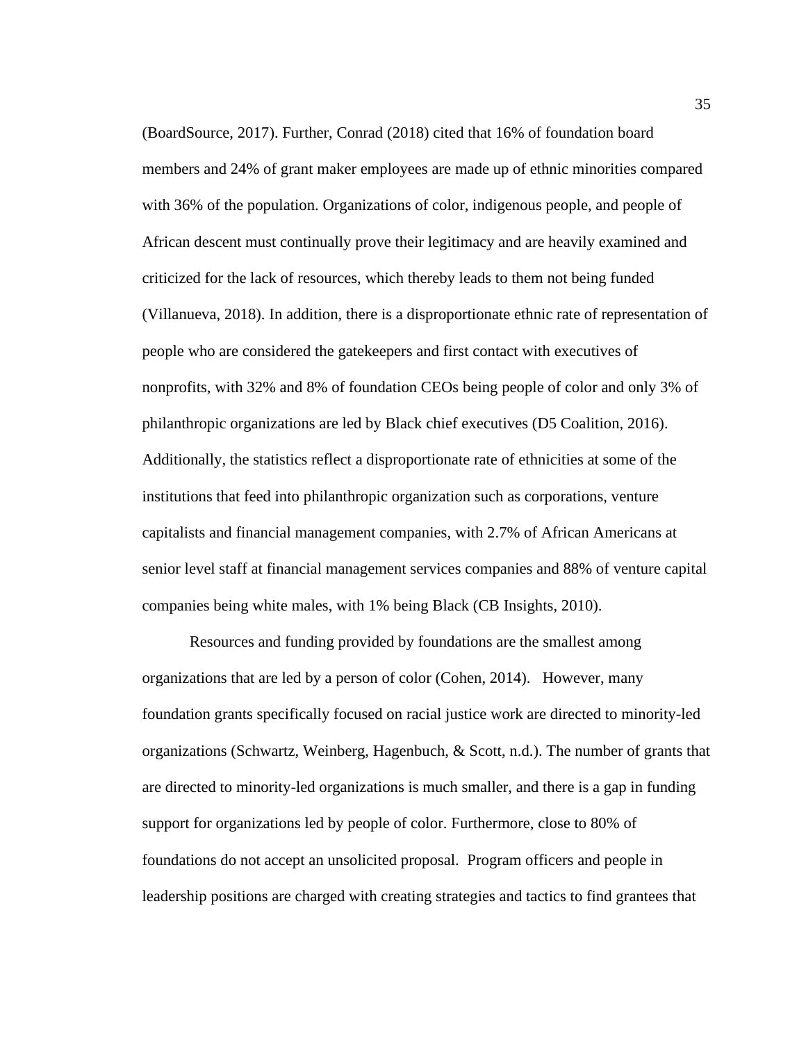(BoardSource, 2017). Further, Conrad (2018) cited that 16% of foundation board members and 24% of grant maker employees are made up of ethnic minorities compared with 36% of the population. Organizations of color, indigenous people, and people of African descent must continually prove their legitimacy and are heavily examined and criticized for the lack of resources, which thereby leads to them not being funded (Villanueva, 2018). In addition, there is a disproportionate ethnic rate of representation of people who are considered the gatekeepers and first contact with executives of nonprofits, with 32% and 8% of foundation CEOs being people of color and only 3% of philanthropic organizations are led by Black chief executives (D5 Coalition, 2016). Additionally, the statistics reflect a disproportionate rate of ethnicities at some of the institutions that feed into philanthropic organization such as corporations, venture capitalists and financial management companies, with 2.7% of African Americans at senior level staff at financial management services companies and 88% of venture capital companies being white males, with 1% being Black (CB Insights, 2010).

Resources and funding provided by foundations are the smallest among organizations that are led by a person of color (Cohen, 2014). However, many foundation grants specifically focused on racial justice work are directed to minority-led organizations (Schwartz, Weinberg, Hagenbuch, & Scott, n.d.). The number of grants that are directed to minority-led organizations is much smaller, and there is a gap in funding support for organizations led by people of color. Furthermore, close to 80% of foundations do not accept an unsolicited proposal. Program officers and people in leadership positions are charged with creating strategies and tactics to find grantees that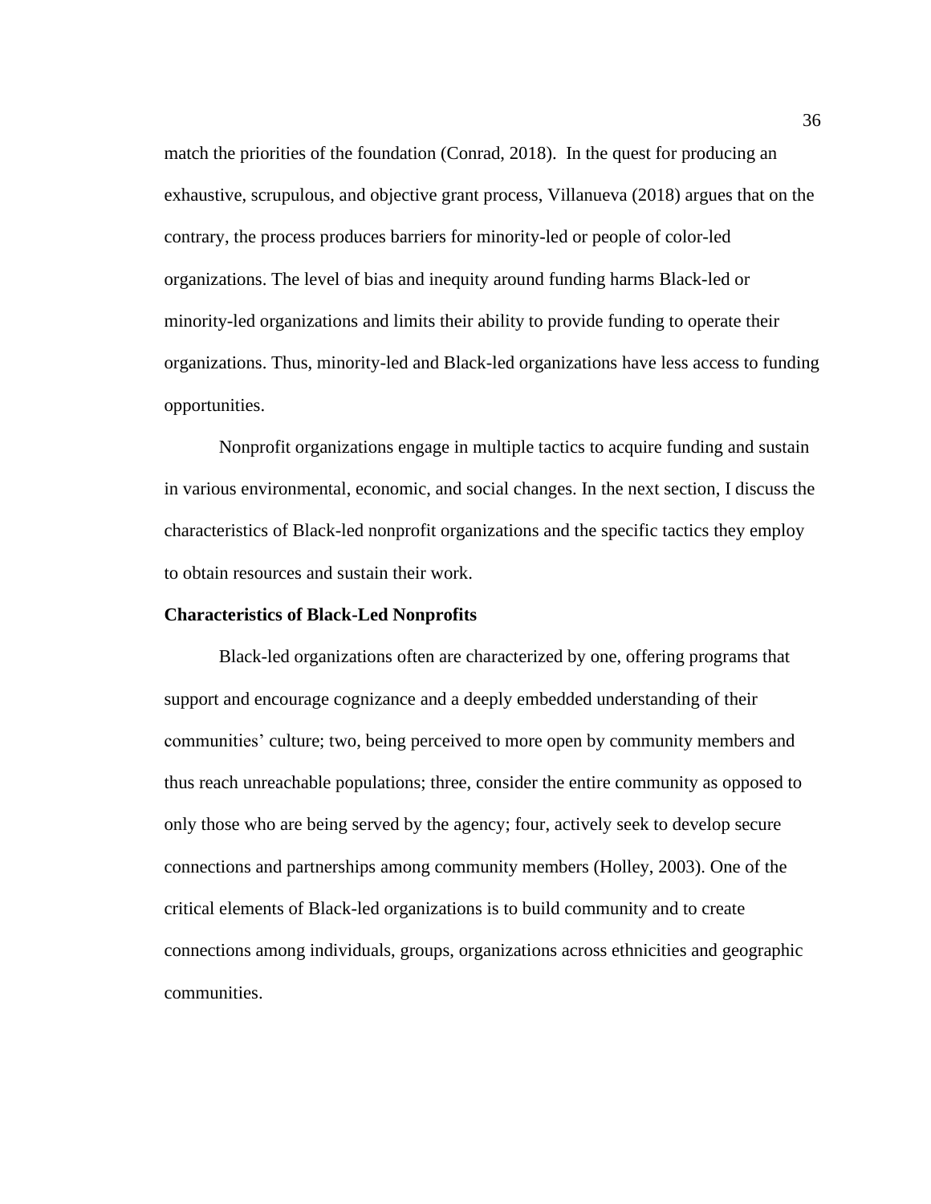match the priorities of the foundation (Conrad, 2018). In the quest for producing an exhaustive, scrupulous, and objective grant process, Villanueva (2018) argues that on the contrary, the process produces barriers for minority-led or people of color-led organizations. The level of bias and inequity around funding harms Black-led or minority-led organizations and limits their ability to provide funding to operate their organizations. Thus, minority-led and Black-led organizations have less access to funding opportunities.

Nonprofit organizations engage in multiple tactics to acquire funding and sustain in various environmental, economic, and social changes. In the next section, I discuss the characteristics of Black-led nonprofit organizations and the specific tactics they employ to obtain resources and sustain their work.

**Characteristics of Black-Led Nonprofits**

Black-led organizations often are characterized by one, offering programs that support and encourage cognizance and a deeply embedded understanding of their communities' culture; two, being perceived to more open by community members and thus reach unreachable populations; three, consider the entire community as opposed to only those who are being served by the agency; four, actively seek to develop secure connections and partnerships among community members (Holley, 2003). One of the critical elements of Black-led organizations is to build community and to create connections among individuals, groups, organizations across ethnicities and geographic communities.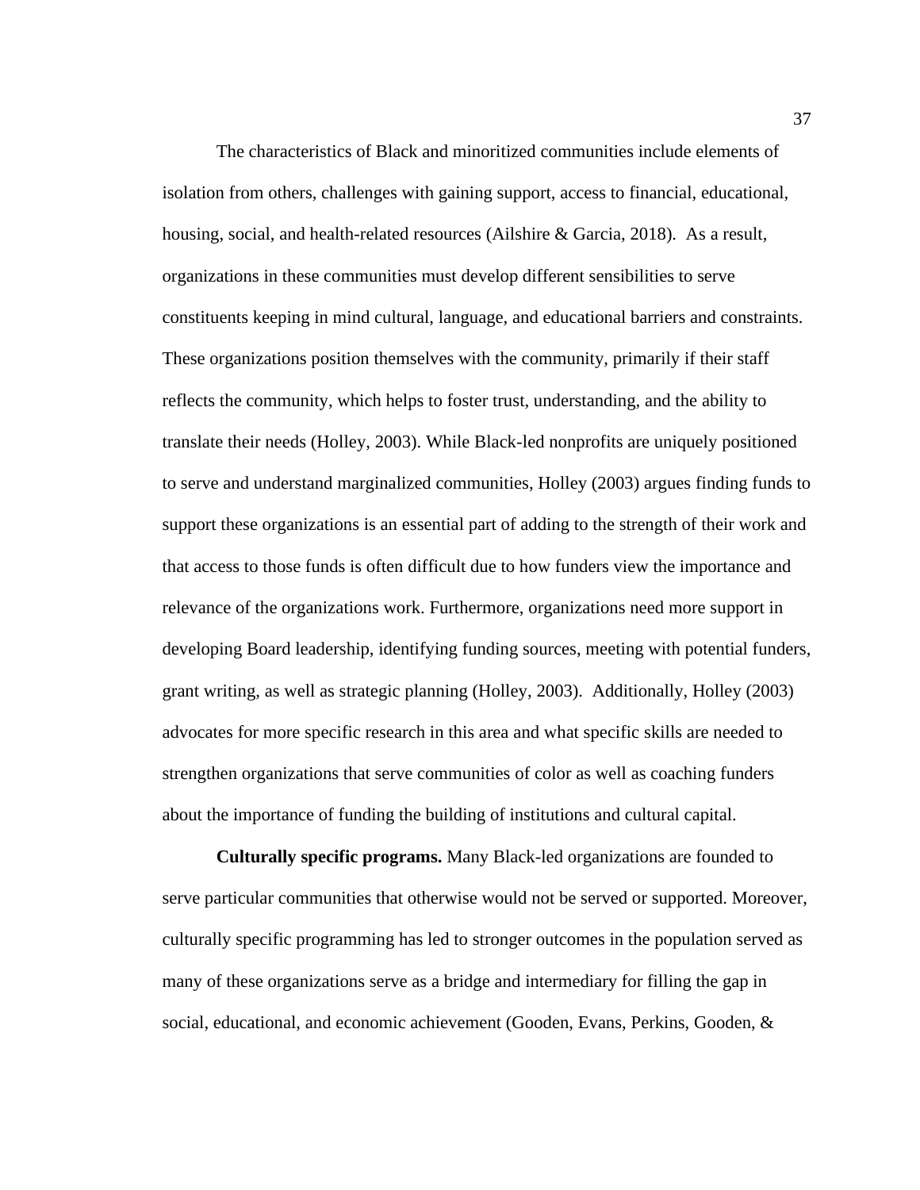The characteristics of Black and minoritized communities include elements of isolation from others, challenges with gaining support, access to financial, educational, housing, social, and health-related resources (Ailshire & Garcia, 2018). As a result, organizations in these communities must develop different sensibilities to serve constituents keeping in mind cultural, language, and educational barriers and constraints. These organizations position themselves with the community, primarily if their staff reflects the community, which helps to foster trust, understanding, and the ability to translate their needs (Holley, 2003). While Black-led nonprofits are uniquely positioned to serve and understand marginalized communities, Holley (2003) argues finding funds to support these organizations is an essential part of adding to the strength of their work and that access to those funds is often difficult due to how funders view the importance and relevance of the organizations work. Furthermore, organizations need more support in developing Board leadership, identifying funding sources, meeting with potential funders, grant writing, as well as strategic planning (Holley, 2003). Additionally, Holley (2003) advocates for more specific research in this area and what specific skills are needed to strengthen organizations that serve communities of color as well as coaching funders about the importance of funding the building of institutions and cultural capital.

**Culturally specific programs.** Many Black-led organizations are founded to serve particular communities that otherwise would not be served or supported. Moreover, culturally specific programming has led to stronger outcomes in the population served as many of these organizations serve as a bridge and intermediary for filling the gap in social, educational, and economic achievement (Gooden, Evans, Perkins, Gooden, &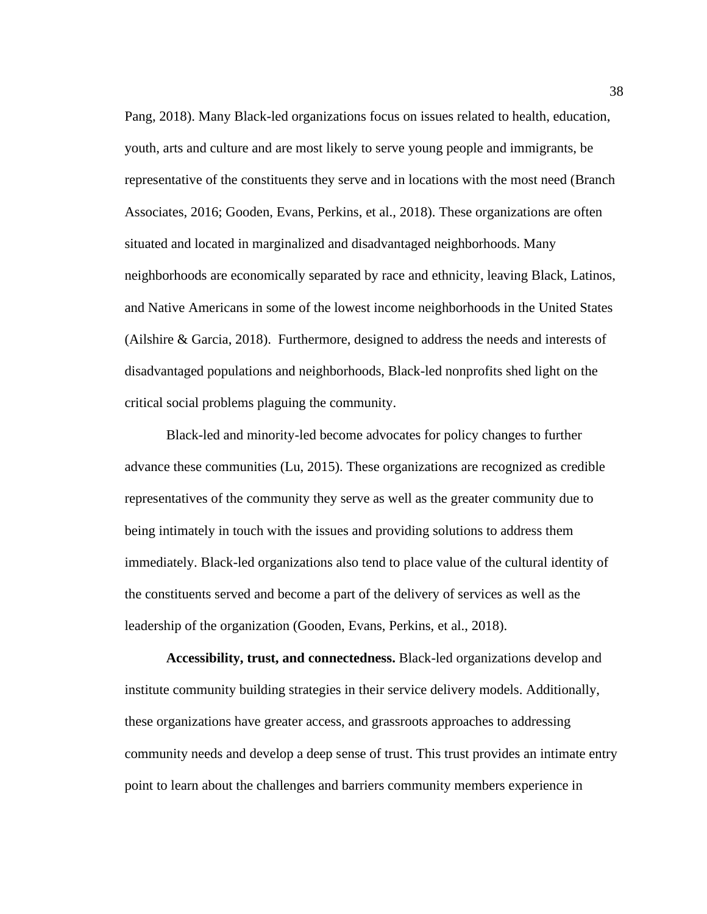Pang, 2018). Many Black-led organizations focus on issues related to health, education, youth, arts and culture and are most likely to serve young people and immigrants, be representative of the constituents they serve and in locations with the most need (Branch Associates, 2016; Gooden, Evans, Perkins, et al., 2018). These organizations are often situated and located in marginalized and disadvantaged neighborhoods. Many neighborhoods are economically separated by race and ethnicity, leaving Black, Latinos, and Native Americans in some of the lowest income neighborhoods in the United States (Ailshire & Garcia, 2018). Furthermore, designed to address the needs and interests of disadvantaged populations and neighborhoods, Black-led nonprofits shed light on the critical social problems plaguing the community.

Black-led and minority-led become advocates for policy changes to further advance these communities (Lu, 2015). These organizations are recognized as credible representatives of the community they serve as well as the greater community due to being intimately in touch with the issues and providing solutions to address them immediately. Black-led organizations also tend to place value of the cultural identity of the constituents served and become a part of the delivery of services as well as the leadership of the organization (Gooden, Evans, Perkins, et al., 2018).

**Accessibility, trust, and connectedness.** Black-led organizations develop and institute community building strategies in their service delivery models. Additionally, these organizations have greater access, and grassroots approaches to addressing community needs and develop a deep sense of trust. This trust provides an intimate entry point to learn about the challenges and barriers community members experience in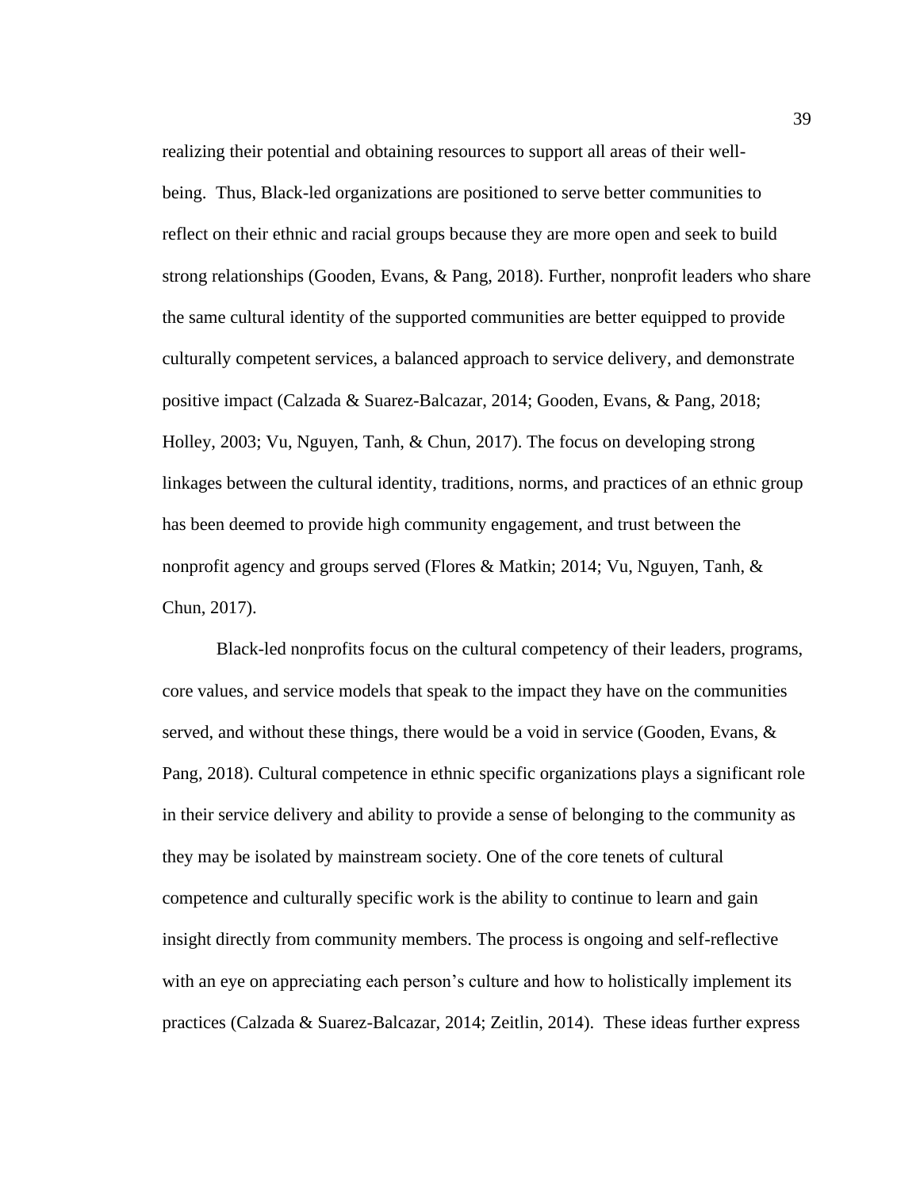realizing their potential and obtaining resources to support all areas of their well-being. Thus, Black-led organizations are positioned to serve better communities to reflect on their ethnic and racial groups because they are more open and seek to build strong relationships (Gooden, Evans, & Pang, 2018). Further, nonprofit leaders who share the same cultural identity of the supported communities are better equipped to provide culturally competent services, a balanced approach to service delivery, and demonstrate positive impact (Calzada & Suarez-Balcazar, 2014; Gooden, Evans, & Pang, 2018; Holley, 2003; Vu, Nguyen, Tanh, & Chun, 2017). The focus on developing strong linkages between the cultural identity, traditions, norms, and practices of an ethnic group has been deemed to provide high community engagement, and trust between the nonprofit agency and groups served (Flores & Matkin; 2014; Vu, Nguyen, Tanh, & Chun, 2017).

Black-led nonprofits focus on the cultural competency of their leaders, programs, core values, and service models that speak to the impact they have on the communities served, and without these things, there would be a void in service (Gooden, Evans, & Pang, 2018). Cultural competence in ethnic specific organizations plays a significant role in their service delivery and ability to provide a sense of belonging to the community as they may be isolated by mainstream society. One of the core tenets of cultural competence and culturally specific work is the ability to continue to learn and gain insight directly from community members. The process is ongoing and self-reflective with an eye on appreciating each person's culture and how to holistically implement its practices (Calzada & Suarez-Balcazar, 2014; Zeitlin, 2014). These ideas further express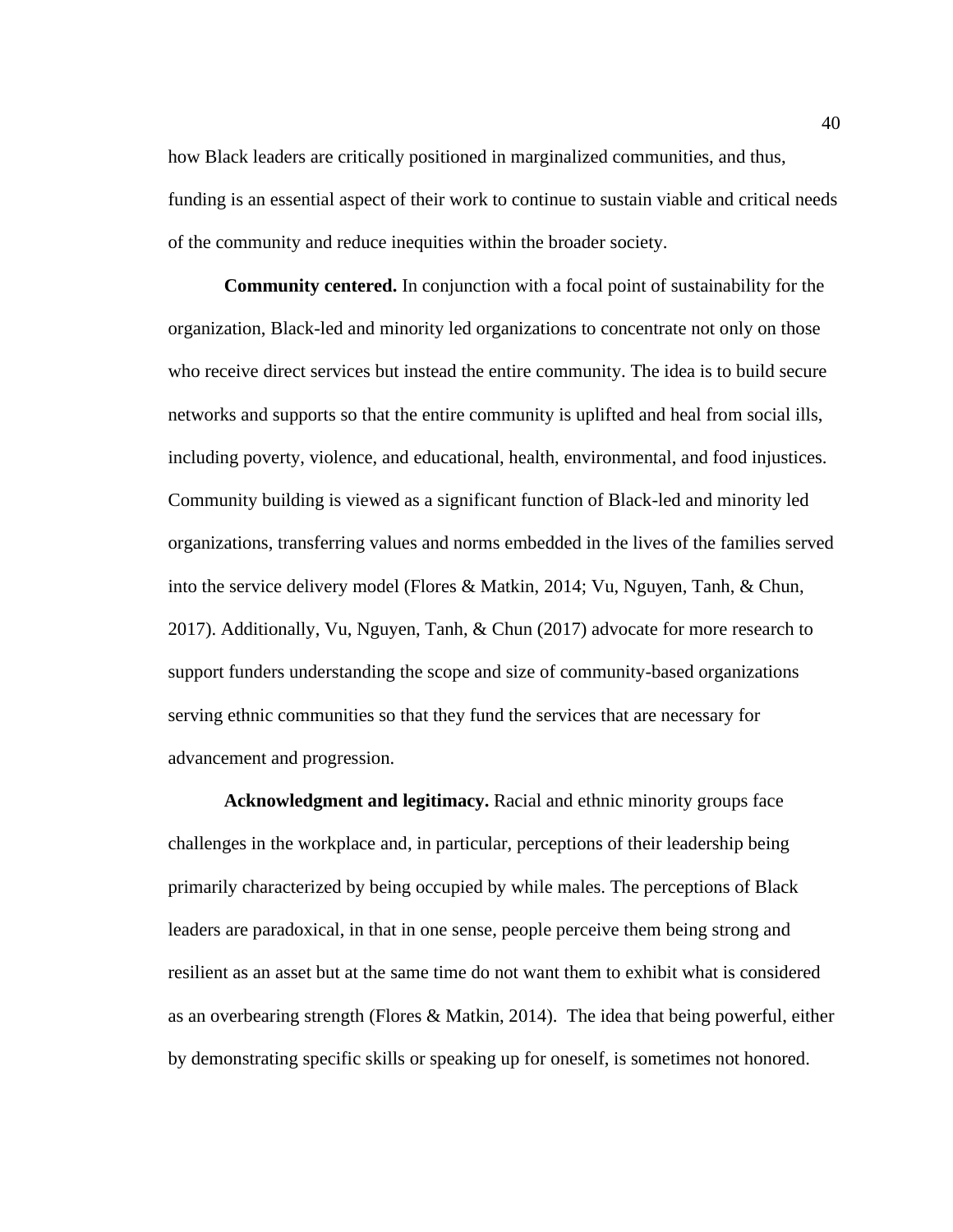how Black leaders are critically positioned in marginalized communities, and thus, funding is an essential aspect of their work to continue to sustain viable and critical needs of the community and reduce inequities within the broader society.

**Community centered.** In conjunction with a focal point of sustainability for the organization, Black-led and minority led organizations to concentrate not only on those who receive direct services but instead the entire community. The idea is to build secure networks and supports so that the entire community is uplifted and heal from social ills, including poverty, violence, and educational, health, environmental, and food injustices. Community building is viewed as a significant function of Black-led and minority led organizations, transferring values and norms embedded in the lives of the families served into the service delivery model (Flores & Matkin, 2014; Vu, Nguyen, Tanh, & Chun, 2017). Additionally, Vu, Nguyen, Tanh, & Chun (2017) advocate for more research to support funders understanding the scope and size of community-based organizations serving ethnic communities so that they fund the services that are necessary for advancement and progression.

**Acknowledgment and legitimacy.** Racial and ethnic minority groups face challenges in the workplace and, in particular, perceptions of their leadership being primarily characterized by being occupied by while males. The perceptions of Black leaders are paradoxical, in that in one sense, people perceive them being strong and resilient as an asset but at the same time do not want them to exhibit what is considered as an overbearing strength (Flores & Matkin, 2014). The idea that being powerful, either by demonstrating specific skills or speaking up for oneself, is sometimes not honored.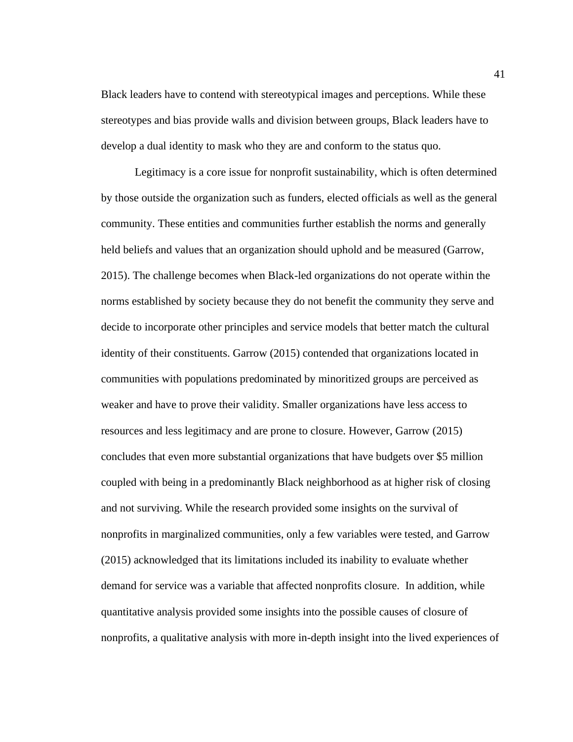Black leaders have to contend with stereotypical images and perceptions. While these stereotypes and bias provide walls and division between groups, Black leaders have to develop a dual identity to mask who they are and conform to the status quo.

Legitimacy is a core issue for nonprofit sustainability, which is often determined by those outside the organization such as funders, elected officials as well as the general community. These entities and communities further establish the norms and generally held beliefs and values that an organization should uphold and be measured (Garrow, 2015). The challenge becomes when Black-led organizations do not operate within the norms established by society because they do not benefit the community they serve and decide to incorporate other principles and service models that better match the cultural identity of their constituents. Garrow (2015) contended that organizations located in communities with populations predominated by minoritized groups are perceived as weaker and have to prove their validity. Smaller organizations have less access to resources and less legitimacy and are prone to closure. However, Garrow (2015) concludes that even more substantial organizations that have budgets over $5 million coupled with being in a predominantly Black neighborhood as at higher risk of closing and not surviving. While the research provided some insights on the survival of nonprofits in marginalized communities, only a few variables were tested, and Garrow (2015) acknowledged that its limitations included its inability to evaluate whether demand for service was a variable that affected nonprofits closure. In addition, while quantitative analysis provided some insights into the possible causes of closure of nonprofits, a qualitative analysis with more in-depth insight into the lived experiences of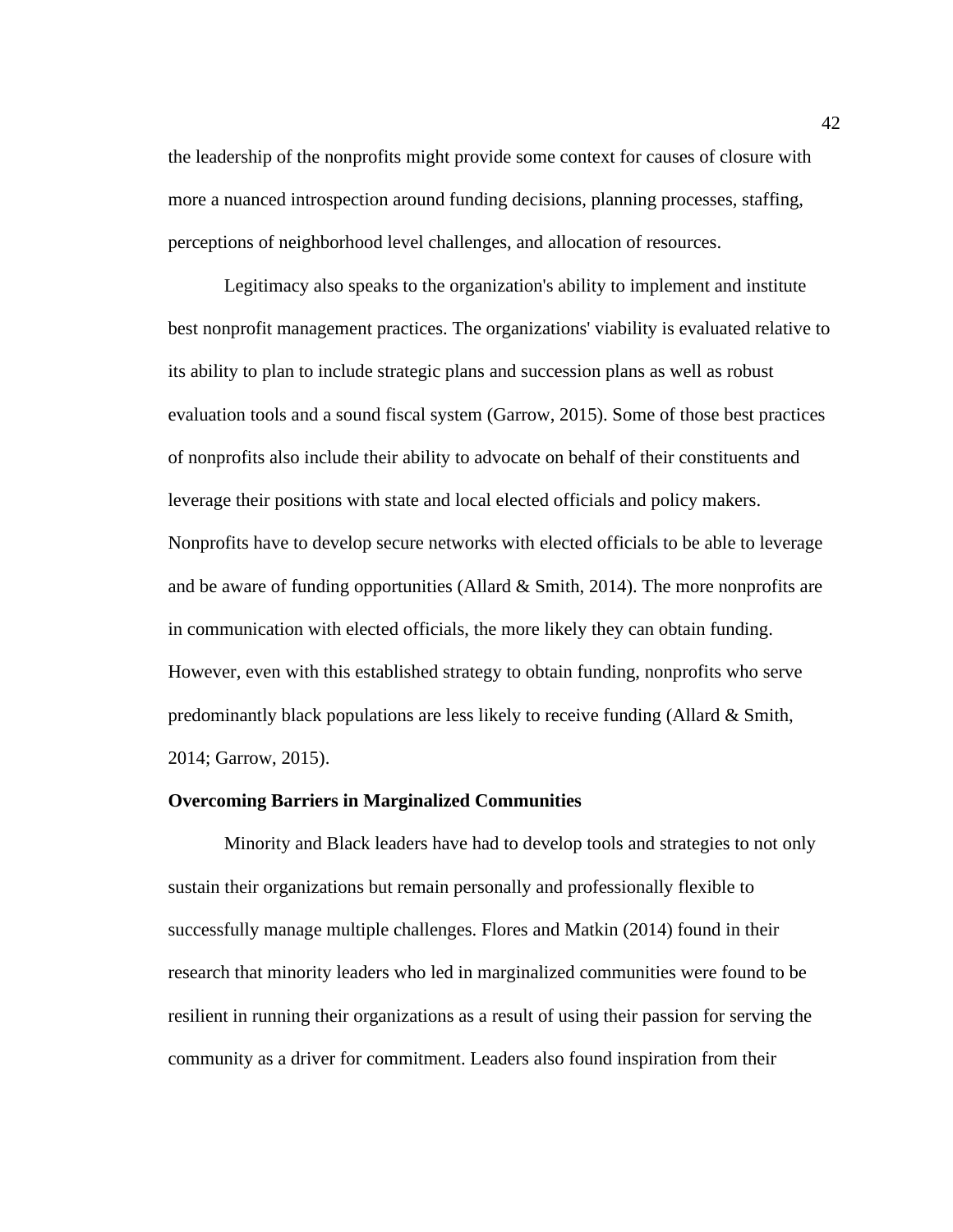the leadership of the nonprofits might provide some context for causes of closure with more a nuanced introspection around funding decisions, planning processes, staffing, perceptions of neighborhood level challenges, and allocation of resources.

Legitimacy also speaks to the organization's ability to implement and institute best nonprofit management practices. The organizations' viability is evaluated relative to its ability to plan to include strategic plans and succession plans as well as robust evaluation tools and a sound fiscal system (Garrow, 2015). Some of those best practices of nonprofits also include their ability to advocate on behalf of their constituents and leverage their positions with state and local elected officials and policy makers. Nonprofits have to develop secure networks with elected officials to be able to leverage and be aware of funding opportunities (Allard & Smith, 2014). The more nonprofits are in communication with elected officials, the more likely they can obtain funding. However, even with this established strategy to obtain funding, nonprofits who serve predominantly black populations are less likely to receive funding (Allard & Smith, 2014; Garrow, 2015).

**Overcoming Barriers in Marginalized Communities**

Minority and Black leaders have had to develop tools and strategies to not only sustain their organizations but remain personally and professionally flexible to successfully manage multiple challenges. Flores and Matkin (2014) found in their research that minority leaders who led in marginalized communities were found to be resilient in running their organizations as a result of using their passion for serving the community as a driver for commitment. Leaders also found inspiration from their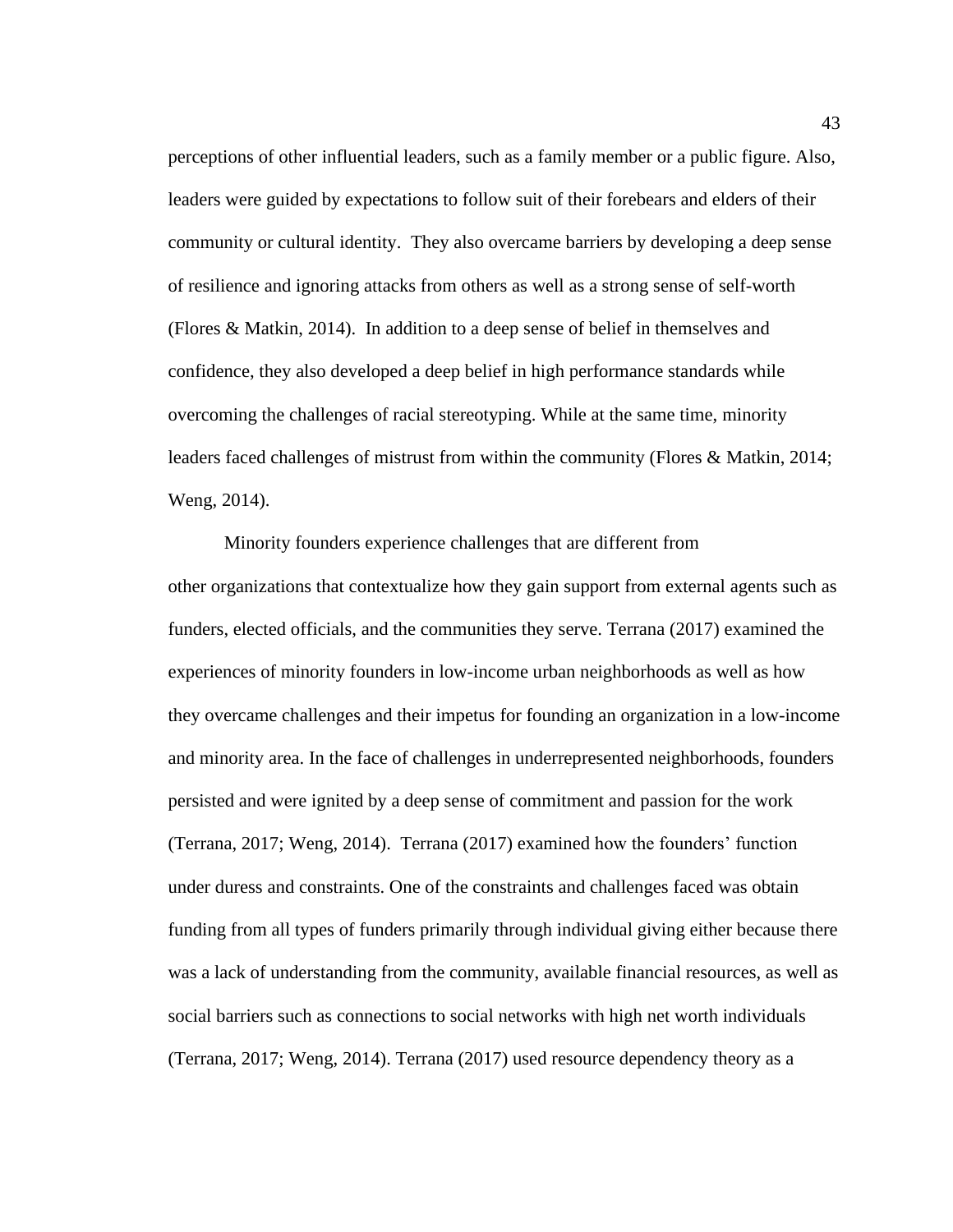perceptions of other influential leaders, such as a family member or a public figure. Also, leaders were guided by expectations to follow suit of their forebears and elders of their community or cultural identity. They also overcame barriers by developing a deep sense of resilience and ignoring attacks from others as well as a strong sense of self-worth (Flores & Matkin, 2014). In addition to a deep sense of belief in themselves and confidence, they also developed a deep belief in high performance standards while overcoming the challenges of racial stereotyping. While at the same time, minority leaders faced challenges of mistrust from within the community (Flores & Matkin, 2014; Weng, 2014).

Minority founders experience challenges that are different from other organizations that contextualize how they gain support from external agents such as funders, elected officials, and the communities they serve. Terrana (2017) examined the experiences of minority founders in low-income urban neighborhoods as well as how they overcame challenges and their impetus for founding an organization in a low-income and minority area. In the face of challenges in underrepresented neighborhoods, founders persisted and were ignited by a deep sense of commitment and passion for the work (Terrana, 2017; Weng, 2014). Terrana (2017) examined how the founders' function under duress and constraints. One of the constraints and challenges faced was obtain funding from all types of funders primarily through individual giving either because there was a lack of understanding from the community, available financial resources, as well as social barriers such as connections to social networks with high net worth individuals (Terrana, 2017; Weng, 2014). Terrana (2017) used resource dependency theory as a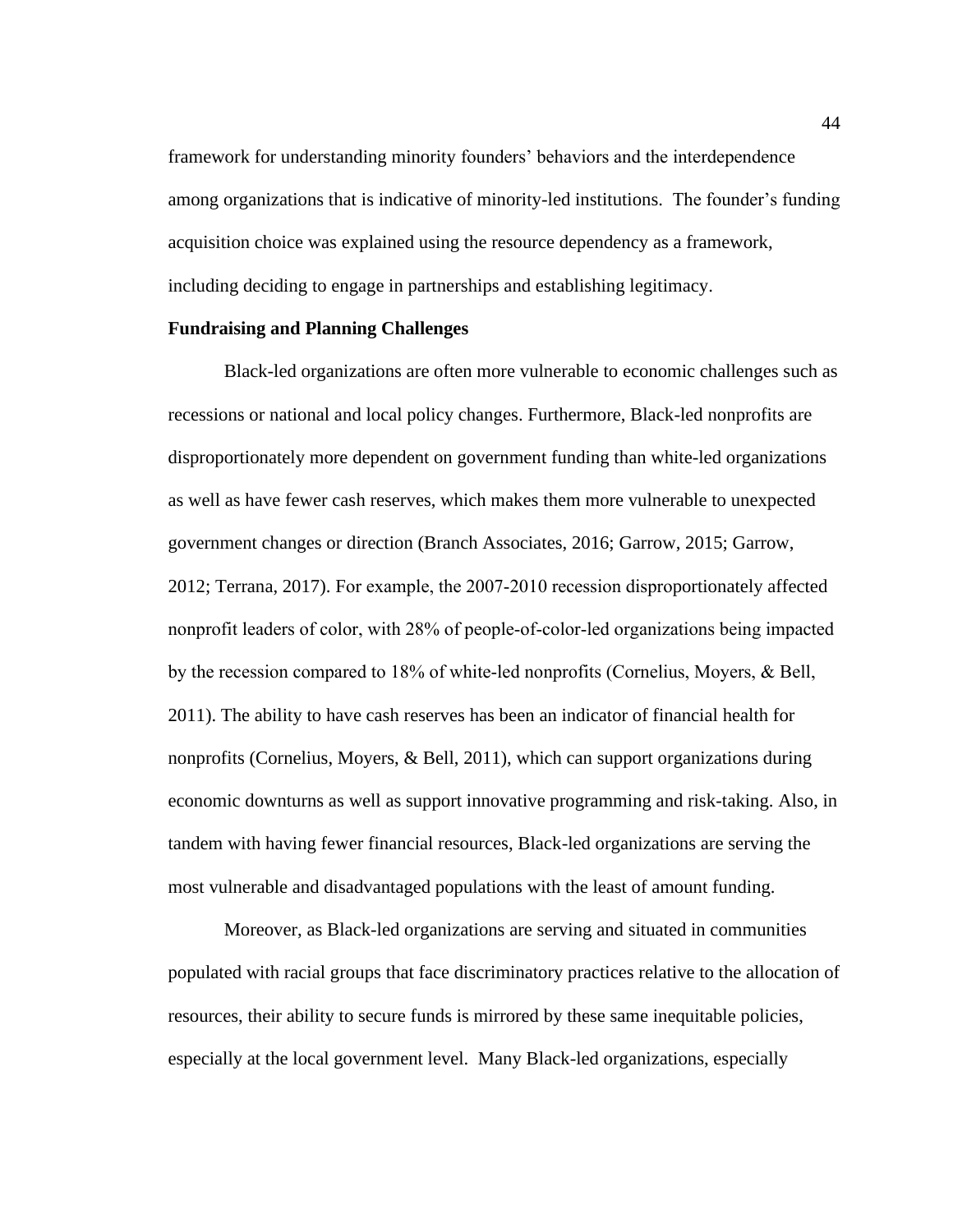framework for understanding minority founders' behaviors and the interdependence among organizations that is indicative of minority-led institutions. The founder's funding acquisition choice was explained using the resource dependency as a framework, including deciding to engage in partnerships and establishing legitimacy.

**Fundraising and Planning Challenges**

Black-led organizations are often more vulnerable to economic challenges such as recessions or national and local policy changes. Furthermore, Black-led nonprofits are disproportionately more dependent on government funding than white-led organizations as well as have fewer cash reserves, which makes them more vulnerable to unexpected government changes or direction (Branch Associates, 2016; Garrow, 2015; Garrow, 2012; Terrana, 2017). For example, the 2007-2010 recession disproportionately affected nonprofit leaders of color, with 28% of people-of-color-led organizations being impacted by the recession compared to 18% of white-led nonprofits (Cornelius, Moyers, & Bell, 2011). The ability to have cash reserves has been an indicator of financial health for nonprofits (Cornelius, Moyers, & Bell, 2011), which can support organizations during economic downturns as well as support innovative programming and risk-taking. Also, in tandem with having fewer financial resources, Black-led organizations are serving the most vulnerable and disadvantaged populations with the least of amount funding.

Moreover, as Black-led organizations are serving and situated in communities populated with racial groups that face discriminatory practices relative to the allocation of resources, their ability to secure funds is mirrored by these same inequitable policies, especially at the local government level. Many Black-led organizations, especially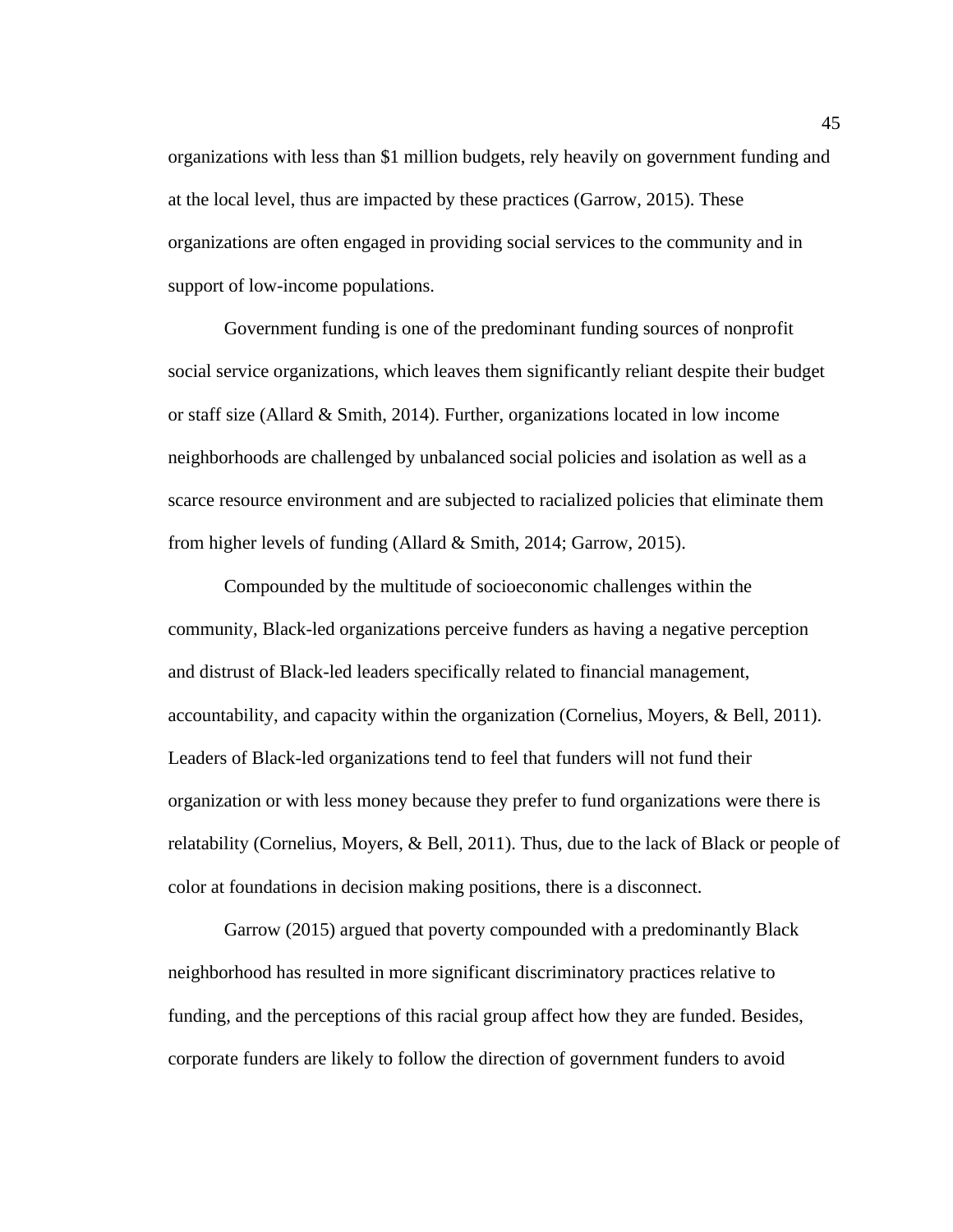organizations with less than $1 million budgets, rely heavily on government funding and at the local level, thus are impacted by these practices (Garrow, 2015). These organizations are often engaged in providing social services to the community and in support of low-income populations.

Government funding is one of the predominant funding sources of nonprofit social service organizations, which leaves them significantly reliant despite their budget or staff size (Allard & Smith, 2014). Further, organizations located in low income neighborhoods are challenged by unbalanced social policies and isolation as well as a scarce resource environment and are subjected to racialized policies that eliminate them from higher levels of funding (Allard & Smith, 2014; Garrow, 2015).

Compounded by the multitude of socioeconomic challenges within the community, Black-led organizations perceive funders as having a negative perception and distrust of Black-led leaders specifically related to financial management, accountability, and capacity within the organization (Cornelius, Moyers, & Bell, 2011). Leaders of Black-led organizations tend to feel that funders will not fund their organization or with less money because they prefer to fund organizations were there is relatability (Cornelius, Moyers, & Bell, 2011). Thus, due to the lack of Black or people of color at foundations in decision making positions, there is a disconnect.

Garrow (2015) argued that poverty compounded with a predominantly Black neighborhood has resulted in more significant discriminatory practices relative to funding, and the perceptions of this racial group affect how they are funded. Besides, corporate funders are likely to follow the direction of government funders to avoid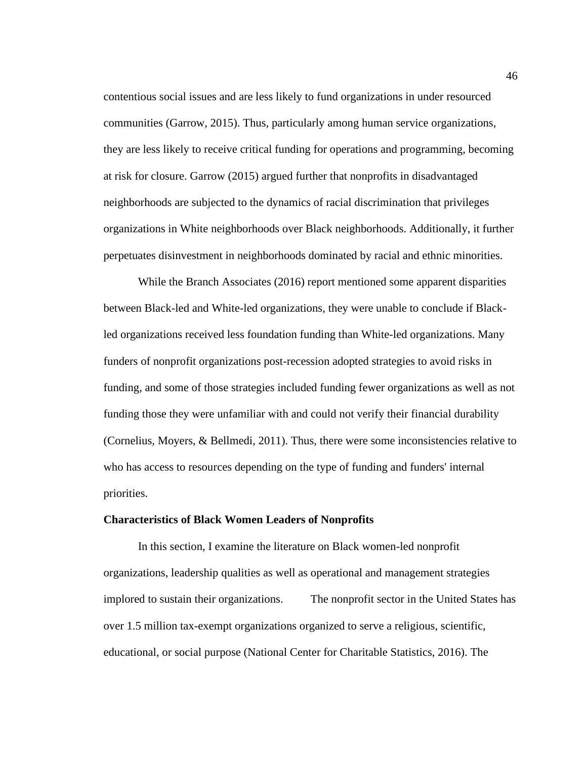contentious social issues and are less likely to fund organizations in under resourced communities (Garrow, 2015). Thus, particularly among human service organizations, they are less likely to receive critical funding for operations and programming, becoming at risk for closure. Garrow (2015) argued further that nonprofits in disadvantaged neighborhoods are subjected to the dynamics of racial discrimination that privileges organizations in White neighborhoods over Black neighborhoods. Additionally, it further perpetuates disinvestment in neighborhoods dominated by racial and ethnic minorities.

While the Branch Associates (2016) report mentioned some apparent disparities between Black-led and White-led organizations, they were unable to conclude if Black-led organizations received less foundation funding than White-led organizations. Many funders of nonprofit organizations post-recession adopted strategies to avoid risks in funding, and some of those strategies included funding fewer organizations as well as not funding those they were unfamiliar with and could not verify their financial durability (Cornelius, Moyers, & Bellmedi, 2011). Thus, there were some inconsistencies relative to who has access to resources depending on the type of funding and funders' internal priorities.

**Characteristics of Black Women Leaders of Nonprofits**

In this section, I examine the literature on Black women-led nonprofit organizations, leadership qualities as well as operational and management strategies implored to sustain their organizations. The nonprofit sector in the United States has over 1.5 million tax-exempt organizations organized to serve a religious, scientific, educational, or social purpose (National Center for Charitable Statistics, 2016). The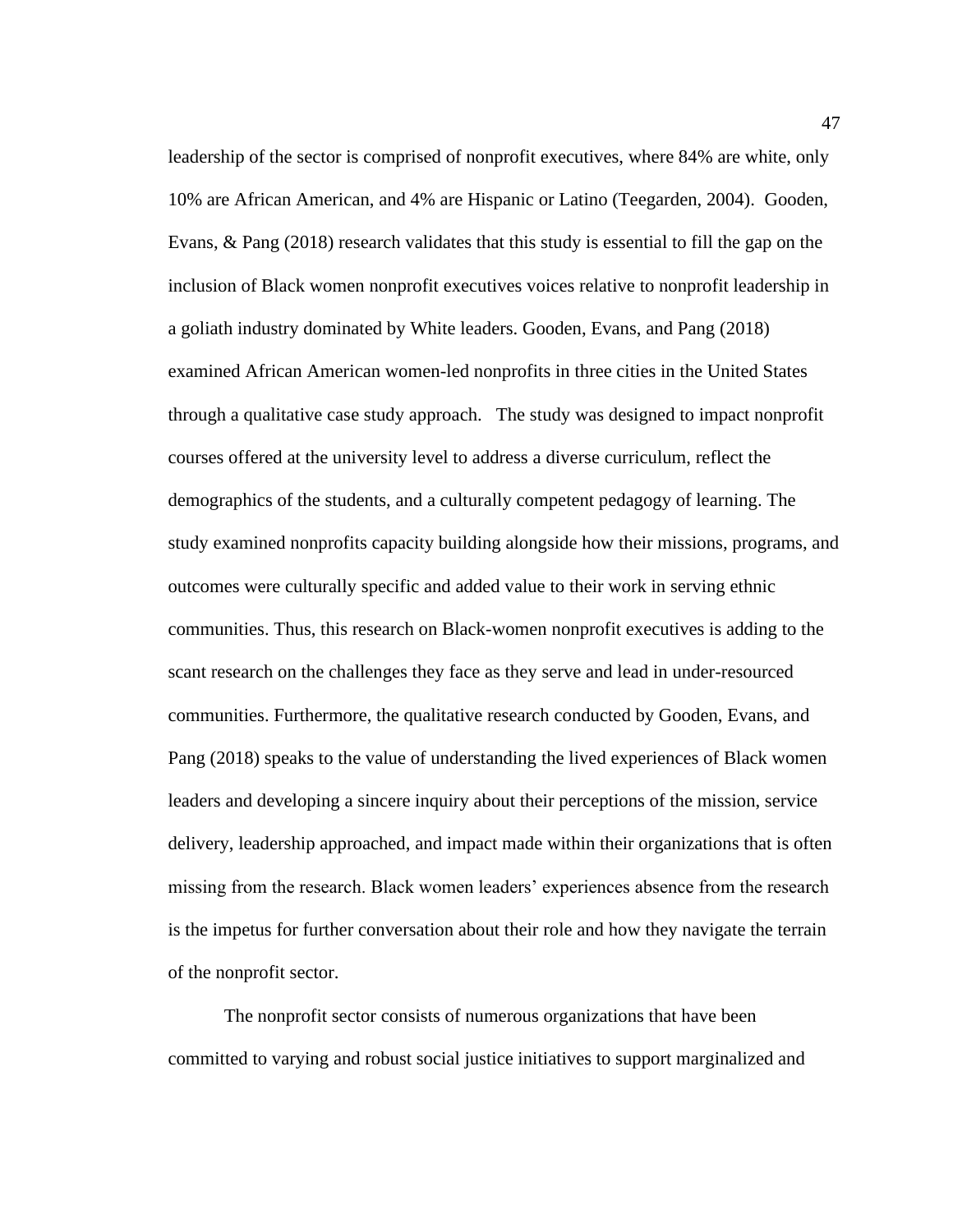leadership of the sector is comprised of nonprofit executives, where 84% are white, only 10% are African American, and 4% are Hispanic or Latino (Teegarden, 2004). Gooden, Evans, & Pang (2018) research validates that this study is essential to fill the gap on the inclusion of Black women nonprofit executives voices relative to nonprofit leadership in a goliath industry dominated by White leaders. Gooden, Evans, and Pang (2018) examined African American women-led nonprofits in three cities in the United States through a qualitative case study approach. The study was designed to impact nonprofit courses offered at the university level to address a diverse curriculum, reflect the demographics of the students, and a culturally competent pedagogy of learning. The study examined nonprofits capacity building alongside how their missions, programs, and outcomes were culturally specific and added value to their work in serving ethnic communities. Thus, this research on Black-women nonprofit executives is adding to the scant research on the challenges they face as they serve and lead in under-resourced communities. Furthermore, the qualitative research conducted by Gooden, Evans, and Pang (2018) speaks to the value of understanding the lived experiences of Black women leaders and developing a sincere inquiry about their perceptions of the mission, service delivery, leadership approached, and impact made within their organizations that is often missing from the research. Black women leaders' experiences absence from the research is the impetus for further conversation about their role and how they navigate the terrain of the nonprofit sector.

The nonprofit sector consists of numerous organizations that have been committed to varying and robust social justice initiatives to support marginalized and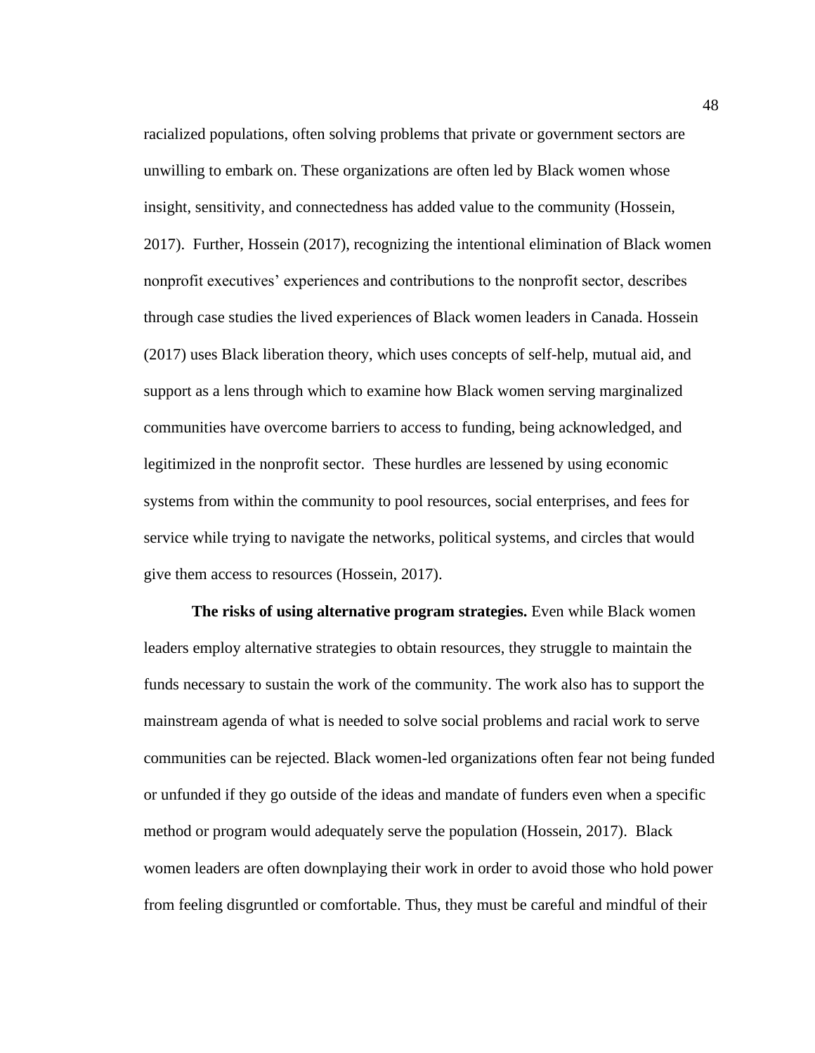racialized populations, often solving problems that private or government sectors are unwilling to embark on. These organizations are often led by Black women whose insight, sensitivity, and connectedness has added value to the community (Hossein, 2017). Further, Hossein (2017), recognizing the intentional elimination of Black women nonprofit executives' experiences and contributions to the nonprofit sector, describes through case studies the lived experiences of Black women leaders in Canada. Hossein (2017) uses Black liberation theory, which uses concepts of self-help, mutual aid, and support as a lens through which to examine how Black women serving marginalized communities have overcome barriers to access to funding, being acknowledged, and legitimized in the nonprofit sector. These hurdles are lessened by using economic systems from within the community to pool resources, social enterprises, and fees for service while trying to navigate the networks, political systems, and circles that would give them access to resources (Hossein, 2017).

**The risks of using alternative program strategies.** Even while Black women leaders employ alternative strategies to obtain resources, they struggle to maintain the funds necessary to sustain the work of the community. The work also has to support the mainstream agenda of what is needed to solve social problems and racial work to serve communities can be rejected. Black women-led organizations often fear not being funded or unfunded if they go outside of the ideas and mandate of funders even when a specific method or program would adequately serve the population (Hossein, 2017). Black women leaders are often downplaying their work in order to avoid those who hold power from feeling disgruntled or comfortable. Thus, they must be careful and mindful of their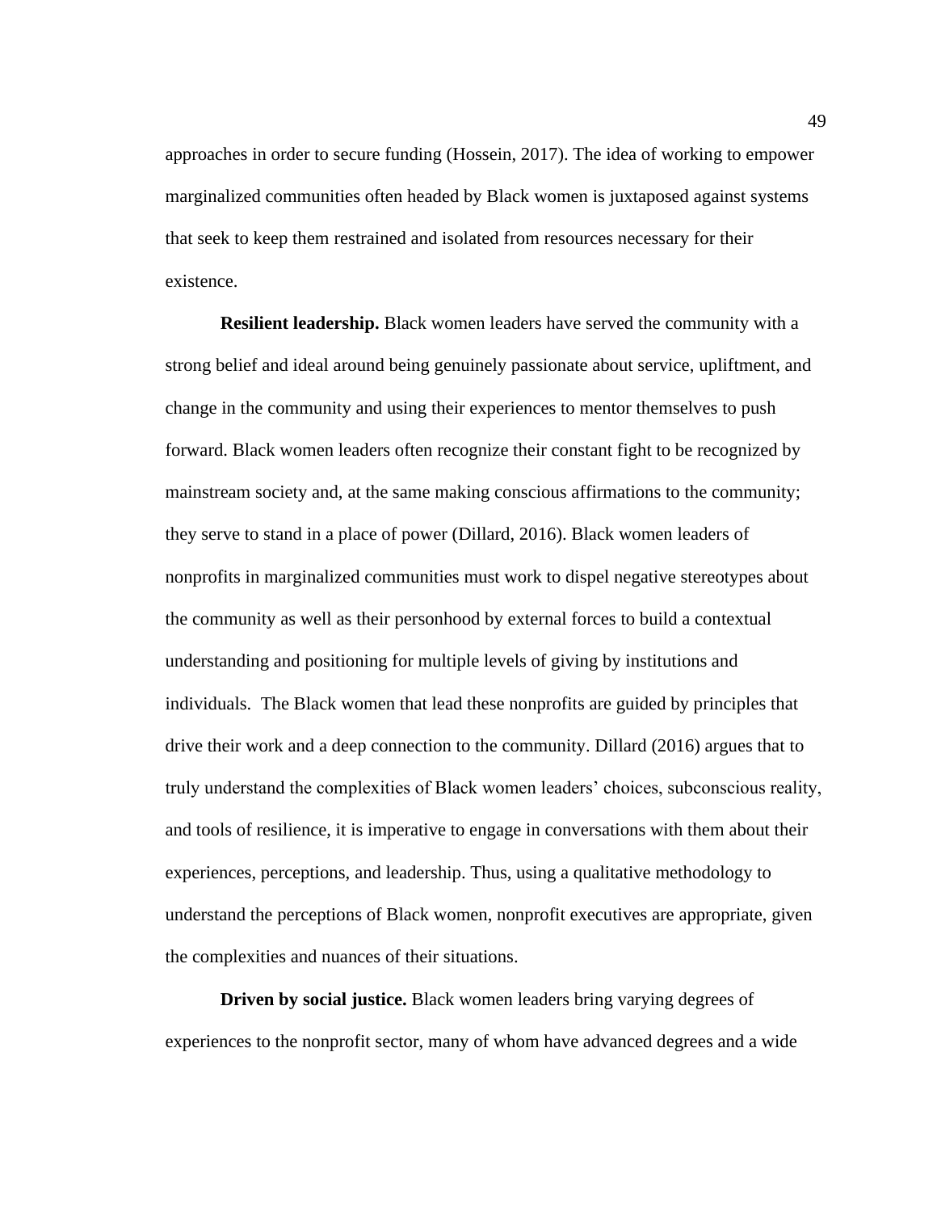approaches in order to secure funding (Hossein, 2017). The idea of working to empower marginalized communities often headed by Black women is juxtaposed against systems that seek to keep them restrained and isolated from resources necessary for their existence.

**Resilient leadership.** Black women leaders have served the community with a strong belief and ideal around being genuinely passionate about service, upliftment, and change in the community and using their experiences to mentor themselves to push forward. Black women leaders often recognize their constant fight to be recognized by mainstream society and, at the same making conscious affirmations to the community; they serve to stand in a place of power (Dillard, 2016). Black women leaders of nonprofits in marginalized communities must work to dispel negative stereotypes about the community as well as their personhood by external forces to build a contextual understanding and positioning for multiple levels of giving by institutions and individuals. The Black women that lead these nonprofits are guided by principles that drive their work and a deep connection to the community. Dillard (2016) argues that to truly understand the complexities of Black women leaders' choices, subconscious reality, and tools of resilience, it is imperative to engage in conversations with them about their experiences, perceptions, and leadership. Thus, using a qualitative methodology to understand the perceptions of Black women, nonprofit executives are appropriate, given the complexities and nuances of their situations.

**Driven by social justice.** Black women leaders bring varying degrees of experiences to the nonprofit sector, many of whom have advanced degrees and a wide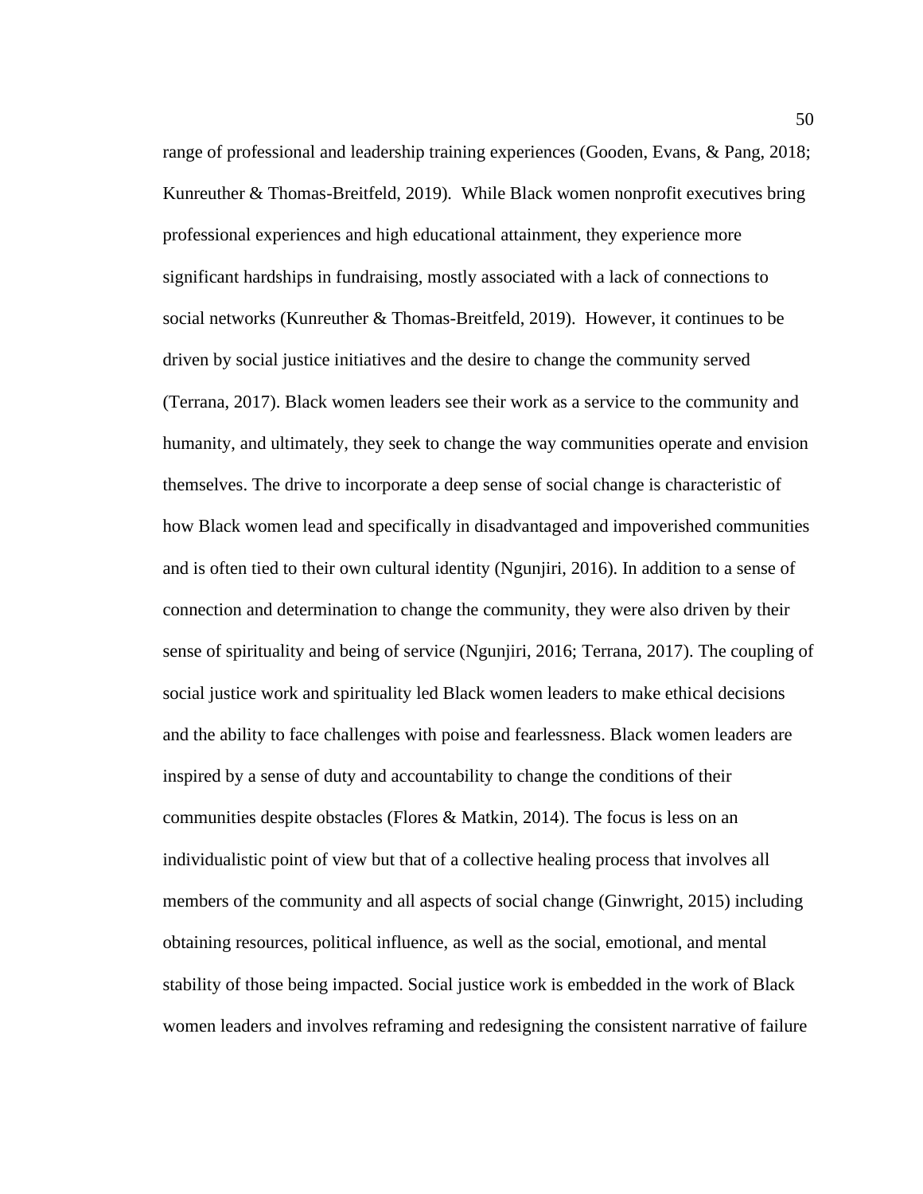range of professional and leadership training experiences (Gooden, Evans, & Pang, 2018; Kunreuther & Thomas-Breitfeld, 2019). While Black women nonprofit executives bring professional experiences and high educational attainment, they experience more significant hardships in fundraising, mostly associated with a lack of connections to social networks (Kunreuther & Thomas-Breitfeld, 2019). However, it continues to be driven by social justice initiatives and the desire to change the community served (Terrana, 2017). Black women leaders see their work as a service to the community and humanity, and ultimately, they seek to change the way communities operate and envision themselves. The drive to incorporate a deep sense of social change is characteristic of how Black women lead and specifically in disadvantaged and impoverished communities and is often tied to their own cultural identity (Ngunjiri, 2016). In addition to a sense of connection and determination to change the community, they were also driven by their sense of spirituality and being of service (Ngunjiri, 2016; Terrana, 2017). The coupling of social justice work and spirituality led Black women leaders to make ethical decisions and the ability to face challenges with poise and fearlessness. Black women leaders are inspired by a sense of duty and accountability to change the conditions of their communities despite obstacles (Flores & Matkin, 2014). The focus is less on an individualistic point of view but that of a collective healing process that involves all members of the community and all aspects of social change (Ginwright, 2015) including obtaining resources, political influence, as well as the social, emotional, and mental stability of those being impacted. Social justice work is embedded in the work of Black women leaders and involves reframing and redesigning the consistent narrative of failure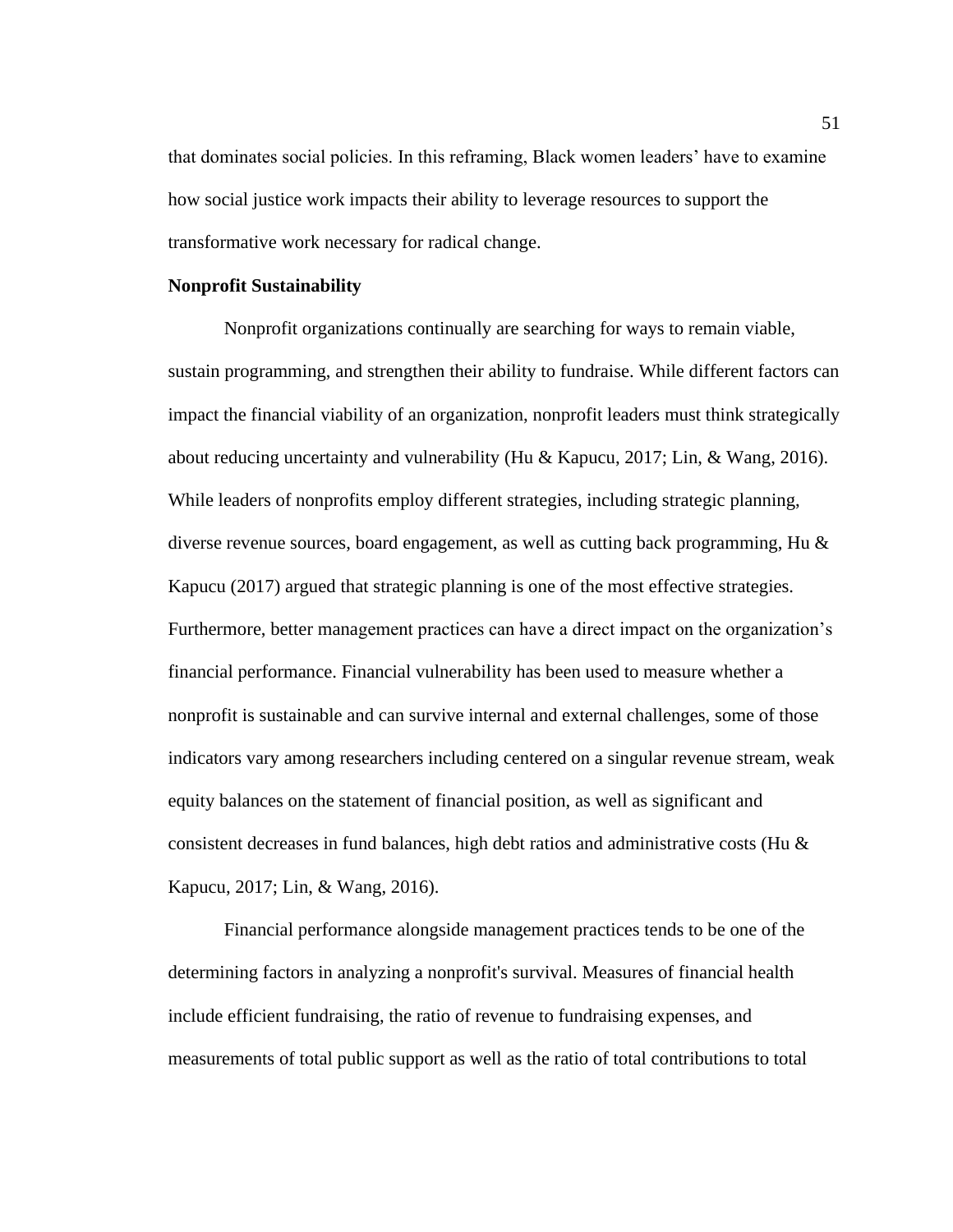that dominates social policies. In this reframing, Black women leaders' have to examine how social justice work impacts their ability to leverage resources to support the transformative work necessary for radical change.

**Nonprofit Sustainability**

Nonprofit organizations continually are searching for ways to remain viable, sustain programming, and strengthen their ability to fundraise. While different factors can impact the financial viability of an organization, nonprofit leaders must think strategically about reducing uncertainty and vulnerability (Hu & Kapucu, 2017; Lin, & Wang, 2016). While leaders of nonprofits employ different strategies, including strategic planning, diverse revenue sources, board engagement, as well as cutting back programming, Hu & Kapucu (2017) argued that strategic planning is one of the most effective strategies. Furthermore, better management practices can have a direct impact on the organization's financial performance. Financial vulnerability has been used to measure whether a nonprofit is sustainable and can survive internal and external challenges, some of those indicators vary among researchers including centered on a singular revenue stream, weak equity balances on the statement of financial position, as well as significant and consistent decreases in fund balances, high debt ratios and administrative costs (Hu & Kapucu, 2017; Lin, & Wang, 2016).

Financial performance alongside management practices tends to be one of the determining factors in analyzing a nonprofit's survival. Measures of financial health include efficient fundraising, the ratio of revenue to fundraising expenses, and measurements of total public support as well as the ratio of total contributions to total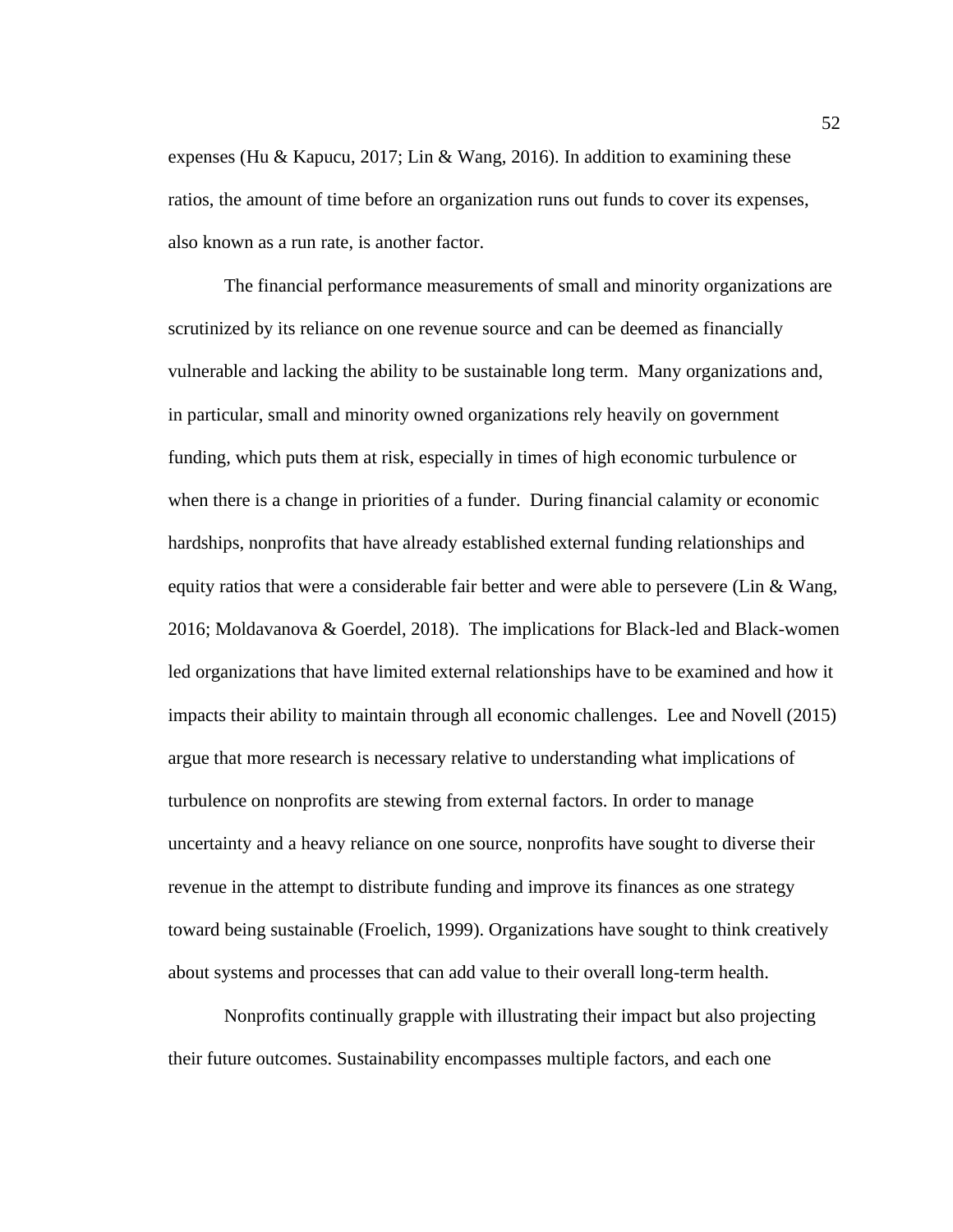expenses (Hu & Kapucu, 2017; Lin & Wang, 2016). In addition to examining these ratios, the amount of time before an organization runs out funds to cover its expenses, also known as a run rate, is another factor.

The financial performance measurements of small and minority organizations are scrutinized by its reliance on one revenue source and can be deemed as financially vulnerable and lacking the ability to be sustainable long term. Many organizations and, in particular, small and minority owned organizations rely heavily on government funding, which puts them at risk, especially in times of high economic turbulence or when there is a change in priorities of a funder. During financial calamity or economic hardships, nonprofits that have already established external funding relationships and equity ratios that were a considerable fair better and were able to persevere (Lin & Wang, 2016; Moldavanova & Goerdel, 2018). The implications for Black-led and Black-women led organizations that have limited external relationships have to be examined and how it impacts their ability to maintain through all economic challenges. Lee and Novell (2015) argue that more research is necessary relative to understanding what implications of turbulence on nonprofits are stewing from external factors. In order to manage uncertainty and a heavy reliance on one source, nonprofits have sought to diverse their revenue in the attempt to distribute funding and improve its finances as one strategy toward being sustainable (Froelich, 1999). Organizations have sought to think creatively about systems and processes that can add value to their overall long-term health.

Nonprofits continually grapple with illustrating their impact but also projecting their future outcomes. Sustainability encompasses multiple factors, and each one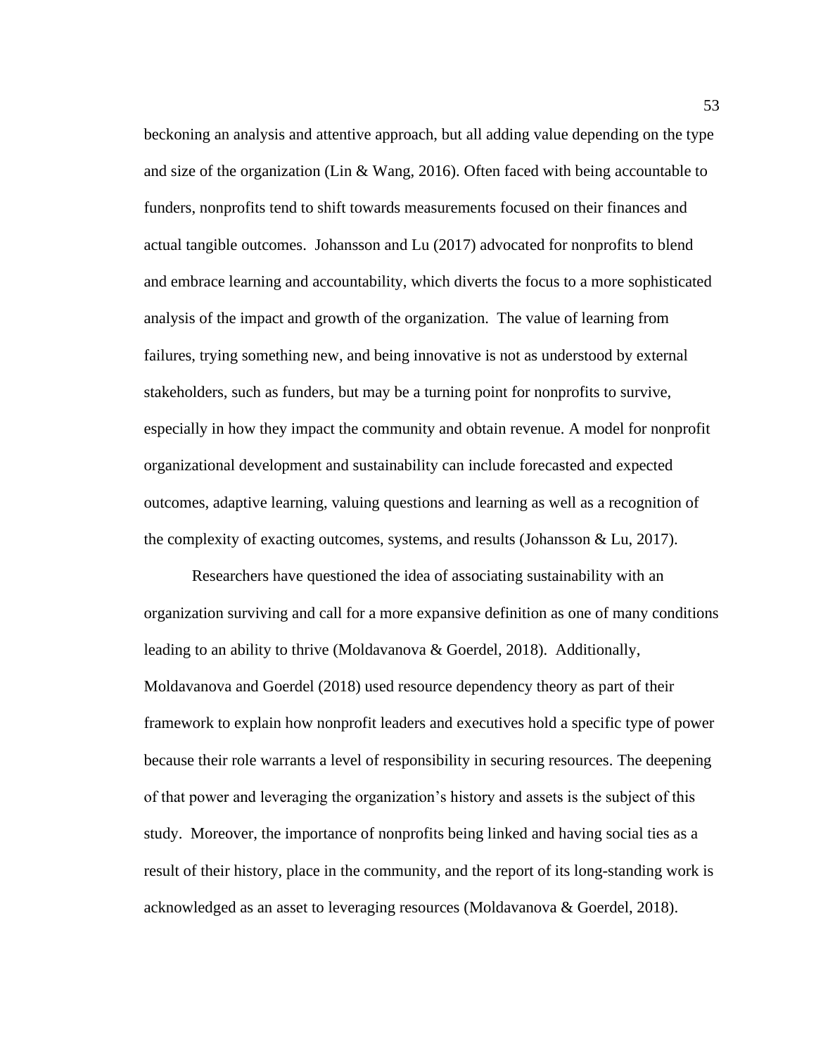beckoning an analysis and attentive approach, but all adding value depending on the type and size of the organization (Lin & Wang, 2016). Often faced with being accountable to funders, nonprofits tend to shift towards measurements focused on their finances and actual tangible outcomes. Johansson and Lu (2017) advocated for nonprofits to blend and embrace learning and accountability, which diverts the focus to a more sophisticated analysis of the impact and growth of the organization. The value of learning from failures, trying something new, and being innovative is not as understood by external stakeholders, such as funders, but may be a turning point for nonprofits to survive, especially in how they impact the community and obtain revenue. A model for nonprofit organizational development and sustainability can include forecasted and expected outcomes, adaptive learning, valuing questions and learning as well as a recognition of the complexity of exacting outcomes, systems, and results (Johansson & Lu, 2017).

Researchers have questioned the idea of associating sustainability with an organization surviving and call for a more expansive definition as one of many conditions leading to an ability to thrive (Moldavanova & Goerdel, 2018). Additionally, Moldavanova and Goerdel (2018) used resource dependency theory as part of their framework to explain how nonprofit leaders and executives hold a specific type of power because their role warrants a level of responsibility in securing resources. The deepening of that power and leveraging the organization's history and assets is the subject of this study. Moreover, the importance of nonprofits being linked and having social ties as a result of their history, place in the community, and the report of its long-standing work is acknowledged as an asset to leveraging resources (Moldavanova & Goerdel, 2018).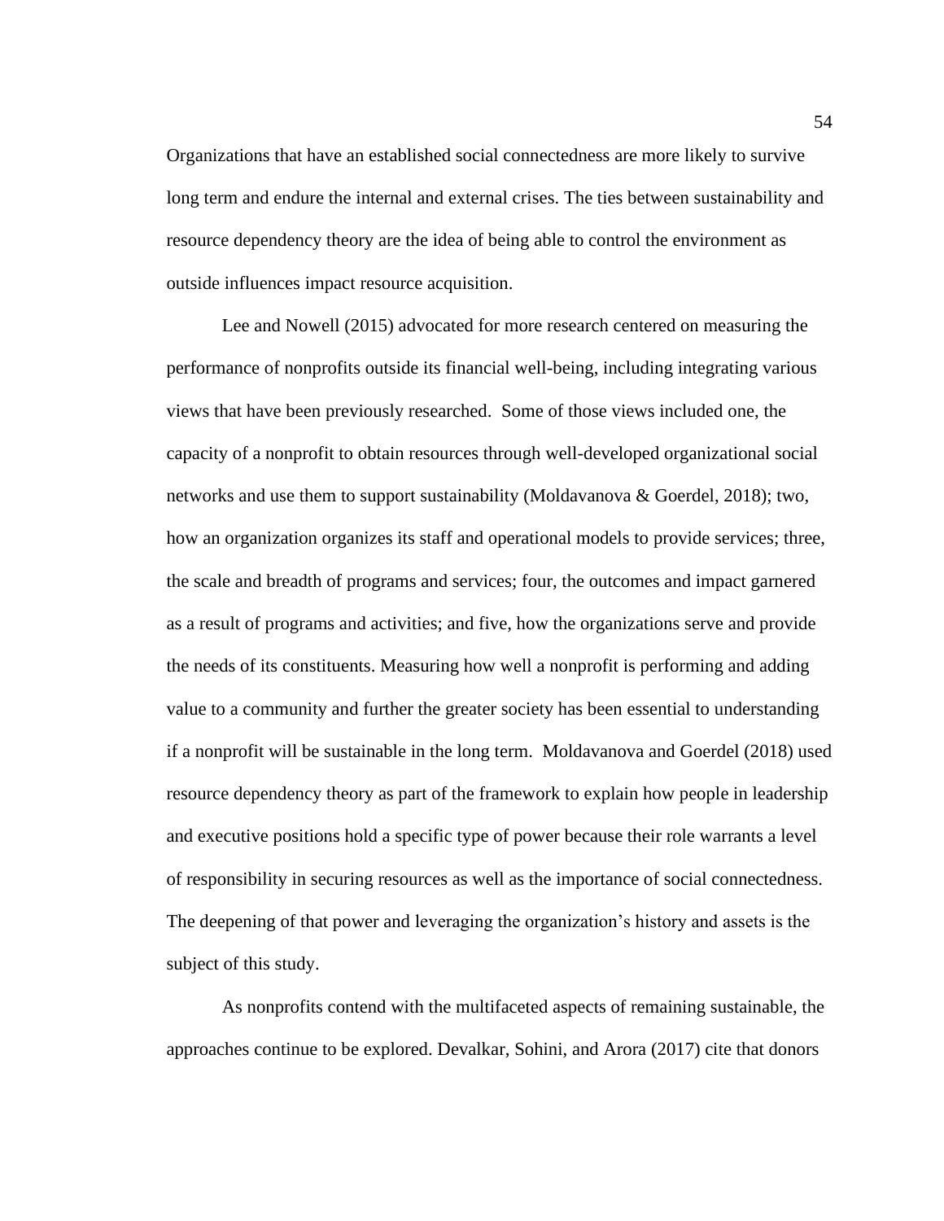Organizations that have an established social connectedness are more likely to survive long term and endure the internal and external crises. The ties between sustainability and resource dependency theory are the idea of being able to control the environment as outside influences impact resource acquisition.

Lee and Nowell (2015) advocated for more research centered on measuring the performance of nonprofits outside its financial well-being, including integrating various views that have been previously researched. Some of those views included one, the capacity of a nonprofit to obtain resources through well-developed organizational social networks and use them to support sustainability (Moldavanova & Goerdel, 2018); two, how an organization organizes its staff and operational models to provide services; three, the scale and breadth of programs and services; four, the outcomes and impact garnered as a result of programs and activities; and five, how the organizations serve and provide the needs of its constituents. Measuring how well a nonprofit is performing and adding value to a community and further the greater society has been essential to understanding if a nonprofit will be sustainable in the long term. Moldavanova and Goerdel (2018) used resource dependency theory as part of the framework to explain how people in leadership and executive positions hold a specific type of power because their role warrants a level of responsibility in securing resources as well as the importance of social connectedness. The deepening of that power and leveraging the organization's history and assets is the subject of this study.

As nonprofits contend with the multifaceted aspects of remaining sustainable, the approaches continue to be explored. Devalkar, Sohini, and Arora (2017) cite that donors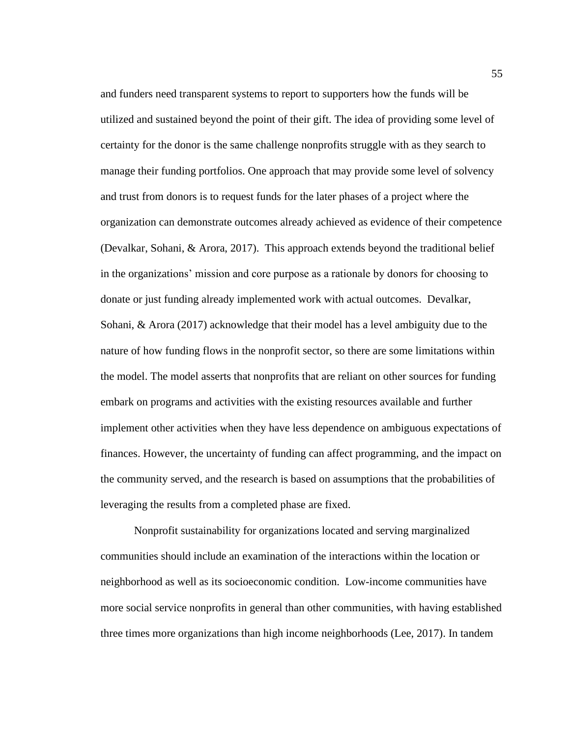and funders need transparent systems to report to supporters how the funds will be utilized and sustained beyond the point of their gift. The idea of providing some level of certainty for the donor is the same challenge nonprofits struggle with as they search to manage their funding portfolios. One approach that may provide some level of solvency and trust from donors is to request funds for the later phases of a project where the organization can demonstrate outcomes already achieved as evidence of their competence (Devalkar, Sohani, & Arora, 2017). This approach extends beyond the traditional belief in the organizations' mission and core purpose as a rationale by donors for choosing to donate or just funding already implemented work with actual outcomes. Devalkar, Sohani, & Arora (2017) acknowledge that their model has a level ambiguity due to the nature of how funding flows in the nonprofit sector, so there are some limitations within the model. The model asserts that nonprofits that are reliant on other sources for funding embark on programs and activities with the existing resources available and further implement other activities when they have less dependence on ambiguous expectations of finances. However, the uncertainty of funding can affect programming, and the impact on the community served, and the research is based on assumptions that the probabilities of leveraging the results from a completed phase are fixed.

Nonprofit sustainability for organizations located and serving marginalized communities should include an examination of the interactions within the location or neighborhood as well as its socioeconomic condition. Low-income communities have more social service nonprofits in general than other communities, with having established three times more organizations than high income neighborhoods (Lee, 2017). In tandem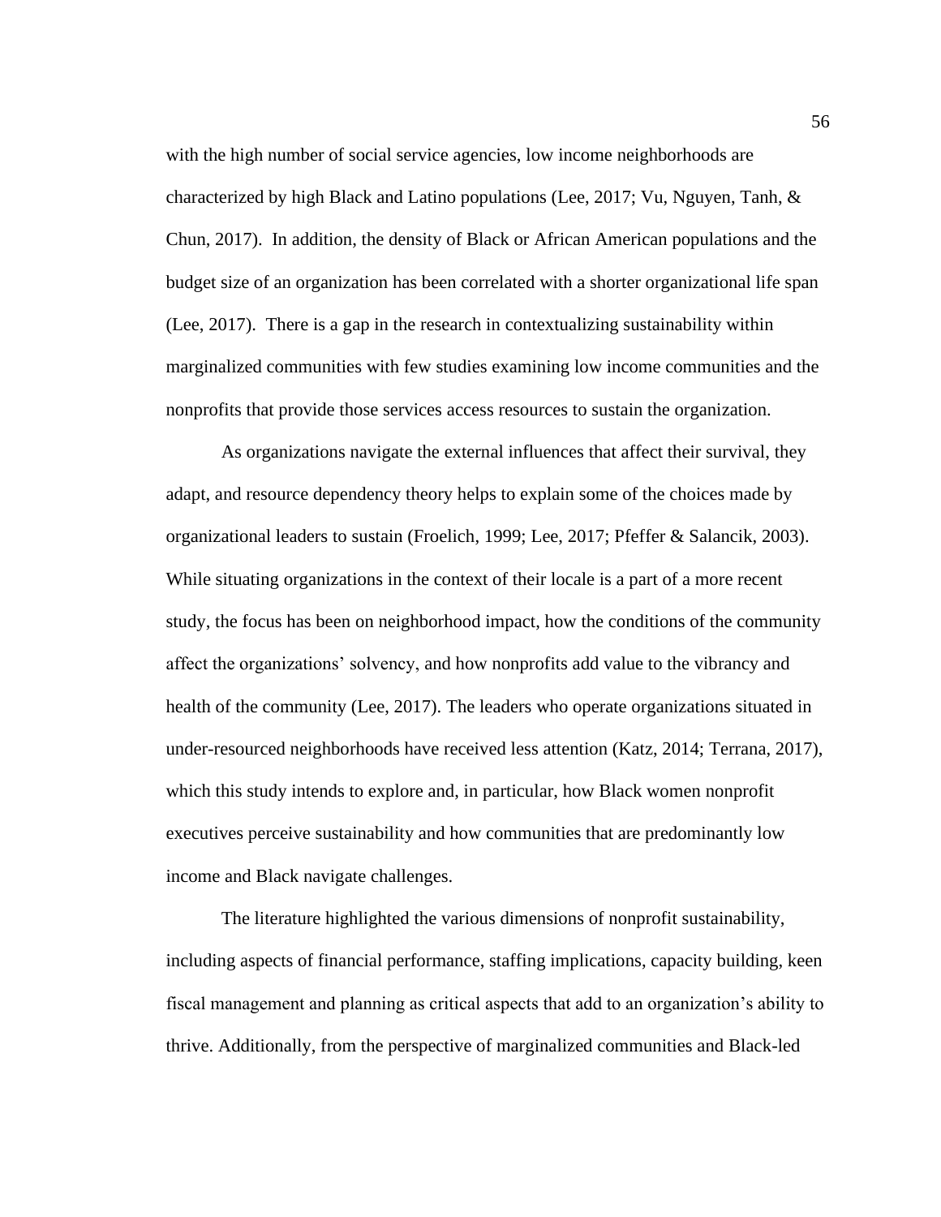with the high number of social service agencies, low income neighborhoods are characterized by high Black and Latino populations (Lee, 2017; Vu, Nguyen, Tanh, & Chun, 2017). In addition, the density of Black or African American populations and the budget size of an organization has been correlated with a shorter organizational life span (Lee, 2017). There is a gap in the research in contextualizing sustainability within marginalized communities with few studies examining low income communities and the nonprofits that provide those services access resources to sustain the organization.

As organizations navigate the external influences that affect their survival, they adapt, and resource dependency theory helps to explain some of the choices made by organizational leaders to sustain (Froelich, 1999; Lee, 2017; Pfeffer & Salancik, 2003). While situating organizations in the context of their locale is a part of a more recent study, the focus has been on neighborhood impact, how the conditions of the community affect the organizations' solvency, and how nonprofits add value to the vibrancy and health of the community (Lee, 2017). The leaders who operate organizations situated in under-resourced neighborhoods have received less attention (Katz, 2014; Terrana, 2017), which this study intends to explore and, in particular, how Black women nonprofit executives perceive sustainability and how communities that are predominantly low income and Black navigate challenges.

The literature highlighted the various dimensions of nonprofit sustainability, including aspects of financial performance, staffing implications, capacity building, keen fiscal management and planning as critical aspects that add to an organization's ability to thrive. Additionally, from the perspective of marginalized communities and Black-led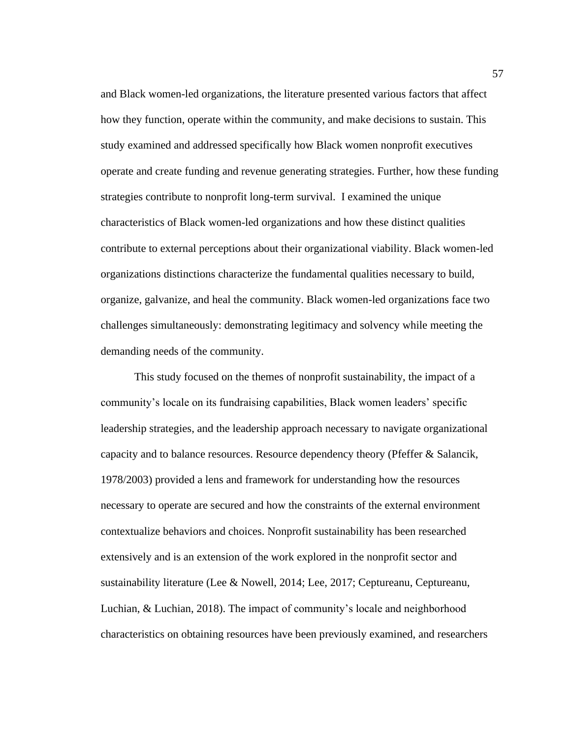and Black women-led organizations, the literature presented various factors that affect how they function, operate within the community, and make decisions to sustain. This study examined and addressed specifically how Black women nonprofit executives operate and create funding and revenue generating strategies. Further, how these funding strategies contribute to nonprofit long-term survival. I examined the unique characteristics of Black women-led organizations and how these distinct qualities contribute to external perceptions about their organizational viability. Black women-led organizations distinctions characterize the fundamental qualities necessary to build, organize, galvanize, and heal the community. Black women-led organizations face two challenges simultaneously: demonstrating legitimacy and solvency while meeting the demanding needs of the community.

This study focused on the themes of nonprofit sustainability, the impact of a community's locale on its fundraising capabilities, Black women leaders' specific leadership strategies, and the leadership approach necessary to navigate organizational capacity and to balance resources. Resource dependency theory (Pfeffer & Salancik, 1978/2003) provided a lens and framework for understanding how the resources necessary to operate are secured and how the constraints of the external environment contextualize behaviors and choices. Nonprofit sustainability has been researched extensively and is an extension of the work explored in the nonprofit sector and sustainability literature (Lee & Nowell, 2014; Lee, 2017; Ceptureanu, Ceptureanu, Luchian, & Luchian, 2018). The impact of community's locale and neighborhood characteristics on obtaining resources have been previously examined, and researchers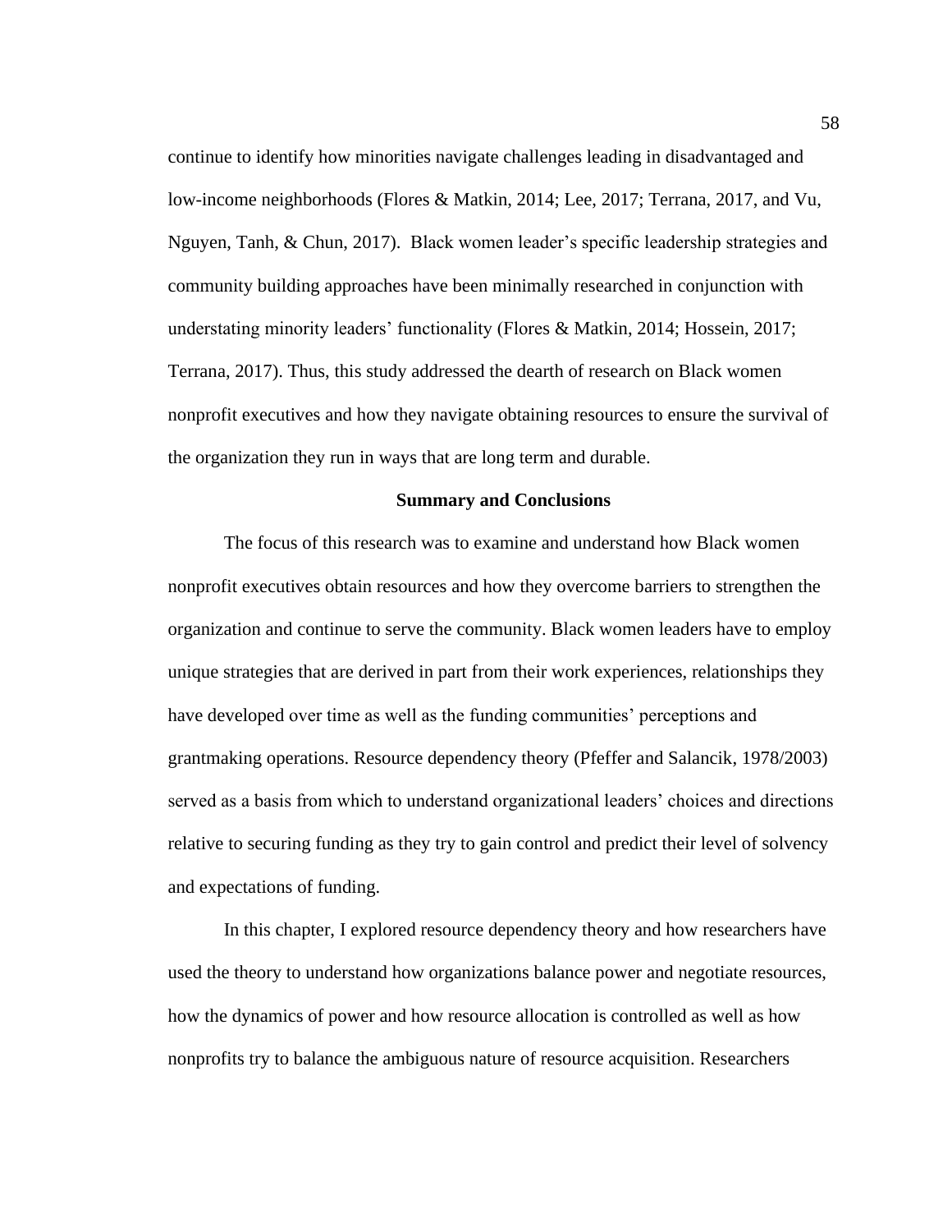continue to identify how minorities navigate challenges leading in disadvantaged and low-income neighborhoods (Flores & Matkin, 2014; Lee, 2017; Terrana, 2017, and Vu, Nguyen, Tanh, & Chun, 2017). Black women leader's specific leadership strategies and community building approaches have been minimally researched in conjunction with understating minority leaders' functionality (Flores & Matkin, 2014; Hossein, 2017; Terrana, 2017). Thus, this study addressed the dearth of research on Black women nonprofit executives and how they navigate obtaining resources to ensure the survival of the organization they run in ways that are long term and durable.

## Summary and Conclusions

The focus of this research was to examine and understand how Black women nonprofit executives obtain resources and how they overcome barriers to strengthen the organization and continue to serve the community. Black women leaders have to employ unique strategies that are derived in part from their work experiences, relationships they have developed over time as well as the funding communities' perceptions and grantmaking operations. Resource dependency theory (Pfeffer and Salancik, 1978/2003) served as a basis from which to understand organizational leaders' choices and directions relative to securing funding as they try to gain control and predict their level of solvency and expectations of funding.

In this chapter, I explored resource dependency theory and how researchers have used the theory to understand how organizations balance power and negotiate resources, how the dynamics of power and how resource allocation is controlled as well as how nonprofits try to balance the ambiguous nature of resource acquisition. Researchers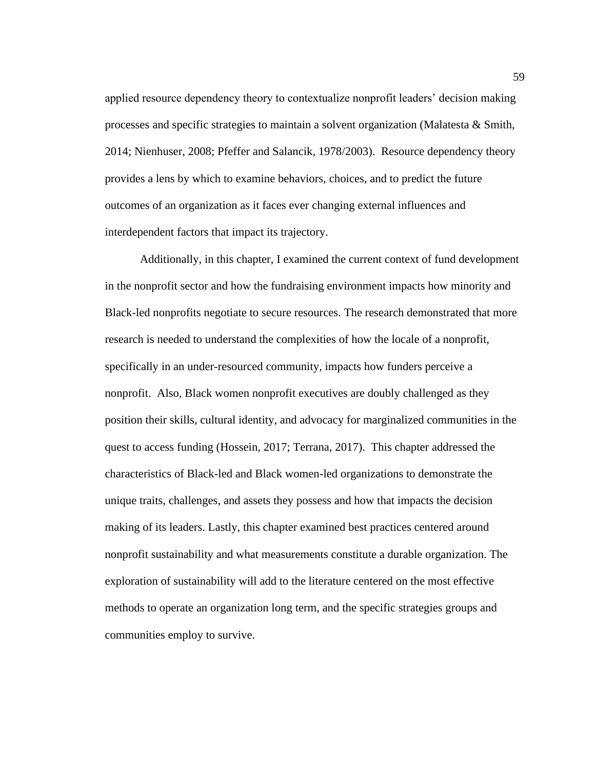applied resource dependency theory to contextualize nonprofit leaders' decision making processes and specific strategies to maintain a solvent organization (Malatesta & Smith, 2014; Nienhuser, 2008; Pfeffer and Salancik, 1978/2003). Resource dependency theory provides a lens by which to examine behaviors, choices, and to predict the future outcomes of an organization as it faces ever changing external influences and interdependent factors that impact its trajectory.

Additionally, in this chapter, I examined the current context of fund development in the nonprofit sector and how the fundraising environment impacts how minority and Black-led nonprofits negotiate to secure resources. The research demonstrated that more research is needed to understand the complexities of how the locale of a nonprofit, specifically in an under-resourced community, impacts how funders perceive a nonprofit. Also, Black women nonprofit executives are doubly challenged as they position their skills, cultural identity, and advocacy for marginalized communities in the quest to access funding (Hossein, 2017; Terrana, 2017). This chapter addressed the characteristics of Black-led and Black women-led organizations to demonstrate the unique traits, challenges, and assets they possess and how that impacts the decision making of its leaders. Lastly, this chapter examined best practices centered around nonprofit sustainability and what measurements constitute a durable organization. The exploration of sustainability will add to the literature centered on the most effective methods to operate an organization long term, and the specific strategies groups and communities employ to survive.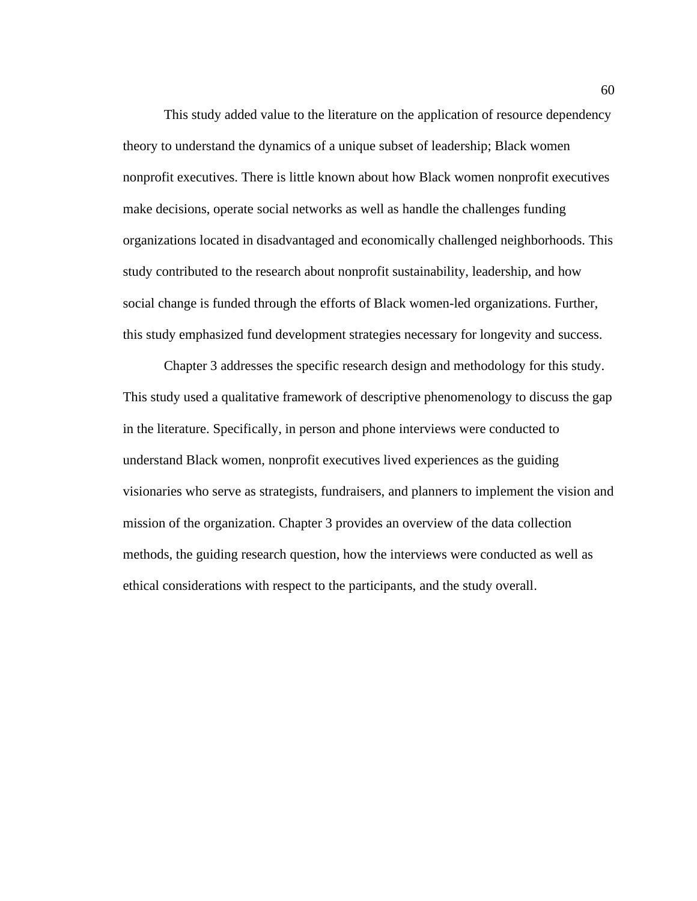This study added value to the literature on the application of resource dependency theory to understand the dynamics of a unique subset of leadership; Black women nonprofit executives. There is little known about how Black women nonprofit executives make decisions, operate social networks as well as handle the challenges funding organizations located in disadvantaged and economically challenged neighborhoods. This study contributed to the research about nonprofit sustainability, leadership, and how social change is funded through the efforts of Black women-led organizations. Further, this study emphasized fund development strategies necessary for longevity and success.

Chapter 3 addresses the specific research design and methodology for this study. This study used a qualitative framework of descriptive phenomenology to discuss the gap in the literature. Specifically, in person and phone interviews were conducted to understand Black women, nonprofit executives lived experiences as the guiding visionaries who serve as strategists, fundraisers, and planners to implement the vision and mission of the organization. Chapter 3 provides an overview of the data collection methods, the guiding research question, how the interviews were conducted as well as ethical considerations with respect to the participants, and the study overall.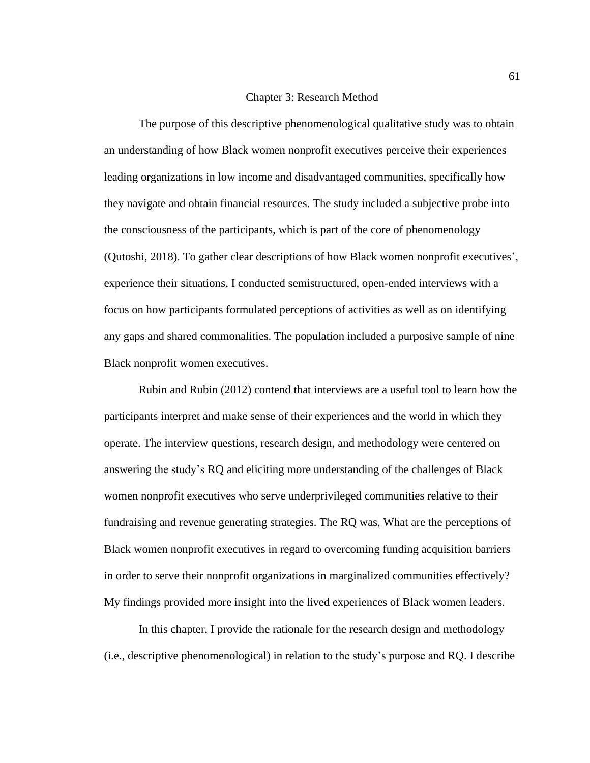# Chapter 3: Research Method

The purpose of this descriptive phenomenological qualitative study was to obtain an understanding of how Black women nonprofit executives perceive their experiences leading organizations in low income and disadvantaged communities, specifically how they navigate and obtain financial resources. The study included a subjective probe into the consciousness of the participants, which is part of the core of phenomenology (Qutoshi, 2018). To gather clear descriptions of how Black women nonprofit executives', experience their situations, I conducted semistructured, open-ended interviews with a focus on how participants formulated perceptions of activities as well as on identifying any gaps and shared commonalities. The population included a purposive sample of nine Black nonprofit women executives.

Rubin and Rubin (2012) contend that interviews are a useful tool to learn how the participants interpret and make sense of their experiences and the world in which they operate. The interview questions, research design, and methodology were centered on answering the study's RQ and eliciting more understanding of the challenges of Black women nonprofit executives who serve underprivileged communities relative to their fundraising and revenue generating strategies. The RQ was, What are the perceptions of Black women nonprofit executives in regard to overcoming funding acquisition barriers in order to serve their nonprofit organizations in marginalized communities effectively? My findings provided more insight into the lived experiences of Black women leaders.

In this chapter, I provide the rationale for the research design and methodology (i.e., descriptive phenomenological) in relation to the study's purpose and RQ. I describe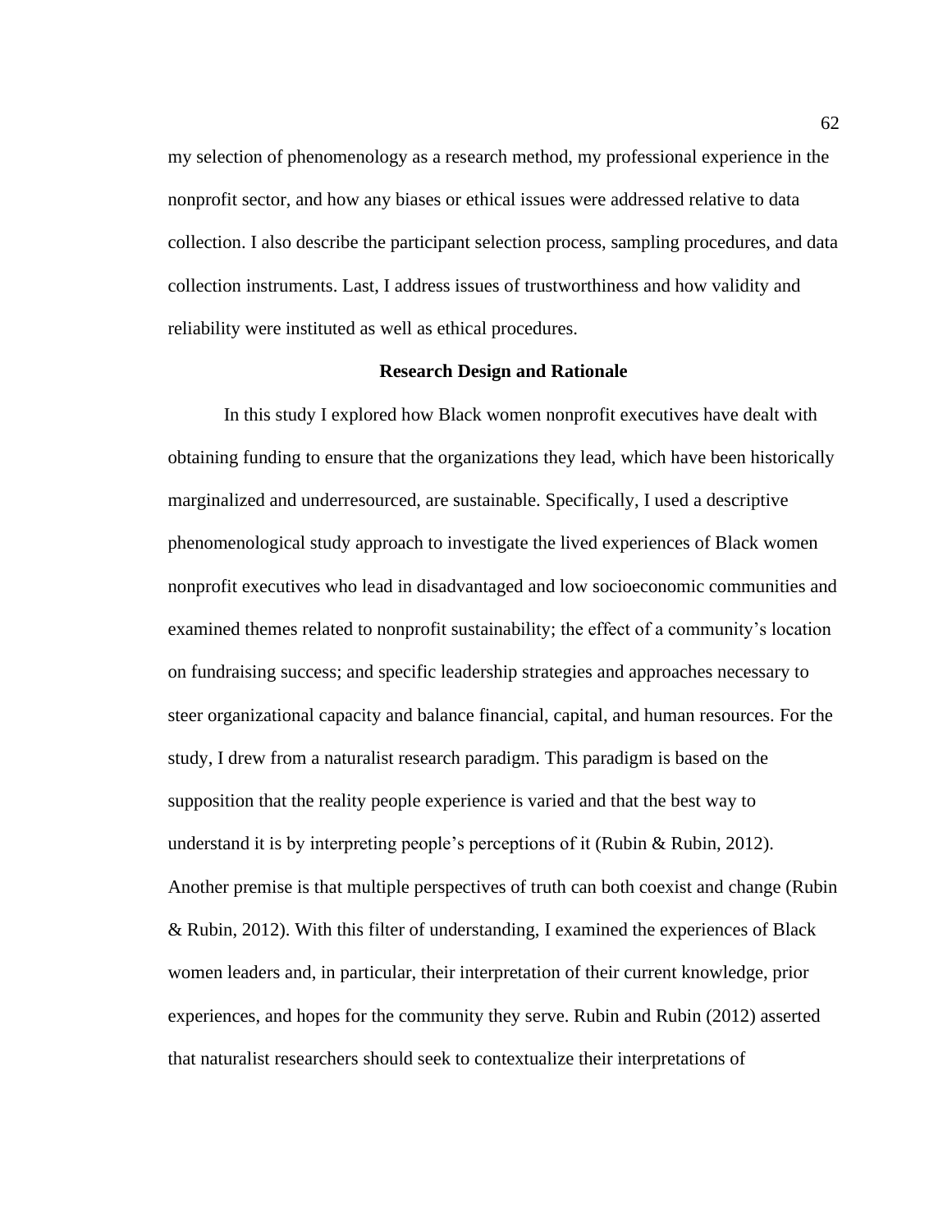my selection of phenomenology as a research method, my professional experience in the nonprofit sector, and how any biases or ethical issues were addressed relative to data collection. I also describe the participant selection process, sampling procedures, and data collection instruments. Last, I address issues of trustworthiness and how validity and reliability were instituted as well as ethical procedures.

## Research Design and Rationale

In this study I explored how Black women nonprofit executives have dealt with obtaining funding to ensure that the organizations they lead, which have been historically marginalized and underresourced, are sustainable. Specifically, I used a descriptive phenomenological study approach to investigate the lived experiences of Black women nonprofit executives who lead in disadvantaged and low socioeconomic communities and examined themes related to nonprofit sustainability; the effect of a community's location on fundraising success; and specific leadership strategies and approaches necessary to steer organizational capacity and balance financial, capital, and human resources. For the study, I drew from a naturalist research paradigm. This paradigm is based on the supposition that the reality people experience is varied and that the best way to understand it is by interpreting people's perceptions of it (Rubin & Rubin, 2012). Another premise is that multiple perspectives of truth can both coexist and change (Rubin & Rubin, 2012). With this filter of understanding, I examined the experiences of Black women leaders and, in particular, their interpretation of their current knowledge, prior experiences, and hopes for the community they serve. Rubin and Rubin (2012) asserted that naturalist researchers should seek to contextualize their interpretations of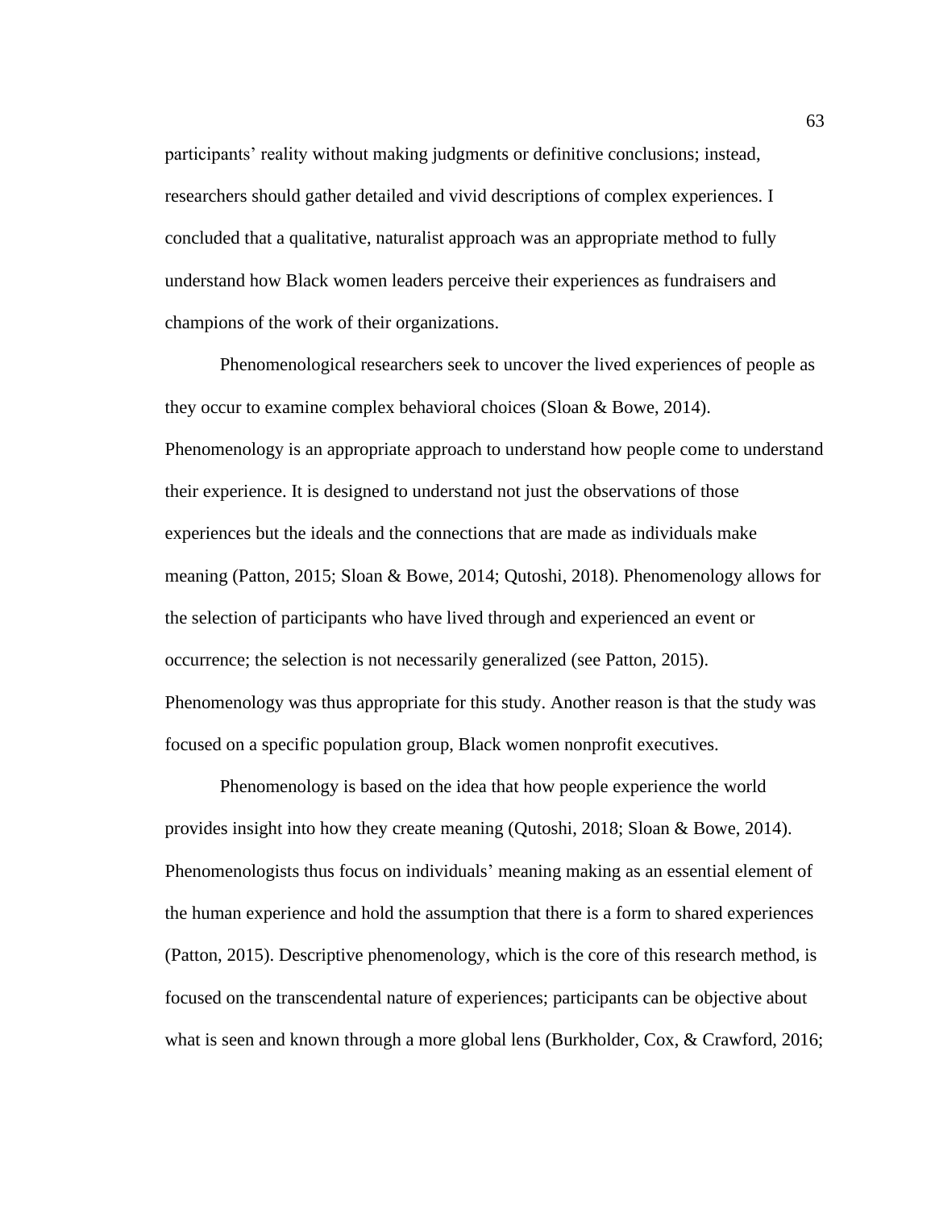participants' reality without making judgments or definitive conclusions; instead, researchers should gather detailed and vivid descriptions of complex experiences. I concluded that a qualitative, naturalist approach was an appropriate method to fully understand how Black women leaders perceive their experiences as fundraisers and champions of the work of their organizations.

Phenomenological researchers seek to uncover the lived experiences of people as they occur to examine complex behavioral choices (Sloan & Bowe, 2014). Phenomenology is an appropriate approach to understand how people come to understand their experience. It is designed to understand not just the observations of those experiences but the ideals and the connections that are made as individuals make meaning (Patton, 2015; Sloan & Bowe, 2014; Qutoshi, 2018). Phenomenology allows for the selection of participants who have lived through and experienced an event or occurrence; the selection is not necessarily generalized (see Patton, 2015). Phenomenology was thus appropriate for this study. Another reason is that the study was focused on a specific population group, Black women nonprofit executives.

Phenomenology is based on the idea that how people experience the world provides insight into how they create meaning (Qutoshi, 2018; Sloan & Bowe, 2014). Phenomenologists thus focus on individuals' meaning making as an essential element of the human experience and hold the assumption that there is a form to shared experiences (Patton, 2015). Descriptive phenomenology, which is the core of this research method, is focused on the transcendental nature of experiences; participants can be objective about what is seen and known through a more global lens (Burkholder, Cox, & Crawford, 2016;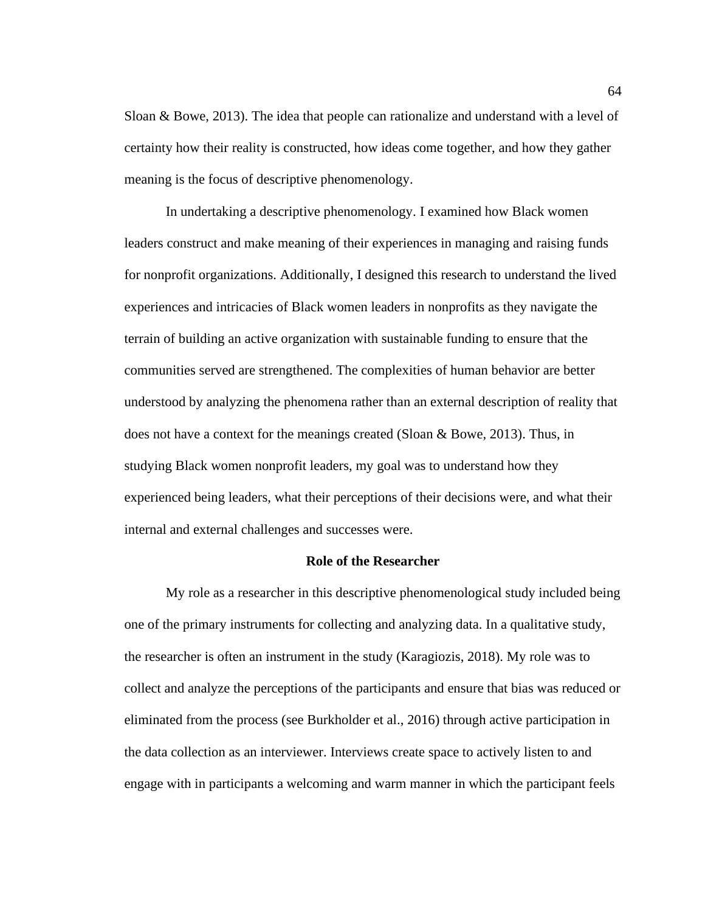Sloan & Bowe, 2013). The idea that people can rationalize and understand with a level of certainty how their reality is constructed, how ideas come together, and how they gather meaning is the focus of descriptive phenomenology.

In undertaking a descriptive phenomenology. I examined how Black women leaders construct and make meaning of their experiences in managing and raising funds for nonprofit organizations. Additionally, I designed this research to understand the lived experiences and intricacies of Black women leaders in nonprofits as they navigate the terrain of building an active organization with sustainable funding to ensure that the communities served are strengthened. The complexities of human behavior are better understood by analyzing the phenomena rather than an external description of reality that does not have a context for the meanings created (Sloan & Bowe, 2013). Thus, in studying Black women nonprofit leaders, my goal was to understand how they experienced being leaders, what their perceptions of their decisions were, and what their internal and external challenges and successes were.

## Role of the Researcher

My role as a researcher in this descriptive phenomenological study included being one of the primary instruments for collecting and analyzing data. In a qualitative study, the researcher is often an instrument in the study (Karagiozis, 2018). My role was to collect and analyze the perceptions of the participants and ensure that bias was reduced or eliminated from the process (see Burkholder et al., 2016) through active participation in the data collection as an interviewer. Interviews create space to actively listen to and engage with in participants a welcoming and warm manner in which the participant feels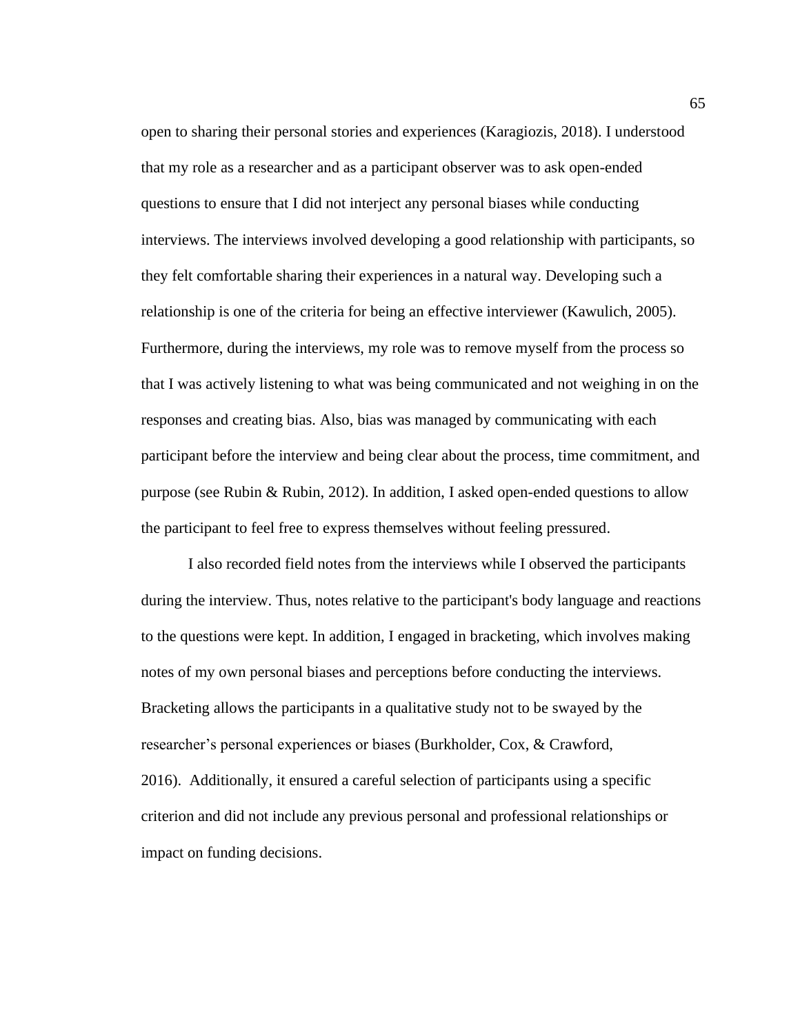open to sharing their personal stories and experiences (Karagiozis, 2018). I understood that my role as a researcher and as a participant observer was to ask open-ended questions to ensure that I did not interject any personal biases while conducting interviews. The interviews involved developing a good relationship with participants, so they felt comfortable sharing their experiences in a natural way. Developing such a relationship is one of the criteria for being an effective interviewer (Kawulich, 2005). Furthermore, during the interviews, my role was to remove myself from the process so that I was actively listening to what was being communicated and not weighing in on the responses and creating bias. Also, bias was managed by communicating with each participant before the interview and being clear about the process, time commitment, and purpose (see Rubin & Rubin, 2012). In addition, I asked open-ended questions to allow the participant to feel free to express themselves without feeling pressured.

I also recorded field notes from the interviews while I observed the participants during the interview. Thus, notes relative to the participant's body language and reactions to the questions were kept. In addition, I engaged in bracketing, which involves making notes of my own personal biases and perceptions before conducting the interviews. Bracketing allows the participants in a qualitative study not to be swayed by the researcher's personal experiences or biases (Burkholder, Cox, & Crawford, 2016). Additionally, it ensured a careful selection of participants using a specific criterion and did not include any previous personal and professional relationships or impact on funding decisions.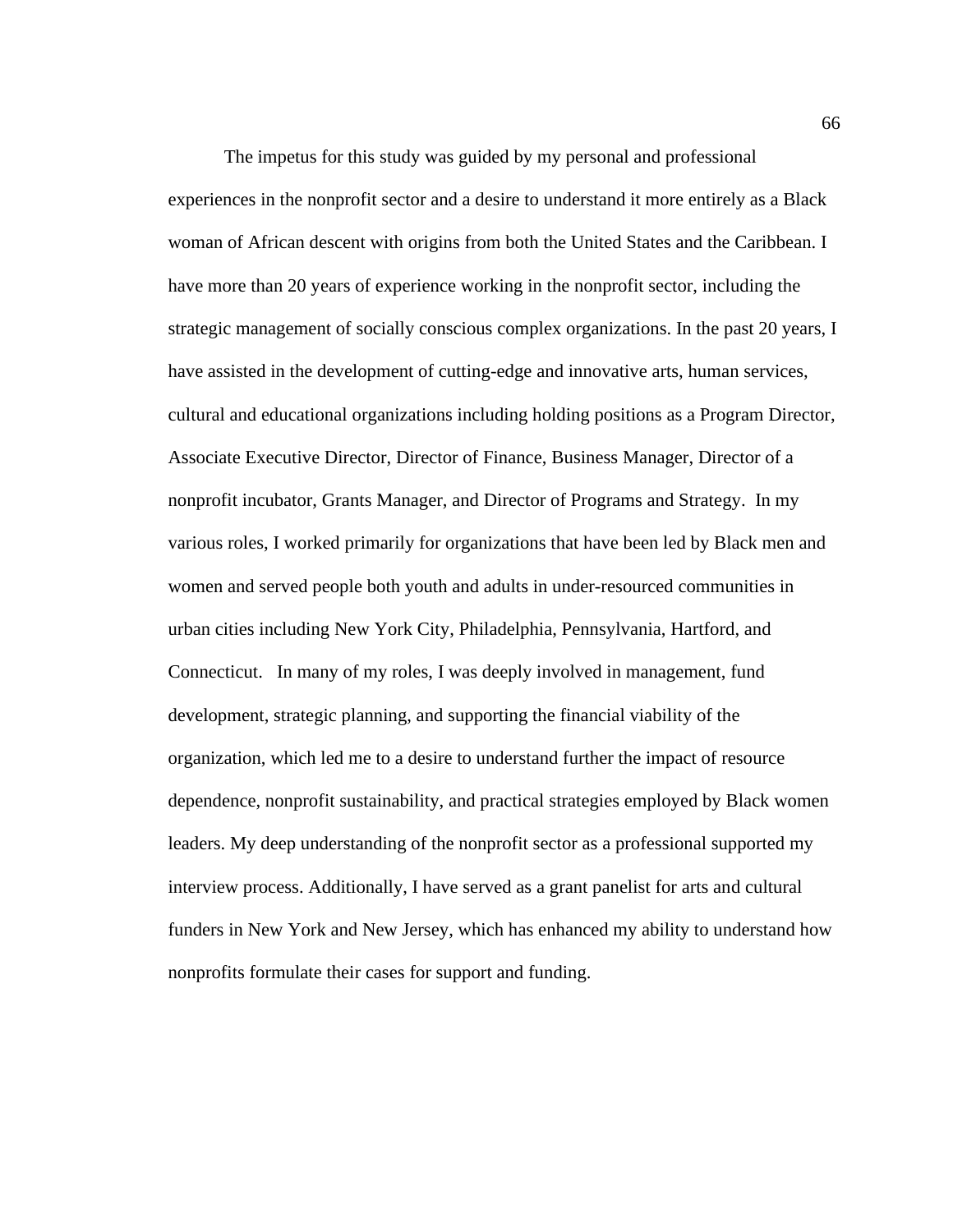The impetus for this study was guided by my personal and professional experiences in the nonprofit sector and a desire to understand it more entirely as a Black woman of African descent with origins from both the United States and the Caribbean. I have more than 20 years of experience working in the nonprofit sector, including the strategic management of socially conscious complex organizations. In the past 20 years, I have assisted in the development of cutting-edge and innovative arts, human services, cultural and educational organizations including holding positions as a Program Director, Associate Executive Director, Director of Finance, Business Manager, Director of a nonprofit incubator, Grants Manager, and Director of Programs and Strategy. In my various roles, I worked primarily for organizations that have been led by Black men and women and served people both youth and adults in under-resourced communities in urban cities including New York City, Philadelphia, Pennsylvania, Hartford, and Connecticut. In many of my roles, I was deeply involved in management, fund development, strategic planning, and supporting the financial viability of the organization, which led me to a desire to understand further the impact of resource dependence, nonprofit sustainability, and practical strategies employed by Black women leaders. My deep understanding of the nonprofit sector as a professional supported my interview process. Additionally, I have served as a grant panelist for arts and cultural funders in New York and New Jersey, which has enhanced my ability to understand how nonprofits formulate their cases for support and funding.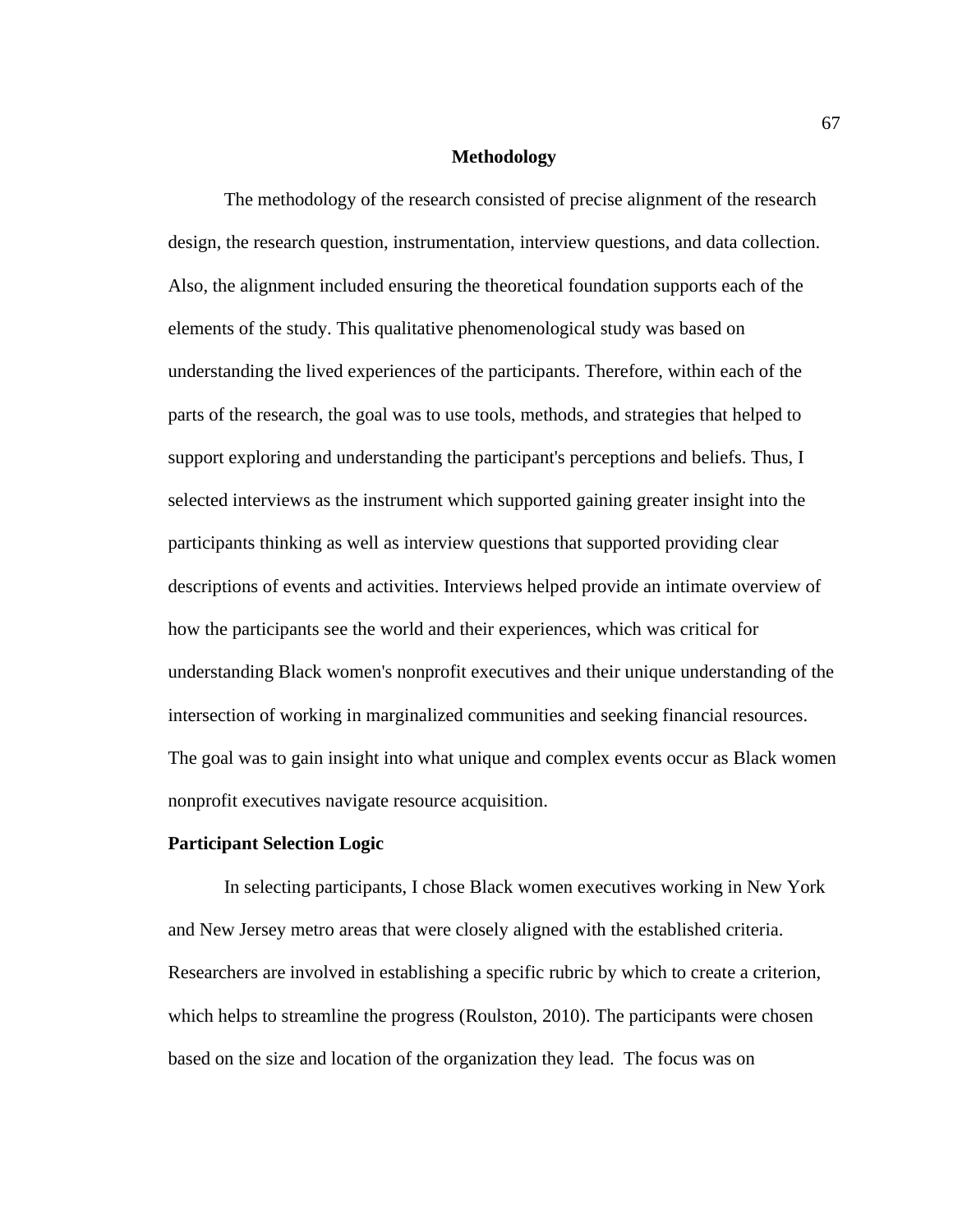## Methodology

The methodology of the research consisted of precise alignment of the research design, the research question, instrumentation, interview questions, and data collection. Also, the alignment included ensuring the theoretical foundation supports each of the elements of the study. This qualitative phenomenological study was based on understanding the lived experiences of the participants. Therefore, within each of the parts of the research, the goal was to use tools, methods, and strategies that helped to support exploring and understanding the participant's perceptions and beliefs. Thus, I selected interviews as the instrument which supported gaining greater insight into the participants thinking as well as interview questions that supported providing clear descriptions of events and activities. Interviews helped provide an intimate overview of how the participants see the world and their experiences, which was critical for understanding Black women's nonprofit executives and their unique understanding of the intersection of working in marginalized communities and seeking financial resources. The goal was to gain insight into what unique and complex events occur as Black women nonprofit executives navigate resource acquisition.

### Participant Selection Logic

In selecting participants, I chose Black women executives working in New York and New Jersey metro areas that were closely aligned with the established criteria. Researchers are involved in establishing a specific rubric by which to create a criterion, which helps to streamline the progress (Roulston, 2010). The participants were chosen based on the size and location of the organization they lead. The focus was on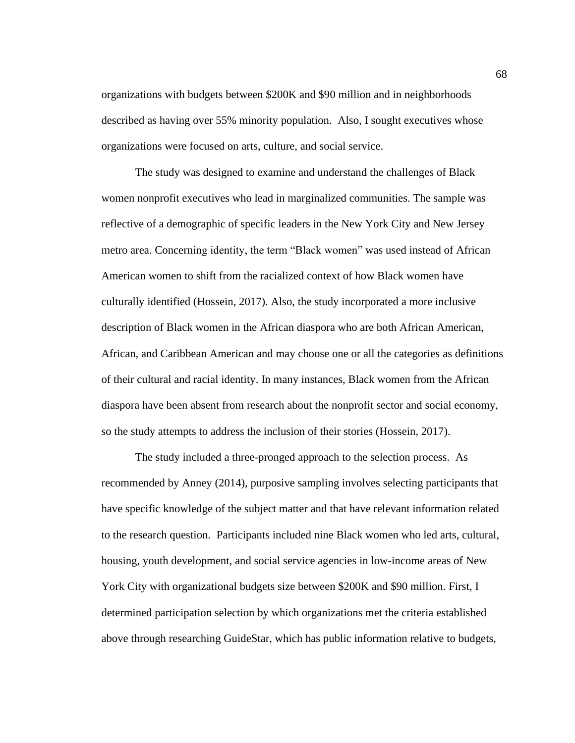organizations with budgets between $200K and $90 million and in neighborhoods described as having over 55% minority population.  Also, I sought executives whose organizations were focused on arts, culture, and social service.

The study was designed to examine and understand the challenges of Black women nonprofit executives who lead in marginalized communities. The sample was reflective of a demographic of specific leaders in the New York City and New Jersey metro area. Concerning identity, the term "Black women" was used instead of African American women to shift from the racialized context of how Black women have culturally identified (Hossein, 2017). Also, the study incorporated a more inclusive description of Black women in the African diaspora who are both African American, African, and Caribbean American and may choose one or all the categories as definitions of their cultural and racial identity. In many instances, Black women from the African diaspora have been absent from research about the nonprofit sector and social economy, so the study attempts to address the inclusion of their stories (Hossein, 2017).

The study included a three-pronged approach to the selection process.  As recommended by Anney (2014), purposive sampling involves selecting participants that have specific knowledge of the subject matter and that have relevant information related to the research question.  Participants included nine Black women who led arts, cultural, housing, youth development, and social service agencies in low-income areas of New York City with organizational budgets size between $200K and $90 million. First, I determined participation selection by which organizations met the criteria established above through researching GuideStar, which has public information relative to budgets,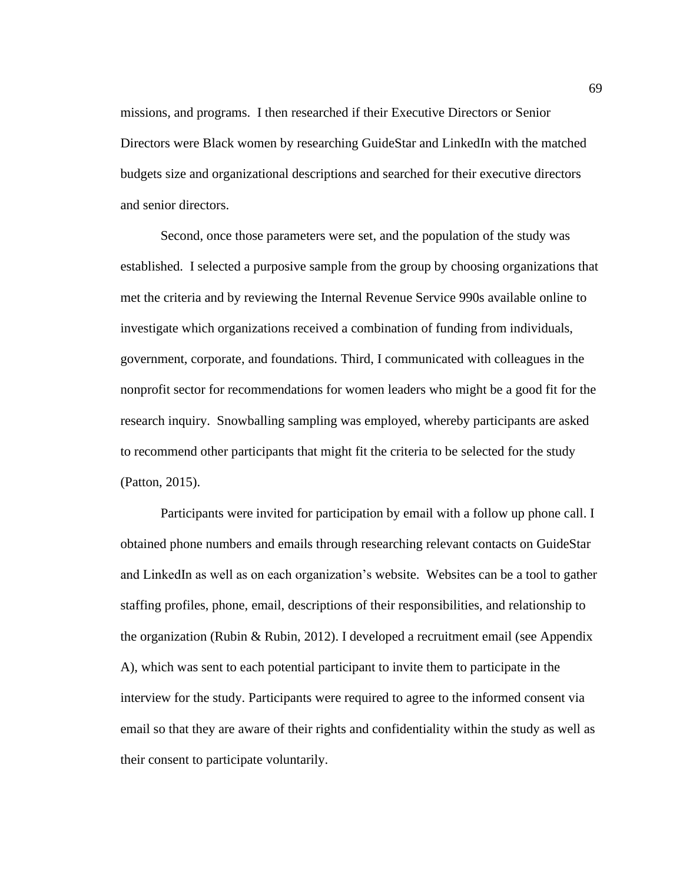missions, and programs. I then researched if their Executive Directors or Senior Directors were Black women by researching GuideStar and LinkedIn with the matched budgets size and organizational descriptions and searched for their executive directors and senior directors.

Second, once those parameters were set, and the population of the study was established. I selected a purposive sample from the group by choosing organizations that met the criteria and by reviewing the Internal Revenue Service 990s available online to investigate which organizations received a combination of funding from individuals, government, corporate, and foundations. Third, I communicated with colleagues in the nonprofit sector for recommendations for women leaders who might be a good fit for the research inquiry. Snowballing sampling was employed, whereby participants are asked to recommend other participants that might fit the criteria to be selected for the study (Patton, 2015).

Participants were invited for participation by email with a follow up phone call. I obtained phone numbers and emails through researching relevant contacts on GuideStar and LinkedIn as well as on each organization's website. Websites can be a tool to gather staffing profiles, phone, email, descriptions of their responsibilities, and relationship to the organization (Rubin & Rubin, 2012). I developed a recruitment email (see Appendix A), which was sent to each potential participant to invite them to participate in the interview for the study. Participants were required to agree to the informed consent via email so that they are aware of their rights and confidentiality within the study as well as their consent to participate voluntarily.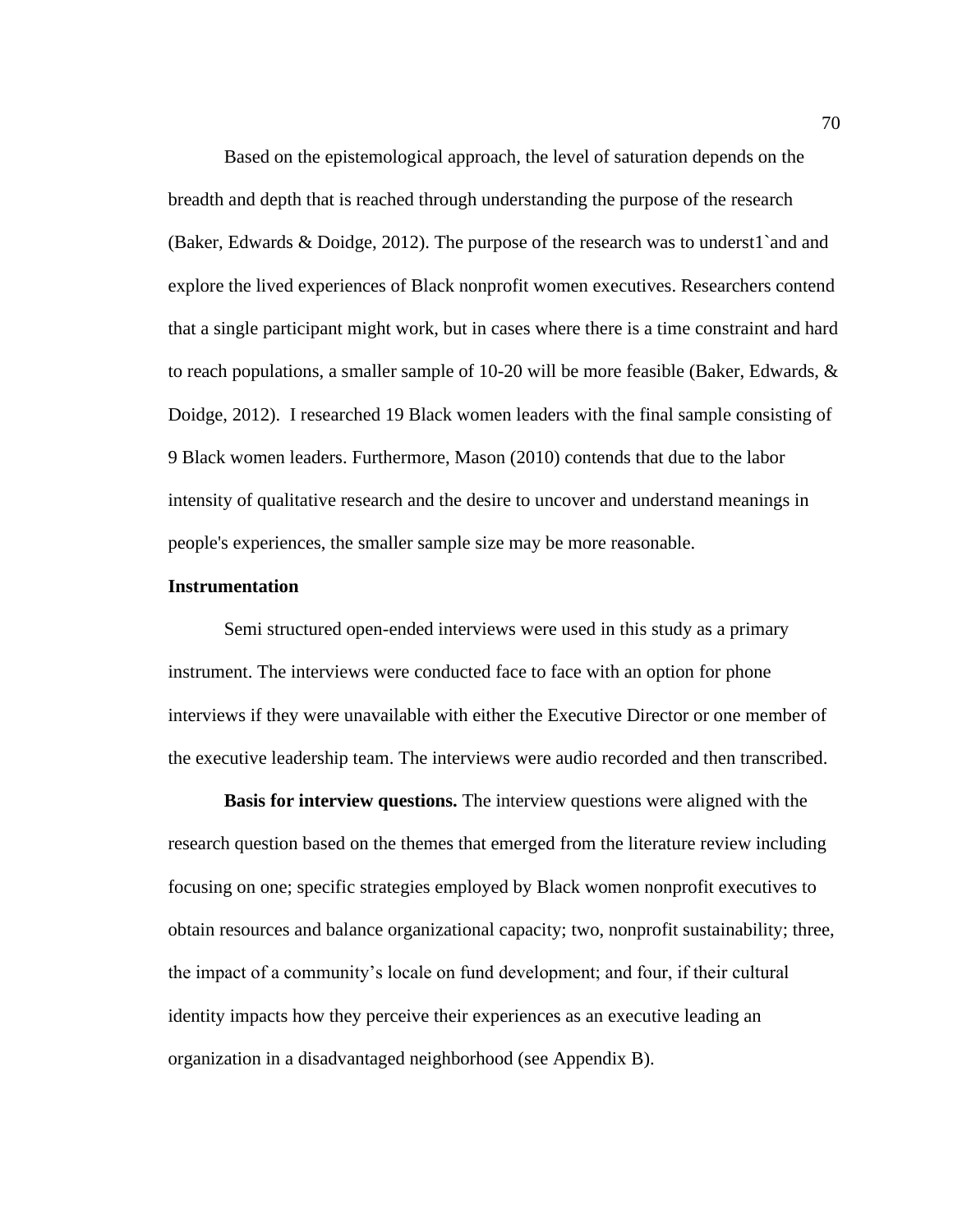Based on the epistemological approach, the level of saturation depends on the breadth and depth that is reached through understanding the purpose of the research (Baker, Edwards & Doidge, 2012). The purpose of the research was to underst1`and and explore the lived experiences of Black nonprofit women executives. Researchers contend that a single participant might work, but in cases where there is a time constraint and hard to reach populations, a smaller sample of 10-20 will be more feasible (Baker, Edwards, & Doidge, 2012). I researched 19 Black women leaders with the final sample consisting of 9 Black women leaders. Furthermore, Mason (2010) contends that due to the labor intensity of qualitative research and the desire to uncover and understand meanings in people's experiences, the smaller sample size may be more reasonable.

### Instrumentation

Semi structured open-ended interviews were used in this study as a primary instrument. The interviews were conducted face to face with an option for phone interviews if they were unavailable with either the Executive Director or one member of the executive leadership team. The interviews were audio recorded and then transcribed.

**Basis for interview questions.** The interview questions were aligned with the research question based on the themes that emerged from the literature review including focusing on one; specific strategies employed by Black women nonprofit executives to obtain resources and balance organizational capacity; two, nonprofit sustainability; three, the impact of a community's locale on fund development; and four, if their cultural identity impacts how they perceive their experiences as an executive leading an organization in a disadvantaged neighborhood (see Appendix B).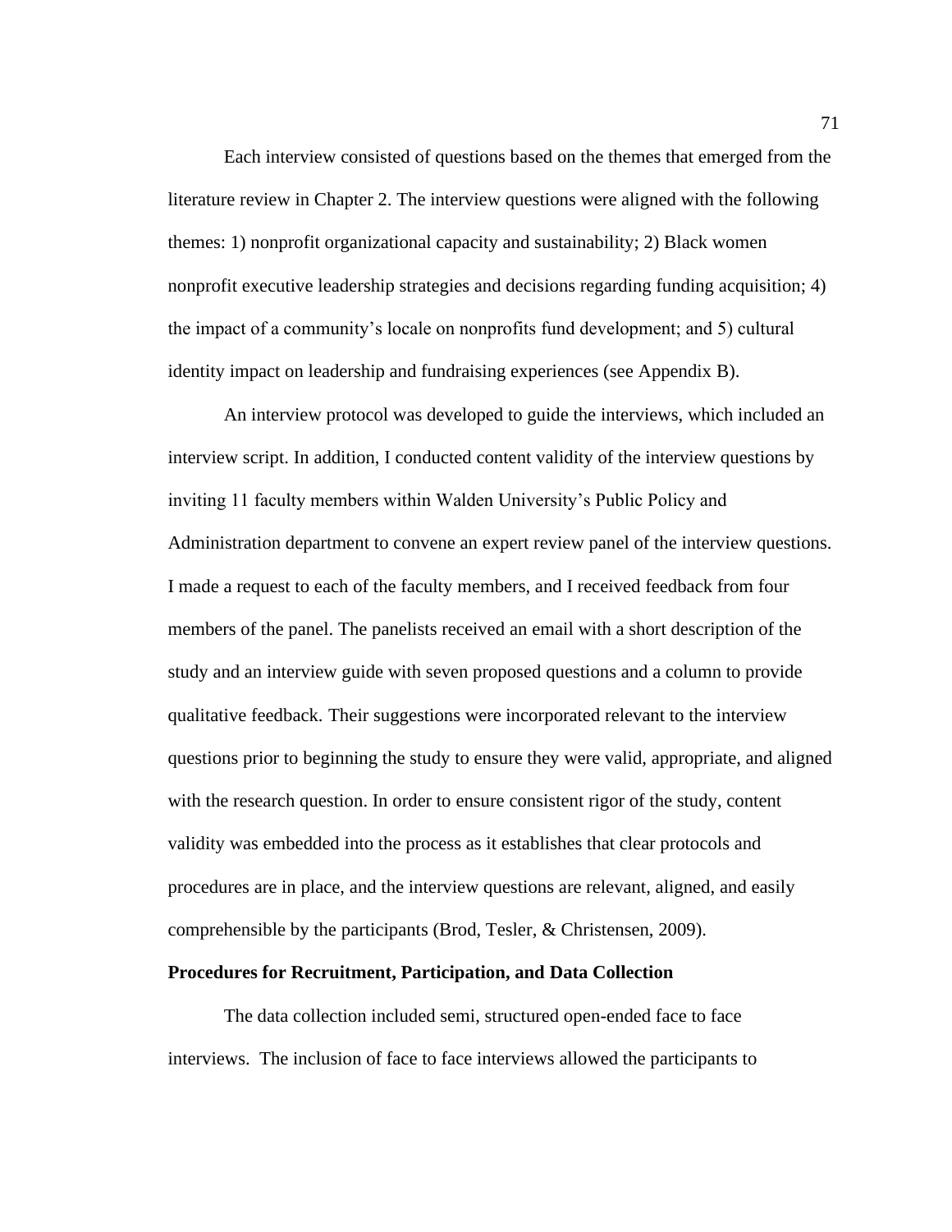Each interview consisted of questions based on the themes that emerged from the literature review in Chapter 2. The interview questions were aligned with the following themes: 1) nonprofit organizational capacity and sustainability; 2) Black women nonprofit executive leadership strategies and decisions regarding funding acquisition; 4) the impact of a community's locale on nonprofits fund development; and 5) cultural identity impact on leadership and fundraising experiences (see Appendix B).

An interview protocol was developed to guide the interviews, which included an interview script. In addition, I conducted content validity of the interview questions by inviting 11 faculty members within Walden University's Public Policy and Administration department to convene an expert review panel of the interview questions. I made a request to each of the faculty members, and I received feedback from four members of the panel. The panelists received an email with a short description of the study and an interview guide with seven proposed questions and a column to provide qualitative feedback. Their suggestions were incorporated relevant to the interview questions prior to beginning the study to ensure they were valid, appropriate, and aligned with the research question. In order to ensure consistent rigor of the study, content validity was embedded into the process as it establishes that clear protocols and procedures are in place, and the interview questions are relevant, aligned, and easily comprehensible by the participants (Brod, Tesler, & Christensen, 2009).

**Procedures for Recruitment, Participation, and Data Collection**

The data collection included semi, structured open-ended face to face interviews. The inclusion of face to face interviews allowed the participants to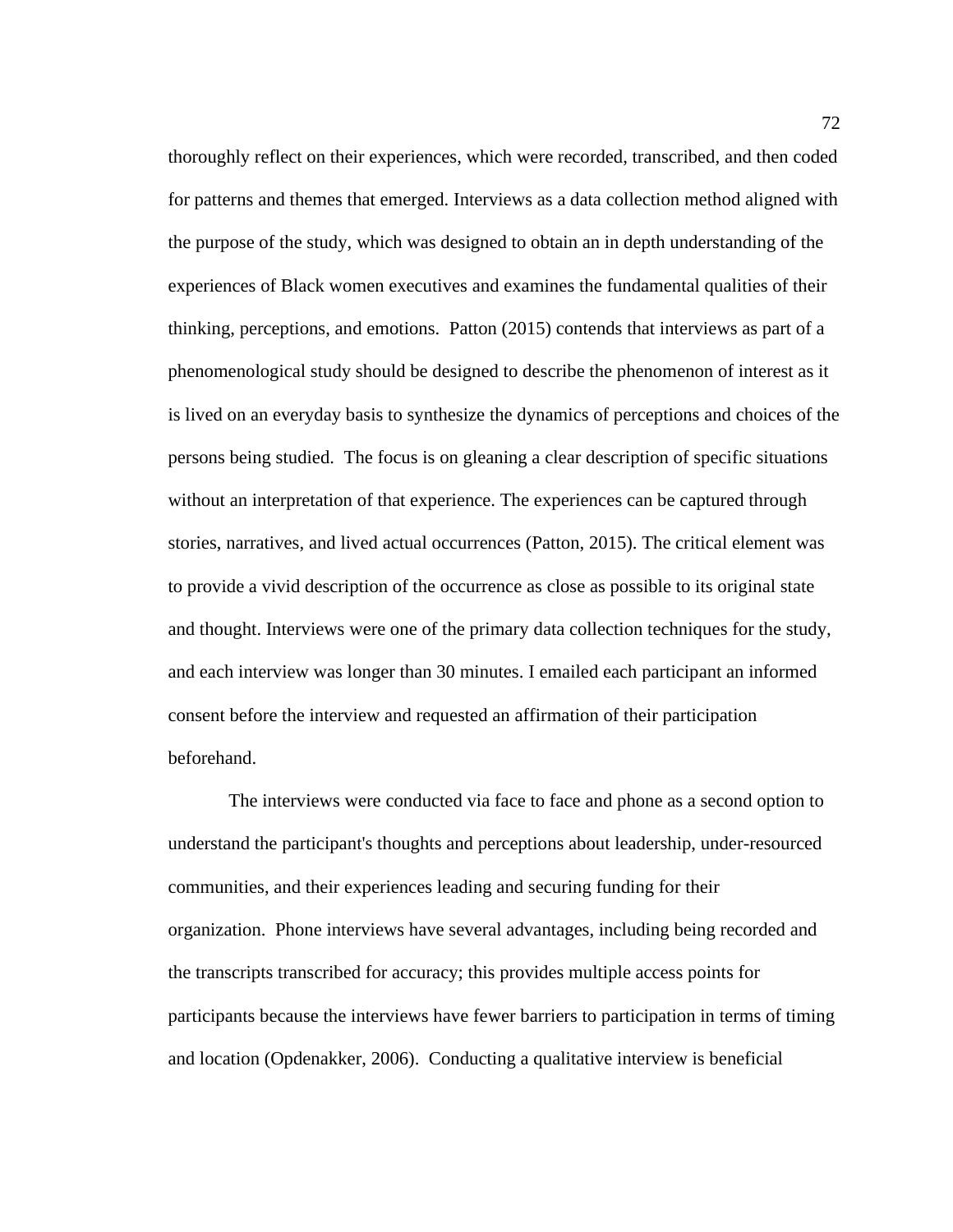thoroughly reflect on their experiences, which were recorded, transcribed, and then coded for patterns and themes that emerged. Interviews as a data collection method aligned with the purpose of the study, which was designed to obtain an in depth understanding of the experiences of Black women executives and examines the fundamental qualities of their thinking, perceptions, and emotions. Patton (2015) contends that interviews as part of a phenomenological study should be designed to describe the phenomenon of interest as it is lived on an everyday basis to synthesize the dynamics of perceptions and choices of the persons being studied. The focus is on gleaning a clear description of specific situations without an interpretation of that experience. The experiences can be captured through stories, narratives, and lived actual occurrences (Patton, 2015). The critical element was to provide a vivid description of the occurrence as close as possible to its original state and thought. Interviews were one of the primary data collection techniques for the study, and each interview was longer than 30 minutes. I emailed each participant an informed consent before the interview and requested an affirmation of their participation beforehand.

The interviews were conducted via face to face and phone as a second option to understand the participant's thoughts and perceptions about leadership, under-resourced communities, and their experiences leading and securing funding for their organization. Phone interviews have several advantages, including being recorded and the transcripts transcribed for accuracy; this provides multiple access points for participants because the interviews have fewer barriers to participation in terms of timing and location (Opdenakker, 2006). Conducting a qualitative interview is beneficial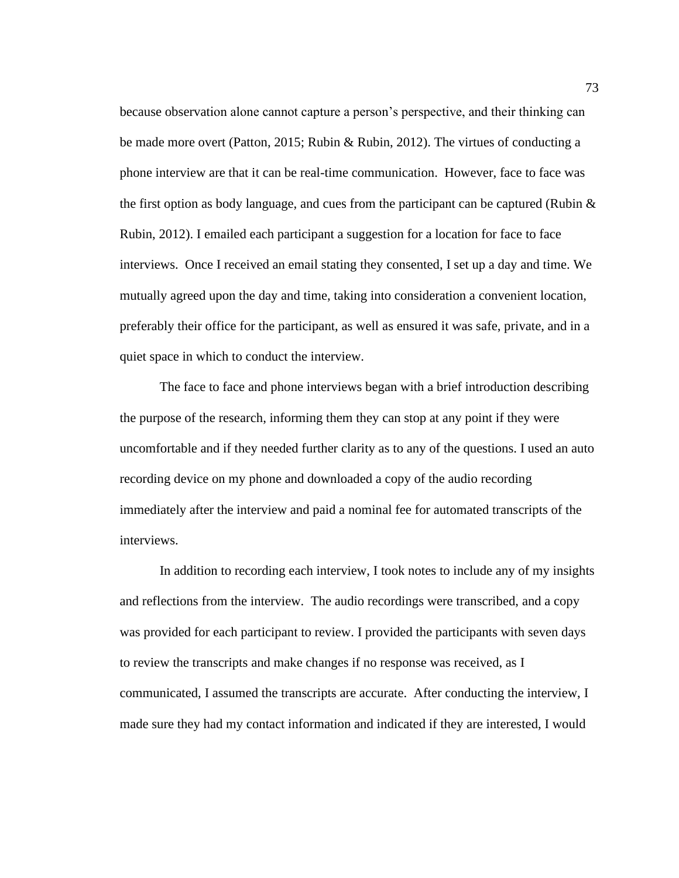because observation alone cannot capture a person's perspective, and their thinking can be made more overt (Patton, 2015; Rubin & Rubin, 2012). The virtues of conducting a phone interview are that it can be real-time communication. However, face to face was the first option as body language, and cues from the participant can be captured (Rubin & Rubin, 2012). I emailed each participant a suggestion for a location for face to face interviews. Once I received an email stating they consented, I set up a day and time. We mutually agreed upon the day and time, taking into consideration a convenient location, preferably their office for the participant, as well as ensured it was safe, private, and in a quiet space in which to conduct the interview.

The face to face and phone interviews began with a brief introduction describing the purpose of the research, informing them they can stop at any point if they were uncomfortable and if they needed further clarity as to any of the questions. I used an auto recording device on my phone and downloaded a copy of the audio recording immediately after the interview and paid a nominal fee for automated transcripts of the interviews.

In addition to recording each interview, I took notes to include any of my insights and reflections from the interview. The audio recordings were transcribed, and a copy was provided for each participant to review. I provided the participants with seven days to review the transcripts and make changes if no response was received, as I communicated, I assumed the transcripts are accurate. After conducting the interview, I made sure they had my contact information and indicated if they are interested, I would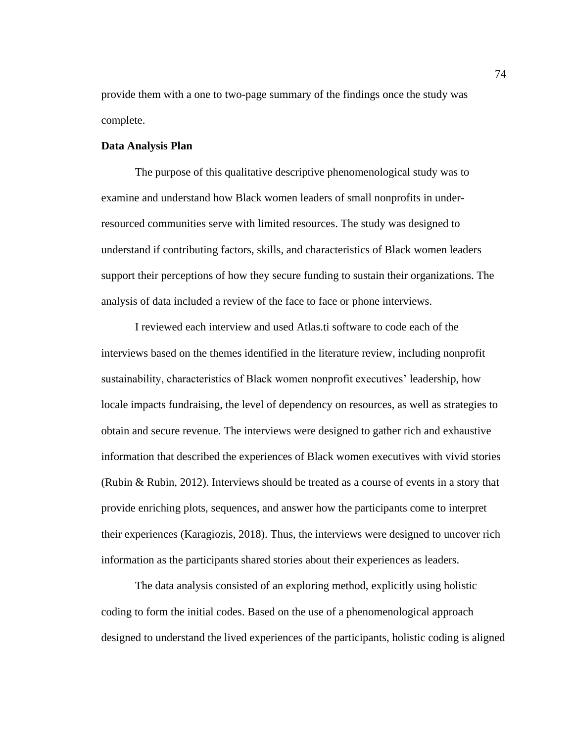provide them with a one to two-page summary of the findings once the study was complete.

### Data Analysis Plan

The purpose of this qualitative descriptive phenomenological study was to examine and understand how Black women leaders of small nonprofits in under-resourced communities serve with limited resources. The study was designed to understand if contributing factors, skills, and characteristics of Black women leaders support their perceptions of how they secure funding to sustain their organizations. The analysis of data included a review of the face to face or phone interviews.

I reviewed each interview and used Atlas.ti software to code each of the interviews based on the themes identified in the literature review, including nonprofit sustainability, characteristics of Black women nonprofit executives' leadership, how locale impacts fundraising, the level of dependency on resources, as well as strategies to obtain and secure revenue. The interviews were designed to gather rich and exhaustive information that described the experiences of Black women executives with vivid stories (Rubin & Rubin, 2012). Interviews should be treated as a course of events in a story that provide enriching plots, sequences, and answer how the participants come to interpret their experiences (Karagiozis, 2018). Thus, the interviews were designed to uncover rich information as the participants shared stories about their experiences as leaders.

The data analysis consisted of an exploring method, explicitly using holistic coding to form the initial codes. Based on the use of a phenomenological approach designed to understand the lived experiences of the participants, holistic coding is aligned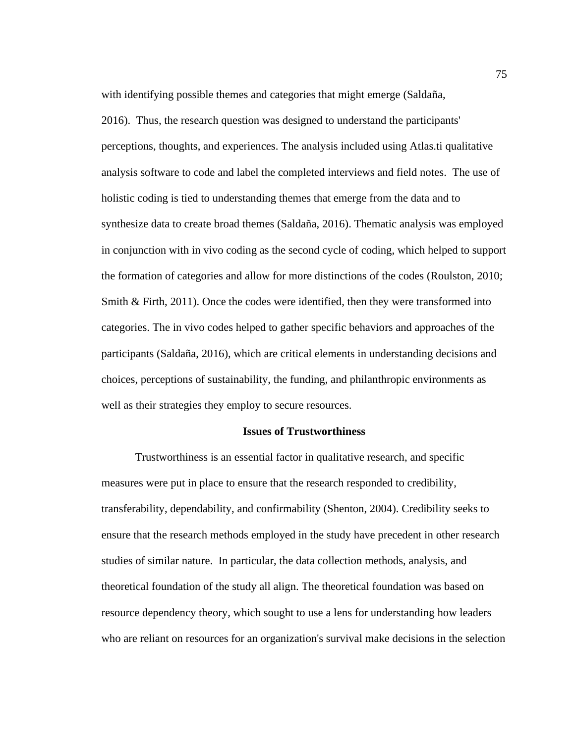with identifying possible themes and categories that might emerge (Saldaña, 2016). Thus, the research question was designed to understand the participants' perceptions, thoughts, and experiences. The analysis included using Atlas.ti qualitative analysis software to code and label the completed interviews and field notes. The use of holistic coding is tied to understanding themes that emerge from the data and to synthesize data to create broad themes (Saldaña, 2016). Thematic analysis was employed in conjunction with in vivo coding as the second cycle of coding, which helped to support the formation of categories and allow for more distinctions of the codes (Roulston, 2010; Smith & Firth, 2011). Once the codes were identified, then they were transformed into categories. The in vivo codes helped to gather specific behaviors and approaches of the participants (Saldaña, 2016), which are critical elements in understanding decisions and choices, perceptions of sustainability, the funding, and philanthropic environments as well as their strategies they employ to secure resources.

## Issues of Trustworthiness

Trustworthiness is an essential factor in qualitative research, and specific measures were put in place to ensure that the research responded to credibility, transferability, dependability, and confirmability (Shenton, 2004). Credibility seeks to ensure that the research methods employed in the study have precedent in other research studies of similar nature. In particular, the data collection methods, analysis, and theoretical foundation of the study all align. The theoretical foundation was based on resource dependency theory, which sought to use a lens for understanding how leaders who are reliant on resources for an organization's survival make decisions in the selection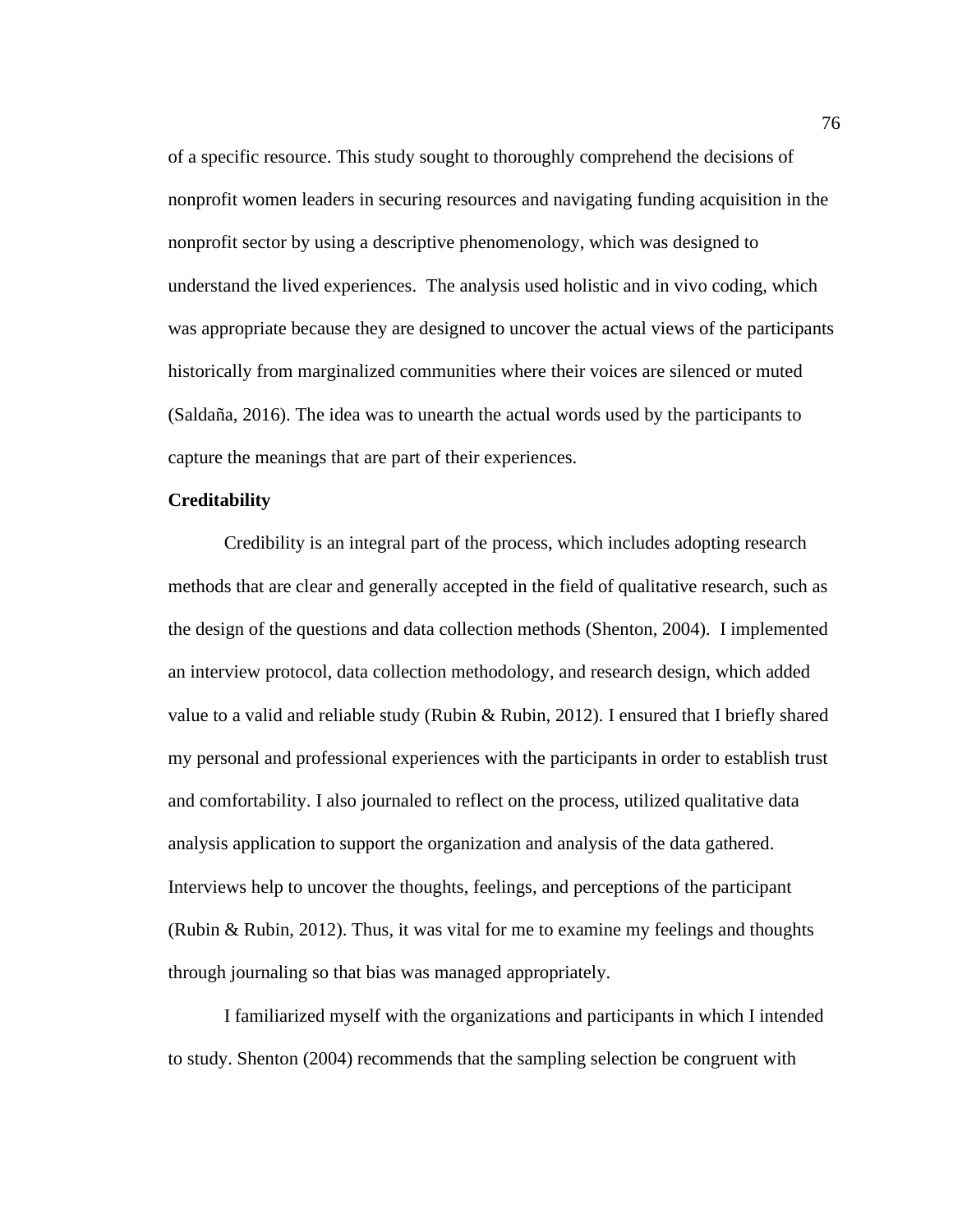of a specific resource. This study sought to thoroughly comprehend the decisions of nonprofit women leaders in securing resources and navigating funding acquisition in the nonprofit sector by using a descriptive phenomenology, which was designed to understand the lived experiences. The analysis used holistic and in vivo coding, which was appropriate because they are designed to uncover the actual views of the participants historically from marginalized communities where their voices are silenced or muted (Saldaña, 2016). The idea was to unearth the actual words used by the participants to capture the meanings that are part of their experiences.

**Creditability**

Credibility is an integral part of the process, which includes adopting research methods that are clear and generally accepted in the field of qualitative research, such as the design of the questions and data collection methods (Shenton, 2004). I implemented an interview protocol, data collection methodology, and research design, which added value to a valid and reliable study (Rubin & Rubin, 2012). I ensured that I briefly shared my personal and professional experiences with the participants in order to establish trust and comfortability. I also journaled to reflect on the process, utilized qualitative data analysis application to support the organization and analysis of the data gathered. Interviews help to uncover the thoughts, feelings, and perceptions of the participant (Rubin & Rubin, 2012). Thus, it was vital for me to examine my feelings and thoughts through journaling so that bias was managed appropriately.

I familiarized myself with the organizations and participants in which I intended to study. Shenton (2004) recommends that the sampling selection be congruent with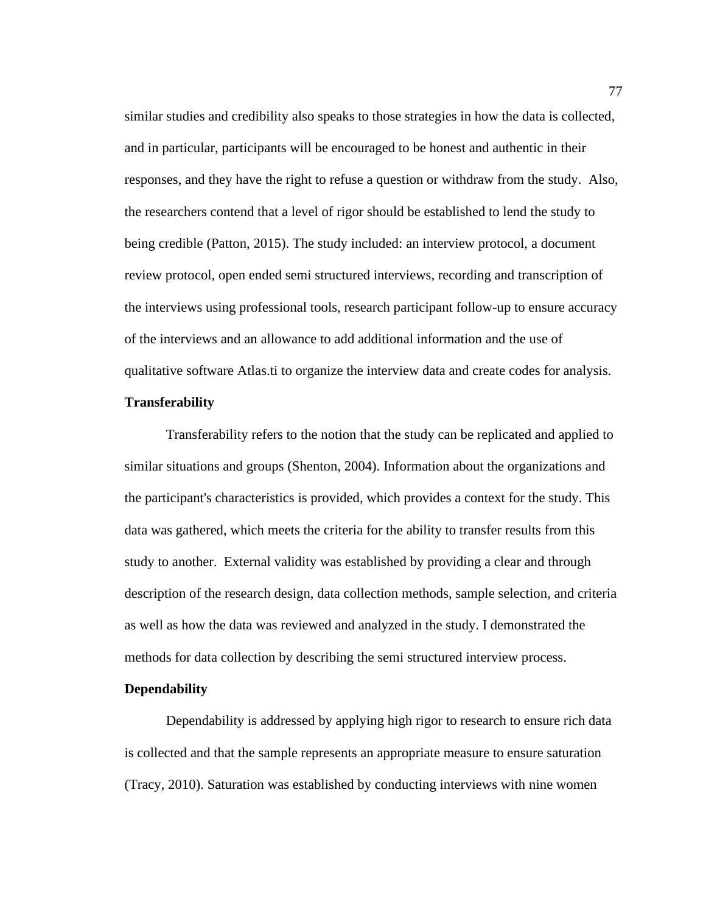similar studies and credibility also speaks to those strategies in how the data is collected, and in particular, participants will be encouraged to be honest and authentic in their responses, and they have the right to refuse a question or withdraw from the study.  Also, the researchers contend that a level of rigor should be established to lend the study to being credible (Patton, 2015). The study included: an interview protocol, a document review protocol, open ended semi structured interviews, recording and transcription of the interviews using professional tools, research participant follow-up to ensure accuracy of the interviews and an allowance to add additional information and the use of qualitative software Atlas.ti to organize the interview data and create codes for analysis.

**Transferability**

Transferability refers to the notion that the study can be replicated and applied to similar situations and groups (Shenton, 2004). Information about the organizations and the participant's characteristics is provided, which provides a context for the study. This data was gathered, which meets the criteria for the ability to transfer results from this study to another.  External validity was established by providing a clear and through description of the research design, data collection methods, sample selection, and criteria as well as how the data was reviewed and analyzed in the study. I demonstrated the methods for data collection by describing the semi structured interview process.

**Dependability**

Dependability is addressed by applying high rigor to research to ensure rich data is collected and that the sample represents an appropriate measure to ensure saturation (Tracy, 2010). Saturation was established by conducting interviews with nine women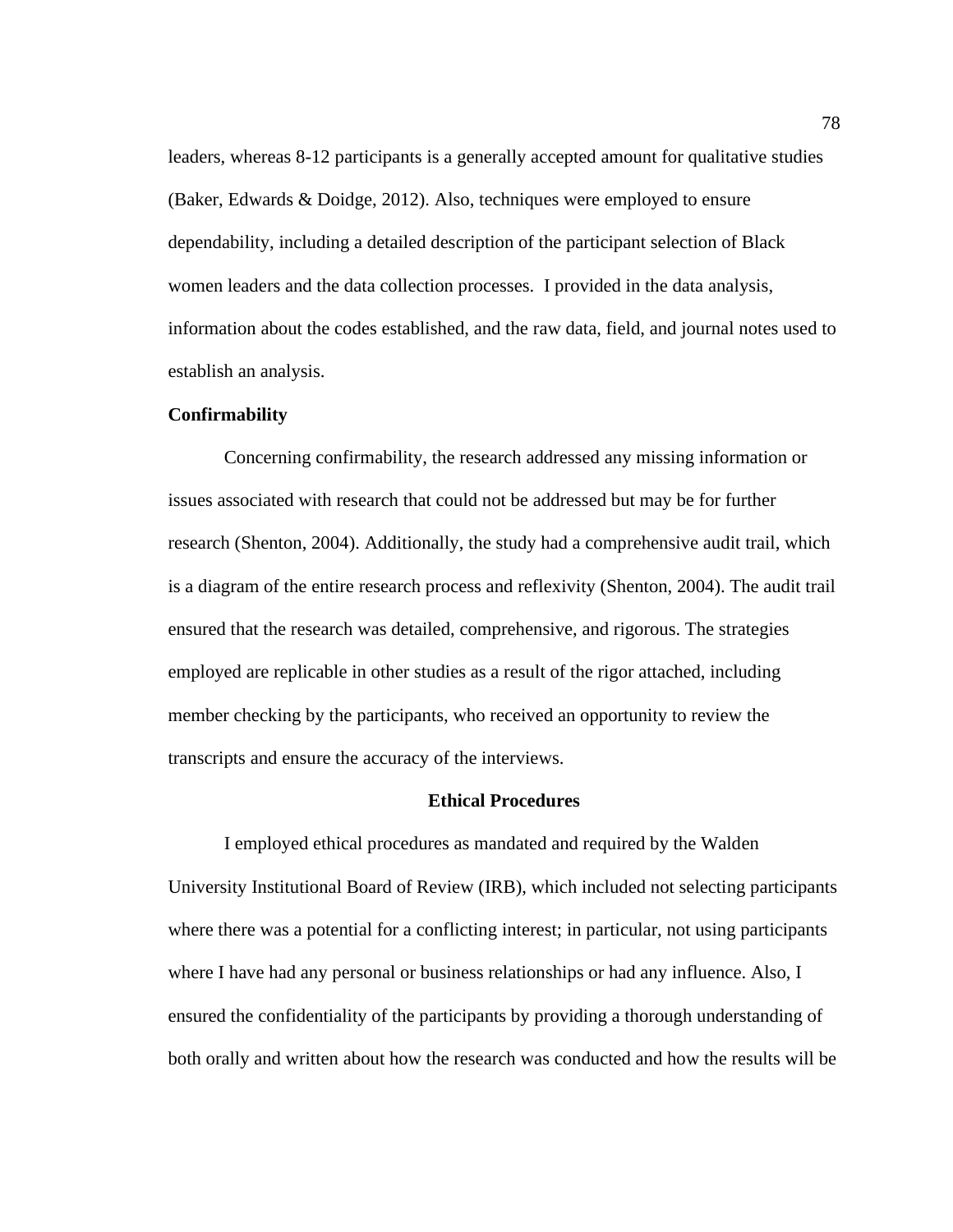leaders, whereas 8-12 participants is a generally accepted amount for qualitative studies (Baker, Edwards & Doidge, 2012). Also, techniques were employed to ensure dependability, including a detailed description of the participant selection of Black women leaders and the data collection processes. I provided in the data analysis, information about the codes established, and the raw data, field, and journal notes used to establish an analysis.

### Confirmability

Concerning confirmability, the research addressed any missing information or issues associated with research that could not be addressed but may be for further research (Shenton, 2004). Additionally, the study had a comprehensive audit trail, which is a diagram of the entire research process and reflexivity (Shenton, 2004). The audit trail ensured that the research was detailed, comprehensive, and rigorous. The strategies employed are replicable in other studies as a result of the rigor attached, including member checking by the participants, who received an opportunity to review the transcripts and ensure the accuracy of the interviews.

## Ethical Procedures

I employed ethical procedures as mandated and required by the Walden University Institutional Board of Review (IRB), which included not selecting participants where there was a potential for a conflicting interest; in particular, not using participants where I have had any personal or business relationships or had any influence. Also, I ensured the confidentiality of the participants by providing a thorough understanding of both orally and written about how the research was conducted and how the results will be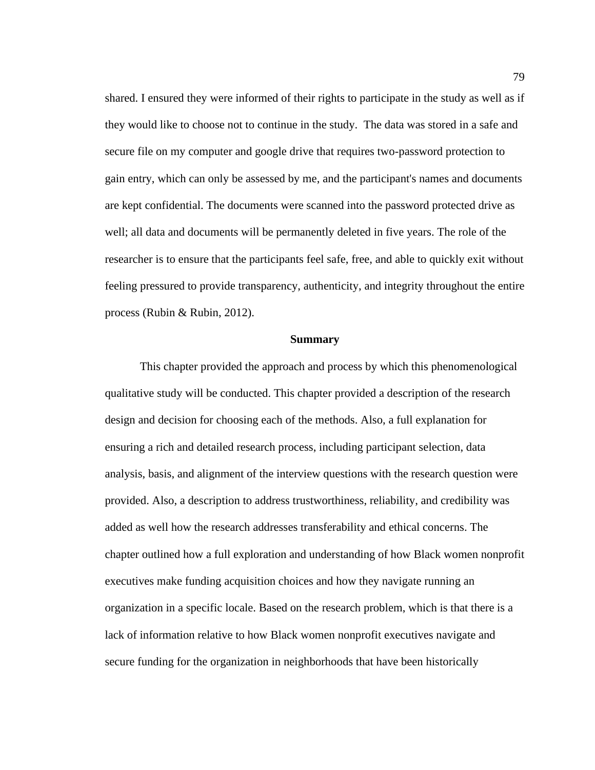shared. I ensured they were informed of their rights to participate in the study as well as if they would like to choose not to continue in the study.  The data was stored in a safe and secure file on my computer and google drive that requires two-password protection to gain entry, which can only be assessed by me, and the participant's names and documents are kept confidential. The documents were scanned into the password protected drive as well; all data and documents will be permanently deleted in five years. The role of the researcher is to ensure that the participants feel safe, free, and able to quickly exit without feeling pressured to provide transparency, authenticity, and integrity throughout the entire process (Rubin & Rubin, 2012).

## Summary

This chapter provided the approach and process by which this phenomenological qualitative study will be conducted. This chapter provided a description of the research design and decision for choosing each of the methods. Also, a full explanation for ensuring a rich and detailed research process, including participant selection, data analysis, basis, and alignment of the interview questions with the research question were provided. Also, a description to address trustworthiness, reliability, and credibility was added as well how the research addresses transferability and ethical concerns. The chapter outlined how a full exploration and understanding of how Black women nonprofit executives make funding acquisition choices and how they navigate running an organization in a specific locale. Based on the research problem, which is that there is a lack of information relative to how Black women nonprofit executives navigate and secure funding for the organization in neighborhoods that have been historically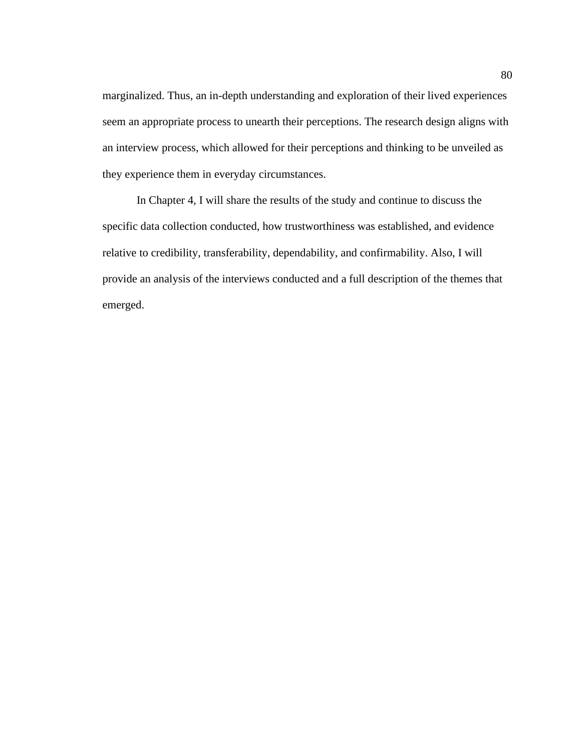marginalized. Thus, an in-depth understanding and exploration of their lived experiences seem an appropriate process to unearth their perceptions. The research design aligns with an interview process, which allowed for their perceptions and thinking to be unveiled as they experience them in everyday circumstances.

In Chapter 4, I will share the results of the study and continue to discuss the specific data collection conducted, how trustworthiness was established, and evidence relative to credibility, transferability, dependability, and confirmability. Also, I will provide an analysis of the interviews conducted and a full description of the themes that emerged.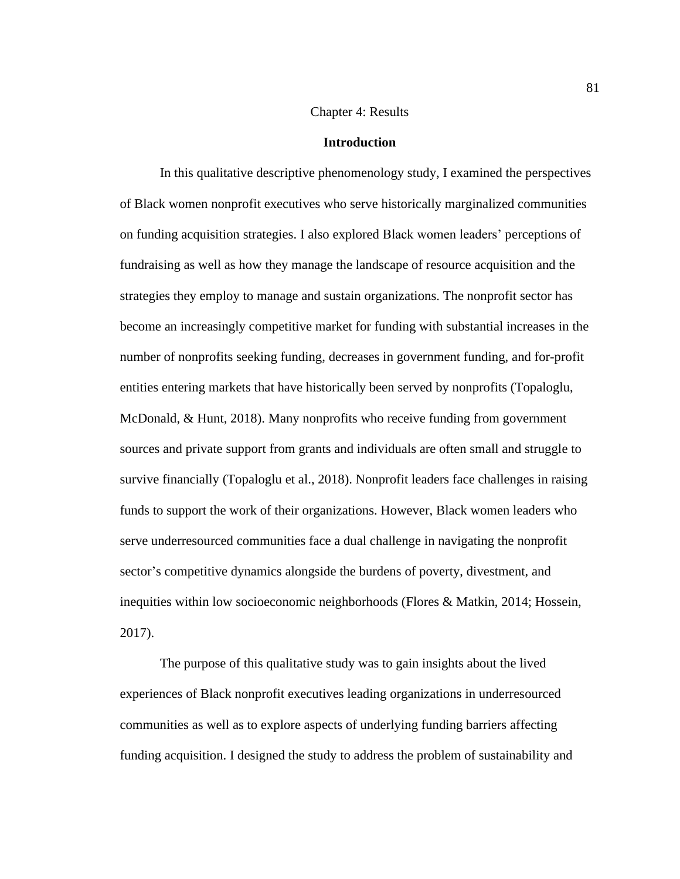# Chapter 4: Results

## Introduction

In this qualitative descriptive phenomenology study, I examined the perspectives of Black women nonprofit executives who serve historically marginalized communities on funding acquisition strategies. I also explored Black women leaders' perceptions of fundraising as well as how they manage the landscape of resource acquisition and the strategies they employ to manage and sustain organizations. The nonprofit sector has become an increasingly competitive market for funding with substantial increases in the number of nonprofits seeking funding, decreases in government funding, and for-profit entities entering markets that have historically been served by nonprofits (Topaloglu, McDonald, & Hunt, 2018). Many nonprofits who receive funding from government sources and private support from grants and individuals are often small and struggle to survive financially (Topaloglu et al., 2018). Nonprofit leaders face challenges in raising funds to support the work of their organizations. However, Black women leaders who serve underresourced communities face a dual challenge in navigating the nonprofit sector's competitive dynamics alongside the burdens of poverty, divestment, and inequities within low socioeconomic neighborhoods (Flores & Matkin, 2014; Hossein, 2017).

The purpose of this qualitative study was to gain insights about the lived experiences of Black nonprofit executives leading organizations in underresourced communities as well as to explore aspects of underlying funding barriers affecting funding acquisition. I designed the study to address the problem of sustainability and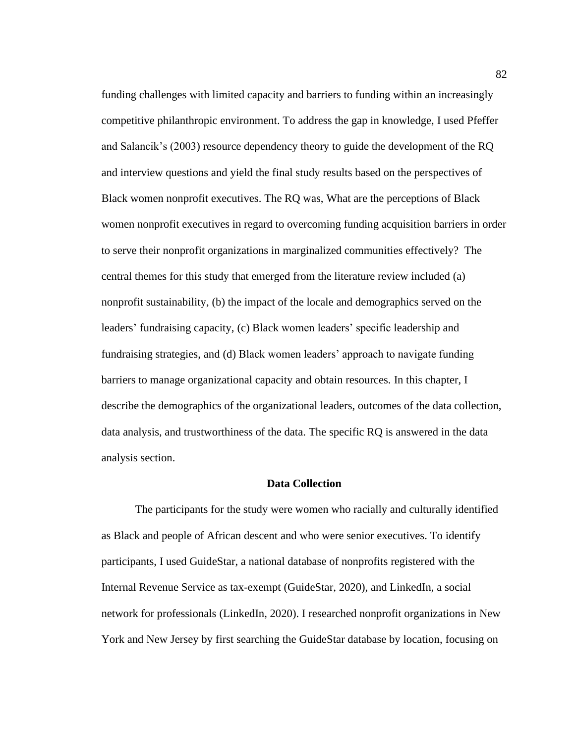funding challenges with limited capacity and barriers to funding within an increasingly competitive philanthropic environment. To address the gap in knowledge, I used Pfeffer and Salancik's (2003) resource dependency theory to guide the development of the RQ and interview questions and yield the final study results based on the perspectives of Black women nonprofit executives. The RQ was, What are the perceptions of Black women nonprofit executives in regard to overcoming funding acquisition barriers in order to serve their nonprofit organizations in marginalized communities effectively? The central themes for this study that emerged from the literature review included (a) nonprofit sustainability, (b) the impact of the locale and demographics served on the leaders' fundraising capacity, (c) Black women leaders' specific leadership and fundraising strategies, and (d) Black women leaders' approach to navigate funding barriers to manage organizational capacity and obtain resources. In this chapter, I describe the demographics of the organizational leaders, outcomes of the data collection, data analysis, and trustworthiness of the data. The specific RQ is answered in the data analysis section.

## Data Collection

The participants for the study were women who racially and culturally identified as Black and people of African descent and who were senior executives. To identify participants, I used GuideStar, a national database of nonprofits registered with the Internal Revenue Service as tax-exempt (GuideStar, 2020), and LinkedIn, a social network for professionals (LinkedIn, 2020). I researched nonprofit organizations in New York and New Jersey by first searching the GuideStar database by location, focusing on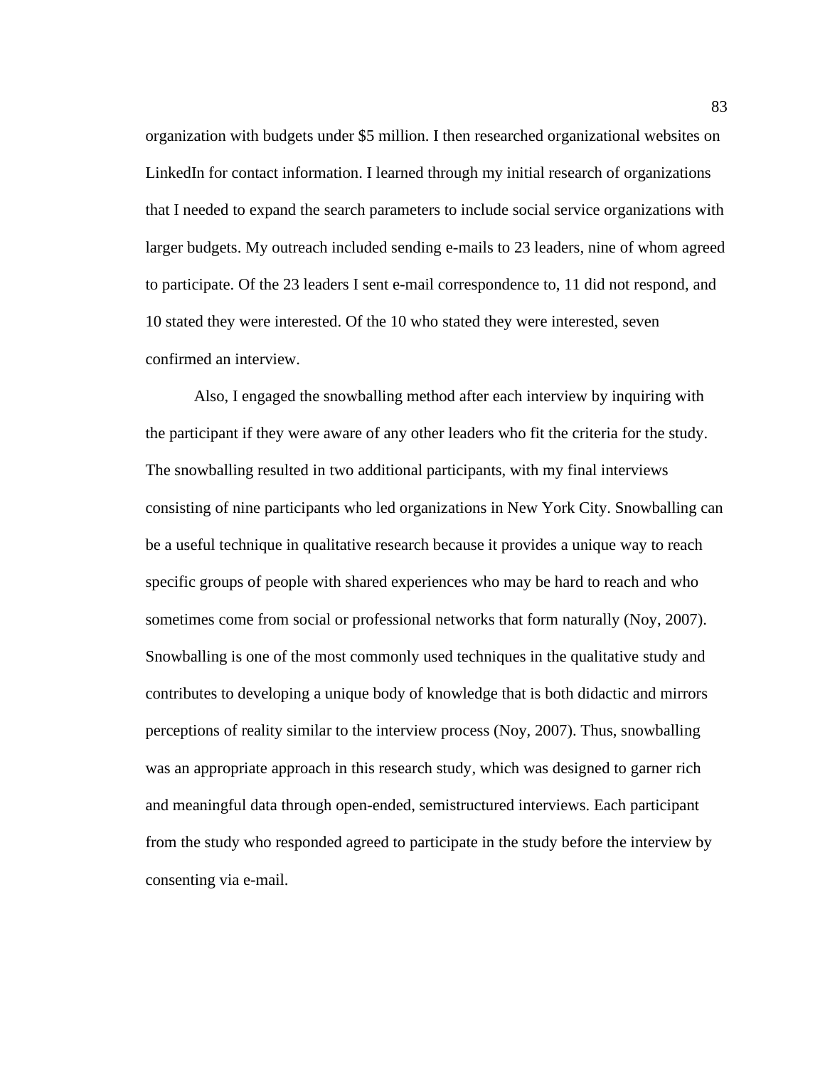organization with budgets under $5 million. I then researched organizational websites on LinkedIn for contact information. I learned through my initial research of organizations that I needed to expand the search parameters to include social service organizations with larger budgets. My outreach included sending e-mails to 23 leaders, nine of whom agreed to participate. Of the 23 leaders I sent e-mail correspondence to, 11 did not respond, and 10 stated they were interested. Of the 10 who stated they were interested, seven confirmed an interview.

Also, I engaged the snowballing method after each interview by inquiring with the participant if they were aware of any other leaders who fit the criteria for the study. The snowballing resulted in two additional participants, with my final interviews consisting of nine participants who led organizations in New York City. Snowballing can be a useful technique in qualitative research because it provides a unique way to reach specific groups of people with shared experiences who may be hard to reach and who sometimes come from social or professional networks that form naturally (Noy, 2007). Snowballing is one of the most commonly used techniques in the qualitative study and contributes to developing a unique body of knowledge that is both didactic and mirrors perceptions of reality similar to the interview process (Noy, 2007). Thus, snowballing was an appropriate approach in this research study, which was designed to garner rich and meaningful data through open-ended, semistructured interviews. Each participant from the study who responded agreed to participate in the study before the interview by consenting via e-mail.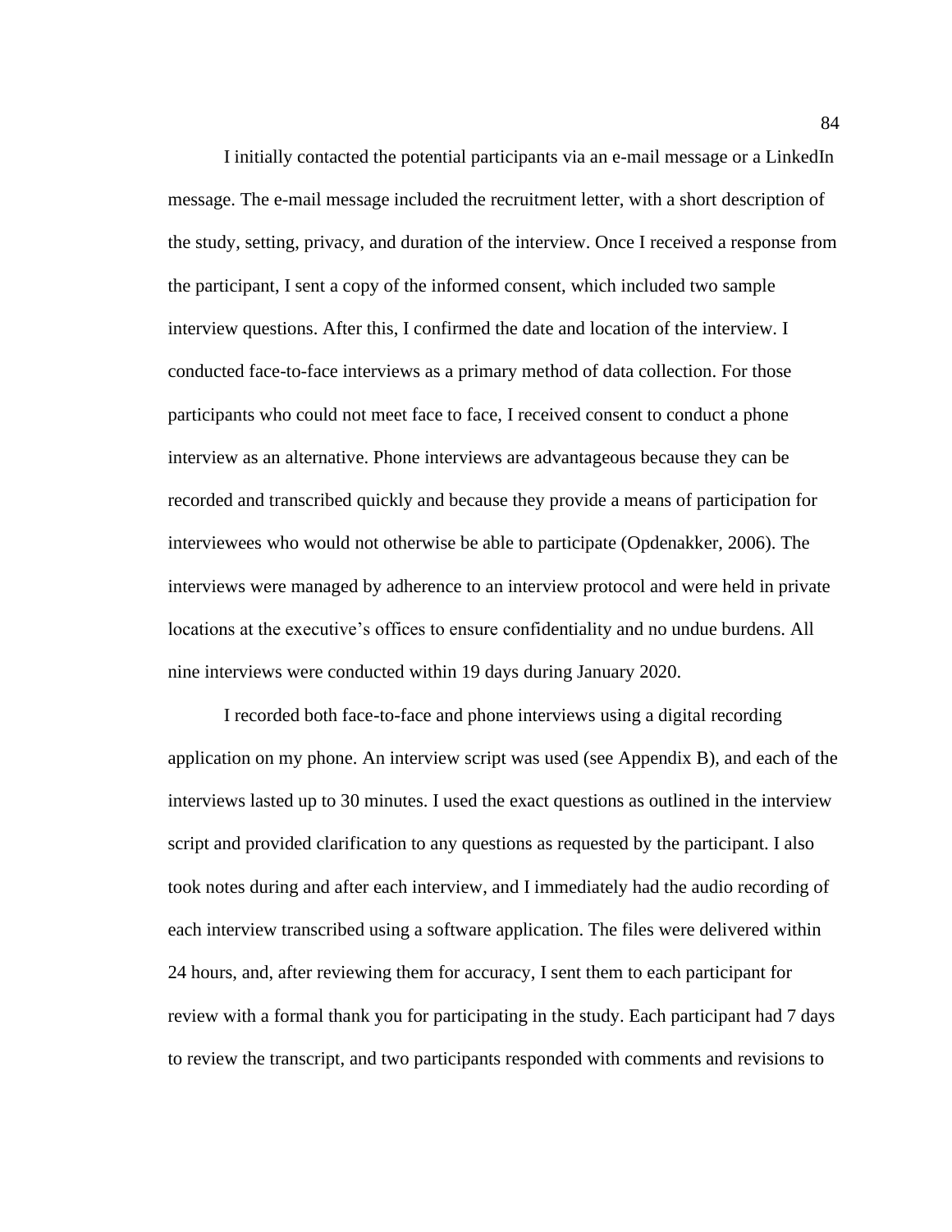I initially contacted the potential participants via an e-mail message or a LinkedIn message. The e-mail message included the recruitment letter, with a short description of the study, setting, privacy, and duration of the interview. Once I received a response from the participant, I sent a copy of the informed consent, which included two sample interview questions. After this, I confirmed the date and location of the interview. I conducted face-to-face interviews as a primary method of data collection. For those participants who could not meet face to face, I received consent to conduct a phone interview as an alternative. Phone interviews are advantageous because they can be recorded and transcribed quickly and because they provide a means of participation for interviewees who would not otherwise be able to participate (Opdenakker, 2006). The interviews were managed by adherence to an interview protocol and were held in private locations at the executive's offices to ensure confidentiality and no undue burdens. All nine interviews were conducted within 19 days during January 2020.

I recorded both face-to-face and phone interviews using a digital recording application on my phone. An interview script was used (see Appendix B), and each of the interviews lasted up to 30 minutes. I used the exact questions as outlined in the interview script and provided clarification to any questions as requested by the participant. I also took notes during and after each interview, and I immediately had the audio recording of each interview transcribed using a software application. The files were delivered within 24 hours, and, after reviewing them for accuracy, I sent them to each participant for review with a formal thank you for participating in the study. Each participant had 7 days to review the transcript, and two participants responded with comments and revisions to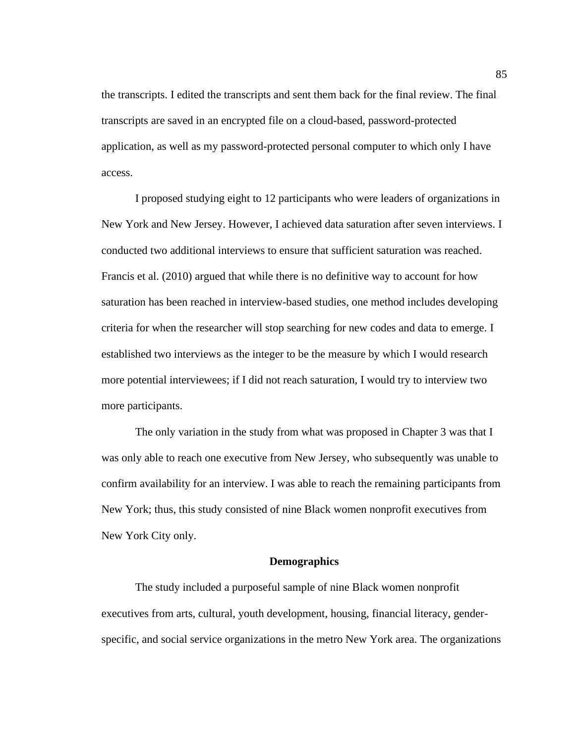the transcripts. I edited the transcripts and sent them back for the final review. The final transcripts are saved in an encrypted file on a cloud-based, password-protected application, as well as my password-protected personal computer to which only I have access.

I proposed studying eight to 12 participants who were leaders of organizations in New York and New Jersey. However, I achieved data saturation after seven interviews. I conducted two additional interviews to ensure that sufficient saturation was reached. Francis et al. (2010) argued that while there is no definitive way to account for how saturation has been reached in interview-based studies, one method includes developing criteria for when the researcher will stop searching for new codes and data to emerge. I established two interviews as the integer to be the measure by which I would research more potential interviewees; if I did not reach saturation, I would try to interview two more participants.

The only variation in the study from what was proposed in Chapter 3 was that I was only able to reach one executive from New Jersey, who subsequently was unable to confirm availability for an interview. I was able to reach the remaining participants from New York; thus, this study consisted of nine Black women nonprofit executives from New York City only.

## Demographics

The study included a purposeful sample of nine Black women nonprofit executives from arts, cultural, youth development, housing, financial literacy, gender-specific, and social service organizations in the metro New York area. The organizations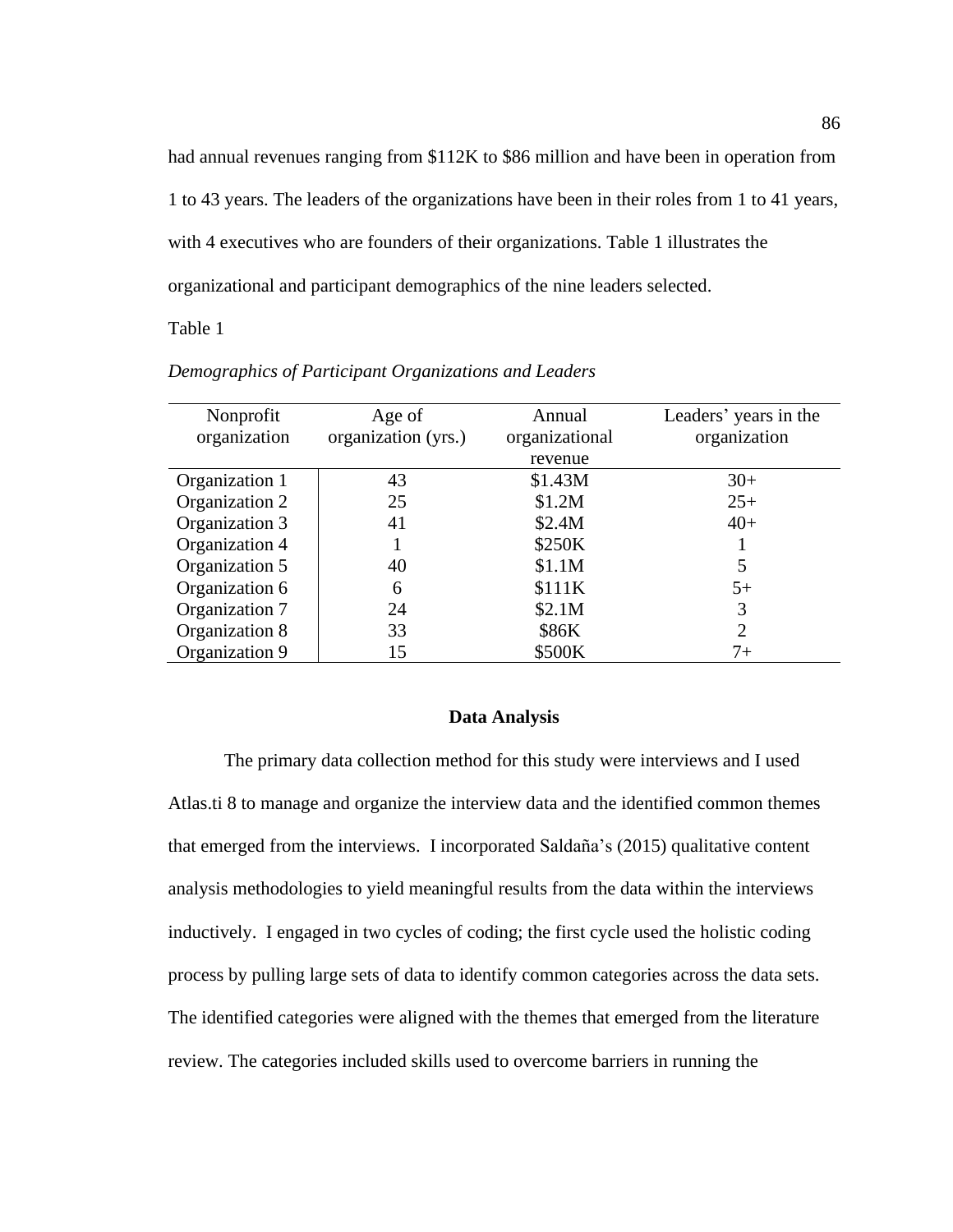had annual revenues ranging from $112K to $86 million and have been in operation from 1 to 43 years. The leaders of the organizations have been in their roles from 1 to 41 years, with 4 executives who are founders of their organizations. Table 1 illustrates the organizational and participant demographics of the nine leaders selected.

Table 1

*Demographics of Participant Organizations and Leaders*

| Nonprofit organization | Age of organization (yrs.) | Annual organizational revenue | Leaders' years in the organization |
|---|---|---|---|
| Organization 1 | 43 | $1.43M | 30+ |
| Organization 2 | 25 | $1.2M | 25+ |
| Organization 3 | 41 | $2.4M | 40+ |
| Organization 4 | 1 | $250K | 1 |
| Organization 5 | 40 | $1.1M | 5 |
| Organization 6 | 6 | $111K | 5+ |
| Organization 7 | 24 | $2.1M | 3 |
| Organization 8 | 33 | $86K | 2 |
| Organization 9 | 15 | $500K | 7+ |

## Data Analysis

The primary data collection method for this study were interviews and I used Atlas.ti 8 to manage and organize the interview data and the identified common themes that emerged from the interviews. I incorporated Saldaña's (2015) qualitative content analysis methodologies to yield meaningful results from the data within the interviews inductively. I engaged in two cycles of coding; the first cycle used the holistic coding process by pulling large sets of data to identify common categories across the data sets. The identified categories were aligned with the themes that emerged from the literature review. The categories included skills used to overcome barriers in running the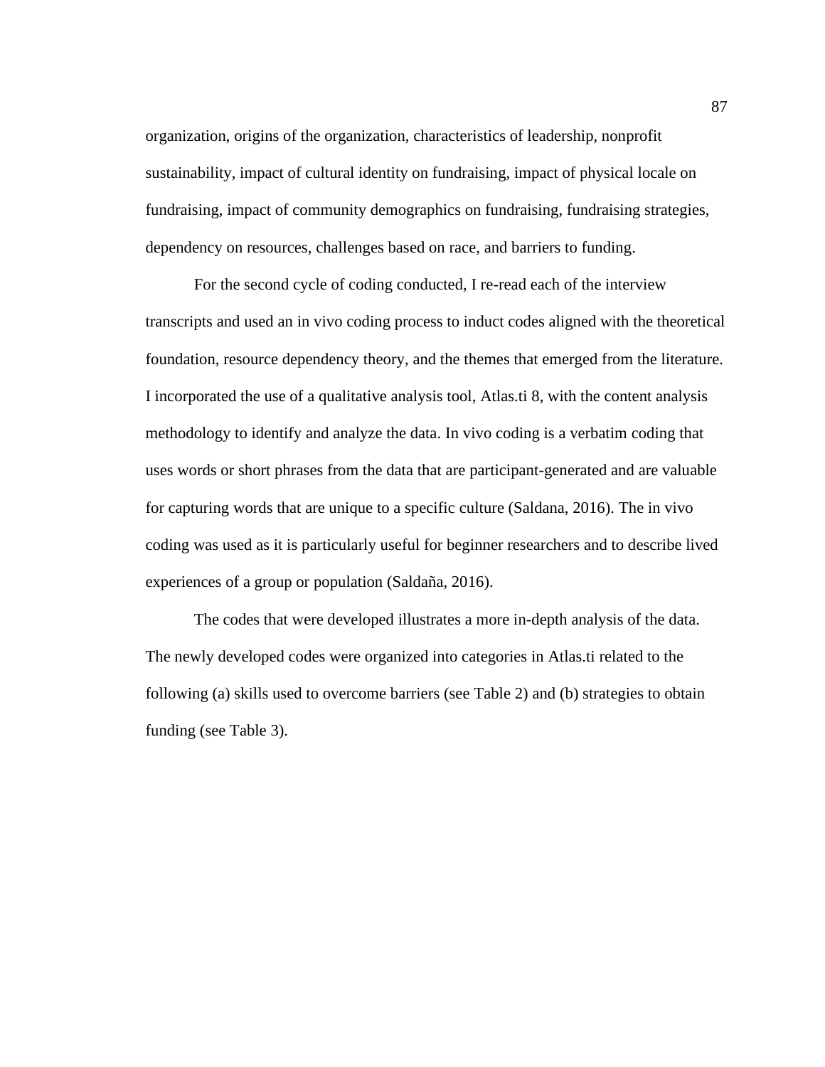organization, origins of the organization, characteristics of leadership, nonprofit sustainability, impact of cultural identity on fundraising, impact of physical locale on fundraising, impact of community demographics on fundraising, fundraising strategies, dependency on resources, challenges based on race, and barriers to funding.

For the second cycle of coding conducted, I re-read each of the interview transcripts and used an in vivo coding process to induct codes aligned with the theoretical foundation, resource dependency theory, and the themes that emerged from the literature. I incorporated the use of a qualitative analysis tool, Atlas.ti 8, with the content analysis methodology to identify and analyze the data. In vivo coding is a verbatim coding that uses words or short phrases from the data that are participant-generated and are valuable for capturing words that are unique to a specific culture (Saldana, 2016). The in vivo coding was used as it is particularly useful for beginner researchers and to describe lived experiences of a group or population (Saldaña, 2016).

The codes that were developed illustrates a more in-depth analysis of the data. The newly developed codes were organized into categories in Atlas.ti related to the following (a) skills used to overcome barriers (see Table 2) and (b) strategies to obtain funding (see Table 3).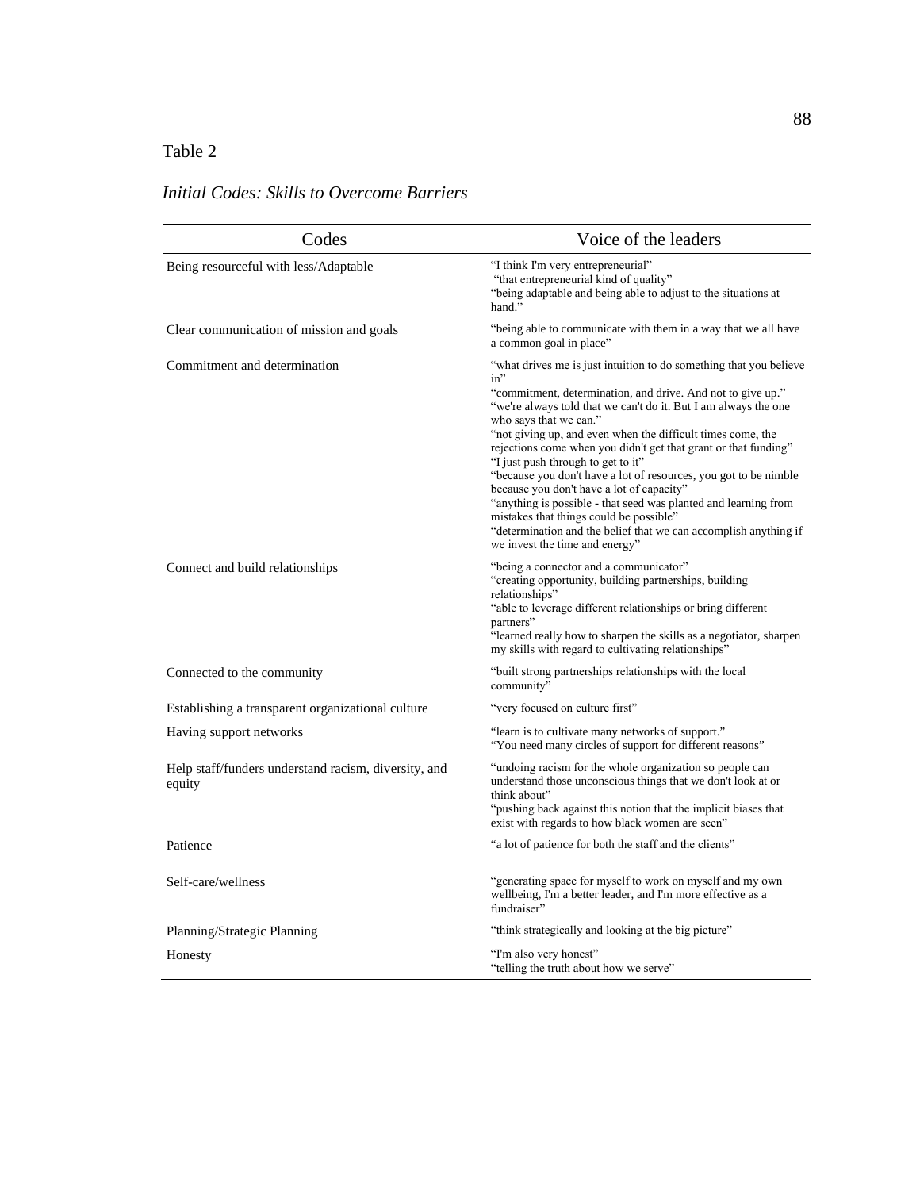Table 2

*Initial Codes: Skills to Overcome Barriers*

| Codes | Voice of the leaders |
|---|---|
| Being resourceful with less/Adaptable | "I think I'm very entrepreneurial" "that entrepreneurial kind of quality" "being adaptable and being able to adjust to the situations at hand." |
| Clear communication of mission and goals | "being able to communicate with them in a way that we all have a common goal in place" |
| Commitment and determination | "what drives me is just intuition to do something that you believe in" "commitment, determination, and drive. And not to give up." "we're always told that we can't do it. But I am always the one who says that we can." "not giving up, and even when the difficult times come, the rejections come when you didn't get that grant or that funding" "I just push through to get to it" "because you don't have a lot of resources, you got to be nimble because you don't have a lot of capacity" "anything is possible - that seed was planted and learning from mistakes that things could be possible" "determination and the belief that we can accomplish anything if we invest the time and energy" |
| Connect and build relationships | "being a connector and a communicator" "creating opportunity, building partnerships, building relationships" "able to leverage different relationships or bring different partners" "learned really how to sharpen the skills as a negotiator, sharpen my skills with regard to cultivating relationships" |
| Connected to the community | "built strong partnerships relationships with the local community" |
| Establishing a transparent organizational culture | "very focused on culture first" |
| Having support networks | "learn is to cultivate many networks of support." "You need many circles of support for different reasons" |
| Help staff/funders understand racism, diversity, and equity | "undoing racism for the whole organization so people can understand those unconscious things that we don't look at or think about" "pushing back against this notion that the implicit biases that exist with regards to how black women are seen" |
| Patience | "a lot of patience for both the staff and the clients" |
| Self-care/wellness | "generating space for myself to work on myself and my own wellbeing, I'm a better leader, and I'm more effective as a fundraiser" |
| Planning/Strategic Planning | "think strategically and looking at the big picture" |
| Honesty | "I'm also very honest" "telling the truth about how we serve" |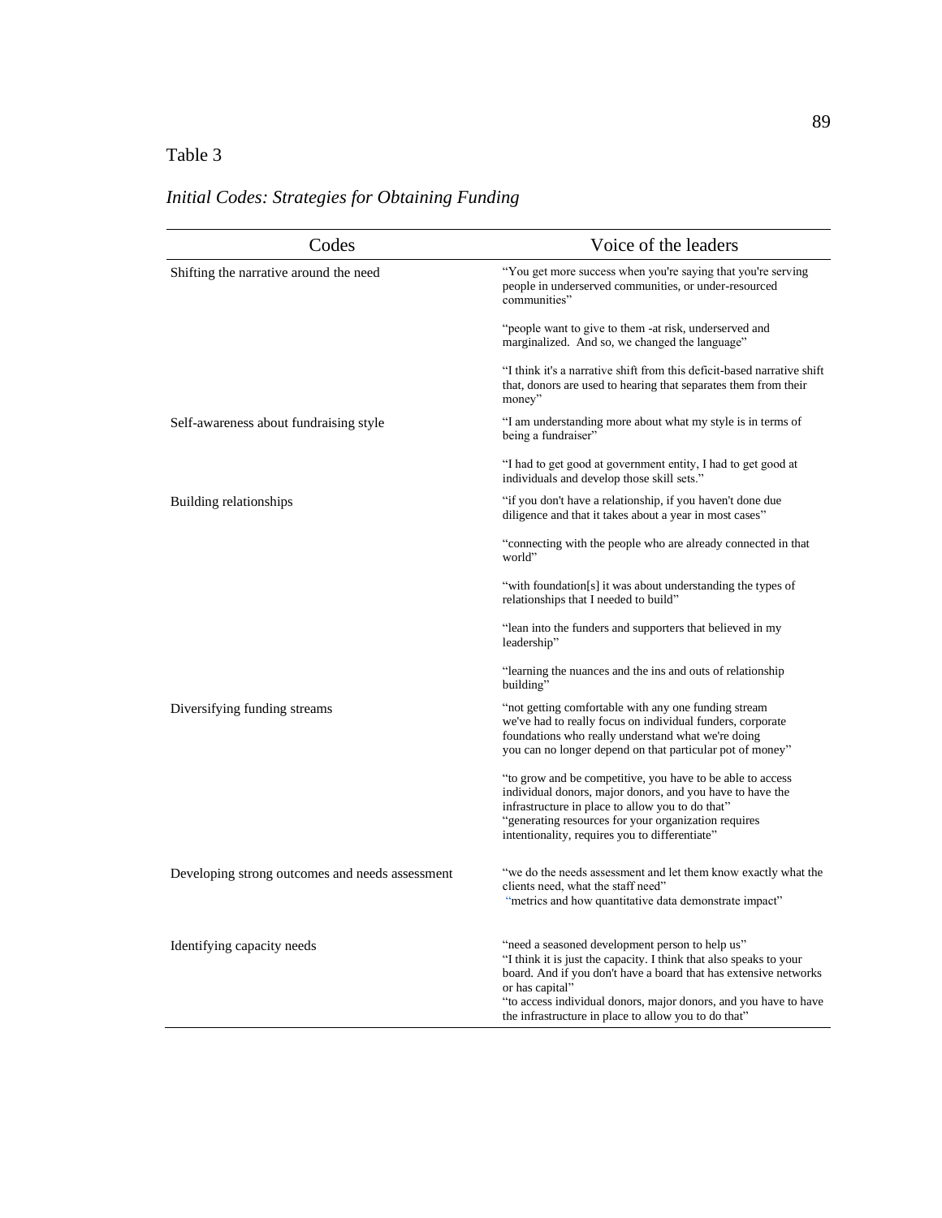Table 3

*Initial Codes: Strategies for Obtaining Funding*

| Codes | Voice of the leaders |
|---|---|
| Shifting the narrative around the need | "You get more success when you're saying that you're serving people in underserved communities, or under-resourced communities" |
| | "people want to give to them -at risk, underserved and marginalized. And so, we changed the language" |
| | "I think it's a narrative shift from this deficit-based narrative shift that, donors are used to hearing that separates them from their money" |
| Self-awareness about fundraising style | "I am understanding more about what my style is in terms of being a fundraiser" |
| | "I had to get good at government entity, I had to get good at individuals and develop those skill sets." |
| Building relationships | "if you don't have a relationship, if you haven't done due diligence and that it takes about a year in most cases" |
| | "connecting with the people who are already connected in that world" |
| | "with foundation[s] it was about understanding the types of relationships that I needed to build" |
| | "lean into the funders and supporters that believed in my leadership" |
| | "learning the nuances and the ins and outs of relationship building" |
| Diversifying funding streams | "not getting comfortable with any one funding stream we've had to really focus on individual funders, corporate foundations who really understand what we're doing you can no longer depend on that particular pot of money" |
| | "to grow and be competitive, you have to be able to access individual donors, major donors, and you have to have the infrastructure in place to allow you to do that" "generating resources for your organization requires intentionality, requires you to differentiate" |
| Developing strong outcomes and needs assessment | "we do the needs assessment and let them know exactly what the clients need, what the staff need" "metrics and how quantitative data demonstrate impact" |
| Identifying capacity needs | "need a seasoned development person to help us" "I think it is just the capacity. I think that also speaks to your board. And if you don't have a board that has extensive networks or has capital" "to access individual donors, major donors, and you have to have the infrastructure in place to allow you to do that" |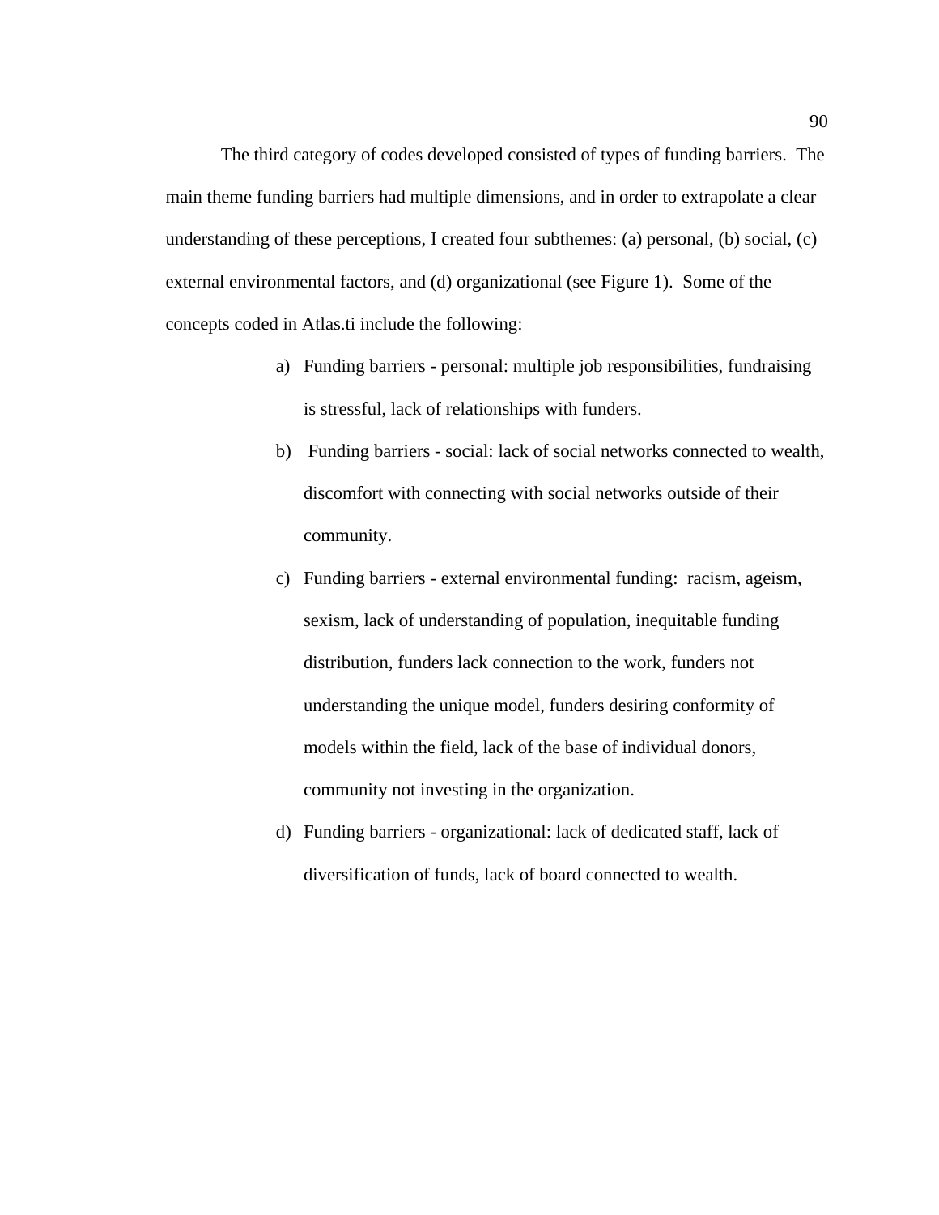The third category of codes developed consisted of types of funding barriers. The main theme funding barriers had multiple dimensions, and in order to extrapolate a clear understanding of these perceptions, I created four subthemes: (a) personal, (b) social, (c) external environmental factors, and (d) organizational (see Figure 1). Some of the concepts coded in Atlas.ti include the following:

a) Funding barriers - personal: multiple job responsibilities, fundraising is stressful, lack of relationships with funders.

b) Funding barriers - social: lack of social networks connected to wealth, discomfort with connecting with social networks outside of their community.

c) Funding barriers - external environmental funding: racism, ageism, sexism, lack of understanding of population, inequitable funding distribution, funders lack connection to the work, funders not understanding the unique model, funders desiring conformity of models within the field, lack of the base of individual donors, community not investing in the organization.

d) Funding barriers - organizational: lack of dedicated staff, lack of diversification of funds, lack of board connected to wealth.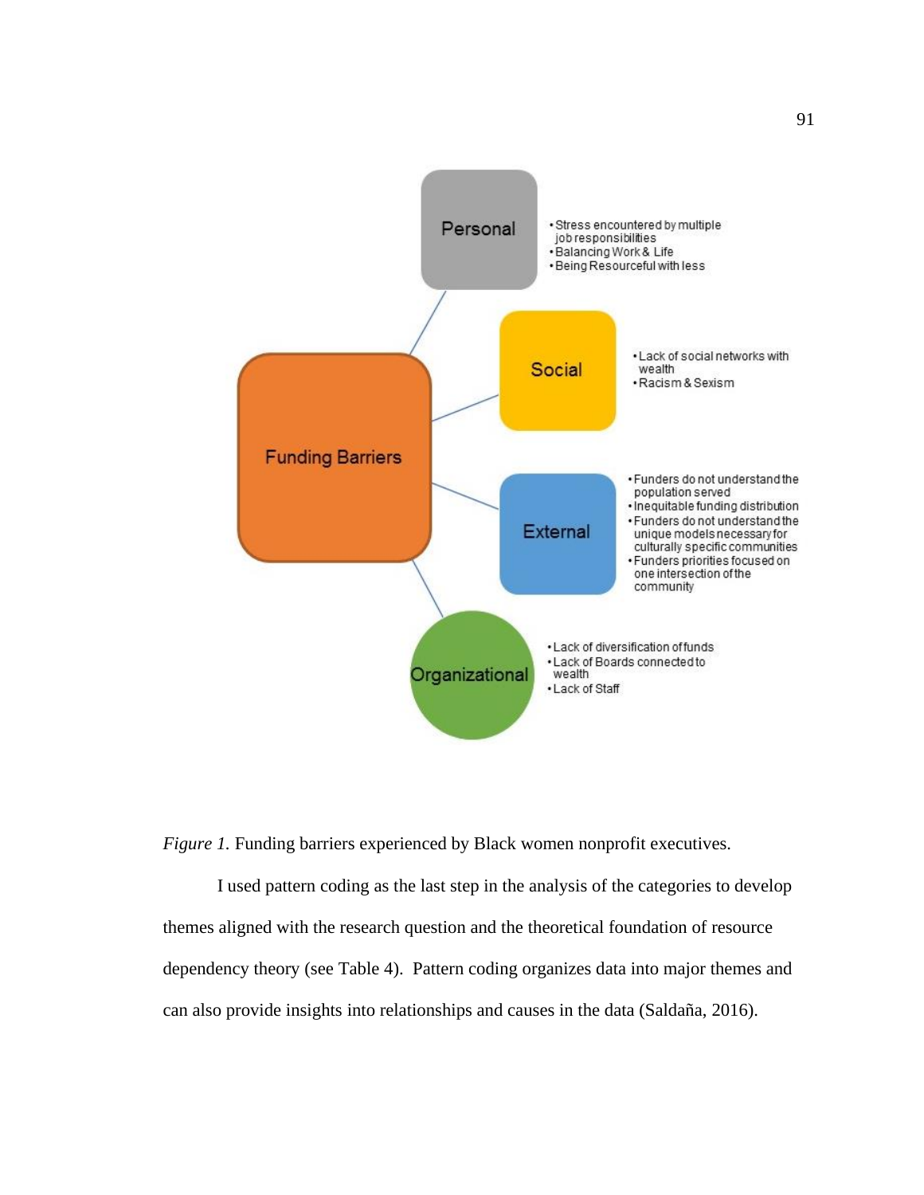**Funding Barriers**

- **Personal**
  - Stress encountered by multiple job responsibilities
  - Balancing Work & Life
  - Being Resourceful with less
- **Social**
  - Lack of social networks with wealth
  - Racism & Sexism
- **External**
  - Funders do not understand the population served
  - Inequitable funding distribution
  - Funders do not understand the unique models necessary for culturally specific communities
  - Funders priorities focused on one intersection of the community
- **Organizational**
  - Lack of diversification of funds
  - Lack of Boards connected to wealth
  - Lack of Staff

*Figure 1.* Funding barriers experienced by Black women nonprofit executives.

I used pattern coding as the last step in the analysis of the categories to develop themes aligned with the research question and the theoretical foundation of resource dependency theory (see Table 4). Pattern coding organizes data into major themes and can also provide insights into relationships and causes in the data (Saldaña, 2016).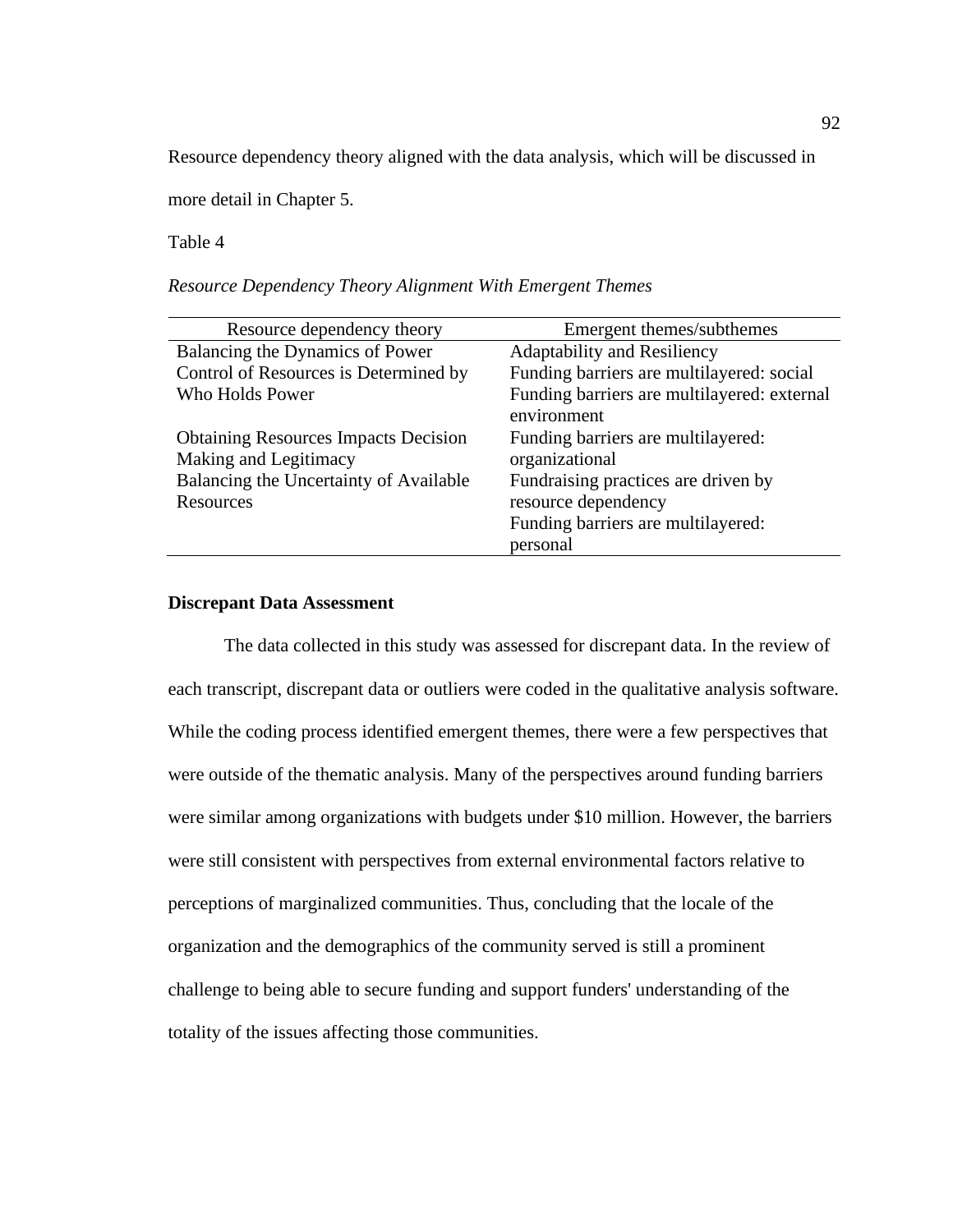Resource dependency theory aligned with the data analysis, which will be discussed in more detail in Chapter 5.

Table 4

*Resource Dependency Theory Alignment With Emergent Themes*

| Resource dependency theory | Emergent themes/subthemes |
|---|---|
| Balancing the Dynamics of Power | Adaptability and Resiliency |
| Control of Resources is Determined by Who Holds Power | Funding barriers are multilayered: social<br>Funding barriers are multilayered: external environment |
| Obtaining Resources Impacts Decision Making and Legitimacy | Funding barriers are multilayered: organizational |
| Balancing the Uncertainty of Available Resources | Fundraising practices are driven by resource dependency<br>Funding barriers are multilayered: personal |

**Discrepant Data Assessment**

The data collected in this study was assessed for discrepant data. In the review of each transcript, discrepant data or outliers were coded in the qualitative analysis software. While the coding process identified emergent themes, there were a few perspectives that were outside of the thematic analysis. Many of the perspectives around funding barriers were similar among organizations with budgets under $10 million. However, the barriers were still consistent with perspectives from external environmental factors relative to perceptions of marginalized communities. Thus, concluding that the locale of the organization and the demographics of the community served is still a prominent challenge to being able to secure funding and support funders' understanding of the totality of the issues affecting those communities.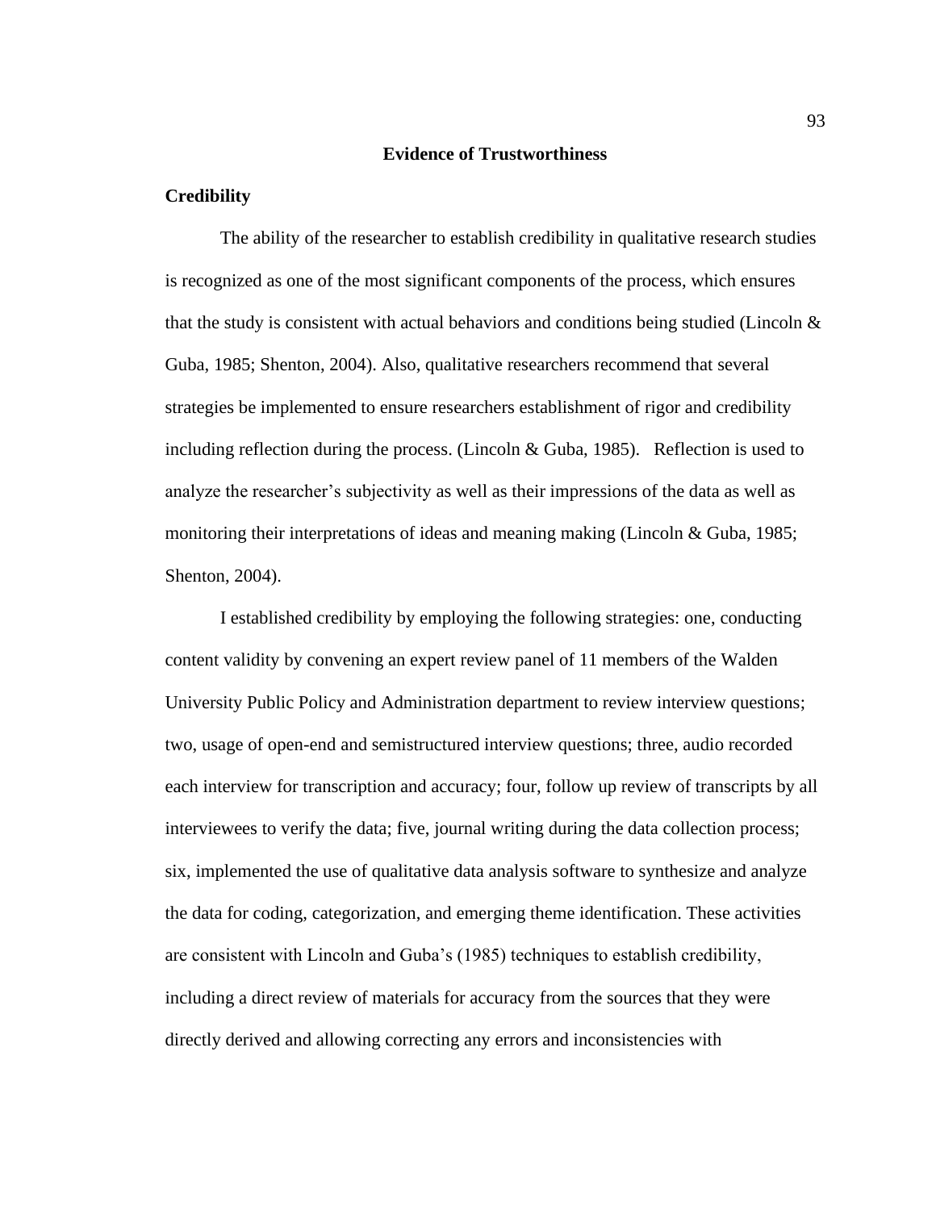## Evidence of Trustworthiness

### Credibility

The ability of the researcher to establish credibility in qualitative research studies is recognized as one of the most significant components of the process, which ensures that the study is consistent with actual behaviors and conditions being studied (Lincoln & Guba, 1985; Shenton, 2004). Also, qualitative researchers recommend that several strategies be implemented to ensure researchers establishment of rigor and credibility including reflection during the process. (Lincoln & Guba, 1985). Reflection is used to analyze the researcher's subjectivity as well as their impressions of the data as well as monitoring their interpretations of ideas and meaning making (Lincoln & Guba, 1985; Shenton, 2004).

I established credibility by employing the following strategies: one, conducting content validity by convening an expert review panel of 11 members of the Walden University Public Policy and Administration department to review interview questions; two, usage of open-end and semistructured interview questions; three, audio recorded each interview for transcription and accuracy; four, follow up review of transcripts by all interviewees to verify the data; five, journal writing during the data collection process; six, implemented the use of qualitative data analysis software to synthesize and analyze the data for coding, categorization, and emerging theme identification. These activities are consistent with Lincoln and Guba's (1985) techniques to establish credibility, including a direct review of materials for accuracy from the sources that they were directly derived and allowing correcting any errors and inconsistencies with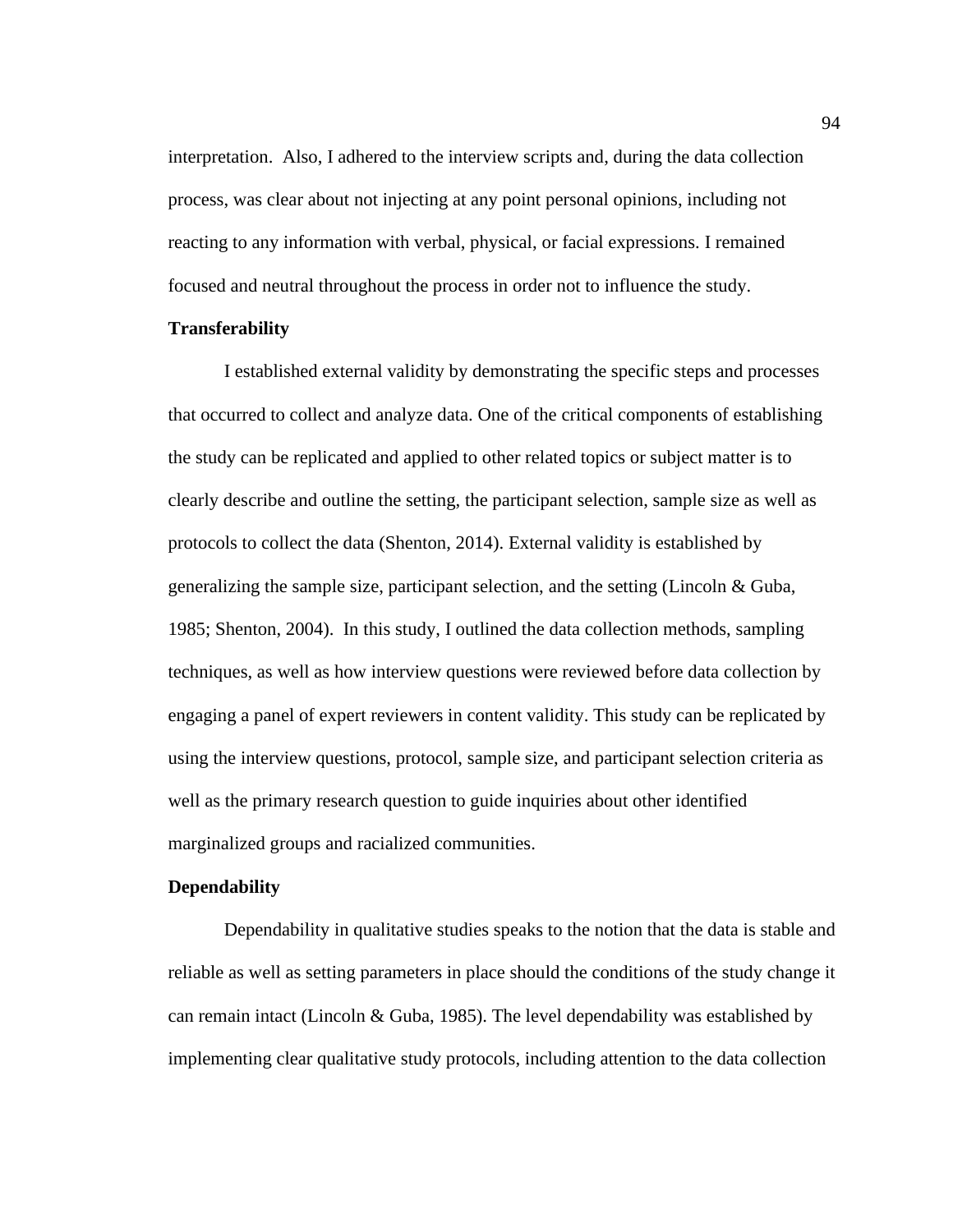interpretation. Also, I adhered to the interview scripts and, during the data collection process, was clear about not injecting at any point personal opinions, including not reacting to any information with verbal, physical, or facial expressions. I remained focused and neutral throughout the process in order not to influence the study.

**Transferability**

I established external validity by demonstrating the specific steps and processes that occurred to collect and analyze data. One of the critical components of establishing the study can be replicated and applied to other related topics or subject matter is to clearly describe and outline the setting, the participant selection, sample size as well as protocols to collect the data (Shenton, 2014). External validity is established by generalizing the sample size, participant selection, and the setting (Lincoln & Guba, 1985; Shenton, 2004). In this study, I outlined the data collection methods, sampling techniques, as well as how interview questions were reviewed before data collection by engaging a panel of expert reviewers in content validity. This study can be replicated by using the interview questions, protocol, sample size, and participant selection criteria as well as the primary research question to guide inquiries about other identified marginalized groups and racialized communities.

**Dependability**

Dependability in qualitative studies speaks to the notion that the data is stable and reliable as well as setting parameters in place should the conditions of the study change it can remain intact (Lincoln & Guba, 1985). The level dependability was established by implementing clear qualitative study protocols, including attention to the data collection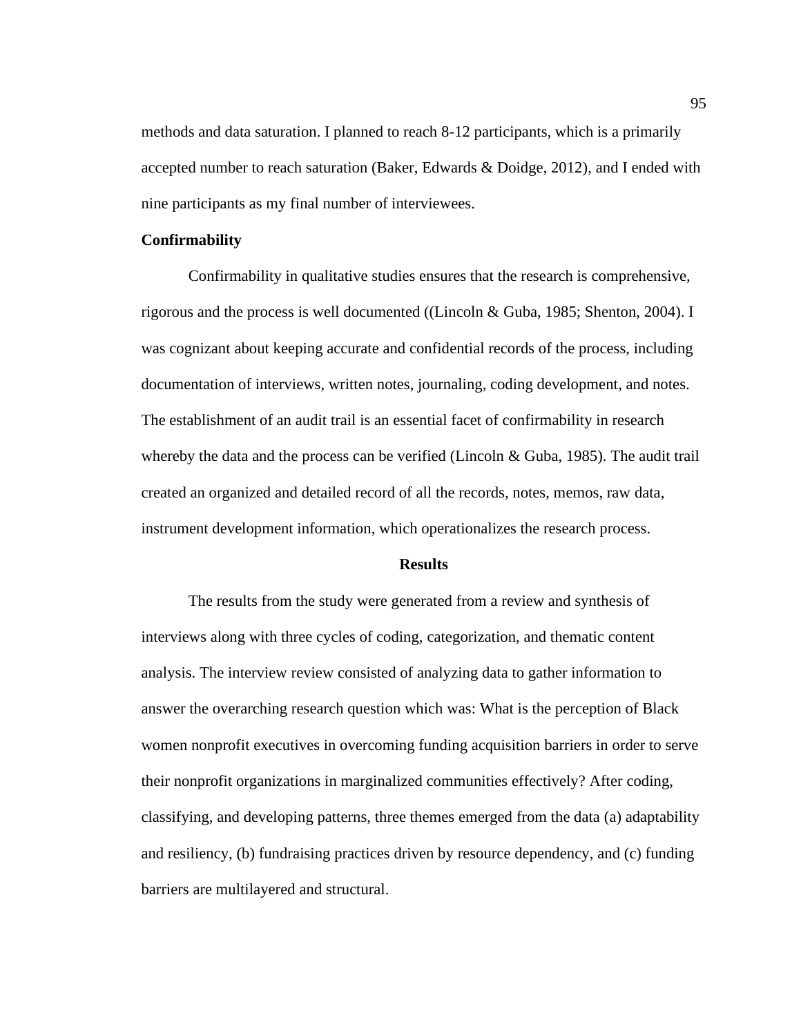methods and data saturation. I planned to reach 8-12 participants, which is a primarily accepted number to reach saturation (Baker, Edwards & Doidge, 2012), and I ended with nine participants as my final number of interviewees.

### Confirmability

Confirmability in qualitative studies ensures that the research is comprehensive, rigorous and the process is well documented ((Lincoln & Guba, 1985; Shenton, 2004). I was cognizant about keeping accurate and confidential records of the process, including documentation of interviews, written notes, journaling, coding development, and notes. The establishment of an audit trail is an essential facet of confirmability in research whereby the data and the process can be verified (Lincoln & Guba, 1985). The audit trail created an organized and detailed record of all the records, notes, memos, raw data, instrument development information, which operationalizes the research process.

## Results

The results from the study were generated from a review and synthesis of interviews along with three cycles of coding, categorization, and thematic content analysis. The interview review consisted of analyzing data to gather information to answer the overarching research question which was: What is the perception of Black women nonprofit executives in overcoming funding acquisition barriers in order to serve their nonprofit organizations in marginalized communities effectively? After coding, classifying, and developing patterns, three themes emerged from the data (a) adaptability and resiliency, (b) fundraising practices driven by resource dependency, and (c) funding barriers are multilayered and structural.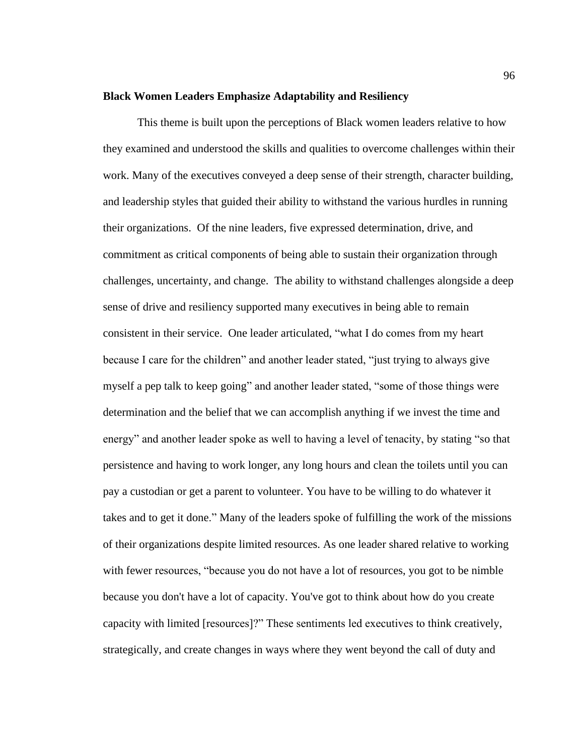**Black Women Leaders Emphasize Adaptability and Resiliency**

This theme is built upon the perceptions of Black women leaders relative to how they examined and understood the skills and qualities to overcome challenges within their work. Many of the executives conveyed a deep sense of their strength, character building, and leadership styles that guided their ability to withstand the various hurdles in running their organizations. Of the nine leaders, five expressed determination, drive, and commitment as critical components of being able to sustain their organization through challenges, uncertainty, and change. The ability to withstand challenges alongside a deep sense of drive and resiliency supported many executives in being able to remain consistent in their service. One leader articulated, “what I do comes from my heart because I care for the children” and another leader stated, “just trying to always give myself a pep talk to keep going” and another leader stated, “some of those things were determination and the belief that we can accomplish anything if we invest the time and energy” and another leader spoke as well to having a level of tenacity, by stating “so that persistence and having to work longer, any long hours and clean the toilets until you can pay a custodian or get a parent to volunteer. You have to be willing to do whatever it takes and to get it done.” Many of the leaders spoke of fulfilling the work of the missions of their organizations despite limited resources. As one leader shared relative to working with fewer resources, “because you do not have a lot of resources, you got to be nimble because you don't have a lot of capacity. You've got to think about how do you create capacity with limited [resources]?” These sentiments led executives to think creatively, strategically, and create changes in ways where they went beyond the call of duty and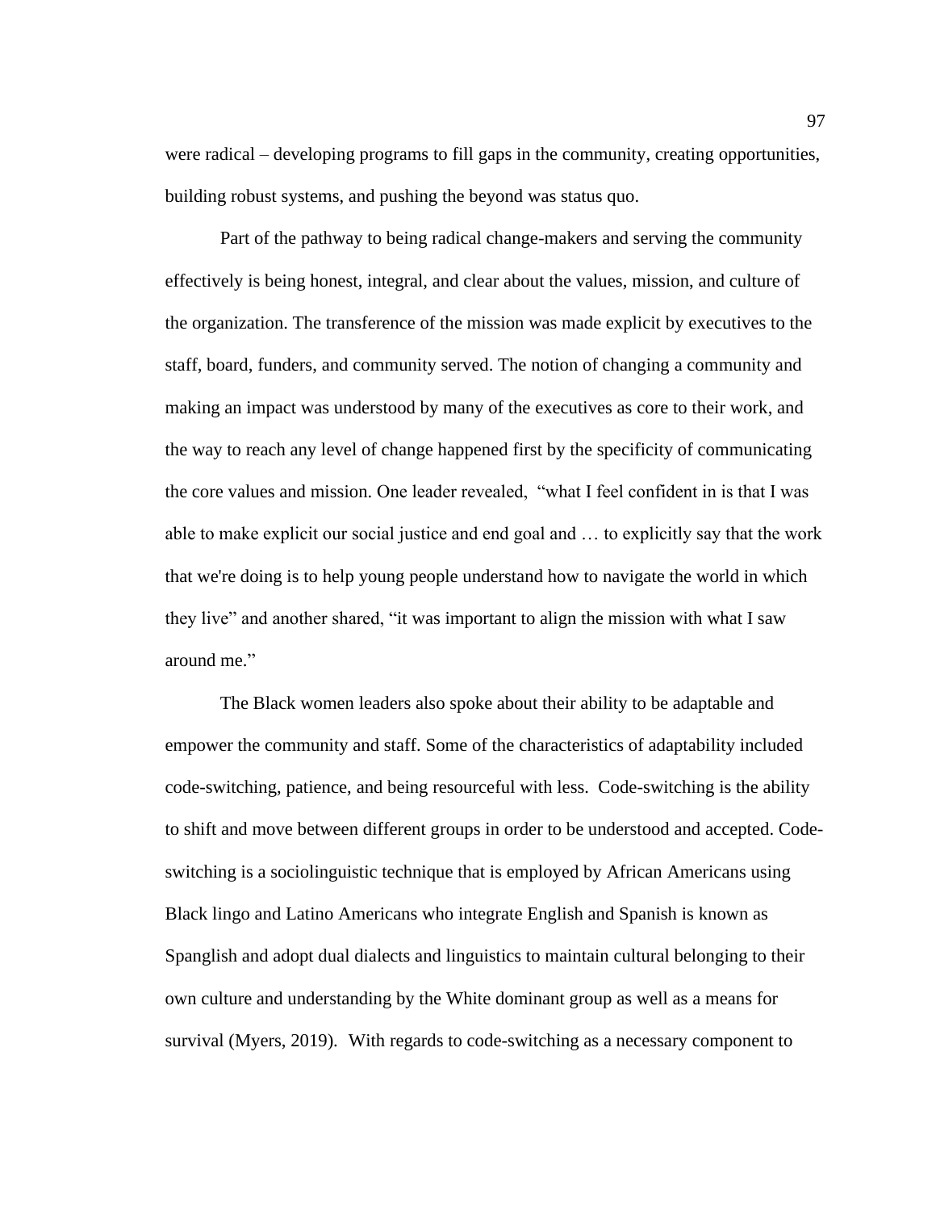were radical – developing programs to fill gaps in the community, creating opportunities, building robust systems, and pushing the beyond was status quo.

Part of the pathway to being radical change-makers and serving the community effectively is being honest, integral, and clear about the values, mission, and culture of the organization. The transference of the mission was made explicit by executives to the staff, board, funders, and community served. The notion of changing a community and making an impact was understood by many of the executives as core to their work, and the way to reach any level of change happened first by the specificity of communicating the core values and mission. One leader revealed, "what I feel confident in is that I was able to make explicit our social justice and end goal and … to explicitly say that the work that we're doing is to help young people understand how to navigate the world in which they live" and another shared, "it was important to align the mission with what I saw around me."

The Black women leaders also spoke about their ability to be adaptable and empower the community and staff. Some of the characteristics of adaptability included code-switching, patience, and being resourceful with less. Code-switching is the ability to shift and move between different groups in order to be understood and accepted. Code-switching is a sociolinguistic technique that is employed by African Americans using Black lingo and Latino Americans who integrate English and Spanish is known as Spanglish and adopt dual dialects and linguistics to maintain cultural belonging to their own culture and understanding by the White dominant group as well as a means for survival (Myers, 2019). With regards to code-switching as a necessary component to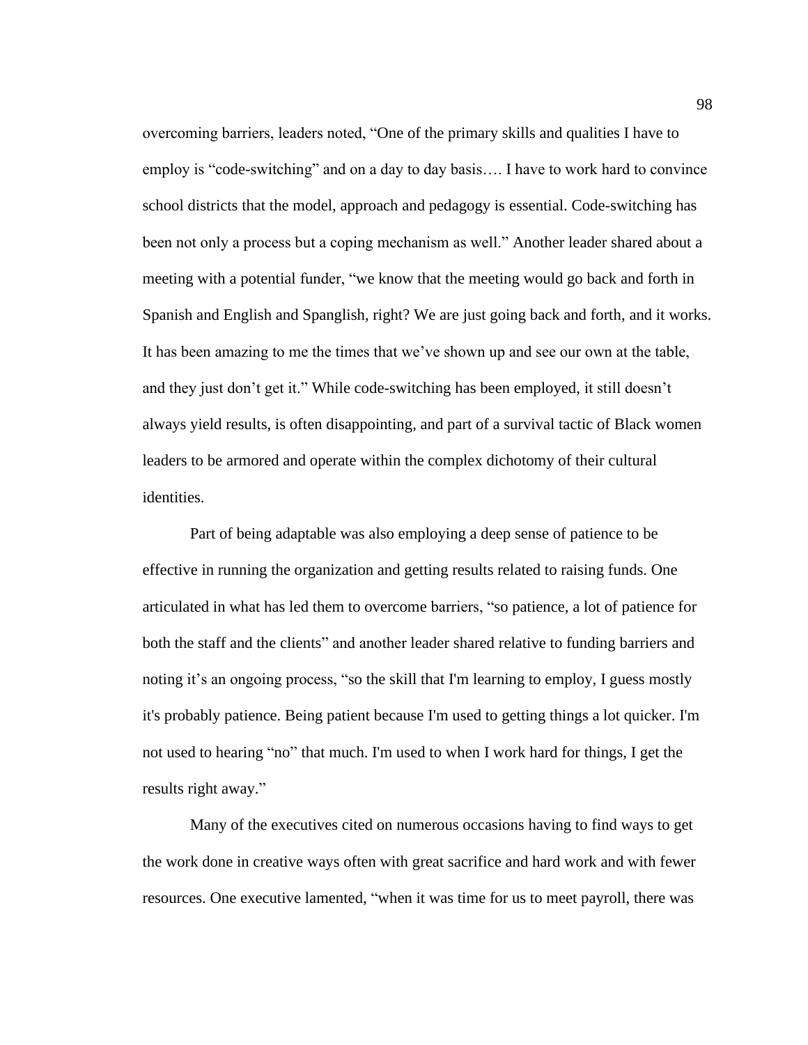overcoming barriers, leaders noted, "One of the primary skills and qualities I have to employ is "code-switching" and on a day to day basis…. I have to work hard to convince school districts that the model, approach and pedagogy is essential. Code-switching has been not only a process but a coping mechanism as well." Another leader shared about a meeting with a potential funder, "we know that the meeting would go back and forth in Spanish and English and Spanglish, right? We are just going back and forth, and it works. It has been amazing to me the times that we've shown up and see our own at the table, and they just don't get it." While code-switching has been employed, it still doesn't always yield results, is often disappointing, and part of a survival tactic of Black women leaders to be armored and operate within the complex dichotomy of their cultural identities.

Part of being adaptable was also employing a deep sense of patience to be effective in running the organization and getting results related to raising funds. One articulated in what has led them to overcome barriers, "so patience, a lot of patience for both the staff and the clients" and another leader shared relative to funding barriers and noting it's an ongoing process, "so the skill that I'm learning to employ, I guess mostly it's probably patience. Being patient because I'm used to getting things a lot quicker. I'm not used to hearing "no" that much. I'm used to when I work hard for things, I get the results right away."

Many of the executives cited on numerous occasions having to find ways to get the work done in creative ways often with great sacrifice and hard work and with fewer resources. One executive lamented, "when it was time for us to meet payroll, there was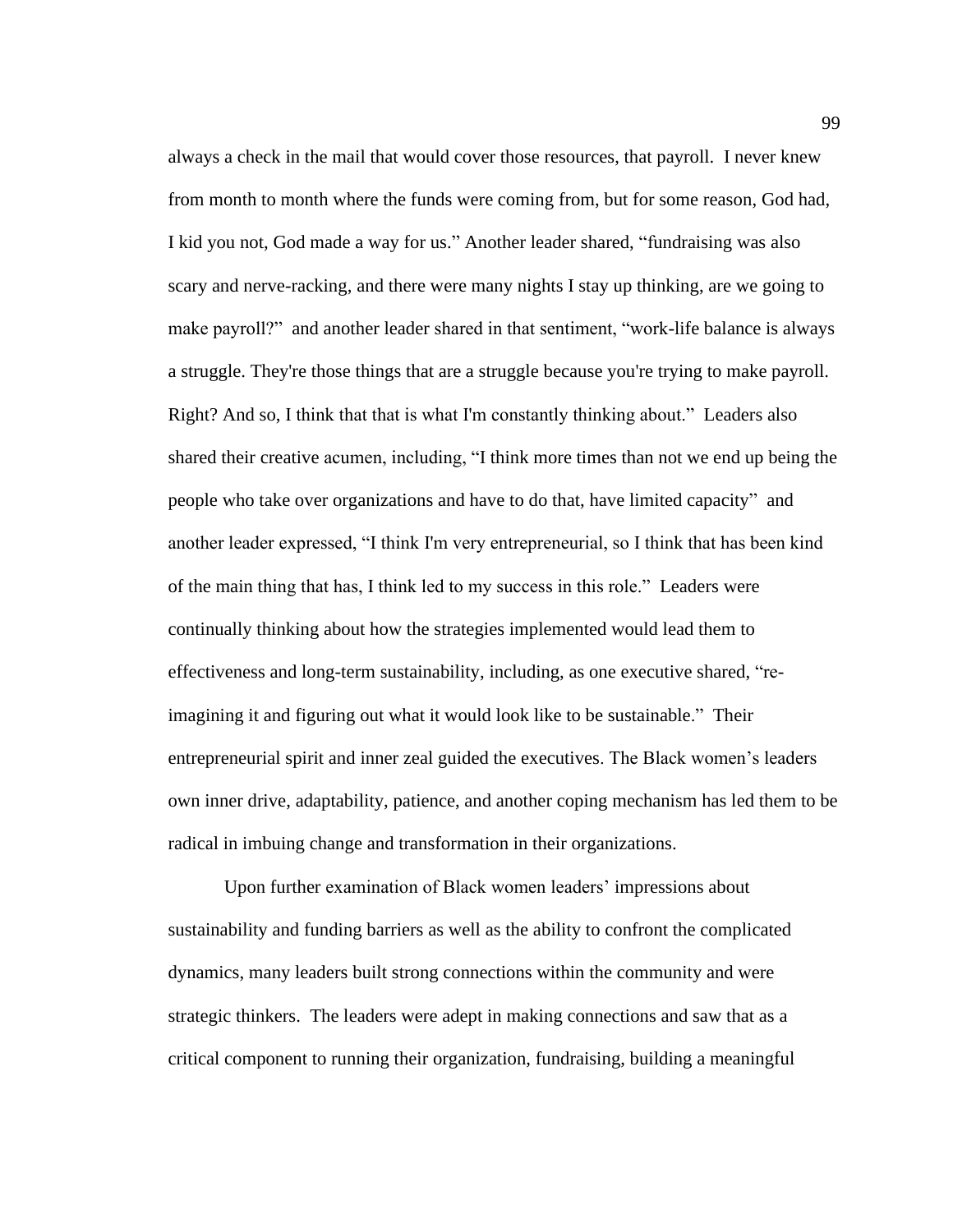always a check in the mail that would cover those resources, that payroll. I never knew from month to month where the funds were coming from, but for some reason, God had, I kid you not, God made a way for us." Another leader shared, "fundraising was also scary and nerve-racking, and there were many nights I stay up thinking, are we going to make payroll?" and another leader shared in that sentiment, "work-life balance is always a struggle. They're those things that are a struggle because you're trying to make payroll. Right? And so, I think that that is what I'm constantly thinking about." Leaders also shared their creative acumen, including, "I think more times than not we end up being the people who take over organizations and have to do that, have limited capacity" and another leader expressed, "I think I'm very entrepreneurial, so I think that has been kind of the main thing that has, I think led to my success in this role." Leaders were continually thinking about how the strategies implemented would lead them to effectiveness and long-term sustainability, including, as one executive shared, "re-imagining it and figuring out what it would look like to be sustainable." Their entrepreneurial spirit and inner zeal guided the executives. The Black women's leaders own inner drive, adaptability, patience, and another coping mechanism has led them to be radical in imbuing change and transformation in their organizations.

Upon further examination of Black women leaders' impressions about sustainability and funding barriers as well as the ability to confront the complicated dynamics, many leaders built strong connections within the community and were strategic thinkers. The leaders were adept in making connections and saw that as a critical component to running their organization, fundraising, building a meaningful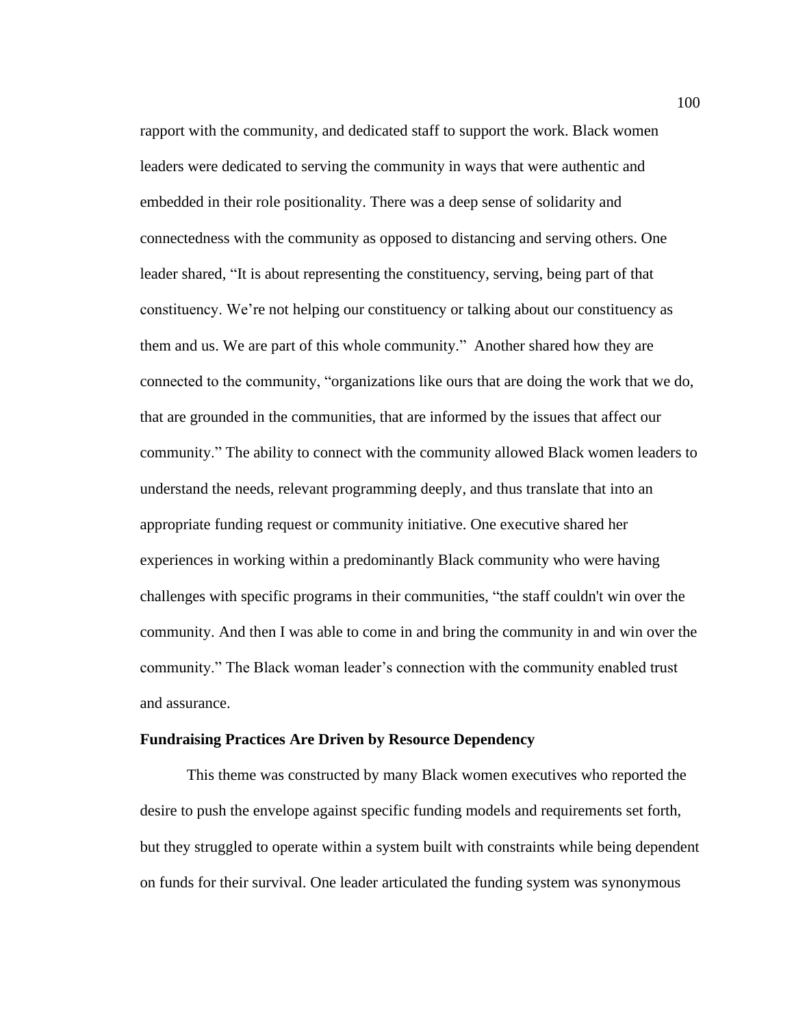rapport with the community, and dedicated staff to support the work. Black women leaders were dedicated to serving the community in ways that were authentic and embedded in their role positionality. There was a deep sense of solidarity and connectedness with the community as opposed to distancing and serving others. One leader shared, "It is about representing the constituency, serving, being part of that constituency. We're not helping our constituency or talking about our constituency as them and us. We are part of this whole community." Another shared how they are connected to the community, "organizations like ours that are doing the work that we do, that are grounded in the communities, that are informed by the issues that affect our community." The ability to connect with the community allowed Black women leaders to understand the needs, relevant programming deeply, and thus translate that into an appropriate funding request or community initiative. One executive shared her experiences in working within a predominantly Black community who were having challenges with specific programs in their communities, "the staff couldn't win over the community. And then I was able to come in and bring the community in and win over the community." The Black woman leader's connection with the community enabled trust and assurance.

### Fundraising Practices Are Driven by Resource Dependency

This theme was constructed by many Black women executives who reported the desire to push the envelope against specific funding models and requirements set forth, but they struggled to operate within a system built with constraints while being dependent on funds for their survival. One leader articulated the funding system was synonymous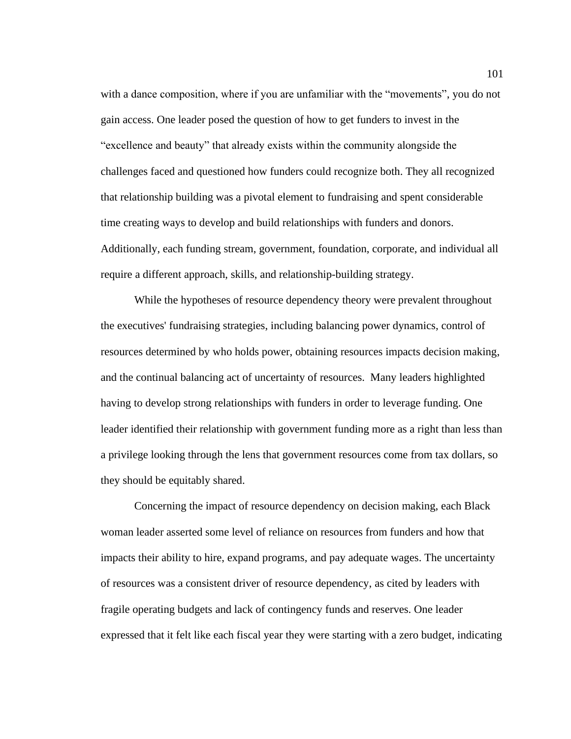with a dance composition, where if you are unfamiliar with the “movements”, you do not gain access. One leader posed the question of how to get funders to invest in the “excellence and beauty” that already exists within the community alongside the challenges faced and questioned how funders could recognize both. They all recognized that relationship building was a pivotal element to fundraising and spent considerable time creating ways to develop and build relationships with funders and donors. Additionally, each funding stream, government, foundation, corporate, and individual all require a different approach, skills, and relationship-building strategy.

While the hypotheses of resource dependency theory were prevalent throughout the executives' fundraising strategies, including balancing power dynamics, control of resources determined by who holds power, obtaining resources impacts decision making, and the continual balancing act of uncertainty of resources.  Many leaders highlighted having to develop strong relationships with funders in order to leverage funding. One leader identified their relationship with government funding more as a right than less than a privilege looking through the lens that government resources come from tax dollars, so they should be equitably shared.

Concerning the impact of resource dependency on decision making, each Black woman leader asserted some level of reliance on resources from funders and how that impacts their ability to hire, expand programs, and pay adequate wages. The uncertainty of resources was a consistent driver of resource dependency, as cited by leaders with fragile operating budgets and lack of contingency funds and reserves. One leader expressed that it felt like each fiscal year they were starting with a zero budget, indicating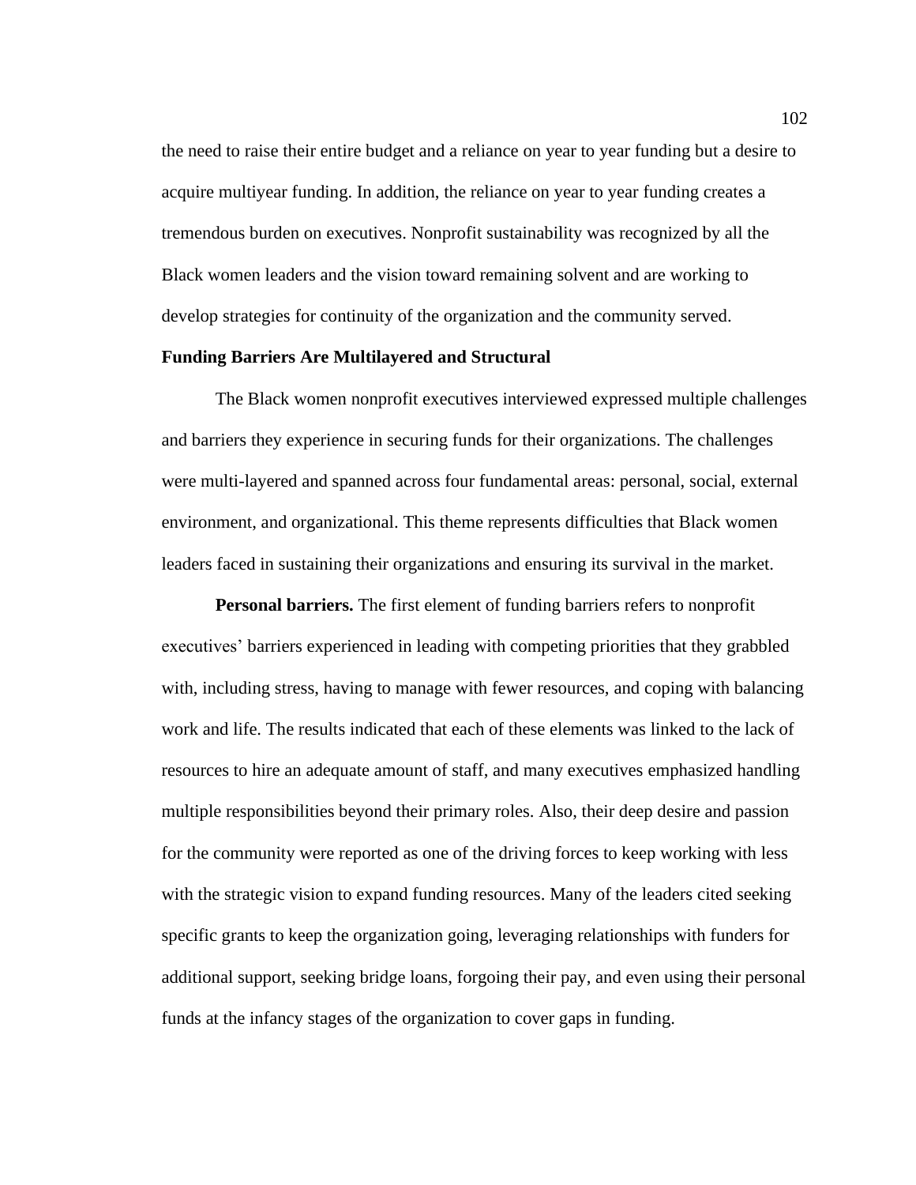the need to raise their entire budget and a reliance on year to year funding but a desire to acquire multiyear funding. In addition, the reliance on year to year funding creates a tremendous burden on executives. Nonprofit sustainability was recognized by all the Black women leaders and the vision toward remaining solvent and are working to develop strategies for continuity of the organization and the community served.

### Funding Barriers Are Multilayered and Structural

The Black women nonprofit executives interviewed expressed multiple challenges and barriers they experience in securing funds for their organizations. The challenges were multi-layered and spanned across four fundamental areas: personal, social, external environment, and organizational. This theme represents difficulties that Black women leaders faced in sustaining their organizations and ensuring its survival in the market.

**Personal barriers.** The first element of funding barriers refers to nonprofit executives' barriers experienced in leading with competing priorities that they grabbled with, including stress, having to manage with fewer resources, and coping with balancing work and life. The results indicated that each of these elements was linked to the lack of resources to hire an adequate amount of staff, and many executives emphasized handling multiple responsibilities beyond their primary roles. Also, their deep desire and passion for the community were reported as one of the driving forces to keep working with less with the strategic vision to expand funding resources. Many of the leaders cited seeking specific grants to keep the organization going, leveraging relationships with funders for additional support, seeking bridge loans, forgoing their pay, and even using their personal funds at the infancy stages of the organization to cover gaps in funding.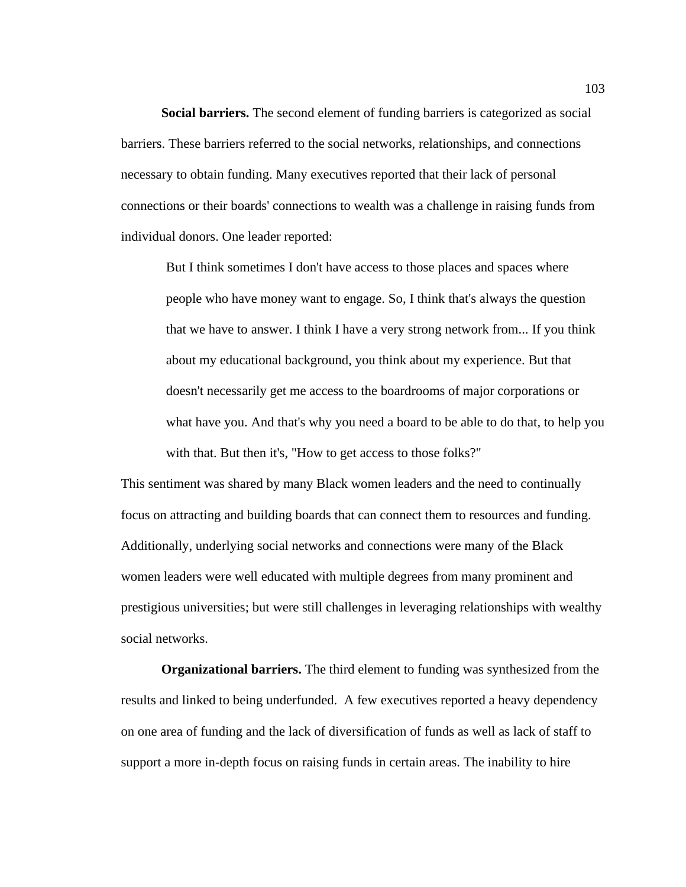**Social barriers.** The second element of funding barriers is categorized as social barriers. These barriers referred to the social networks, relationships, and connections necessary to obtain funding. Many executives reported that their lack of personal connections or their boards' connections to wealth was a challenge in raising funds from individual donors. One leader reported:

> But I think sometimes I don't have access to those places and spaces where people who have money want to engage. So, I think that's always the question that we have to answer. I think I have a very strong network from... If you think about my educational background, you think about my experience. But that doesn't necessarily get me access to the boardrooms of major corporations or what have you. And that's why you need a board to be able to do that, to help you with that. But then it's, "How to get access to those folks?"

This sentiment was shared by many Black women leaders and the need to continually focus on attracting and building boards that can connect them to resources and funding. Additionally, underlying social networks and connections were many of the Black women leaders were well educated with multiple degrees from many prominent and prestigious universities; but were still challenges in leveraging relationships with wealthy social networks.

**Organizational barriers.** The third element to funding was synthesized from the results and linked to being underfunded. A few executives reported a heavy dependency on one area of funding and the lack of diversification of funds as well as lack of staff to support a more in-depth focus on raising funds in certain areas. The inability to hire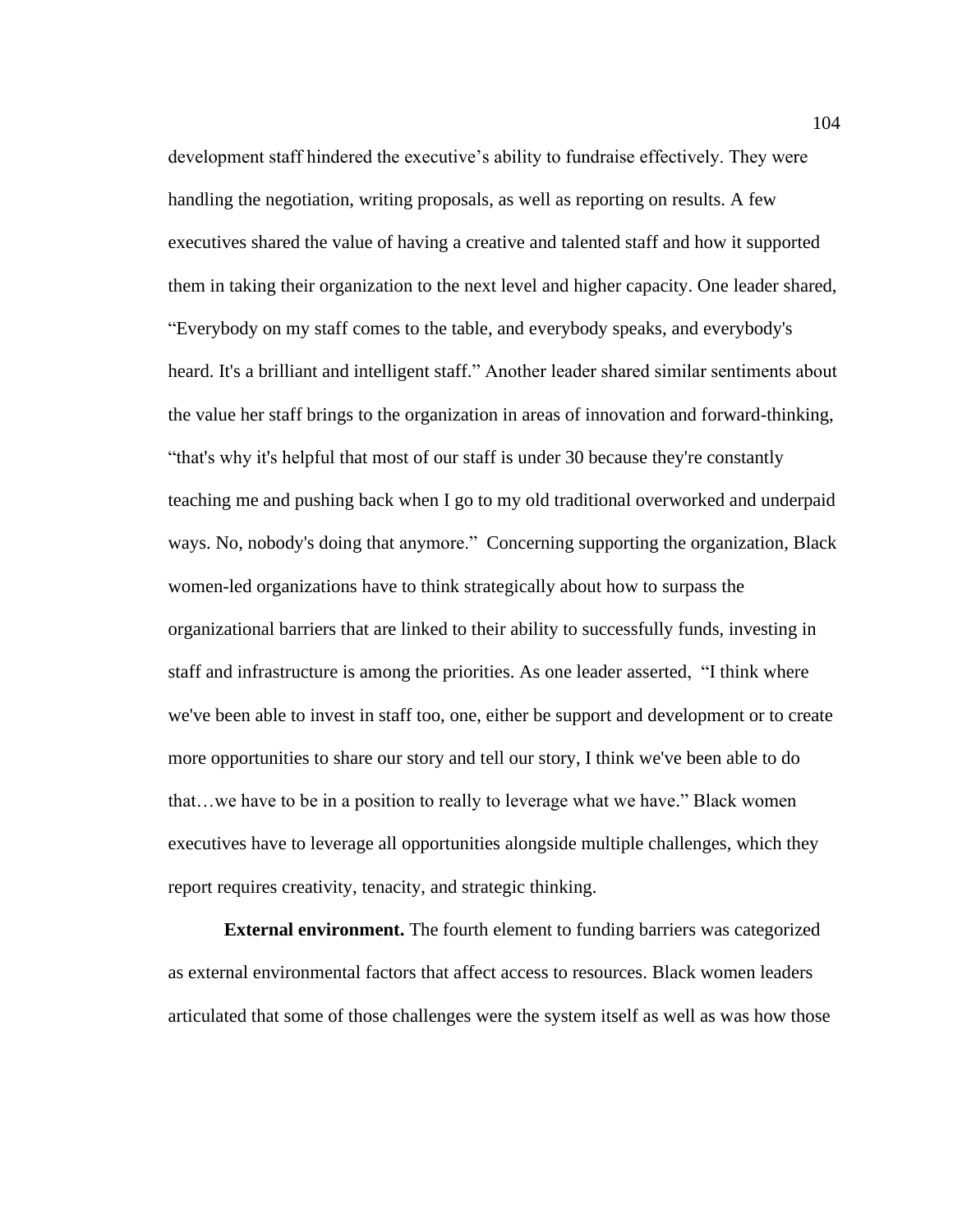development staff hindered the executive's ability to fundraise effectively. They were handling the negotiation, writing proposals, as well as reporting on results. A few executives shared the value of having a creative and talented staff and how it supported them in taking their organization to the next level and higher capacity. One leader shared, "Everybody on my staff comes to the table, and everybody speaks, and everybody's heard. It's a brilliant and intelligent staff." Another leader shared similar sentiments about the value her staff brings to the organization in areas of innovation and forward-thinking, "that's why it's helpful that most of our staff is under 30 because they're constantly teaching me and pushing back when I go to my old traditional overworked and underpaid ways. No, nobody's doing that anymore." Concerning supporting the organization, Black women-led organizations have to think strategically about how to surpass the organizational barriers that are linked to their ability to successfully funds, investing in staff and infrastructure is among the priorities. As one leader asserted, "I think where we've been able to invest in staff too, one, either be support and development or to create more opportunities to share our story and tell our story, I think we've been able to do that…we have to be in a position to really to leverage what we have." Black women executives have to leverage all opportunities alongside multiple challenges, which they report requires creativity, tenacity, and strategic thinking.

**External environment.** The fourth element to funding barriers was categorized as external environmental factors that affect access to resources. Black women leaders articulated that some of those challenges were the system itself as well as was how those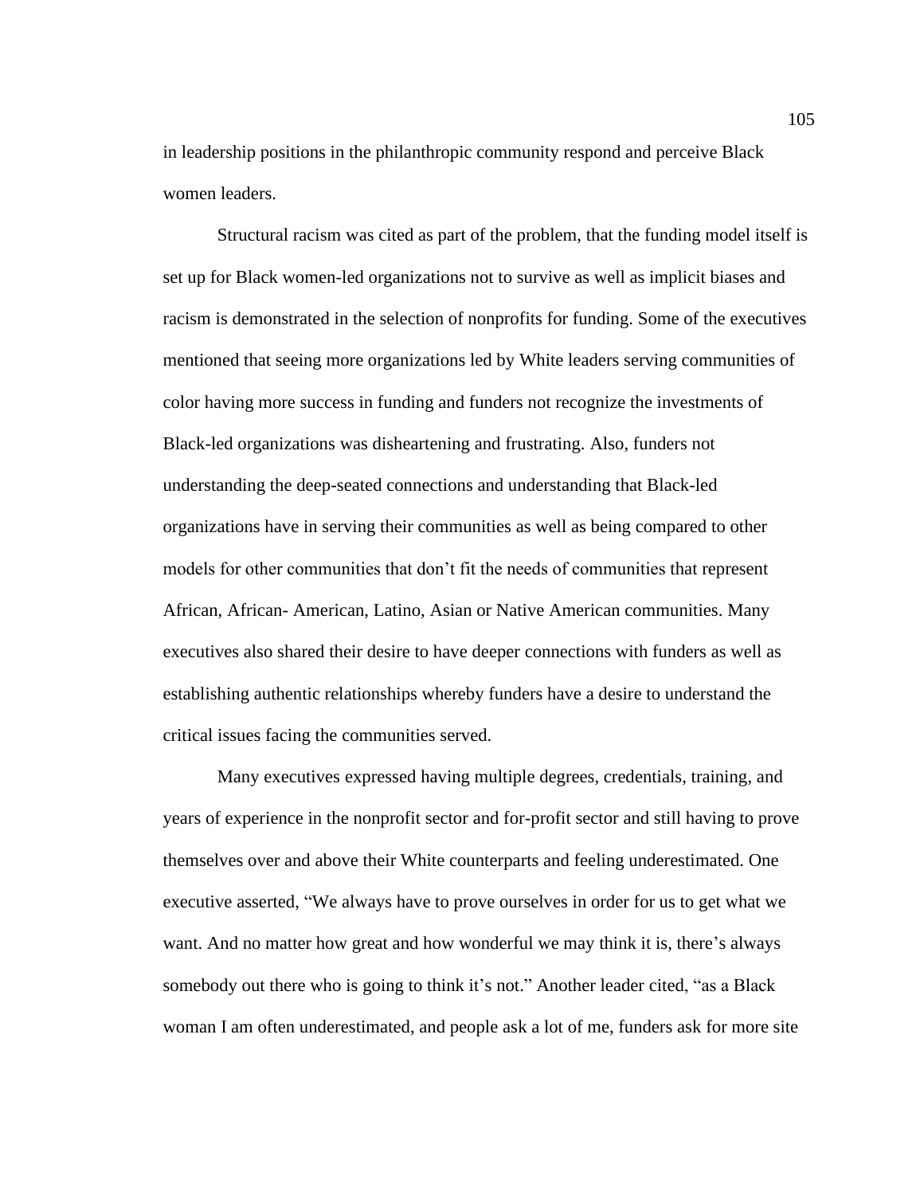in leadership positions in the philanthropic community respond and perceive Black women leaders.

Structural racism was cited as part of the problem, that the funding model itself is set up for Black women-led organizations not to survive as well as implicit biases and racism is demonstrated in the selection of nonprofits for funding. Some of the executives mentioned that seeing more organizations led by White leaders serving communities of color having more success in funding and funders not recognize the investments of Black-led organizations was disheartening and frustrating. Also, funders not understanding the deep-seated connections and understanding that Black-led organizations have in serving their communities as well as being compared to other models for other communities that don't fit the needs of communities that represent African, African- American, Latino, Asian or Native American communities. Many executives also shared their desire to have deeper connections with funders as well as establishing authentic relationships whereby funders have a desire to understand the critical issues facing the communities served.

Many executives expressed having multiple degrees, credentials, training, and years of experience in the nonprofit sector and for-profit sector and still having to prove themselves over and above their White counterparts and feeling underestimated. One executive asserted, "We always have to prove ourselves in order for us to get what we want. And no matter how great and how wonderful we may think it is, there's always somebody out there who is going to think it's not." Another leader cited, "as a Black woman I am often underestimated, and people ask a lot of me, funders ask for more site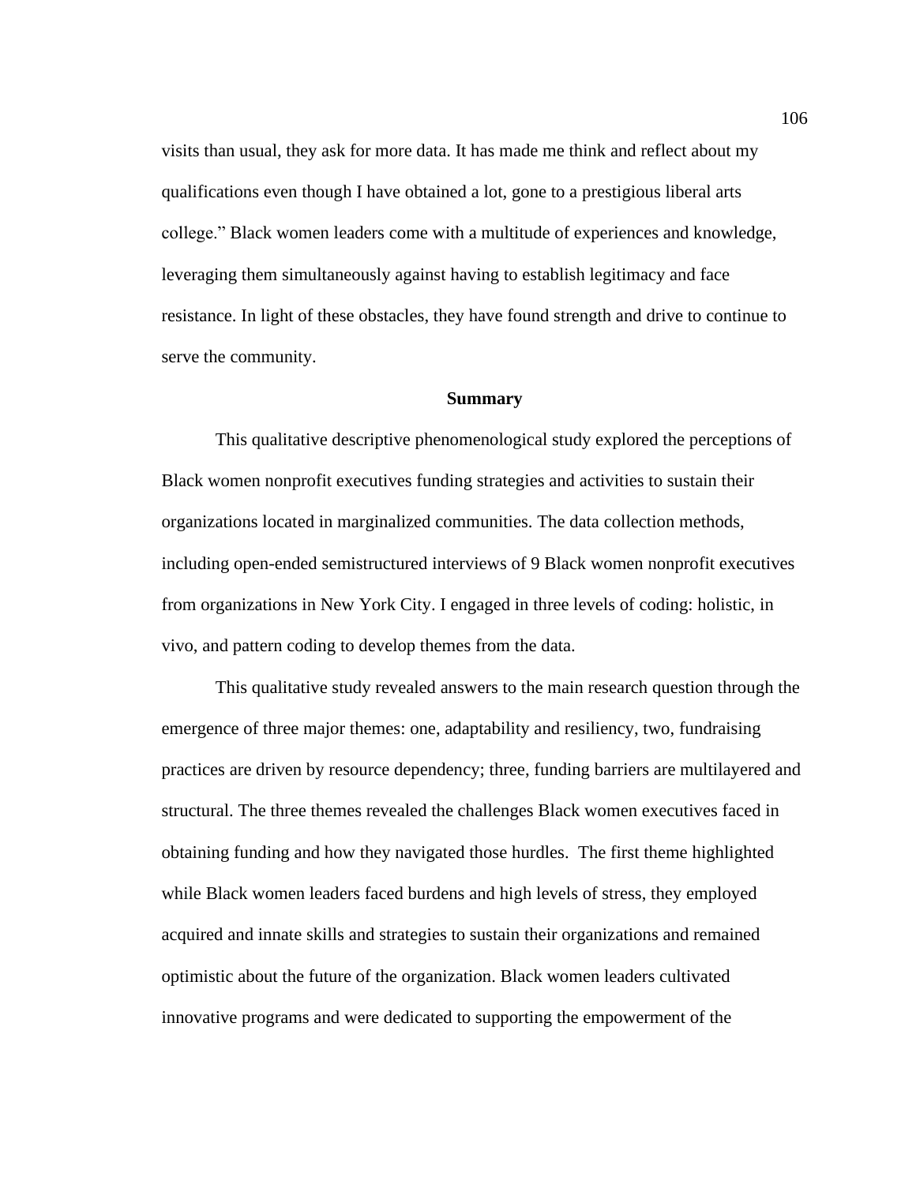visits than usual, they ask for more data. It has made me think and reflect about my qualifications even though I have obtained a lot, gone to a prestigious liberal arts college." Black women leaders come with a multitude of experiences and knowledge, leveraging them simultaneously against having to establish legitimacy and face resistance. In light of these obstacles, they have found strength and drive to continue to serve the community.

## Summary

This qualitative descriptive phenomenological study explored the perceptions of Black women nonprofit executives funding strategies and activities to sustain their organizations located in marginalized communities. The data collection methods, including open-ended semistructured interviews of 9 Black women nonprofit executives from organizations in New York City. I engaged in three levels of coding: holistic, in vivo, and pattern coding to develop themes from the data.

This qualitative study revealed answers to the main research question through the emergence of three major themes: one, adaptability and resiliency, two, fundraising practices are driven by resource dependency; three, funding barriers are multilayered and structural. The three themes revealed the challenges Black women executives faced in obtaining funding and how they navigated those hurdles. The first theme highlighted while Black women leaders faced burdens and high levels of stress, they employed acquired and innate skills and strategies to sustain their organizations and remained optimistic about the future of the organization. Black women leaders cultivated innovative programs and were dedicated to supporting the empowerment of the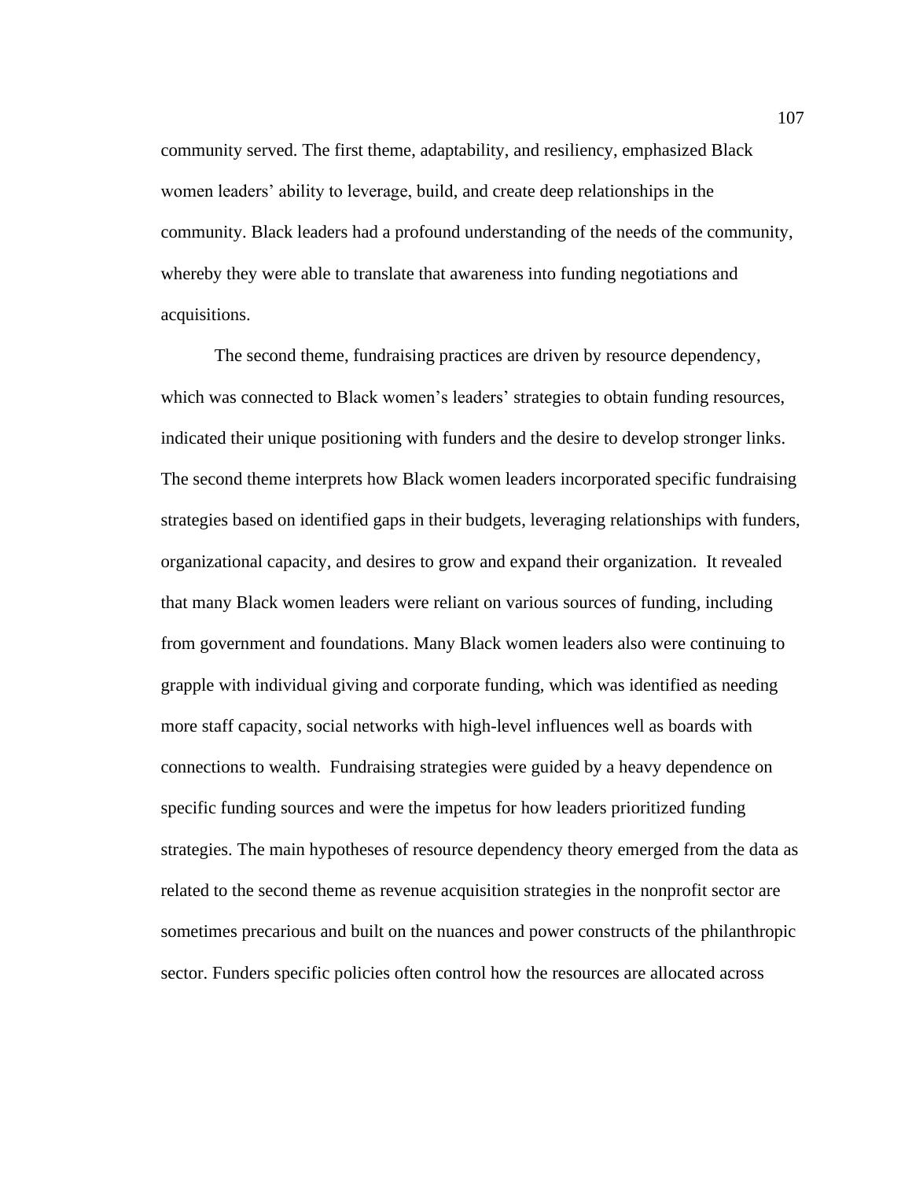community served. The first theme, adaptability, and resiliency, emphasized Black women leaders' ability to leverage, build, and create deep relationships in the community. Black leaders had a profound understanding of the needs of the community, whereby they were able to translate that awareness into funding negotiations and acquisitions.

The second theme, fundraising practices are driven by resource dependency, which was connected to Black women's leaders' strategies to obtain funding resources, indicated their unique positioning with funders and the desire to develop stronger links. The second theme interprets how Black women leaders incorporated specific fundraising strategies based on identified gaps in their budgets, leveraging relationships with funders, organizational capacity, and desires to grow and expand their organization. It revealed that many Black women leaders were reliant on various sources of funding, including from government and foundations. Many Black women leaders also were continuing to grapple with individual giving and corporate funding, which was identified as needing more staff capacity, social networks with high-level influences well as boards with connections to wealth. Fundraising strategies were guided by a heavy dependence on specific funding sources and were the impetus for how leaders prioritized funding strategies. The main hypotheses of resource dependency theory emerged from the data as related to the second theme as revenue acquisition strategies in the nonprofit sector are sometimes precarious and built on the nuances and power constructs of the philanthropic sector. Funders specific policies often control how the resources are allocated across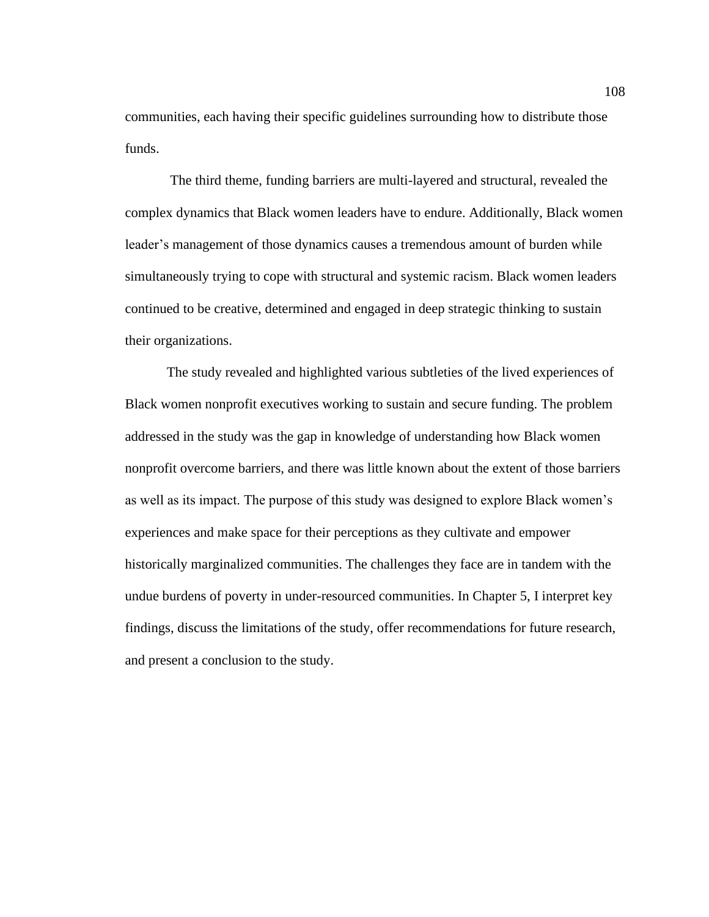communities, each having their specific guidelines surrounding how to distribute those funds.

The third theme, funding barriers are multi-layered and structural, revealed the complex dynamics that Black women leaders have to endure. Additionally, Black women leader's management of those dynamics causes a tremendous amount of burden while simultaneously trying to cope with structural and systemic racism. Black women leaders continued to be creative, determined and engaged in deep strategic thinking to sustain their organizations.

The study revealed and highlighted various subtleties of the lived experiences of Black women nonprofit executives working to sustain and secure funding. The problem addressed in the study was the gap in knowledge of understanding how Black women nonprofit overcome barriers, and there was little known about the extent of those barriers as well as its impact. The purpose of this study was designed to explore Black women's experiences and make space for their perceptions as they cultivate and empower historically marginalized communities. The challenges they face are in tandem with the undue burdens of poverty in under-resourced communities. In Chapter 5, I interpret key findings, discuss the limitations of the study, offer recommendations for future research, and present a conclusion to the study.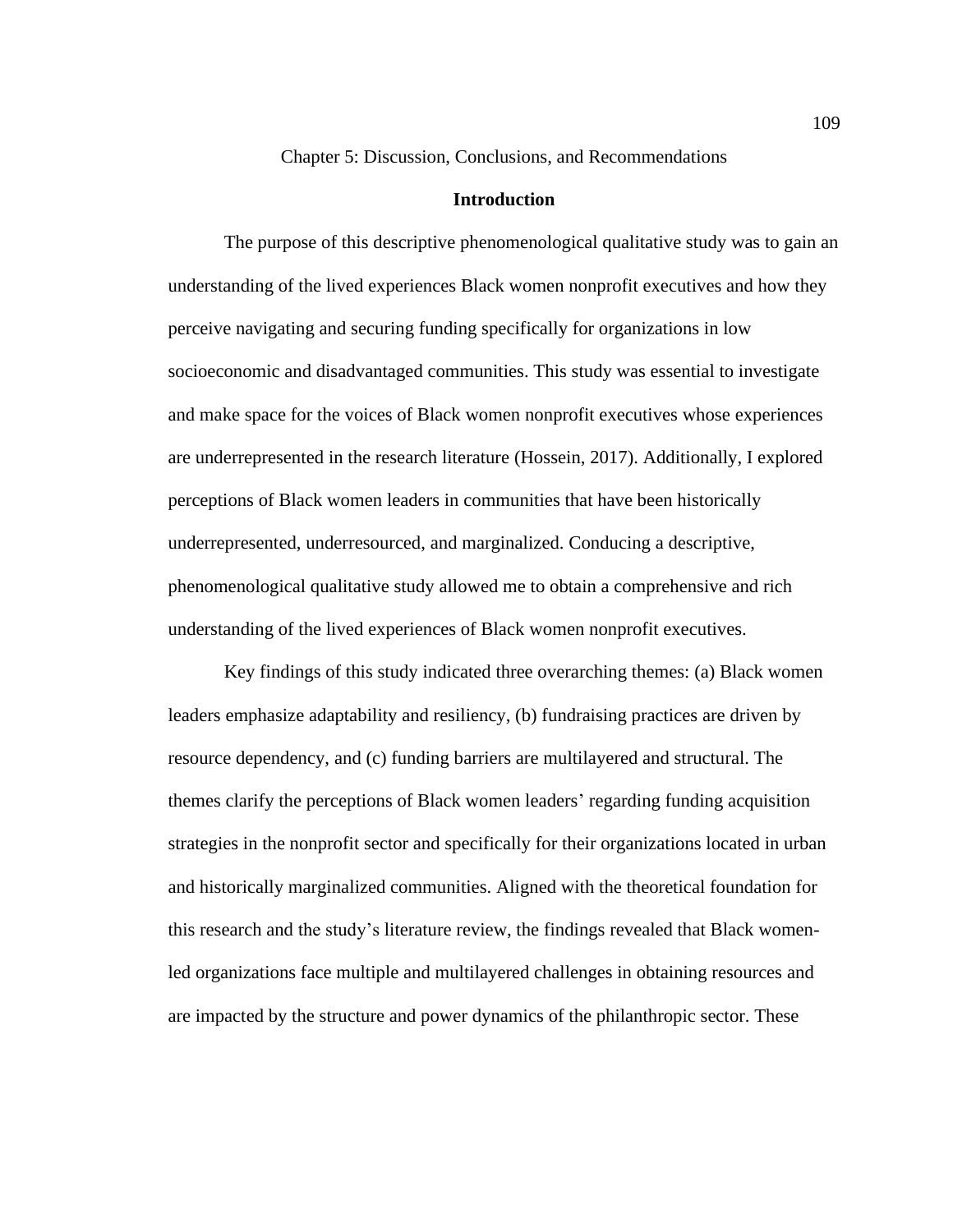# Chapter 5: Discussion, Conclusions, and Recommendations

## Introduction

The purpose of this descriptive phenomenological qualitative study was to gain an understanding of the lived experiences Black women nonprofit executives and how they perceive navigating and securing funding specifically for organizations in low socioeconomic and disadvantaged communities. This study was essential to investigate and make space for the voices of Black women nonprofit executives whose experiences are underrepresented in the research literature (Hossein, 2017). Additionally, I explored perceptions of Black women leaders in communities that have been historically underrepresented, underresourced, and marginalized. Conducing a descriptive, phenomenological qualitative study allowed me to obtain a comprehensive and rich understanding of the lived experiences of Black women nonprofit executives.

Key findings of this study indicated three overarching themes: (a) Black women leaders emphasize adaptability and resiliency, (b) fundraising practices are driven by resource dependency, and (c) funding barriers are multilayered and structural. The themes clarify the perceptions of Black women leaders' regarding funding acquisition strategies in the nonprofit sector and specifically for their organizations located in urban and historically marginalized communities. Aligned with the theoretical foundation for this research and the study's literature review, the findings revealed that Black women-led organizations face multiple and multilayered challenges in obtaining resources and are impacted by the structure and power dynamics of the philanthropic sector. These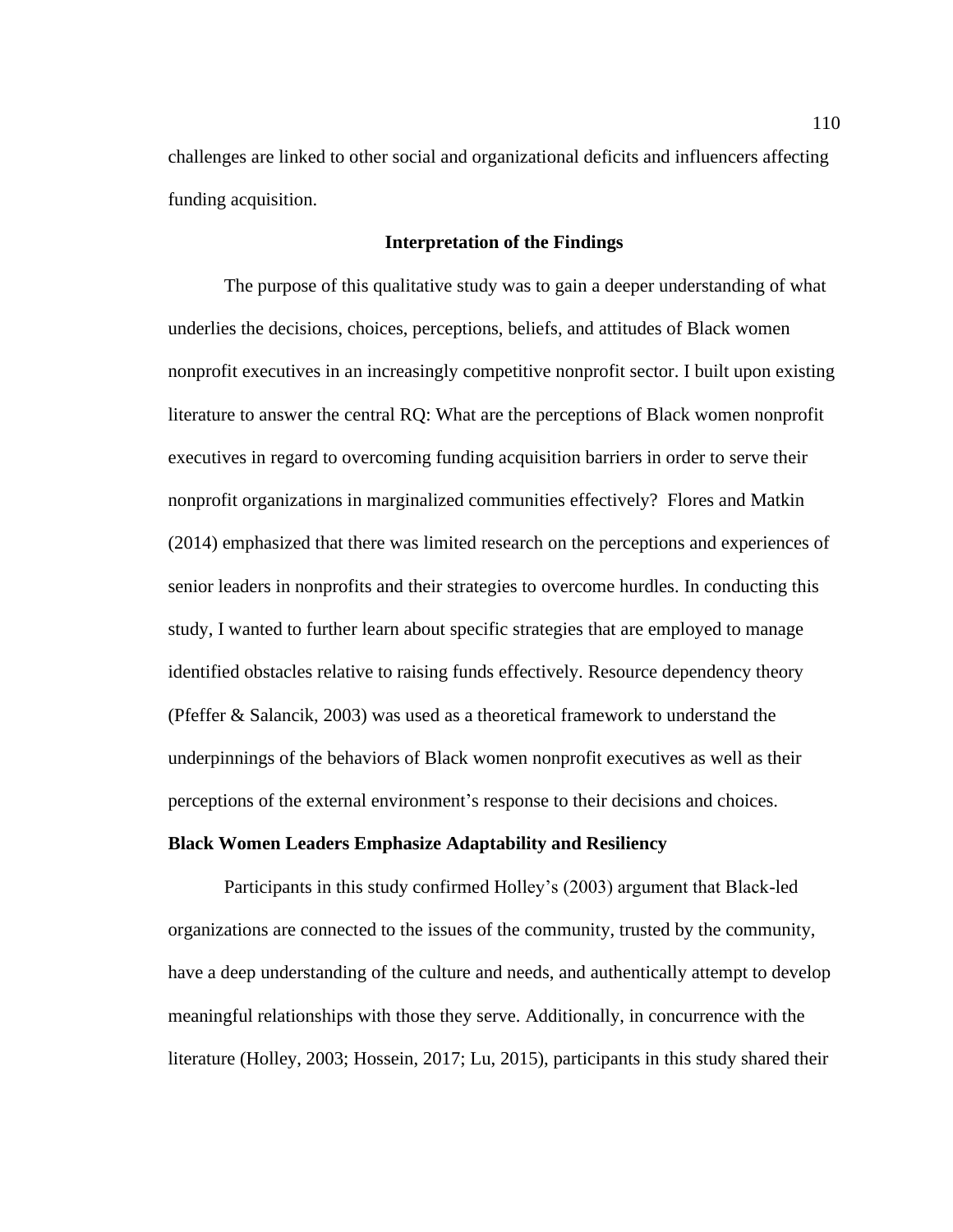challenges are linked to other social and organizational deficits and influencers affecting funding acquisition.

## Interpretation of the Findings

The purpose of this qualitative study was to gain a deeper understanding of what underlies the decisions, choices, perceptions, beliefs, and attitudes of Black women nonprofit executives in an increasingly competitive nonprofit sector. I built upon existing literature to answer the central RQ: What are the perceptions of Black women nonprofit executives in regard to overcoming funding acquisition barriers in order to serve their nonprofit organizations in marginalized communities effectively? Flores and Matkin (2014) emphasized that there was limited research on the perceptions and experiences of senior leaders in nonprofits and their strategies to overcome hurdles. In conducting this study, I wanted to further learn about specific strategies that are employed to manage identified obstacles relative to raising funds effectively. Resource dependency theory (Pfeffer & Salancik, 2003) was used as a theoretical framework to understand the underpinnings of the behaviors of Black women nonprofit executives as well as their perceptions of the external environment's response to their decisions and choices.

### Black Women Leaders Emphasize Adaptability and Resiliency

Participants in this study confirmed Holley's (2003) argument that Black-led organizations are connected to the issues of the community, trusted by the community, have a deep understanding of the culture and needs, and authentically attempt to develop meaningful relationships with those they serve. Additionally, in concurrence with the literature (Holley, 2003; Hossein, 2017; Lu, 2015), participants in this study shared their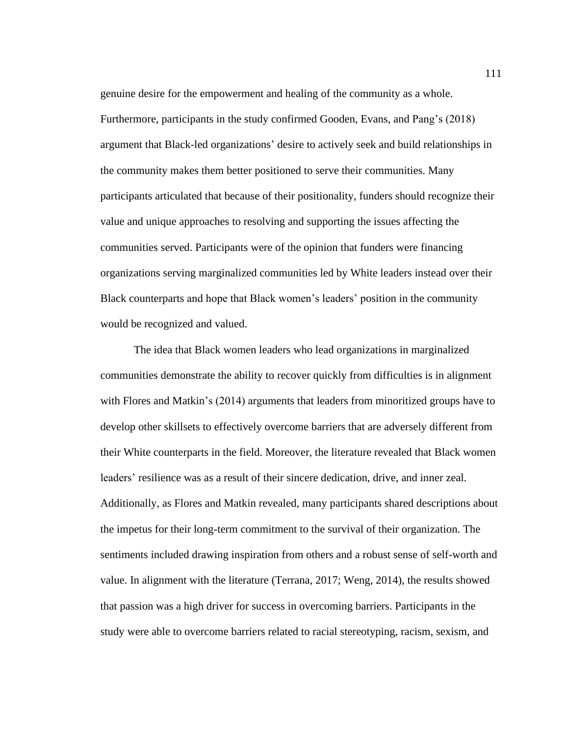genuine desire for the empowerment and healing of the community as a whole. Furthermore, participants in the study confirmed Gooden, Evans, and Pang's (2018) argument that Black-led organizations' desire to actively seek and build relationships in the community makes them better positioned to serve their communities. Many participants articulated that because of their positionality, funders should recognize their value and unique approaches to resolving and supporting the issues affecting the communities served. Participants were of the opinion that funders were financing organizations serving marginalized communities led by White leaders instead over their Black counterparts and hope that Black women's leaders' position in the community would be recognized and valued.

The idea that Black women leaders who lead organizations in marginalized communities demonstrate the ability to recover quickly from difficulties is in alignment with Flores and Matkin's (2014) arguments that leaders from minoritized groups have to develop other skillsets to effectively overcome barriers that are adversely different from their White counterparts in the field. Moreover, the literature revealed that Black women leaders' resilience was as a result of their sincere dedication, drive, and inner zeal. Additionally, as Flores and Matkin revealed, many participants shared descriptions about the impetus for their long-term commitment to the survival of their organization. The sentiments included drawing inspiration from others and a robust sense of self-worth and value. In alignment with the literature (Terrana, 2017; Weng, 2014), the results showed that passion was a high driver for success in overcoming barriers. Participants in the study were able to overcome barriers related to racial stereotyping, racism, sexism, and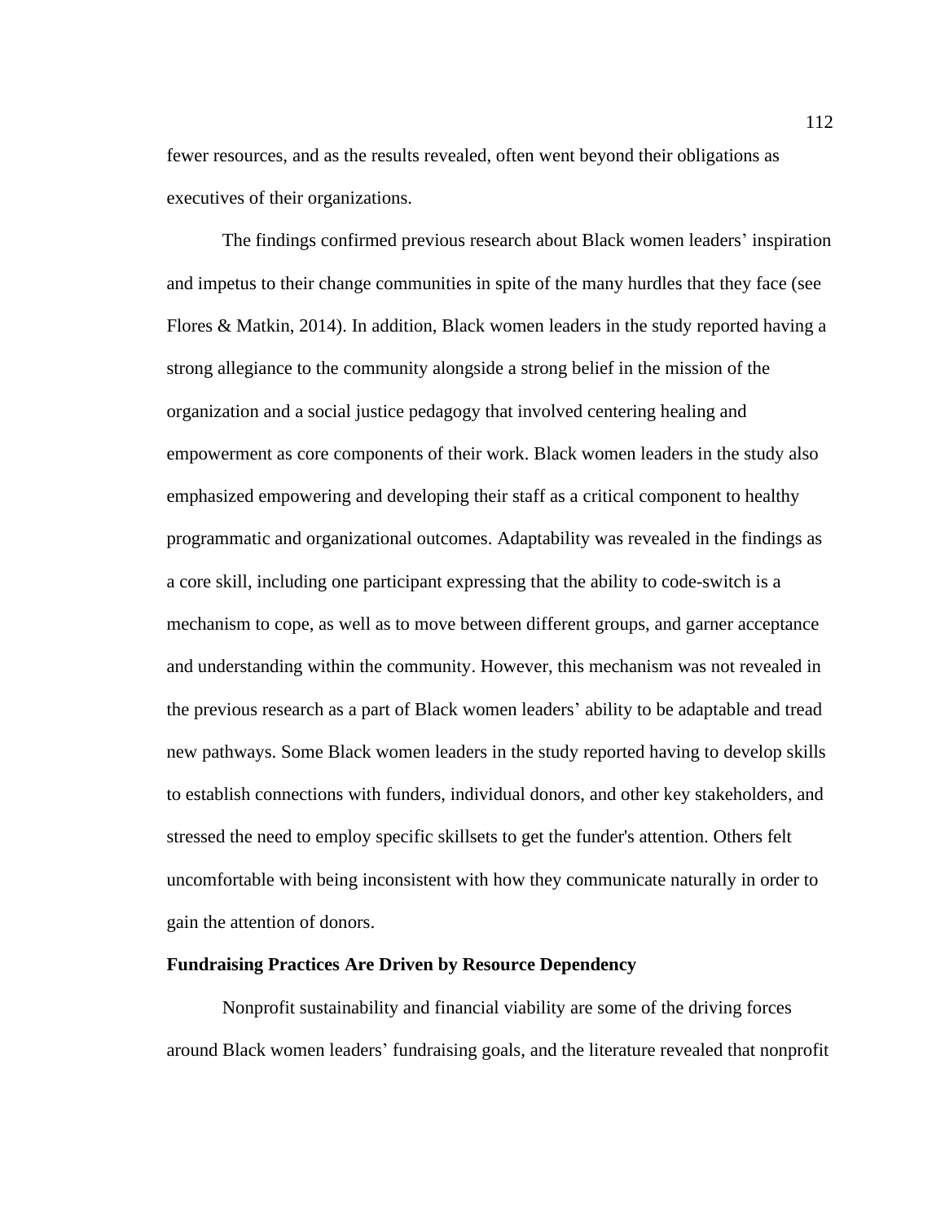fewer resources, and as the results revealed, often went beyond their obligations as executives of their organizations.

The findings confirmed previous research about Black women leaders' inspiration and impetus to their change communities in spite of the many hurdles that they face (see Flores & Matkin, 2014). In addition, Black women leaders in the study reported having a strong allegiance to the community alongside a strong belief in the mission of the organization and a social justice pedagogy that involved centering healing and empowerment as core components of their work. Black women leaders in the study also emphasized empowering and developing their staff as a critical component to healthy programmatic and organizational outcomes. Adaptability was revealed in the findings as a core skill, including one participant expressing that the ability to code-switch is a mechanism to cope, as well as to move between different groups, and garner acceptance and understanding within the community. However, this mechanism was not revealed in the previous research as a part of Black women leaders' ability to be adaptable and tread new pathways. Some Black women leaders in the study reported having to develop skills to establish connections with funders, individual donors, and other key stakeholders, and stressed the need to employ specific skillsets to get the funder's attention. Others felt uncomfortable with being inconsistent with how they communicate naturally in order to gain the attention of donors.

**Fundraising Practices Are Driven by Resource Dependency**

Nonprofit sustainability and financial viability are some of the driving forces around Black women leaders' fundraising goals, and the literature revealed that nonprofit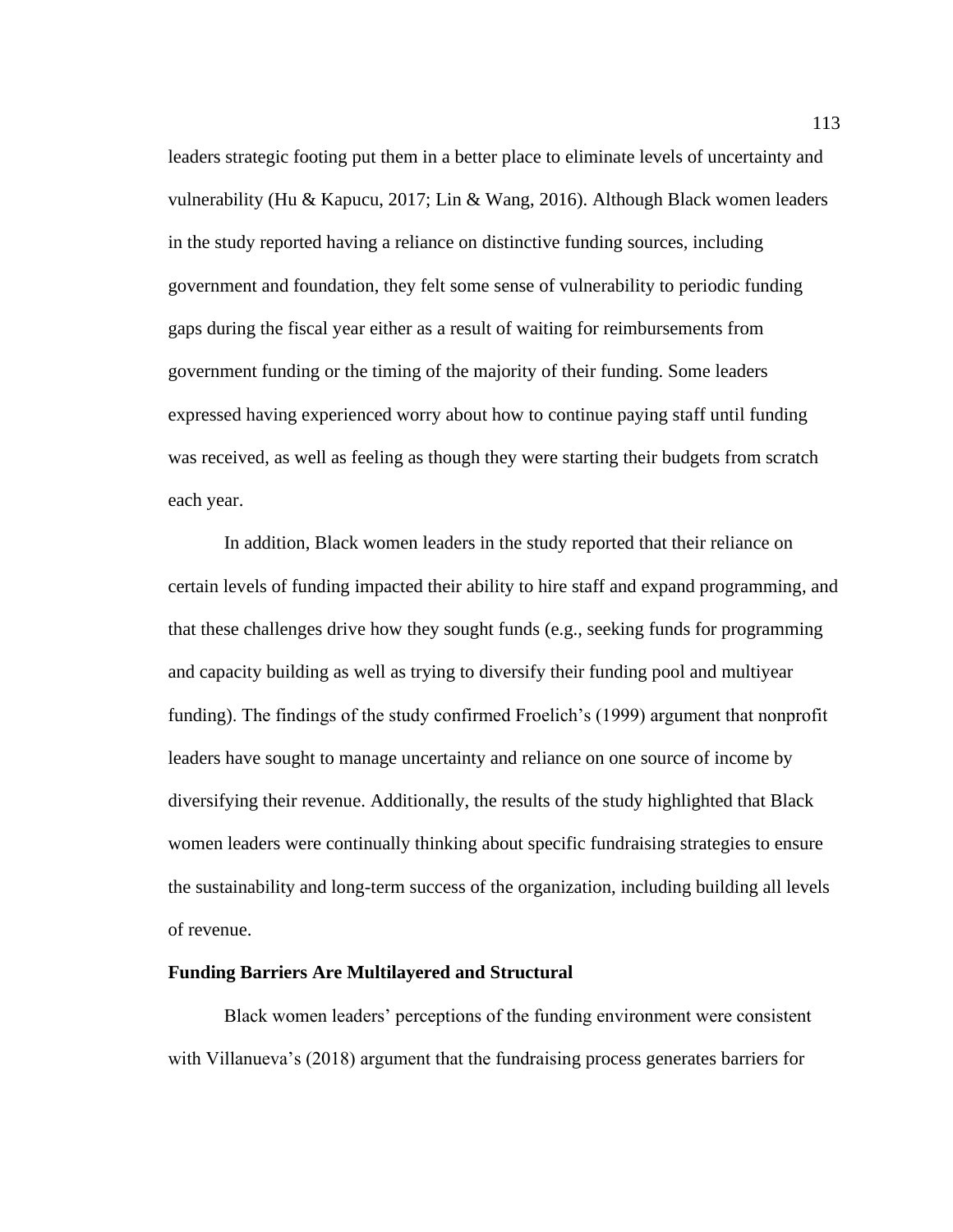leaders strategic footing put them in a better place to eliminate levels of uncertainty and vulnerability (Hu & Kapucu, 2017; Lin & Wang, 2016). Although Black women leaders in the study reported having a reliance on distinctive funding sources, including government and foundation, they felt some sense of vulnerability to periodic funding gaps during the fiscal year either as a result of waiting for reimbursements from government funding or the timing of the majority of their funding. Some leaders expressed having experienced worry about how to continue paying staff until funding was received, as well as feeling as though they were starting their budgets from scratch each year.

In addition, Black women leaders in the study reported that their reliance on certain levels of funding impacted their ability to hire staff and expand programming, and that these challenges drive how they sought funds (e.g., seeking funds for programming and capacity building as well as trying to diversify their funding pool and multiyear funding). The findings of the study confirmed Froelich's (1999) argument that nonprofit leaders have sought to manage uncertainty and reliance on one source of income by diversifying their revenue. Additionally, the results of the study highlighted that Black women leaders were continually thinking about specific fundraising strategies to ensure the sustainability and long-term success of the organization, including building all levels of revenue.

**Funding Barriers Are Multilayered and Structural**

Black women leaders' perceptions of the funding environment were consistent with Villanueva's (2018) argument that the fundraising process generates barriers for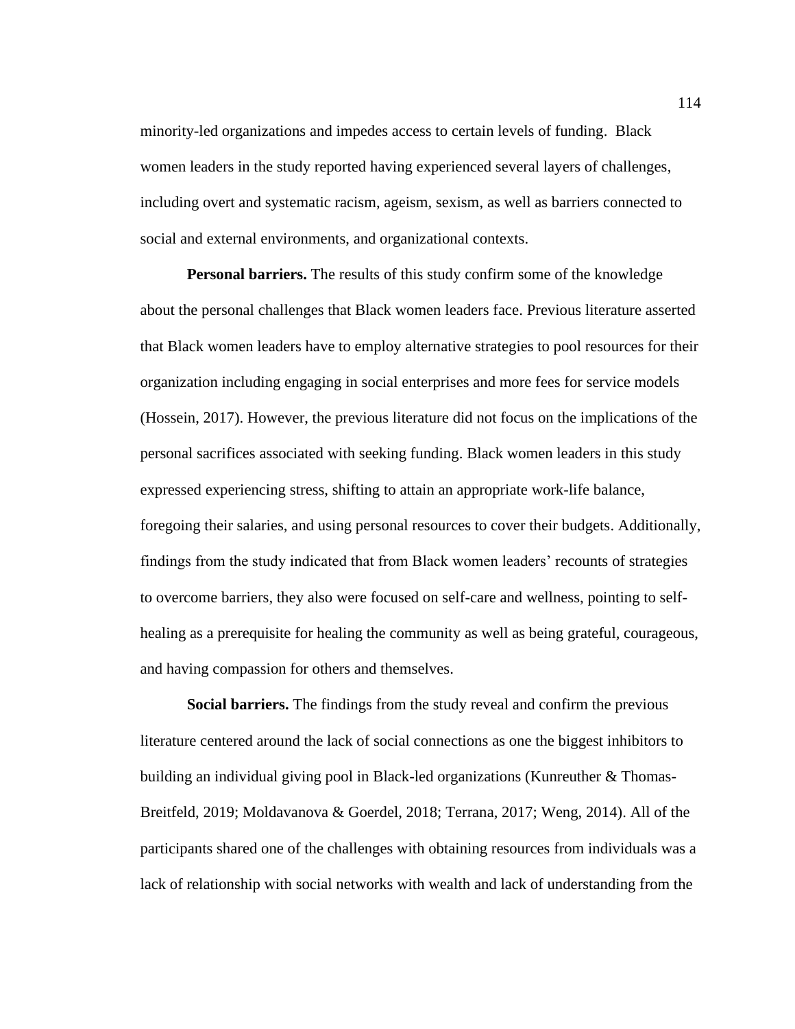minority-led organizations and impedes access to certain levels of funding. Black women leaders in the study reported having experienced several layers of challenges, including overt and systematic racism, ageism, sexism, as well as barriers connected to social and external environments, and organizational contexts.

**Personal barriers.** The results of this study confirm some of the knowledge about the personal challenges that Black women leaders face. Previous literature asserted that Black women leaders have to employ alternative strategies to pool resources for their organization including engaging in social enterprises and more fees for service models (Hossein, 2017). However, the previous literature did not focus on the implications of the personal sacrifices associated with seeking funding. Black women leaders in this study expressed experiencing stress, shifting to attain an appropriate work-life balance, foregoing their salaries, and using personal resources to cover their budgets. Additionally, findings from the study indicated that from Black women leaders' recounts of strategies to overcome barriers, they also were focused on self-care and wellness, pointing to self-healing as a prerequisite for healing the community as well as being grateful, courageous, and having compassion for others and themselves.

**Social barriers.** The findings from the study reveal and confirm the previous literature centered around the lack of social connections as one the biggest inhibitors to building an individual giving pool in Black-led organizations (Kunreuther & Thomas-Breitfeld, 2019; Moldavanova & Goerdel, 2018; Terrana, 2017; Weng, 2014). All of the participants shared one of the challenges with obtaining resources from individuals was a lack of relationship with social networks with wealth and lack of understanding from the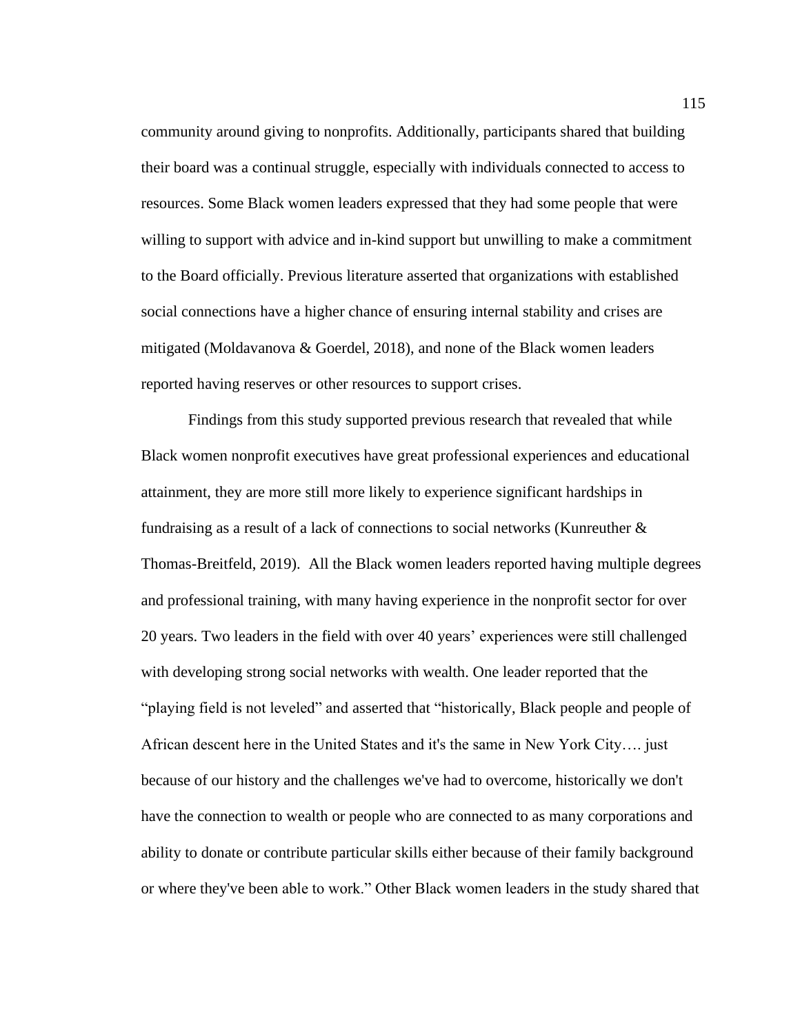community around giving to nonprofits. Additionally, participants shared that building their board was a continual struggle, especially with individuals connected to access to resources. Some Black women leaders expressed that they had some people that were willing to support with advice and in-kind support but unwilling to make a commitment to the Board officially. Previous literature asserted that organizations with established social connections have a higher chance of ensuring internal stability and crises are mitigated (Moldavanova & Goerdel, 2018), and none of the Black women leaders reported having reserves or other resources to support crises.

Findings from this study supported previous research that revealed that while Black women nonprofit executives have great professional experiences and educational attainment, they are more still more likely to experience significant hardships in fundraising as a result of a lack of connections to social networks (Kunreuther & Thomas-Breitfeld, 2019). All the Black women leaders reported having multiple degrees and professional training, with many having experience in the nonprofit sector for over 20 years. Two leaders in the field with over 40 years' experiences were still challenged with developing strong social networks with wealth. One leader reported that the "playing field is not leveled" and asserted that "historically, Black people and people of African descent here in the United States and it's the same in New York City…. just because of our history and the challenges we've had to overcome, historically we don't have the connection to wealth or people who are connected to as many corporations and ability to donate or contribute particular skills either because of their family background or where they've been able to work." Other Black women leaders in the study shared that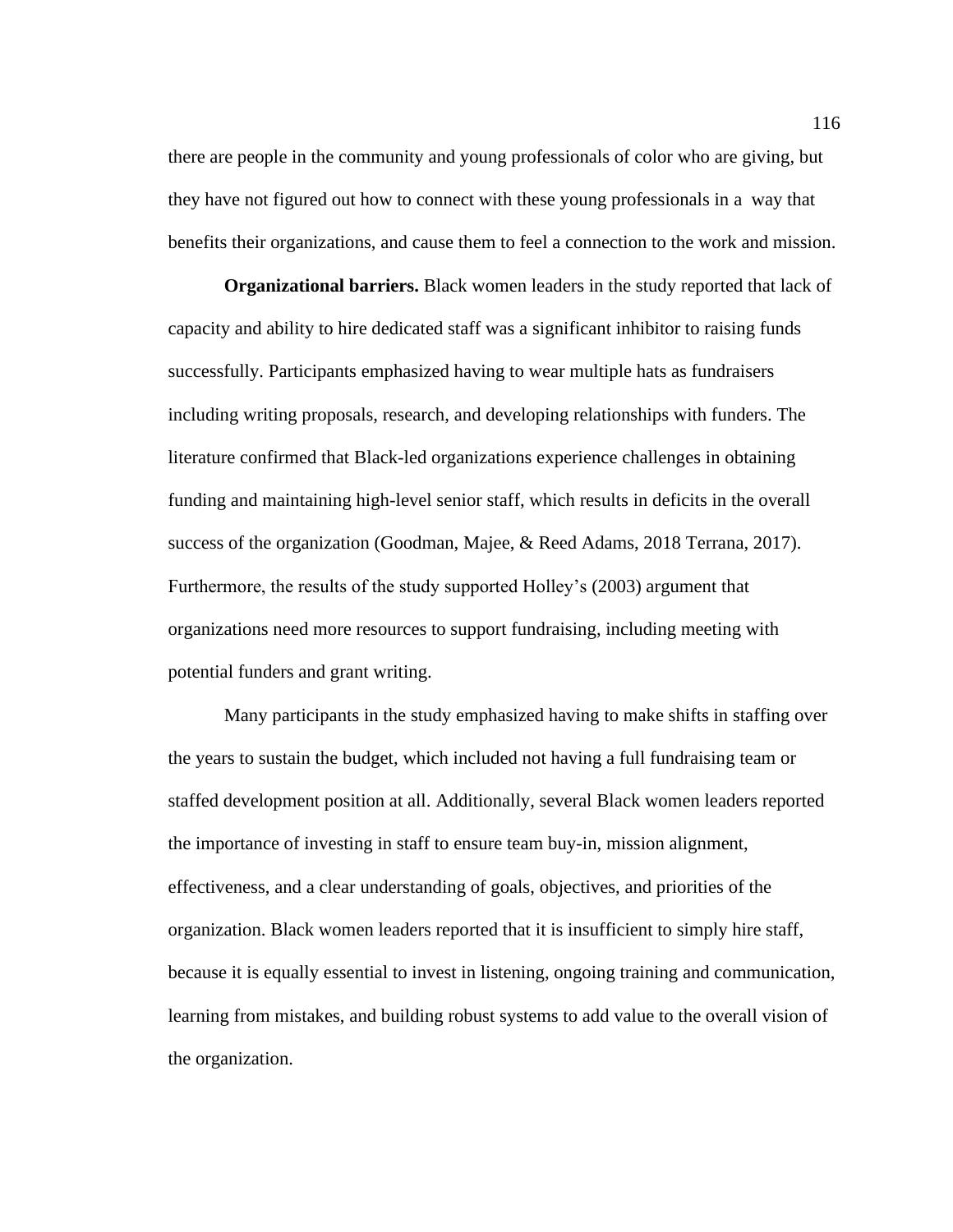there are people in the community and young professionals of color who are giving, but they have not figured out how to connect with these young professionals in a way that benefits their organizations, and cause them to feel a connection to the work and mission.

**Organizational barriers.** Black women leaders in the study reported that lack of capacity and ability to hire dedicated staff was a significant inhibitor to raising funds successfully. Participants emphasized having to wear multiple hats as fundraisers including writing proposals, research, and developing relationships with funders. The literature confirmed that Black-led organizations experience challenges in obtaining funding and maintaining high-level senior staff, which results in deficits in the overall success of the organization (Goodman, Majee, & Reed Adams, 2018 Terrana, 2017). Furthermore, the results of the study supported Holley's (2003) argument that organizations need more resources to support fundraising, including meeting with potential funders and grant writing.

Many participants in the study emphasized having to make shifts in staffing over the years to sustain the budget, which included not having a full fundraising team or staffed development position at all. Additionally, several Black women leaders reported the importance of investing in staff to ensure team buy-in, mission alignment, effectiveness, and a clear understanding of goals, objectives, and priorities of the organization. Black women leaders reported that it is insufficient to simply hire staff, because it is equally essential to invest in listening, ongoing training and communication, learning from mistakes, and building robust systems to add value to the overall vision of the organization.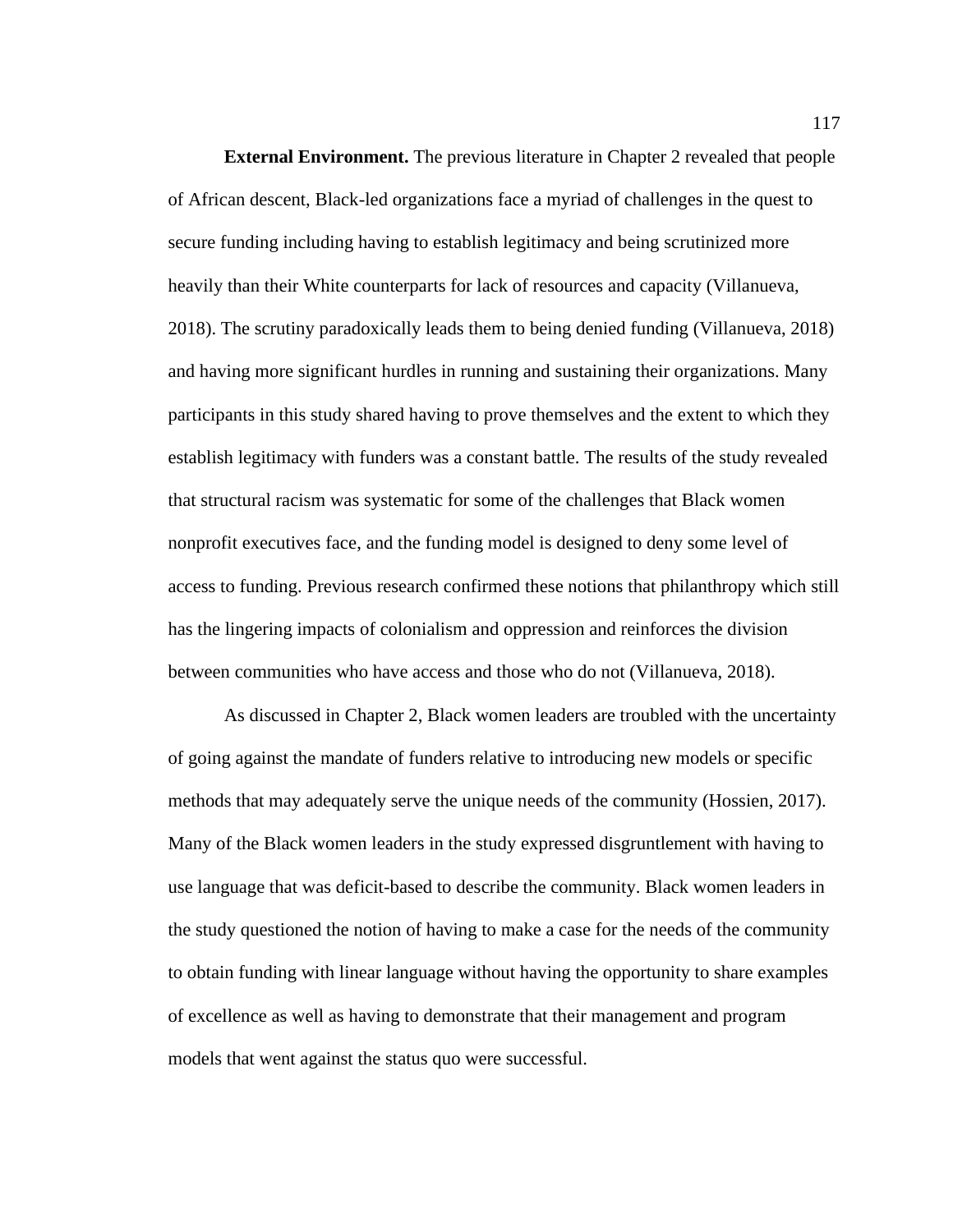**External Environment.** The previous literature in Chapter 2 revealed that people of African descent, Black-led organizations face a myriad of challenges in the quest to secure funding including having to establish legitimacy and being scrutinized more heavily than their White counterparts for lack of resources and capacity (Villanueva, 2018). The scrutiny paradoxically leads them to being denied funding (Villanueva, 2018) and having more significant hurdles in running and sustaining their organizations. Many participants in this study shared having to prove themselves and the extent to which they establish legitimacy with funders was a constant battle. The results of the study revealed that structural racism was systematic for some of the challenges that Black women nonprofit executives face, and the funding model is designed to deny some level of access to funding. Previous research confirmed these notions that philanthropy which still has the lingering impacts of colonialism and oppression and reinforces the division between communities who have access and those who do not (Villanueva, 2018).

As discussed in Chapter 2, Black women leaders are troubled with the uncertainty of going against the mandate of funders relative to introducing new models or specific methods that may adequately serve the unique needs of the community (Hossien, 2017). Many of the Black women leaders in the study expressed disgruntlement with having to use language that was deficit-based to describe the community. Black women leaders in the study questioned the notion of having to make a case for the needs of the community to obtain funding with linear language without having the opportunity to share examples of excellence as well as having to demonstrate that their management and program models that went against the status quo were successful.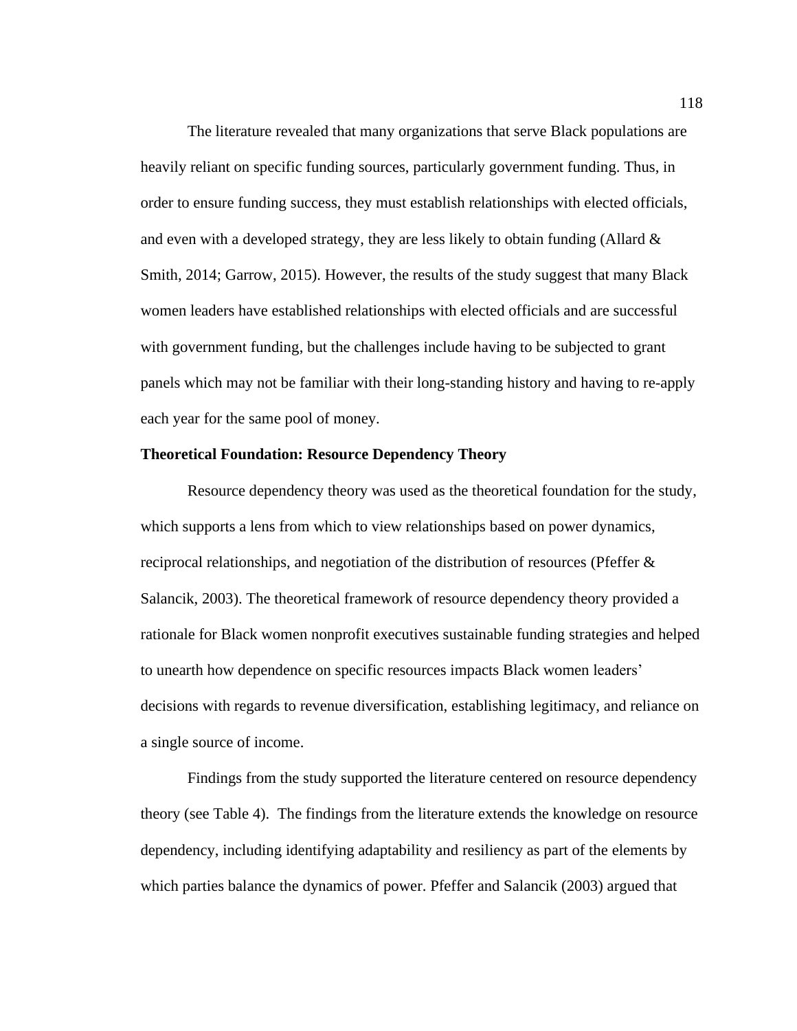The literature revealed that many organizations that serve Black populations are heavily reliant on specific funding sources, particularly government funding. Thus, in order to ensure funding success, they must establish relationships with elected officials, and even with a developed strategy, they are less likely to obtain funding (Allard & Smith, 2014; Garrow, 2015). However, the results of the study suggest that many Black women leaders have established relationships with elected officials and are successful with government funding, but the challenges include having to be subjected to grant panels which may not be familiar with their long-standing history and having to re-apply each year for the same pool of money.

**Theoretical Foundation: Resource Dependency Theory**

Resource dependency theory was used as the theoretical foundation for the study, which supports a lens from which to view relationships based on power dynamics, reciprocal relationships, and negotiation of the distribution of resources (Pfeffer & Salancik, 2003). The theoretical framework of resource dependency theory provided a rationale for Black women nonprofit executives sustainable funding strategies and helped to unearth how dependence on specific resources impacts Black women leaders' decisions with regards to revenue diversification, establishing legitimacy, and reliance on a single source of income.

Findings from the study supported the literature centered on resource dependency theory (see Table 4). The findings from the literature extends the knowledge on resource dependency, including identifying adaptability and resiliency as part of the elements by which parties balance the dynamics of power. Pfeffer and Salancik (2003) argued that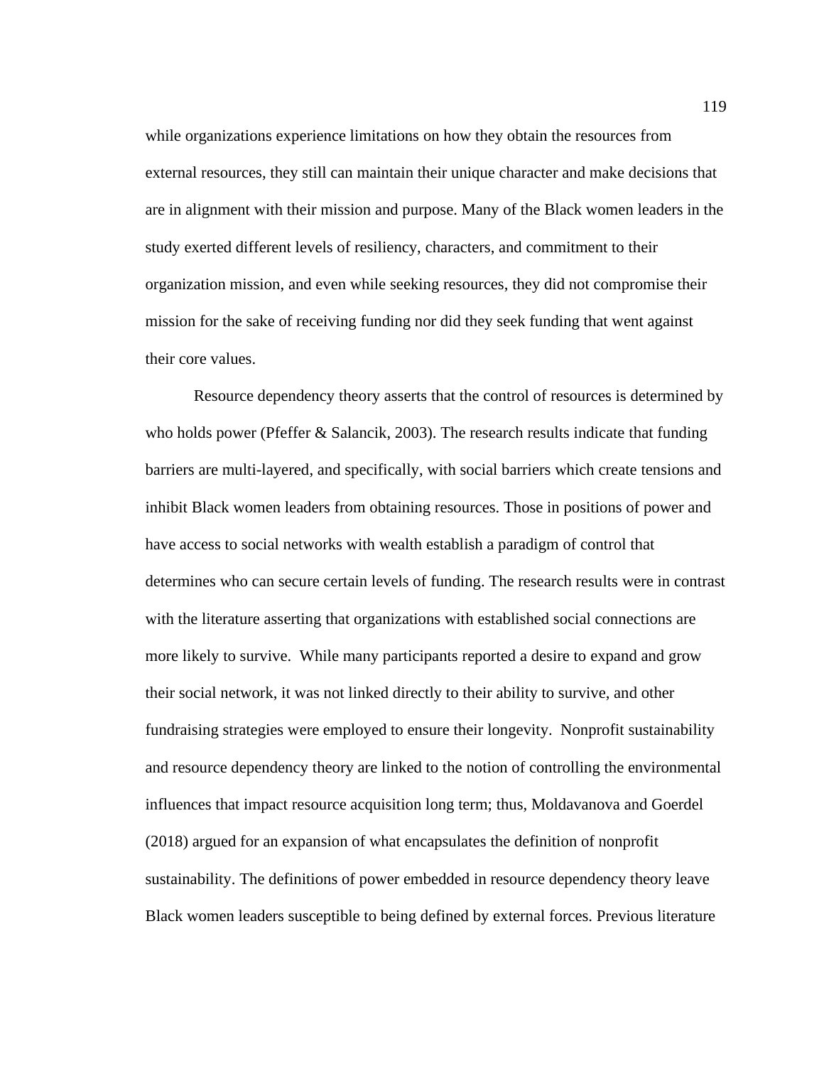while organizations experience limitations on how they obtain the resources from external resources, they still can maintain their unique character and make decisions that are in alignment with their mission and purpose. Many of the Black women leaders in the study exerted different levels of resiliency, characters, and commitment to their organization mission, and even while seeking resources, they did not compromise their mission for the sake of receiving funding nor did they seek funding that went against their core values.

Resource dependency theory asserts that the control of resources is determined by who holds power (Pfeffer & Salancik, 2003). The research results indicate that funding barriers are multi-layered, and specifically, with social barriers which create tensions and inhibit Black women leaders from obtaining resources. Those in positions of power and have access to social networks with wealth establish a paradigm of control that determines who can secure certain levels of funding. The research results were in contrast with the literature asserting that organizations with established social connections are more likely to survive. While many participants reported a desire to expand and grow their social network, it was not linked directly to their ability to survive, and other fundraising strategies were employed to ensure their longevity. Nonprofit sustainability and resource dependency theory are linked to the notion of controlling the environmental influences that impact resource acquisition long term; thus, Moldavanova and Goerdel (2018) argued for an expansion of what encapsulates the definition of nonprofit sustainability. The definitions of power embedded in resource dependency theory leave Black women leaders susceptible to being defined by external forces. Previous literature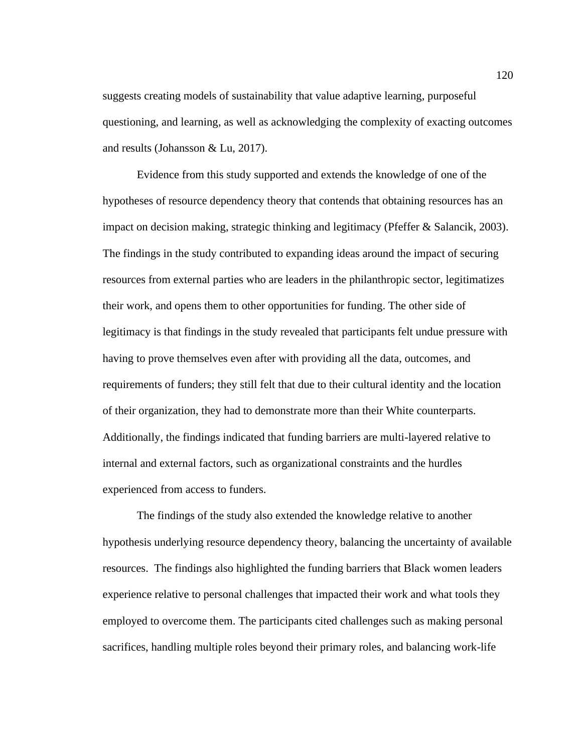suggests creating models of sustainability that value adaptive learning, purposeful questioning, and learning, as well as acknowledging the complexity of exacting outcomes and results (Johansson & Lu, 2017).

Evidence from this study supported and extends the knowledge of one of the hypotheses of resource dependency theory that contends that obtaining resources has an impact on decision making, strategic thinking and legitimacy (Pfeffer & Salancik, 2003). The findings in the study contributed to expanding ideas around the impact of securing resources from external parties who are leaders in the philanthropic sector, legitimatizes their work, and opens them to other opportunities for funding. The other side of legitimacy is that findings in the study revealed that participants felt undue pressure with having to prove themselves even after with providing all the data, outcomes, and requirements of funders; they still felt that due to their cultural identity and the location of their organization, they had to demonstrate more than their White counterparts. Additionally, the findings indicated that funding barriers are multi-layered relative to internal and external factors, such as organizational constraints and the hurdles experienced from access to funders.

The findings of the study also extended the knowledge relative to another hypothesis underlying resource dependency theory, balancing the uncertainty of available resources. The findings also highlighted the funding barriers that Black women leaders experience relative to personal challenges that impacted their work and what tools they employed to overcome them. The participants cited challenges such as making personal sacrifices, handling multiple roles beyond their primary roles, and balancing work-life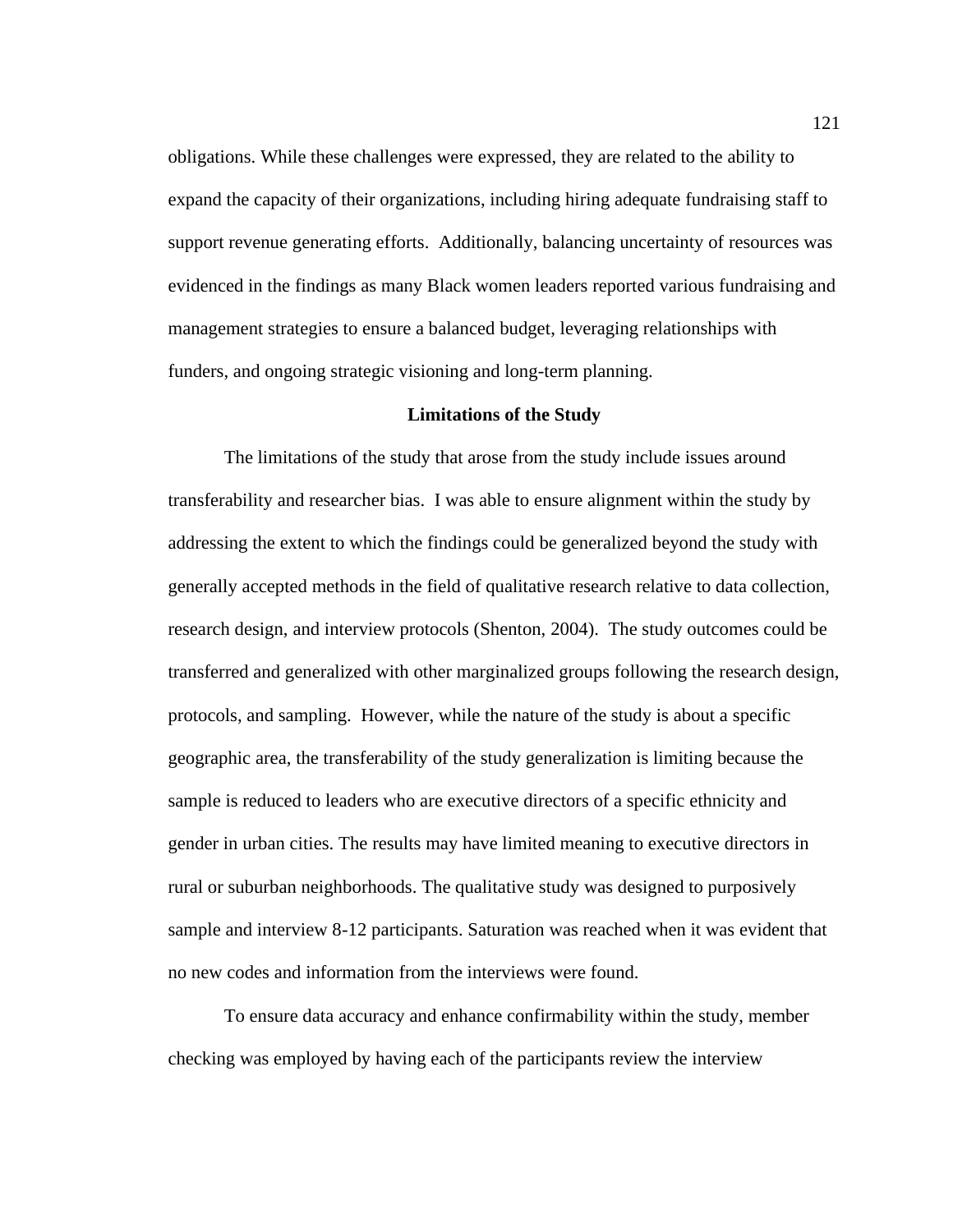obligations. While these challenges were expressed, they are related to the ability to expand the capacity of their organizations, including hiring adequate fundraising staff to support revenue generating efforts. Additionally, balancing uncertainty of resources was evidenced in the findings as many Black women leaders reported various fundraising and management strategies to ensure a balanced budget, leveraging relationships with funders, and ongoing strategic visioning and long-term planning.

## Limitations of the Study

The limitations of the study that arose from the study include issues around transferability and researcher bias. I was able to ensure alignment within the study by addressing the extent to which the findings could be generalized beyond the study with generally accepted methods in the field of qualitative research relative to data collection, research design, and interview protocols (Shenton, 2004). The study outcomes could be transferred and generalized with other marginalized groups following the research design, protocols, and sampling. However, while the nature of the study is about a specific geographic area, the transferability of the study generalization is limiting because the sample is reduced to leaders who are executive directors of a specific ethnicity and gender in urban cities. The results may have limited meaning to executive directors in rural or suburban neighborhoods. The qualitative study was designed to purposively sample and interview 8-12 participants. Saturation was reached when it was evident that no new codes and information from the interviews were found.

To ensure data accuracy and enhance confirmability within the study, member checking was employed by having each of the participants review the interview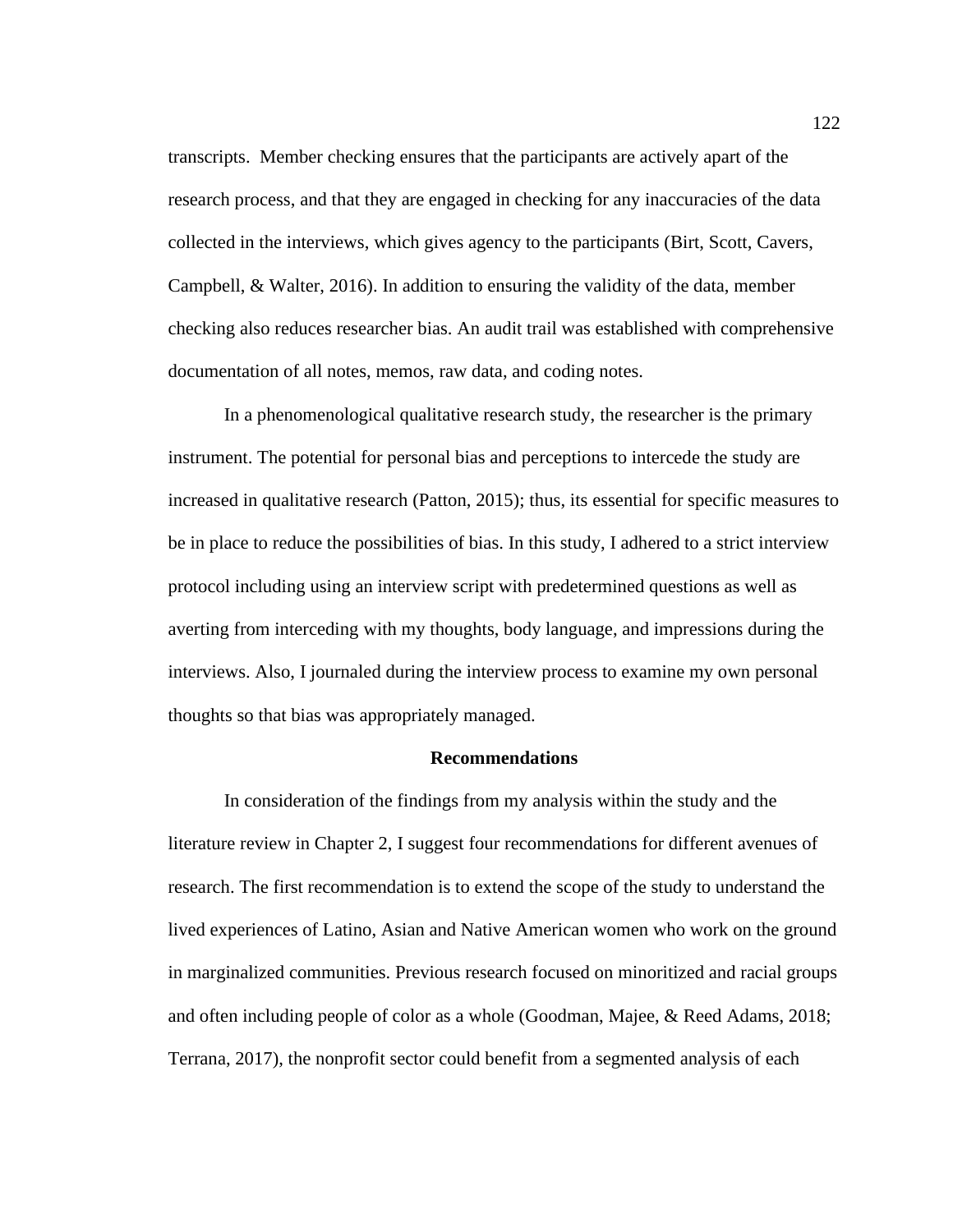transcripts. Member checking ensures that the participants are actively apart of the research process, and that they are engaged in checking for any inaccuracies of the data collected in the interviews, which gives agency to the participants (Birt, Scott, Cavers, Campbell, & Walter, 2016). In addition to ensuring the validity of the data, member checking also reduces researcher bias. An audit trail was established with comprehensive documentation of all notes, memos, raw data, and coding notes.

In a phenomenological qualitative research study, the researcher is the primary instrument. The potential for personal bias and perceptions to intercede the study are increased in qualitative research (Patton, 2015); thus, its essential for specific measures to be in place to reduce the possibilities of bias. In this study, I adhered to a strict interview protocol including using an interview script with predetermined questions as well as averting from interceding with my thoughts, body language, and impressions during the interviews. Also, I journaled during the interview process to examine my own personal thoughts so that bias was appropriately managed.

## Recommendations

In consideration of the findings from my analysis within the study and the literature review in Chapter 2, I suggest four recommendations for different avenues of research. The first recommendation is to extend the scope of the study to understand the lived experiences of Latino, Asian and Native American women who work on the ground in marginalized communities. Previous research focused on minoritized and racial groups and often including people of color as a whole (Goodman, Majee, & Reed Adams, 2018; Terrana, 2017), the nonprofit sector could benefit from a segmented analysis of each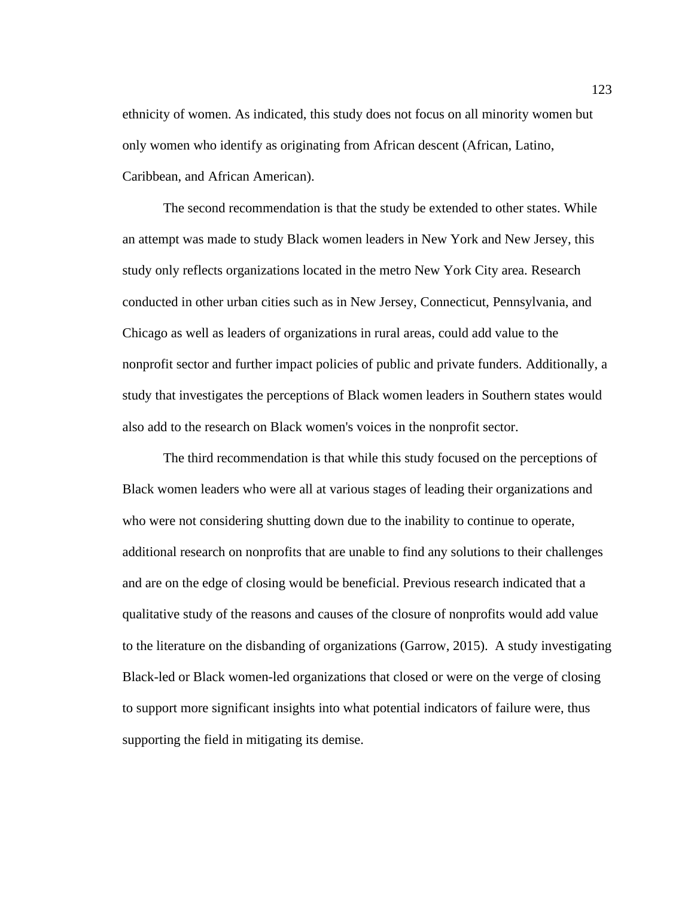ethnicity of women. As indicated, this study does not focus on all minority women but only women who identify as originating from African descent (African, Latino, Caribbean, and African American).

The second recommendation is that the study be extended to other states. While an attempt was made to study Black women leaders in New York and New Jersey, this study only reflects organizations located in the metro New York City area. Research conducted in other urban cities such as in New Jersey, Connecticut, Pennsylvania, and Chicago as well as leaders of organizations in rural areas, could add value to the nonprofit sector and further impact policies of public and private funders. Additionally, a study that investigates the perceptions of Black women leaders in Southern states would also add to the research on Black women's voices in the nonprofit sector.

The third recommendation is that while this study focused on the perceptions of Black women leaders who were all at various stages of leading their organizations and who were not considering shutting down due to the inability to continue to operate, additional research on nonprofits that are unable to find any solutions to their challenges and are on the edge of closing would be beneficial. Previous research indicated that a qualitative study of the reasons and causes of the closure of nonprofits would add value to the literature on the disbanding of organizations (Garrow, 2015). A study investigating Black-led or Black women-led organizations that closed or were on the verge of closing to support more significant insights into what potential indicators of failure were, thus supporting the field in mitigating its demise.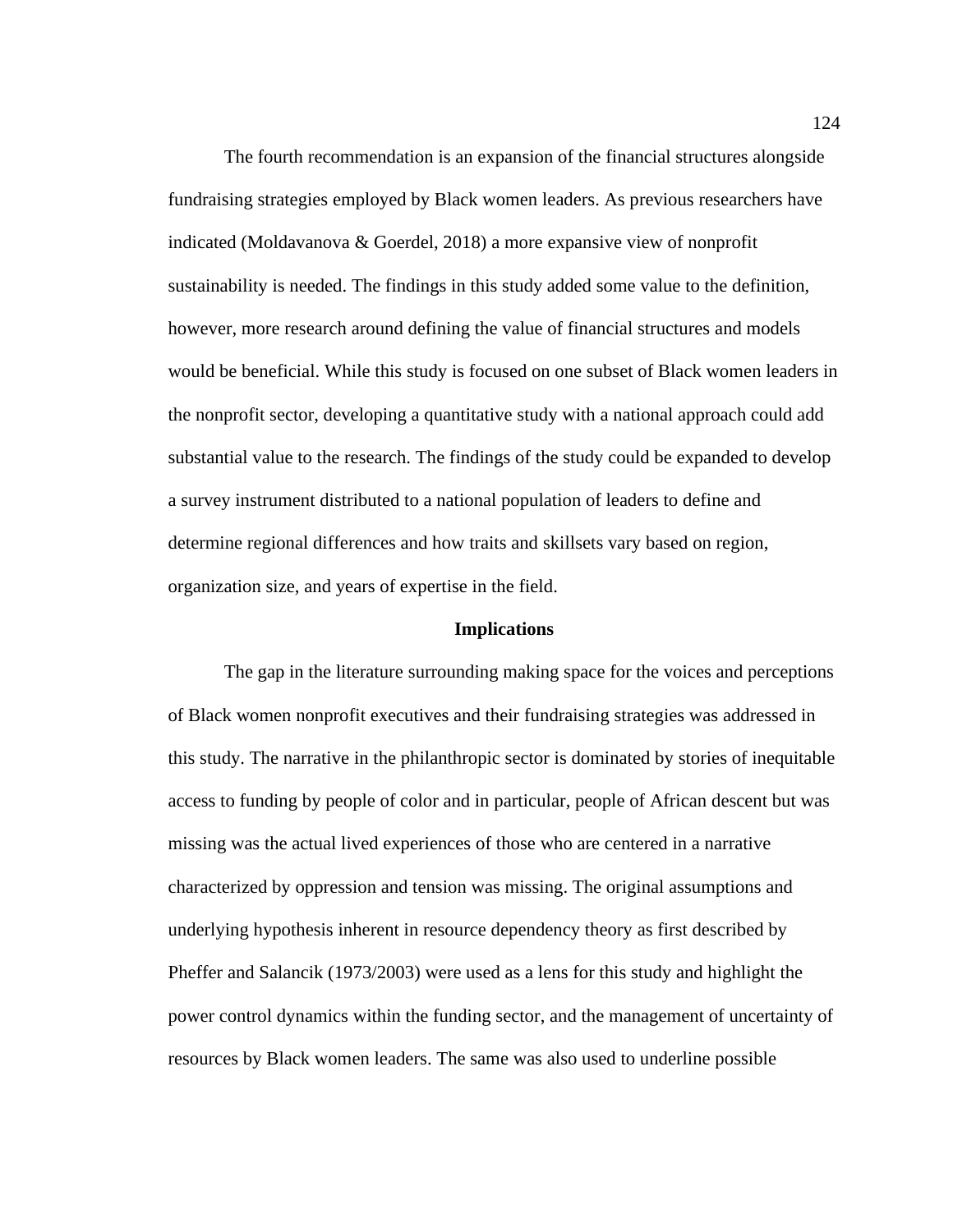The fourth recommendation is an expansion of the financial structures alongside fundraising strategies employed by Black women leaders. As previous researchers have indicated (Moldavanova & Goerdel, 2018) a more expansive view of nonprofit sustainability is needed. The findings in this study added some value to the definition, however, more research around defining the value of financial structures and models would be beneficial. While this study is focused on one subset of Black women leaders in the nonprofit sector, developing a quantitative study with a national approach could add substantial value to the research. The findings of the study could be expanded to develop a survey instrument distributed to a national population of leaders to define and determine regional differences and how traits and skillsets vary based on region, organization size, and years of expertise in the field.

## Implications

The gap in the literature surrounding making space for the voices and perceptions of Black women nonprofit executives and their fundraising strategies was addressed in this study. The narrative in the philanthropic sector is dominated by stories of inequitable access to funding by people of color and in particular, people of African descent but was missing was the actual lived experiences of those who are centered in a narrative characterized by oppression and tension was missing. The original assumptions and underlying hypothesis inherent in resource dependency theory as first described by Pheffer and Salancik (1973/2003) were used as a lens for this study and highlight the power control dynamics within the funding sector, and the management of uncertainty of resources by Black women leaders. The same was also used to underline possible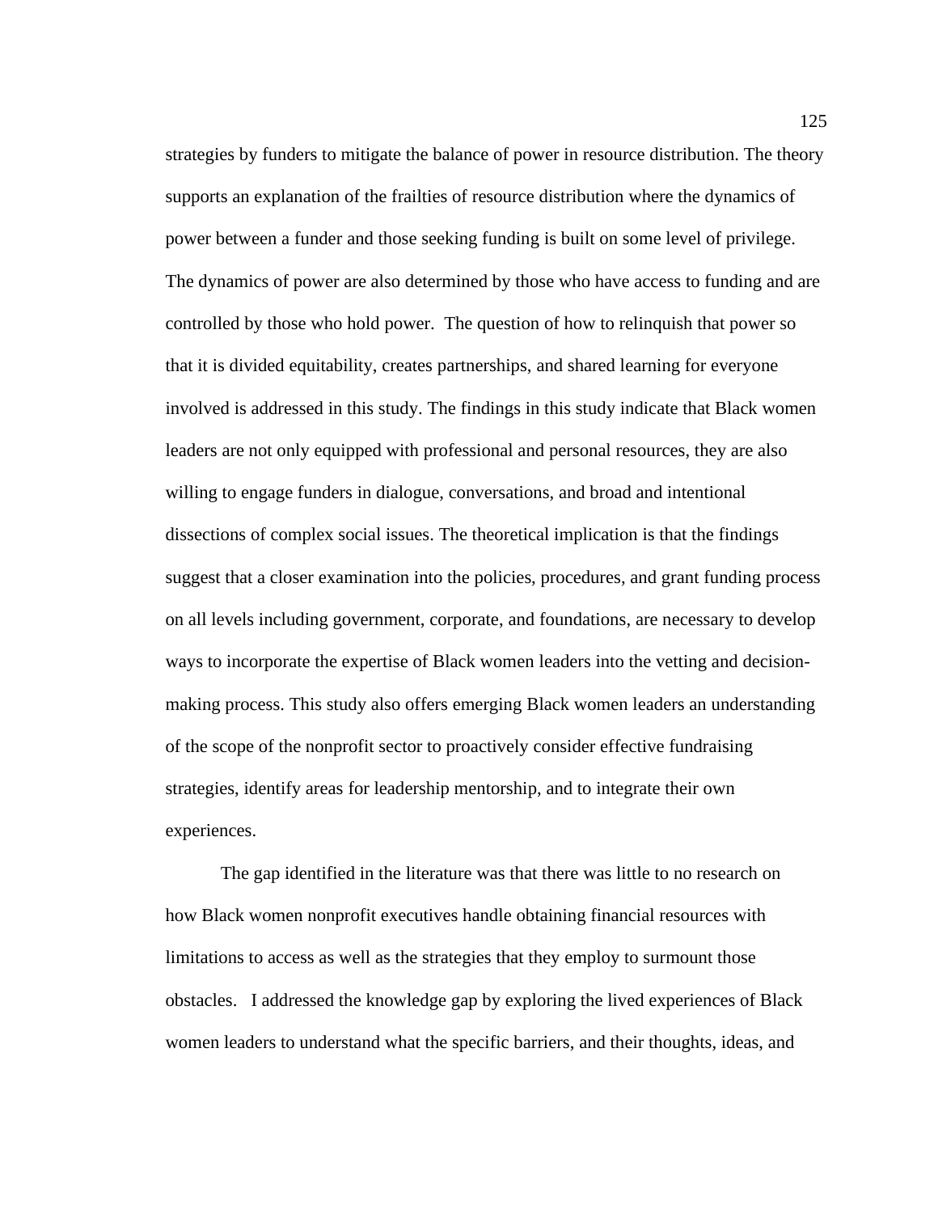strategies by funders to mitigate the balance of power in resource distribution. The theory supports an explanation of the frailties of resource distribution where the dynamics of power between a funder and those seeking funding is built on some level of privilege. The dynamics of power are also determined by those who have access to funding and are controlled by those who hold power. The question of how to relinquish that power so that it is divided equitability, creates partnerships, and shared learning for everyone involved is addressed in this study. The findings in this study indicate that Black women leaders are not only equipped with professional and personal resources, they are also willing to engage funders in dialogue, conversations, and broad and intentional dissections of complex social issues. The theoretical implication is that the findings suggest that a closer examination into the policies, procedures, and grant funding process on all levels including government, corporate, and foundations, are necessary to develop ways to incorporate the expertise of Black women leaders into the vetting and decision-making process. This study also offers emerging Black women leaders an understanding of the scope of the nonprofit sector to proactively consider effective fundraising strategies, identify areas for leadership mentorship, and to integrate their own experiences.

The gap identified in the literature was that there was little to no research on how Black women nonprofit executives handle obtaining financial resources with limitations to access as well as the strategies that they employ to surmount those obstacles. I addressed the knowledge gap by exploring the lived experiences of Black women leaders to understand what the specific barriers, and their thoughts, ideas, and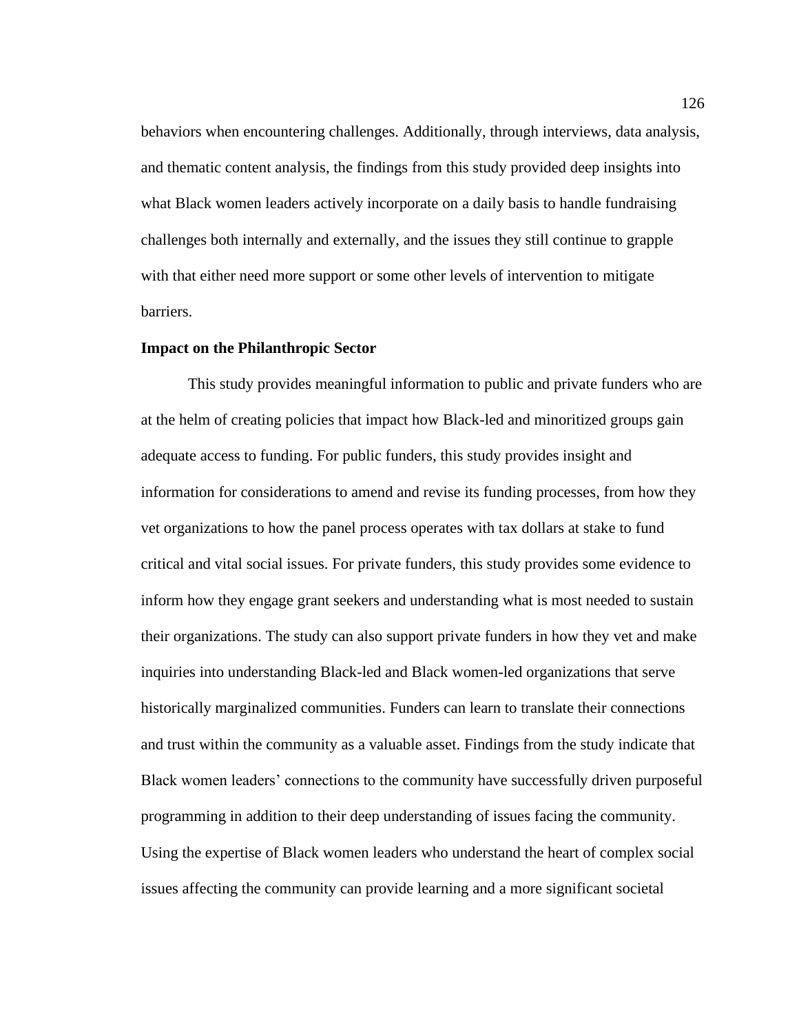behaviors when encountering challenges. Additionally, through interviews, data analysis, and thematic content analysis, the findings from this study provided deep insights into what Black women leaders actively incorporate on a daily basis to handle fundraising challenges both internally and externally, and the issues they still continue to grapple with that either need more support or some other levels of intervention to mitigate barriers.

**Impact on the Philanthropic Sector**

This study provides meaningful information to public and private funders who are at the helm of creating policies that impact how Black-led and minoritized groups gain adequate access to funding. For public funders, this study provides insight and information for considerations to amend and revise its funding processes, from how they vet organizations to how the panel process operates with tax dollars at stake to fund critical and vital social issues. For private funders, this study provides some evidence to inform how they engage grant seekers and understanding what is most needed to sustain their organizations. The study can also support private funders in how they vet and make inquiries into understanding Black-led and Black women-led organizations that serve historically marginalized communities. Funders can learn to translate their connections and trust within the community as a valuable asset. Findings from the study indicate that Black women leaders' connections to the community have successfully driven purposeful programming in addition to their deep understanding of issues facing the community. Using the expertise of Black women leaders who understand the heart of complex social issues affecting the community can provide learning and a more significant societal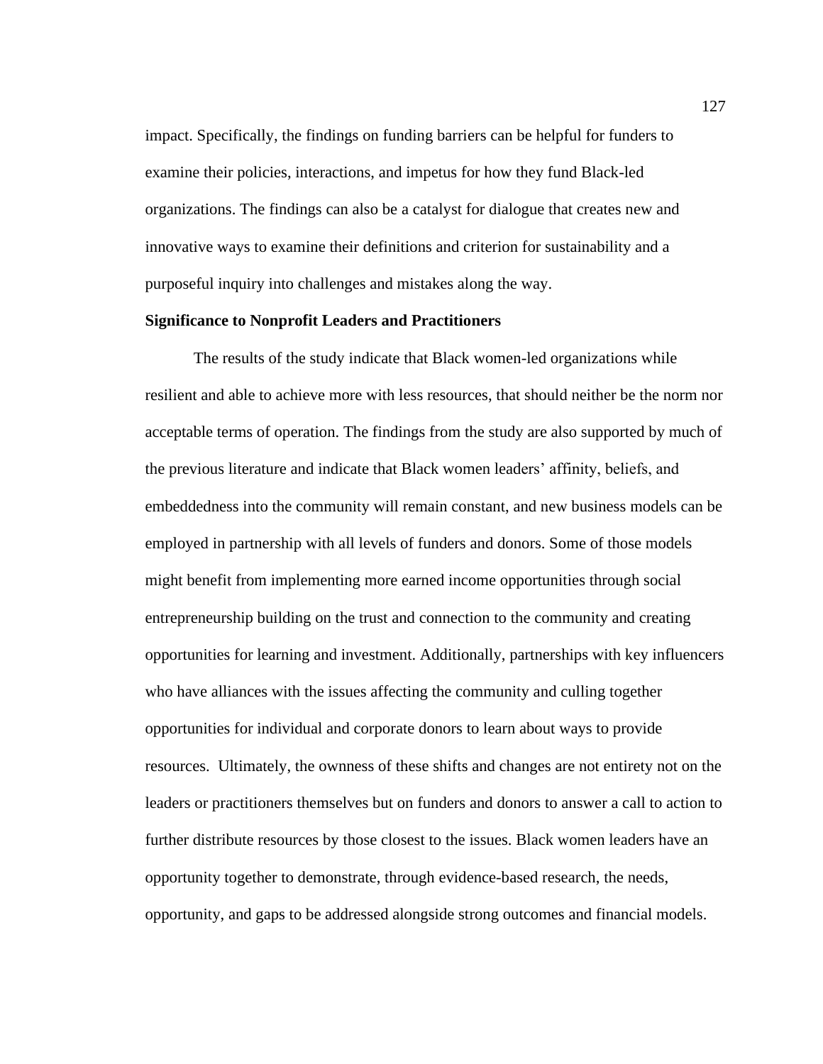impact. Specifically, the findings on funding barriers can be helpful for funders to examine their policies, interactions, and impetus for how they fund Black-led organizations. The findings can also be a catalyst for dialogue that creates new and innovative ways to examine their definitions and criterion for sustainability and a purposeful inquiry into challenges and mistakes along the way.

**Significance to Nonprofit Leaders and Practitioners**

The results of the study indicate that Black women-led organizations while resilient and able to achieve more with less resources, that should neither be the norm nor acceptable terms of operation. The findings from the study are also supported by much of the previous literature and indicate that Black women leaders' affinity, beliefs, and embeddedness into the community will remain constant, and new business models can be employed in partnership with all levels of funders and donors. Some of those models might benefit from implementing more earned income opportunities through social entrepreneurship building on the trust and connection to the community and creating opportunities for learning and investment. Additionally, partnerships with key influencers who have alliances with the issues affecting the community and culling together opportunities for individual and corporate donors to learn about ways to provide resources. Ultimately, the ownness of these shifts and changes are not entirety not on the leaders or practitioners themselves but on funders and donors to answer a call to action to further distribute resources by those closest to the issues. Black women leaders have an opportunity together to demonstrate, through evidence-based research, the needs, opportunity, and gaps to be addressed alongside strong outcomes and financial models.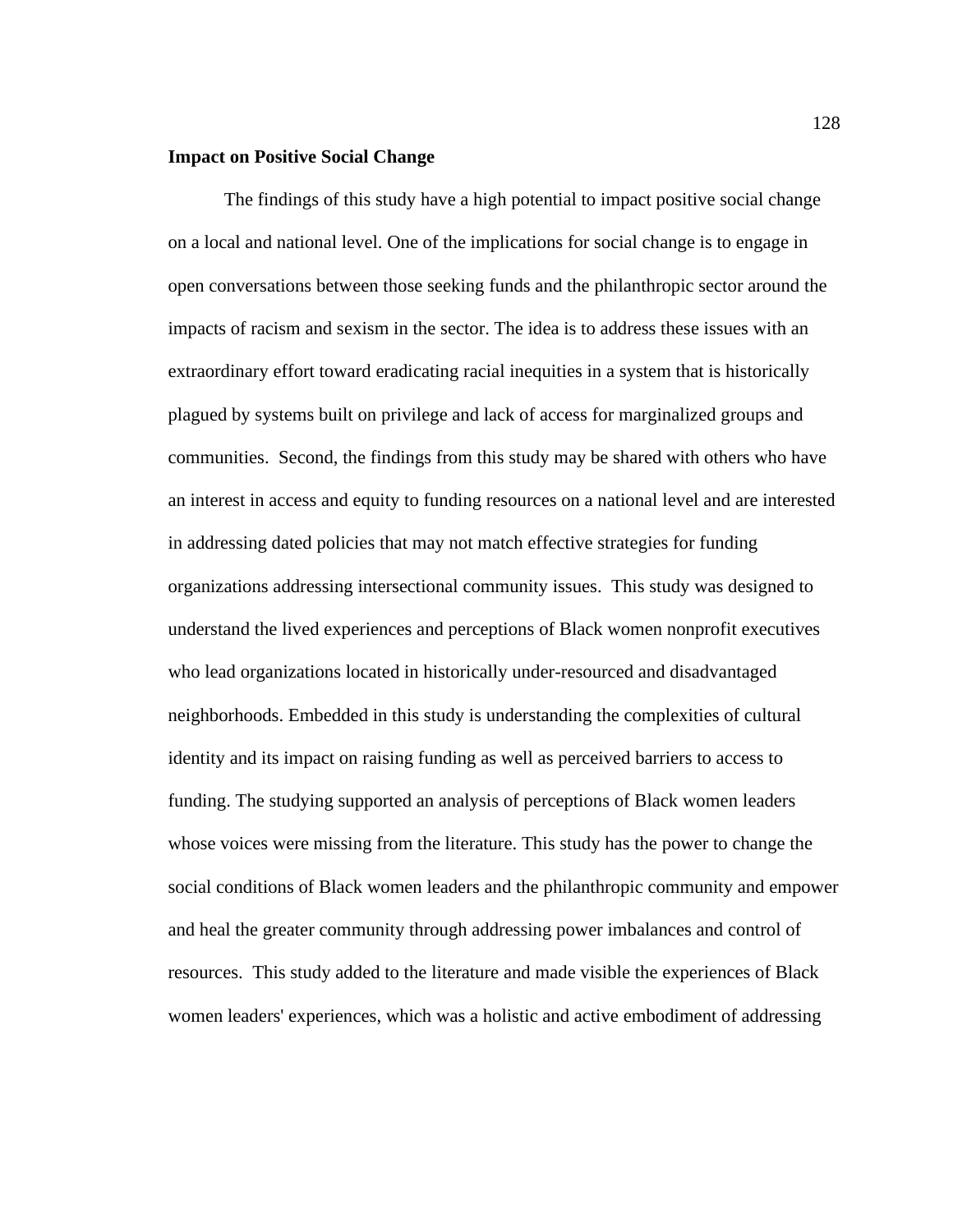**Impact on Positive Social Change**

The findings of this study have a high potential to impact positive social change on a local and national level. One of the implications for social change is to engage in open conversations between those seeking funds and the philanthropic sector around the impacts of racism and sexism in the sector. The idea is to address these issues with an extraordinary effort toward eradicating racial inequities in a system that is historically plagued by systems built on privilege and lack of access for marginalized groups and communities. Second, the findings from this study may be shared with others who have an interest in access and equity to funding resources on a national level and are interested in addressing dated policies that may not match effective strategies for funding organizations addressing intersectional community issues. This study was designed to understand the lived experiences and perceptions of Black women nonprofit executives who lead organizations located in historically under-resourced and disadvantaged neighborhoods. Embedded in this study is understanding the complexities of cultural identity and its impact on raising funding as well as perceived barriers to access to funding. The studying supported an analysis of perceptions of Black women leaders whose voices were missing from the literature. This study has the power to change the social conditions of Black women leaders and the philanthropic community and empower and heal the greater community through addressing power imbalances and control of resources. This study added to the literature and made visible the experiences of Black women leaders' experiences, which was a holistic and active embodiment of addressing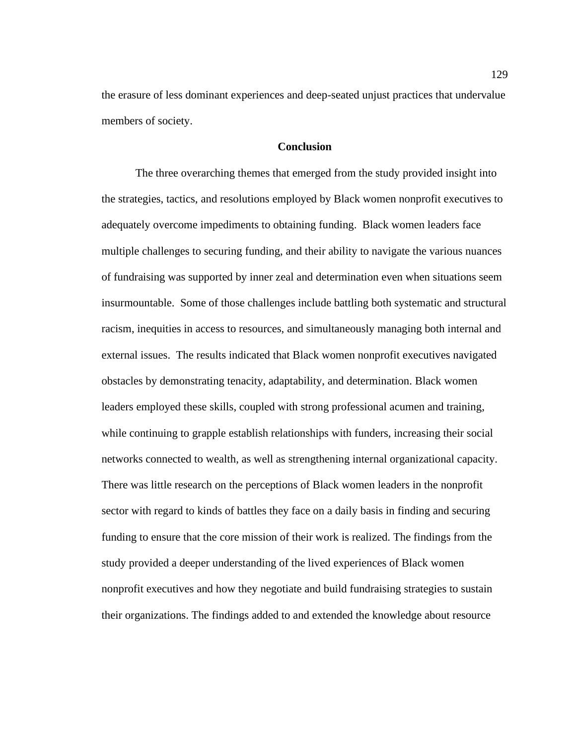the erasure of less dominant experiences and deep-seated unjust practices that undervalue members of society.

## Conclusion

The three overarching themes that emerged from the study provided insight into the strategies, tactics, and resolutions employed by Black women nonprofit executives to adequately overcome impediments to obtaining funding. Black women leaders face multiple challenges to securing funding, and their ability to navigate the various nuances of fundraising was supported by inner zeal and determination even when situations seem insurmountable. Some of those challenges include battling both systematic and structural racism, inequities in access to resources, and simultaneously managing both internal and external issues. The results indicated that Black women nonprofit executives navigated obstacles by demonstrating tenacity, adaptability, and determination. Black women leaders employed these skills, coupled with strong professional acumen and training, while continuing to grapple establish relationships with funders, increasing their social networks connected to wealth, as well as strengthening internal organizational capacity. There was little research on the perceptions of Black women leaders in the nonprofit sector with regard to kinds of battles they face on a daily basis in finding and securing funding to ensure that the core mission of their work is realized. The findings from the study provided a deeper understanding of the lived experiences of Black women nonprofit executives and how they negotiate and build fundraising strategies to sustain their organizations. The findings added to and extended the knowledge about resource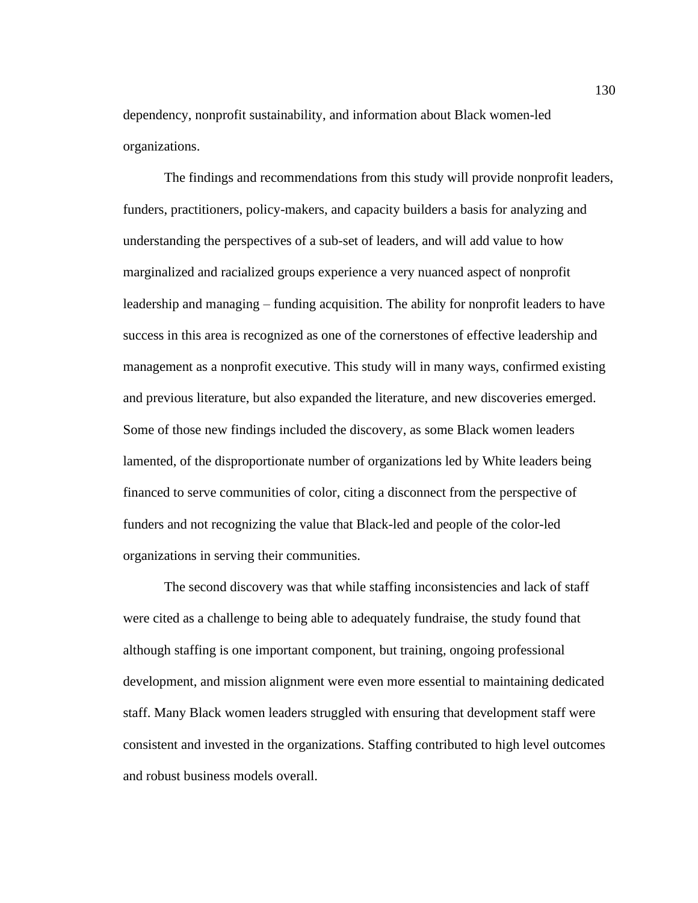dependency, nonprofit sustainability, and information about Black women-led organizations.

The findings and recommendations from this study will provide nonprofit leaders, funders, practitioners, policy-makers, and capacity builders a basis for analyzing and understanding the perspectives of a sub-set of leaders, and will add value to how marginalized and racialized groups experience a very nuanced aspect of nonprofit leadership and managing – funding acquisition. The ability for nonprofit leaders to have success in this area is recognized as one of the cornerstones of effective leadership and management as a nonprofit executive. This study will in many ways, confirmed existing and previous literature, but also expanded the literature, and new discoveries emerged. Some of those new findings included the discovery, as some Black women leaders lamented, of the disproportionate number of organizations led by White leaders being financed to serve communities of color, citing a disconnect from the perspective of funders and not recognizing the value that Black-led and people of the color-led organizations in serving their communities.

The second discovery was that while staffing inconsistencies and lack of staff were cited as a challenge to being able to adequately fundraise, the study found that although staffing is one important component, but training, ongoing professional development, and mission alignment were even more essential to maintaining dedicated staff. Many Black women leaders struggled with ensuring that development staff were consistent and invested in the organizations. Staffing contributed to high level outcomes and robust business models overall.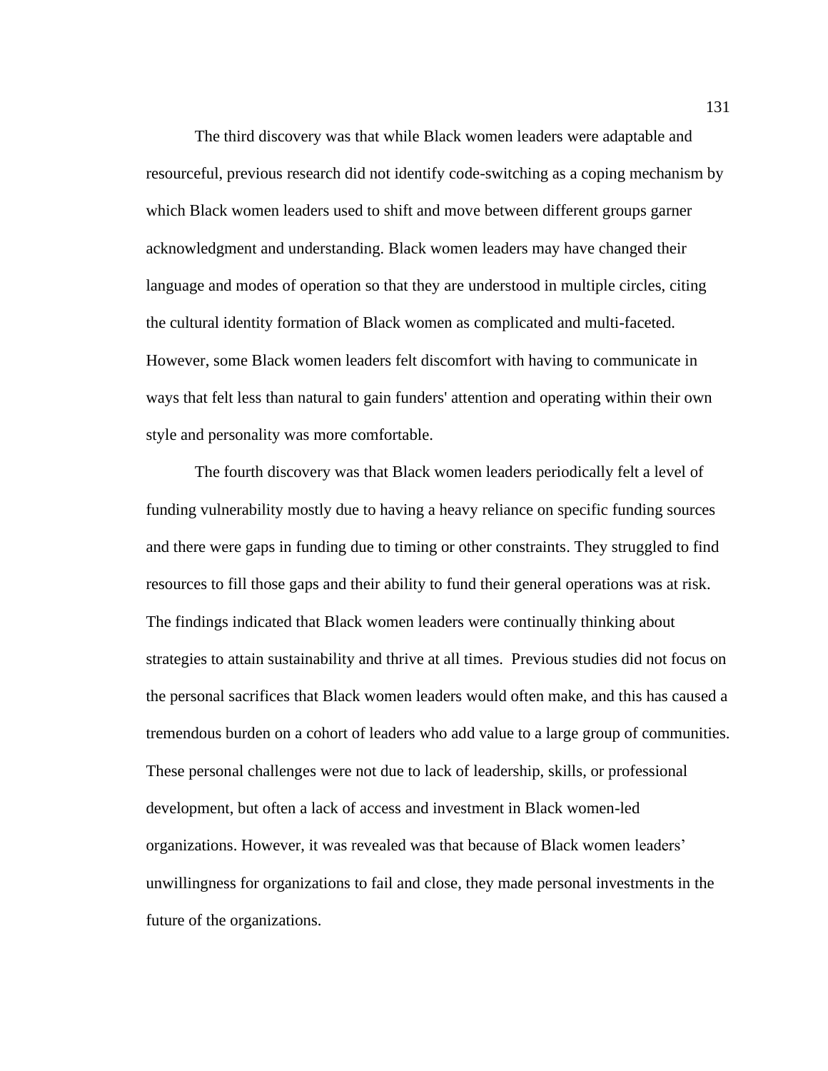The third discovery was that while Black women leaders were adaptable and resourceful, previous research did not identify code-switching as a coping mechanism by which Black women leaders used to shift and move between different groups garner acknowledgment and understanding. Black women leaders may have changed their language and modes of operation so that they are understood in multiple circles, citing the cultural identity formation of Black women as complicated and multi-faceted. However, some Black women leaders felt discomfort with having to communicate in ways that felt less than natural to gain funders' attention and operating within their own style and personality was more comfortable.

The fourth discovery was that Black women leaders periodically felt a level of funding vulnerability mostly due to having a heavy reliance on specific funding sources and there were gaps in funding due to timing or other constraints. They struggled to find resources to fill those gaps and their ability to fund their general operations was at risk. The findings indicated that Black women leaders were continually thinking about strategies to attain sustainability and thrive at all times. Previous studies did not focus on the personal sacrifices that Black women leaders would often make, and this has caused a tremendous burden on a cohort of leaders who add value to a large group of communities. These personal challenges were not due to lack of leadership, skills, or professional development, but often a lack of access and investment in Black women-led organizations. However, it was revealed was that because of Black women leaders' unwillingness for organizations to fail and close, they made personal investments in the future of the organizations.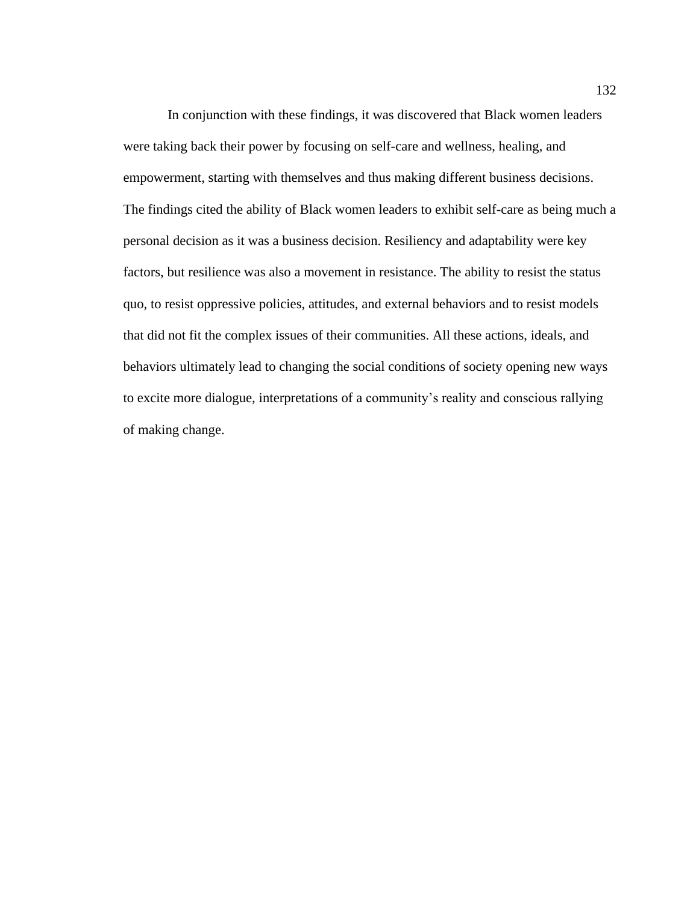In conjunction with these findings, it was discovered that Black women leaders were taking back their power by focusing on self-care and wellness, healing, and empowerment, starting with themselves and thus making different business decisions. The findings cited the ability of Black women leaders to exhibit self-care as being much a personal decision as it was a business decision. Resiliency and adaptability were key factors, but resilience was also a movement in resistance. The ability to resist the status quo, to resist oppressive policies, attitudes, and external behaviors and to resist models that did not fit the complex issues of their communities. All these actions, ideals, and behaviors ultimately lead to changing the social conditions of society opening new ways to excite more dialogue, interpretations of a community's reality and conscious rallying of making change.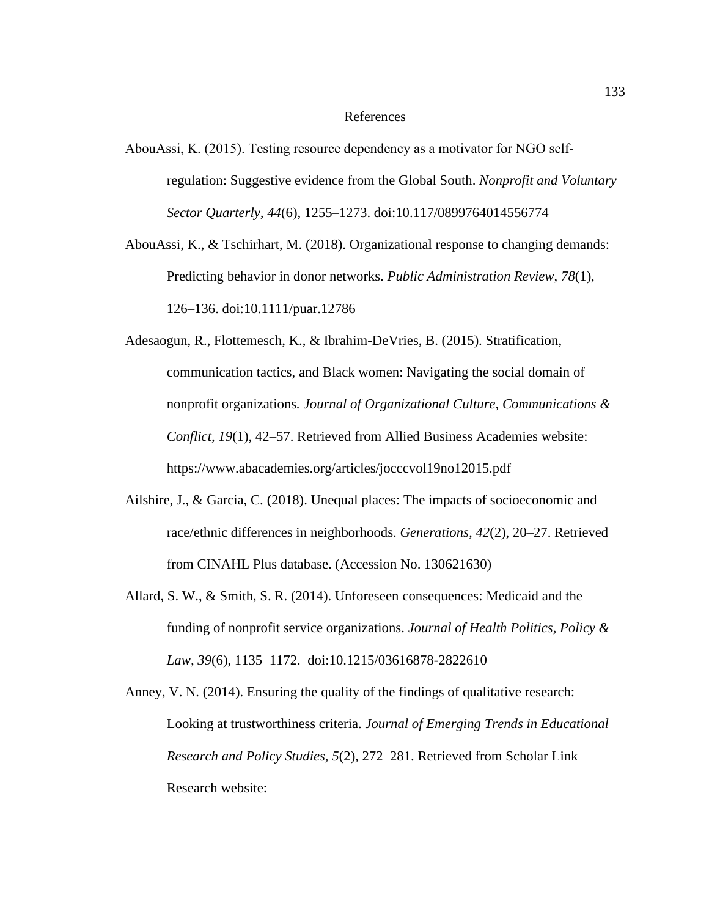# References

AbouAssi, K. (2015). Testing resource dependency as a motivator for NGO self-regulation: Suggestive evidence from the Global South. *Nonprofit and Voluntary Sector Quarterly, 44*(6), 1255–1273. doi:10.117/0899764014556774

AbouAssi, K., & Tschirhart, M. (2018). Organizational response to changing demands: Predicting behavior in donor networks. *Public Administration Review, 78*(1), 126–136. doi:10.1111/puar.12786

Adesaogun, R., Flottemesch, K., & Ibrahim-DeVries, B. (2015). Stratification, communication tactics, and Black women: Navigating the social domain of nonprofit organizations. *Journal of Organizational Culture, Communications & Conflict, 19*(1), 42–57. Retrieved from Allied Business Academies website: https://www.abacademies.org/articles/jocccvol19no12015.pdf

Ailshire, J., & Garcia, C. (2018). Unequal places: The impacts of socioeconomic and race/ethnic differences in neighborhoods. *Generations, 42*(2), 20–27. Retrieved from CINAHL Plus database. (Accession No. 130621630)

Allard, S. W., & Smith, S. R. (2014). Unforeseen consequences: Medicaid and the funding of nonprofit service organizations. *Journal of Health Politics, Policy & Law, 39*(6), 1135–1172. doi:10.1215/03616878-2822610

Anney, V. N. (2014). Ensuring the quality of the findings of qualitative research: Looking at trustworthiness criteria. *Journal of Emerging Trends in Educational Research and Policy Studies, 5*(2), 272–281. Retrieved from Scholar Link Research website: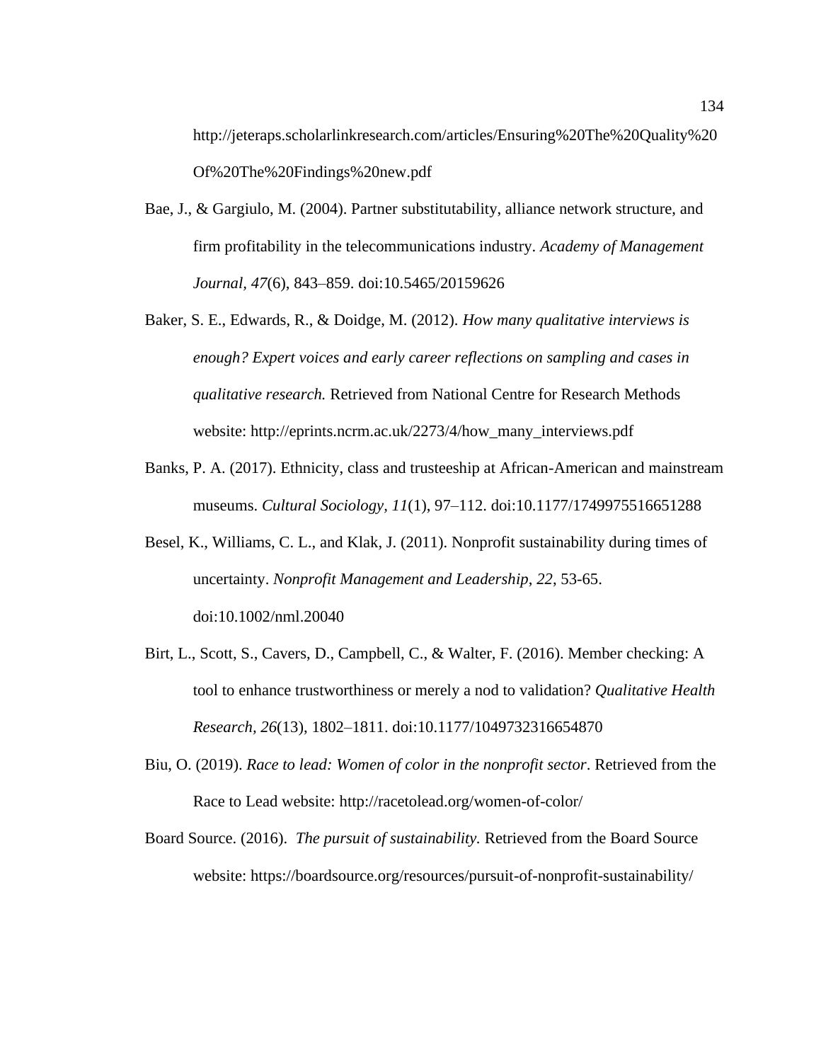http://jeteraps.scholarlinkresearch.com/articles/Ensuring%20The%20Quality%20Of%20The%20Findings%20new.pdf

Bae, J., & Gargiulo, M. (2004). Partner substitutability, alliance network structure, and firm profitability in the telecommunications industry. *Academy of Management Journal, 47*(6), 843–859. doi:10.5465/20159626

Baker, S. E., Edwards, R., & Doidge, M. (2012). *How many qualitative interviews is enough? Expert voices and early career reflections on sampling and cases in qualitative research.* Retrieved from National Centre for Research Methods website: http://eprints.ncrm.ac.uk/2273/4/how_many_interviews.pdf

Banks, P. A. (2017). Ethnicity, class and trusteeship at African-American and mainstream museums. *Cultural Sociology, 11*(1), 97–112. doi:10.1177/1749975516651288

Besel, K., Williams, C. L., and Klak, J. (2011). Nonprofit sustainability during times of uncertainty. *Nonprofit Management and Leadership*, *22*, 53-65. doi:10.1002/nml.20040

Birt, L., Scott, S., Cavers, D., Campbell, C., & Walter, F. (2016). Member checking: A tool to enhance trustworthiness or merely a nod to validation? *Qualitative Health Research, 26*(13), 1802–1811. doi:10.1177/1049732316654870

Biu, O. (2019). *Race to lead: Women of color in the nonprofit sector*. Retrieved from the Race to Lead website: http://racetolead.org/women-of-color/

Board Source. (2016). *The pursuit of sustainability.* Retrieved from the Board Source website: https://boardsource.org/resources/pursuit-of-nonprofit-sustainability/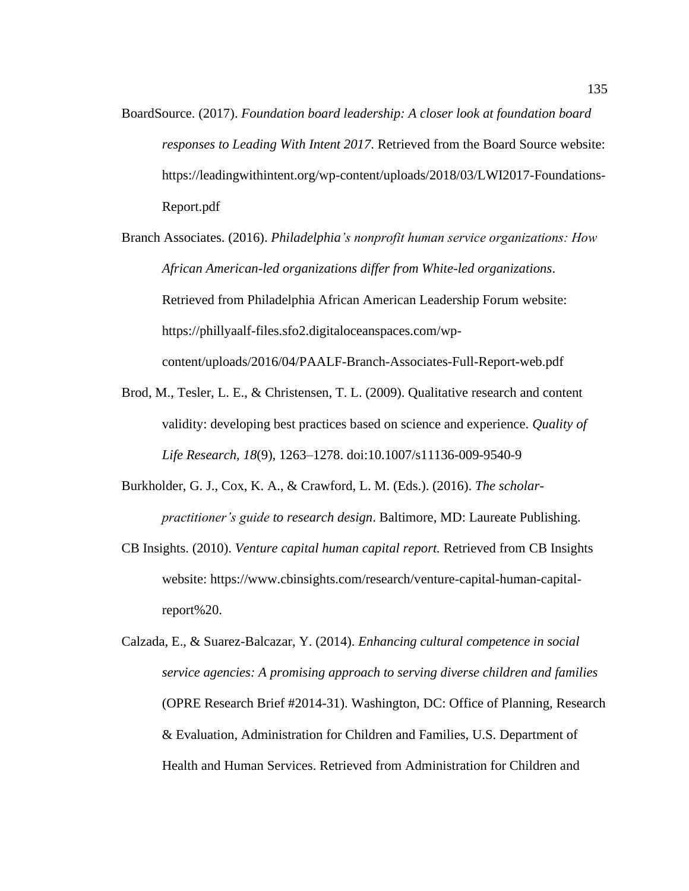BoardSource. (2017). *Foundation board leadership: A closer look at foundation board responses to Leading With Intent 2017*. Retrieved from the Board Source website: https://leadingwithintent.org/wp-content/uploads/2018/03/LWI2017-Foundations-Report.pdf

Branch Associates. (2016). *Philadelphia's nonprofit human service organizations: How African American-led organizations differ from White-led organizations*. Retrieved from Philadelphia African American Leadership Forum website: https://phillyaalf-files.sfo2.digitaloceanspaces.com/wp-content/uploads/2016/04/PAALF-Branch-Associates-Full-Report-web.pdf

Brod, M., Tesler, L. E., & Christensen, T. L. (2009). Qualitative research and content validity: developing best practices based on science and experience. *Quality of Life Research, 18*(9), 1263–1278. doi:10.1007/s11136-009-9540-9

Burkholder, G. J., Cox, K. A., & Crawford, L. M. (Eds.). (2016). *The scholar-practitioner's guide to research design*. Baltimore, MD: Laureate Publishing.

CB Insights. (2010). *Venture capital human capital report.* Retrieved from CB Insights website: https://www.cbinsights.com/research/venture-capital-human-capital-report%20.

Calzada, E., & Suarez-Balcazar, Y. (2014). *Enhancing cultural competence in social service agencies: A promising approach to serving diverse children and families* (OPRE Research Brief #2014-31). Washington, DC: Office of Planning, Research & Evaluation, Administration for Children and Families, U.S. Department of Health and Human Services. Retrieved from Administration for Children and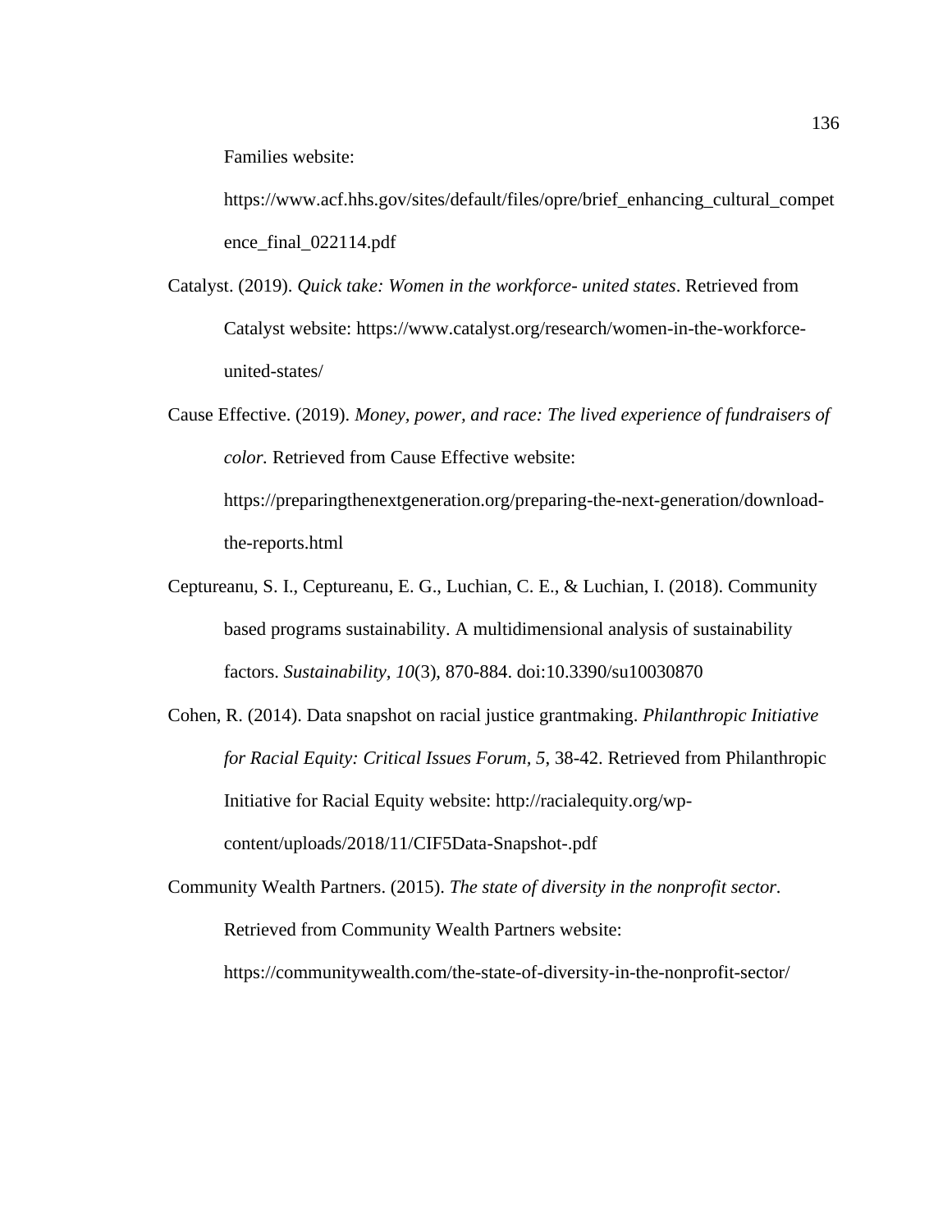Families website:
https://www.acf.hhs.gov/sites/default/files/opre/brief_enhancing_cultural_competence_final_022114.pdf

Catalyst. (2019). *Quick take: Women in the workforce- united states*. Retrieved from Catalyst website: https://www.catalyst.org/research/women-in-the-workforce-united-states/

Cause Effective. (2019). *Money, power, and race: The lived experience of fundraisers of color.* Retrieved from Cause Effective website: https://preparingthenextgeneration.org/preparing-the-next-generation/download-the-reports.html

Ceptureanu, S. I., Ceptureanu, E. G., Luchian, C. E., & Luchian, I. (2018). Community based programs sustainability. A multidimensional analysis of sustainability factors. *Sustainability, 10*(3), 870-884. doi:10.3390/su10030870

Cohen, R. (2014). Data snapshot on racial justice grantmaking. *Philanthropic Initiative for Racial Equity: Critical Issues Forum, 5*, 38-42. Retrieved from Philanthropic Initiative for Racial Equity website: http://racialequity.org/wp-content/uploads/2018/11/CIF5Data-Snapshot-.pdf

Community Wealth Partners. (2015). *The state of diversity in the nonprofit sector.* Retrieved from Community Wealth Partners website: https://communitywealth.com/the-state-of-diversity-in-the-nonprofit-sector/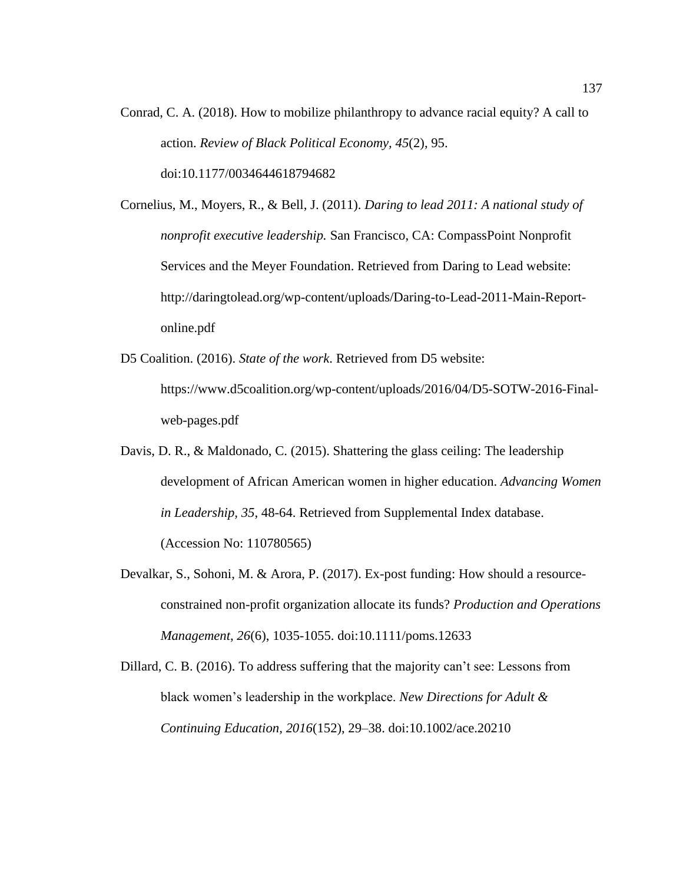Conrad, C. A. (2018). How to mobilize philanthropy to advance racial equity? A call to action. *Review of Black Political Economy, 45*(2), 95. doi:10.1177/0034644618794682

Cornelius, M., Moyers, R., & Bell, J. (2011). *Daring to lead 2011: A national study of nonprofit executive leadership.* San Francisco, CA: CompassPoint Nonprofit Services and the Meyer Foundation. Retrieved from Daring to Lead website: http://daringtolead.org/wp-content/uploads/Daring-to-Lead-2011-Main-Report-online.pdf

D5 Coalition. (2016). *State of the work*. Retrieved from D5 website: https://www.d5coalition.org/wp-content/uploads/2016/04/D5-SOTW-2016-Final-web-pages.pdf

Davis, D. R., & Maldonado, C. (2015). Shattering the glass ceiling: The leadership development of African American women in higher education. *Advancing Women in Leadership, 35*, 48-64. Retrieved from Supplemental Index database. (Accession No: 110780565)

Devalkar, S., Sohoni, M. & Arora, P. (2017). Ex-post funding: How should a resource-constrained non-profit organization allocate its funds? *Production and Operations Management, 26*(6), 1035-1055. doi:10.1111/poms.12633

Dillard, C. B. (2016). To address suffering that the majority can't see: Lessons from black women's leadership in the workplace. *New Directions for Adult & Continuing Education, 2016*(152), 29–38. doi:10.1002/ace.20210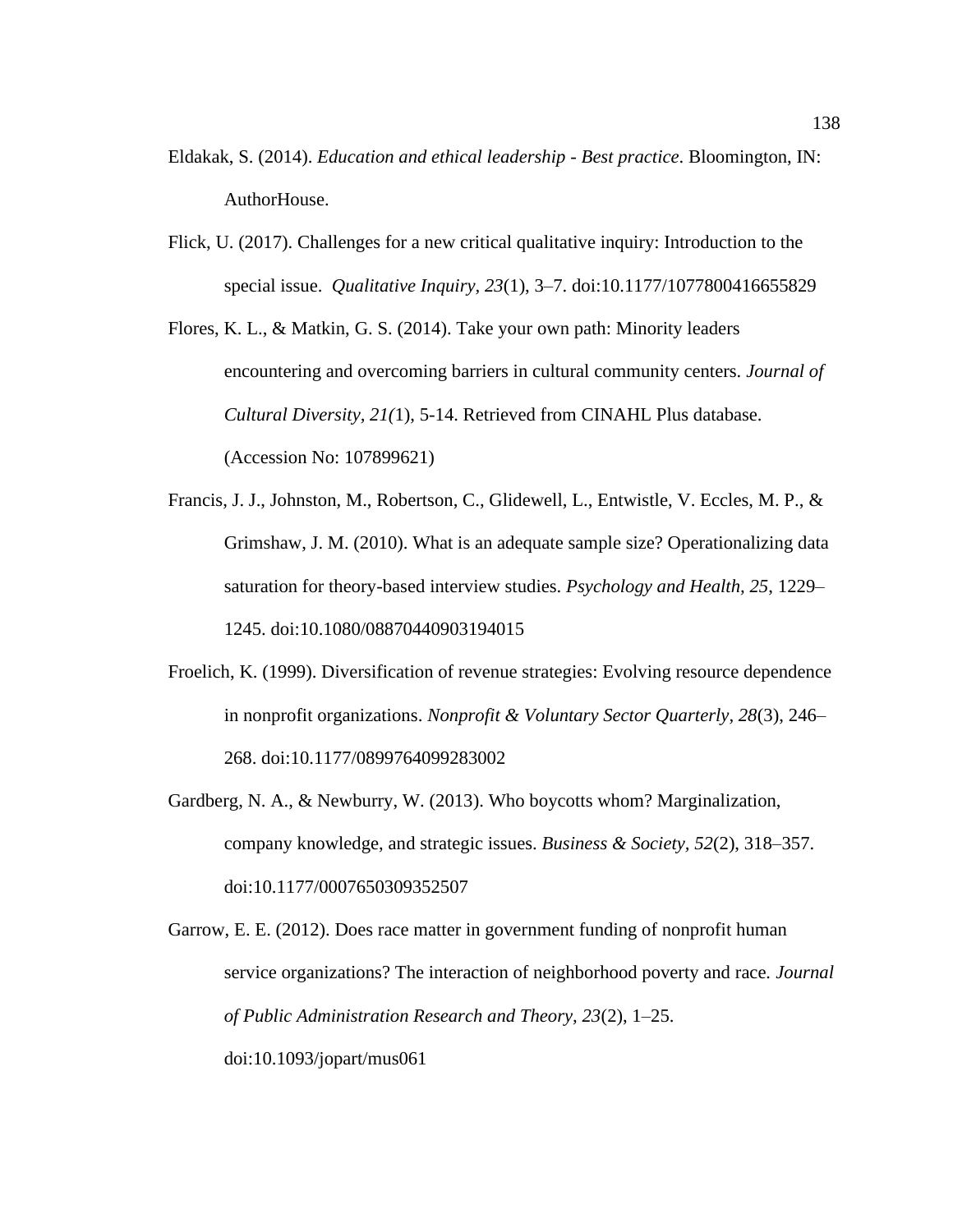Eldakak, S. (2014). *Education and ethical leadership - Best practice*. Bloomington, IN: AuthorHouse.

Flick, U. (2017). Challenges for a new critical qualitative inquiry: Introduction to the special issue. *Qualitative Inquiry, 23*(1), 3–7. doi:10.1177/1077800416655829

Flores, K. L., & Matkin, G. S. (2014). Take your own path: Minority leaders encountering and overcoming barriers in cultural community centers. *Journal of Cultural Diversity, 21(*1), 5-14. Retrieved from CINAHL Plus database. (Accession No: 107899621)

Francis, J. J., Johnston, M., Robertson, C., Glidewell, L., Entwistle, V. Eccles, M. P., & Grimshaw, J. M. (2010). What is an adequate sample size? Operationalizing data saturation for theory-based interview studies. *Psychology and Health, 25*, 1229–1245. doi:10.1080/08870440903194015

Froelich, K. (1999). Diversification of revenue strategies: Evolving resource dependence in nonprofit organizations. *Nonprofit & Voluntary Sector Quarterly, 28*(3), 246–268. doi:10.1177/0899764099283002

Gardberg, N. A., & Newburry, W. (2013). Who boycotts whom? Marginalization, company knowledge, and strategic issues. *Business & Society, 52*(2), 318–357. doi:10.1177/0007650309352507

Garrow, E. E. (2012). Does race matter in government funding of nonprofit human service organizations? The interaction of neighborhood poverty and race. *Journal of Public Administration Research and Theory, 23*(2), 1–25. doi:10.1093/jopart/mus061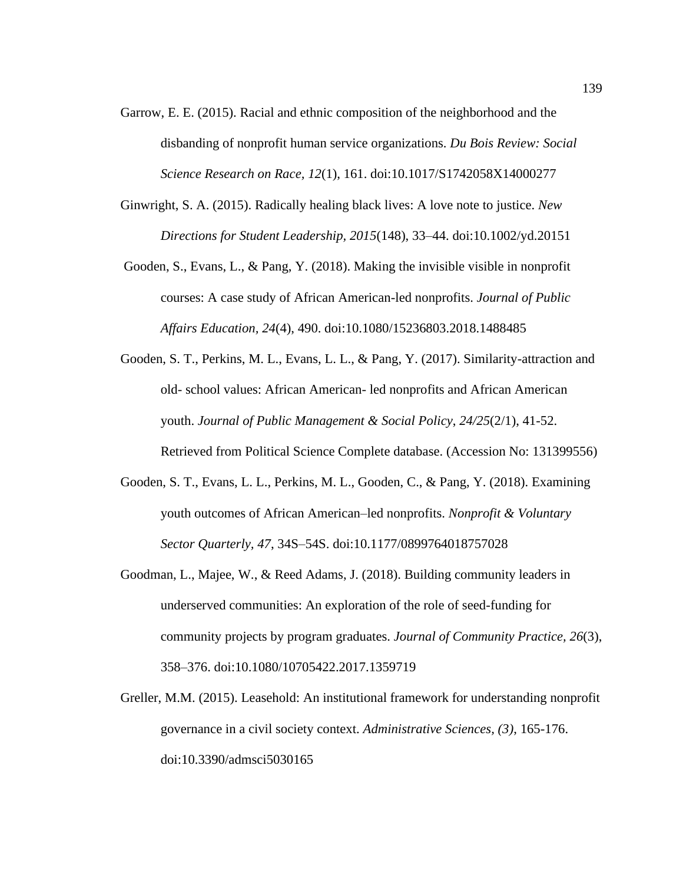Garrow, E. E. (2015). Racial and ethnic composition of the neighborhood and the disbanding of nonprofit human service organizations. *Du Bois Review: Social Science Research on Race, 12*(1), 161. doi:10.1017/S1742058X14000277

Ginwright, S. A. (2015). Radically healing black lives: A love note to justice. *New Directions for Student Leadership, 2015*(148), 33–44. doi:10.1002/yd.20151

Gooden, S., Evans, L., & Pang, Y. (2018). Making the invisible visible in nonprofit courses: A case study of African American-led nonprofits. *Journal of Public Affairs Education, 24*(4), 490. doi:10.1080/15236803.2018.1488485

Gooden, S. T., Perkins, M. L., Evans, L. L., & Pang, Y. (2017). Similarity-attraction and old- school values: African American- led nonprofits and African American youth. *Journal of Public Management & Social Policy*, *24/25*(2/1), 41-52. Retrieved from Political Science Complete database. (Accession No: 131399556)

Gooden, S. T., Evans, L. L., Perkins, M. L., Gooden, C., & Pang, Y. (2018). Examining youth outcomes of African American–led nonprofits. *Nonprofit & Voluntary Sector Quarterly*, *47*, 34S–54S. doi:10.1177/0899764018757028

Goodman, L., Majee, W., & Reed Adams, J. (2018). Building community leaders in underserved communities: An exploration of the role of seed-funding for community projects by program graduates. *Journal of Community Practice, 26*(3), 358–376. doi:10.1080/10705422.2017.1359719

Greller, M.M. (2015). Leasehold: An institutional framework for understanding nonprofit governance in a civil society context. *Administrative Sciences, (3)*, 165-176. doi:10.3390/admsci5030165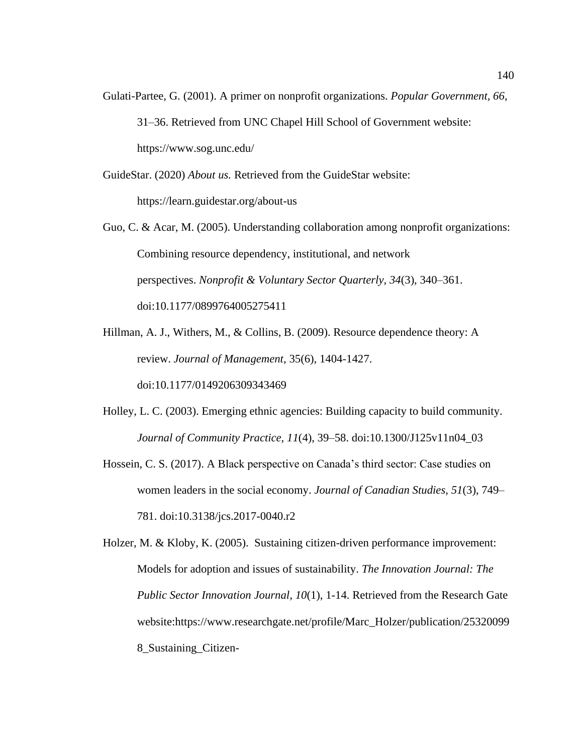Gulati-Partee, G. (2001). A primer on nonprofit organizations. *Popular Government, 66*, 31–36. Retrieved from UNC Chapel Hill School of Government website: https://www.sog.unc.edu/

GuideStar. (2020) *About us.* Retrieved from the GuideStar website: https://learn.guidestar.org/about-us

Guo, C. & Acar, M. (2005). Understanding collaboration among nonprofit organizations: Combining resource dependency, institutional, and network perspectives. *Nonprofit & Voluntary Sector Quarterly, 34*(3), 340–361. doi:10.1177/0899764005275411

Hillman, A. J., Withers, M., & Collins, B. (2009). Resource dependence theory: A review. *Journal of Management*, 35(6), 1404-1427. doi:10.1177/0149206309343469

Holley, L. C. (2003). Emerging ethnic agencies: Building capacity to build community. *Journal of Community Practice*, *11*(4), 39–58. doi:10.1300/J125v11n04_03

Hossein, C. S. (2017). A Black perspective on Canada's third sector: Case studies on women leaders in the social economy. *Journal of Canadian Studies, 51*(3), 749–781. doi:10.3138/jcs.2017-0040.r2

Holzer, M. & Kloby, K. (2005). Sustaining citizen-driven performance improvement: Models for adoption and issues of sustainability. *The Innovation Journal: The Public Sector Innovation Journal, 10*(1), 1-14. Retrieved from the Research Gate website:https://www.researchgate.net/profile/Marc_Holzer/publication/253200998_Sustaining_Citizen-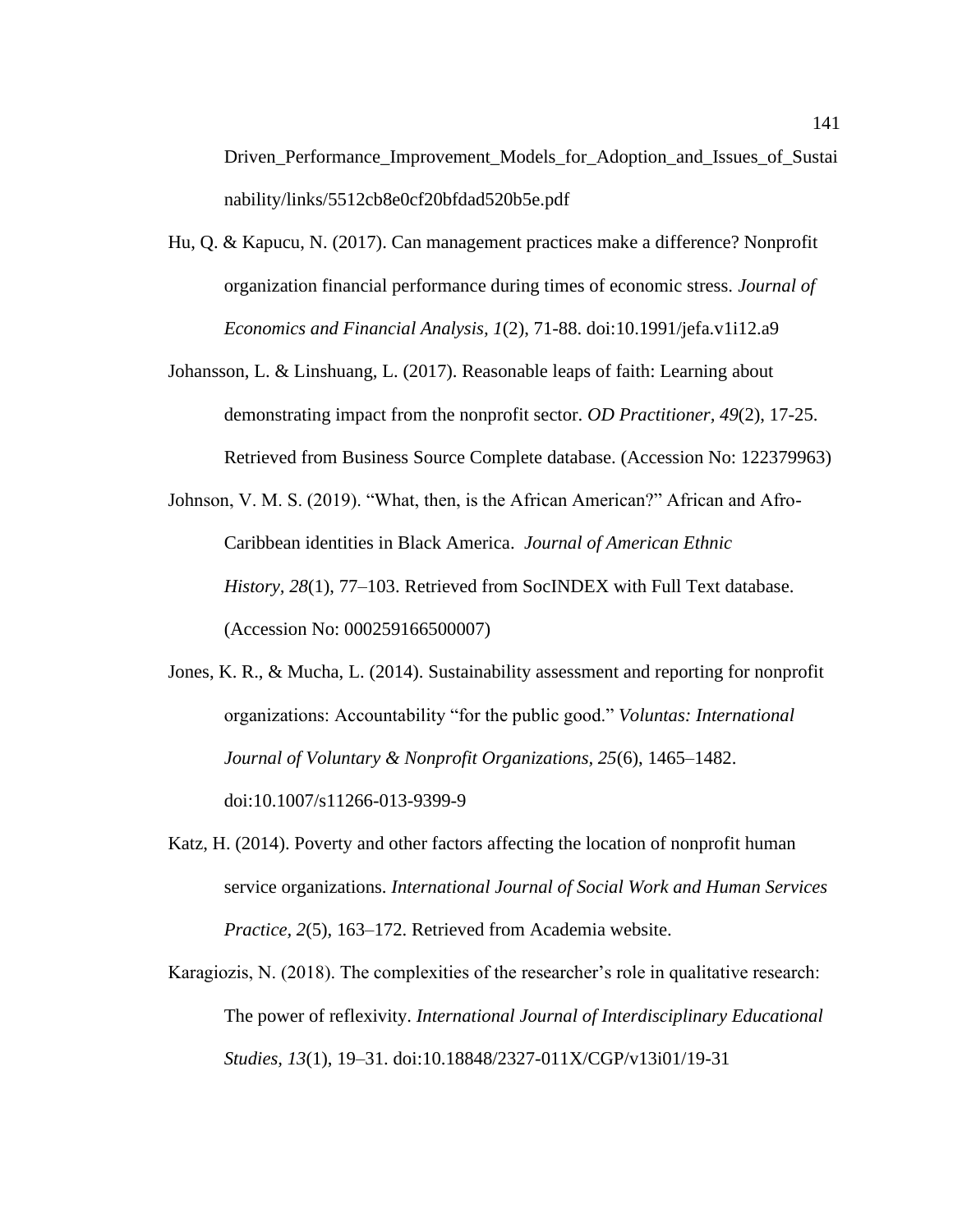Driven_Performance_Improvement_Models_for_Adoption_and_Issues_of_Sustainability/links/5512cb8e0cf20bfdad520b5e.pdf

Hu, Q. & Kapucu, N. (2017). Can management practices make a difference? Nonprofit organization financial performance during times of economic stress. *Journal of Economics and Financial Analysis, 1*(2), 71-88. doi:10.1991/jefa.v1i12.a9

Johansson, L. & Linshuang, L. (2017). Reasonable leaps of faith: Learning about demonstrating impact from the nonprofit sector. *OD Practitioner, 49*(2), 17-25. Retrieved from Business Source Complete database. (Accession No: 122379963)

Johnson, V. M. S. (2019). "What, then, is the African American?" African and Afro-Caribbean identities in Black America. *Journal of American Ethnic History, 28*(1), 77–103. Retrieved from SocINDEX with Full Text database. (Accession No: 000259166500007)

Jones, K. R., & Mucha, L. (2014). Sustainability assessment and reporting for nonprofit organizations: Accountability "for the public good." *Voluntas: International Journal of Voluntary & Nonprofit Organizations, 25*(6), 1465–1482. doi:10.1007/s11266-013-9399-9

Katz, H. (2014). Poverty and other factors affecting the location of nonprofit human service organizations. *International Journal of Social Work and Human Services Practice, 2*(5), 163–172. Retrieved from Academia website.

Karagiozis, N. (2018). The complexities of the researcher's role in qualitative research: The power of reflexivity. *International Journal of Interdisciplinary Educational Studies, 13*(1), 19–31. doi:10.18848/2327-011X/CGP/v13i01/19-31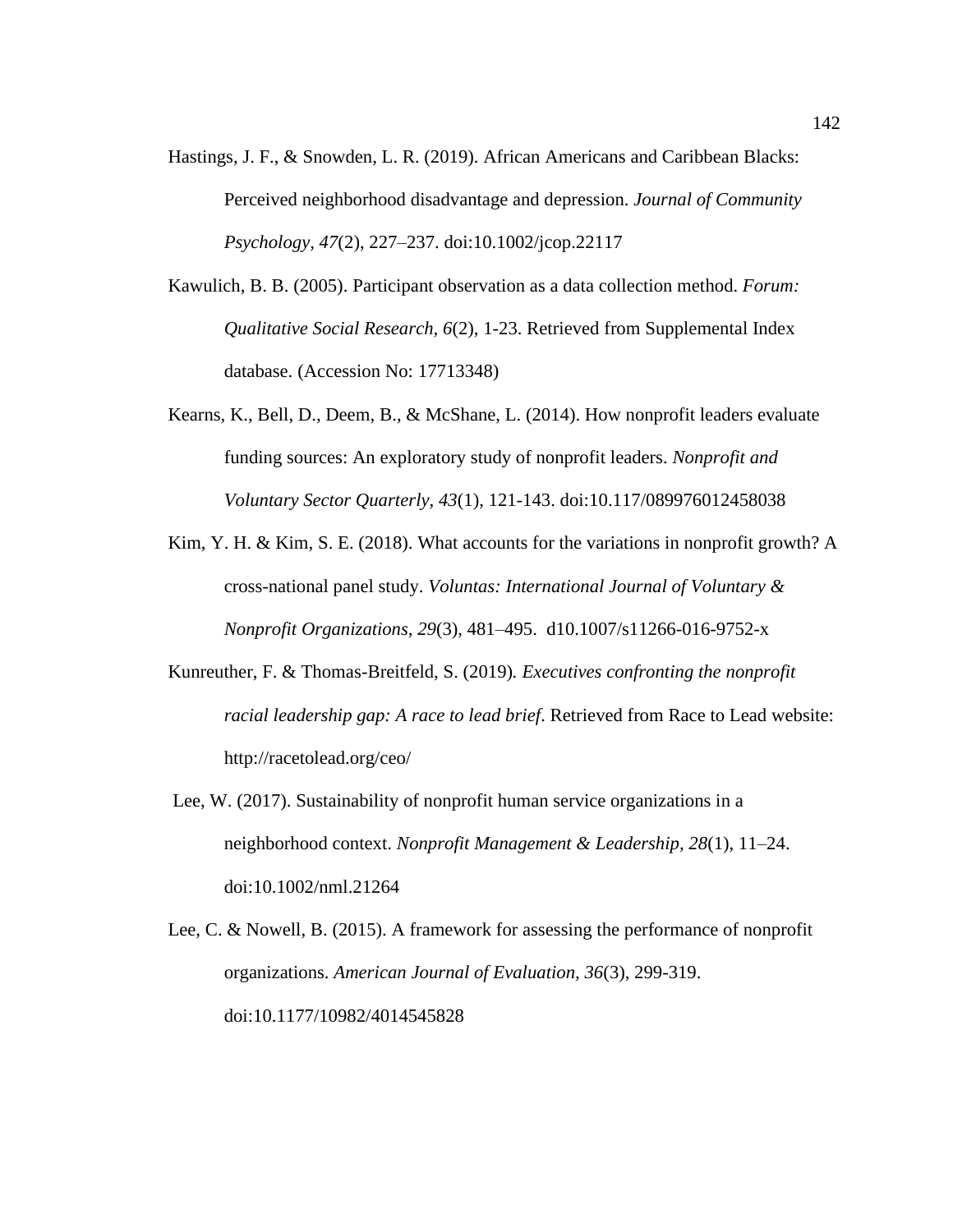Hastings, J. F., & Snowden, L. R. (2019). African Americans and Caribbean Blacks: Perceived neighborhood disadvantage and depression. *Journal of Community Psychology*, *47*(2), 227–237. doi:10.1002/jcop.22117

Kawulich, B. B. (2005). Participant observation as a data collection method. *Forum: Qualitative Social Research*, *6*(2), 1-23. Retrieved from Supplemental Index database. (Accession No: 17713348)

Kearns, K., Bell, D., Deem, B., & McShane, L. (2014). How nonprofit leaders evaluate funding sources: An exploratory study of nonprofit leaders. *Nonprofit and Voluntary Sector Quarterly, 43*(1), 121-143. doi:10.117/089976012458038

Kim, Y. H. & Kim, S. E. (2018). What accounts for the variations in nonprofit growth? A cross-national panel study. *Voluntas: International Journal of Voluntary & Nonprofit Organizations, 29*(3), 481–495. d10.1007/s11266-016-9752-x

Kunreuther, F. & Thomas-Breitfeld, S. (2019). *Executives confronting the nonprofit racial leadership gap: A race to lead brief*. Retrieved from Race to Lead website: http://racetolead.org/ceo/

Lee, W. (2017). Sustainability of nonprofit human service organizations in a neighborhood context. *Nonprofit Management & Leadership, 28*(1), 11–24. doi:10.1002/nml.21264

Lee, C. & Nowell, B. (2015). A framework for assessing the performance of nonprofit organizations. *American Journal of Evaluation, 36*(3), 299-319. doi:10.1177/10982/4014545828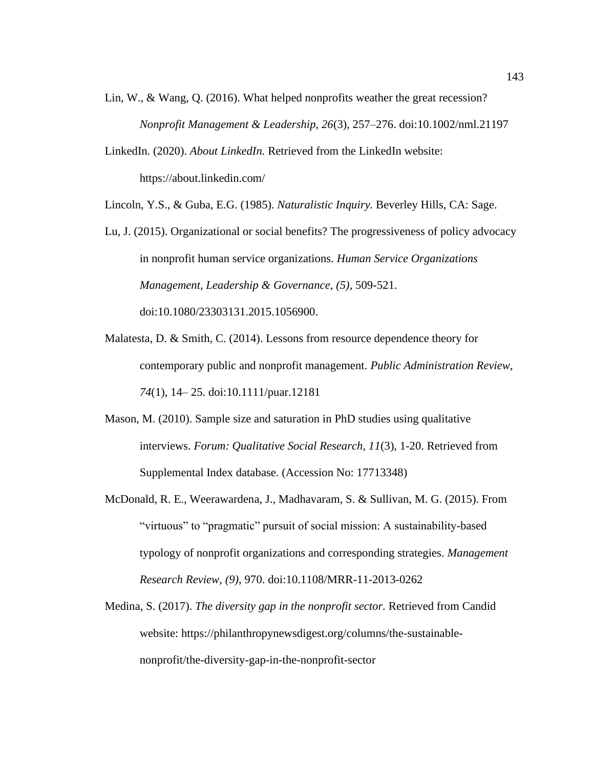Lin, W., & Wang, Q. (2016). What helped nonprofits weather the great recession? *Nonprofit Management & Leadership, 26*(3), 257–276. doi:10.1002/nml.21197

LinkedIn. (2020). *About LinkedIn.* Retrieved from the LinkedIn website: https://about.linkedin.com/

Lincoln, Y.S., & Guba, E.G. (1985). *Naturalistic Inquiry.* Beverley Hills, CA: Sage.

Lu, J. (2015). Organizational or social benefits? The progressiveness of policy advocacy in nonprofit human service organizations. *Human Service Organizations Management, Leadership & Governance, (5)*, 509-521. doi:10.1080/23303131.2015.1056900.

Malatesta, D. & Smith, C. (2014). Lessons from resource dependence theory for contemporary public and nonprofit management. *Public Administration Review, 74*(1), 14– 25. doi:10.1111/puar.12181

Mason, M. (2010). Sample size and saturation in PhD studies using qualitative interviews. *Forum: Qualitative Social Research, 11*(3), 1-20. Retrieved from Supplemental Index database. (Accession No: 17713348)

McDonald, R. E., Weerawardena, J., Madhavaram, S. & Sullivan, M. G. (2015). From "virtuous" to "pragmatic" pursuit of social mission: A sustainability-based typology of nonprofit organizations and corresponding strategies. *Management Research Review, (9)*, 970. doi:10.1108/MRR-11-2013-0262

Medina, S. (2017). *The diversity gap in the nonprofit sector.* Retrieved from Candid website: https://philanthropynewsdigest.org/columns/the-sustainable-nonprofit/the-diversity-gap-in-the-nonprofit-sector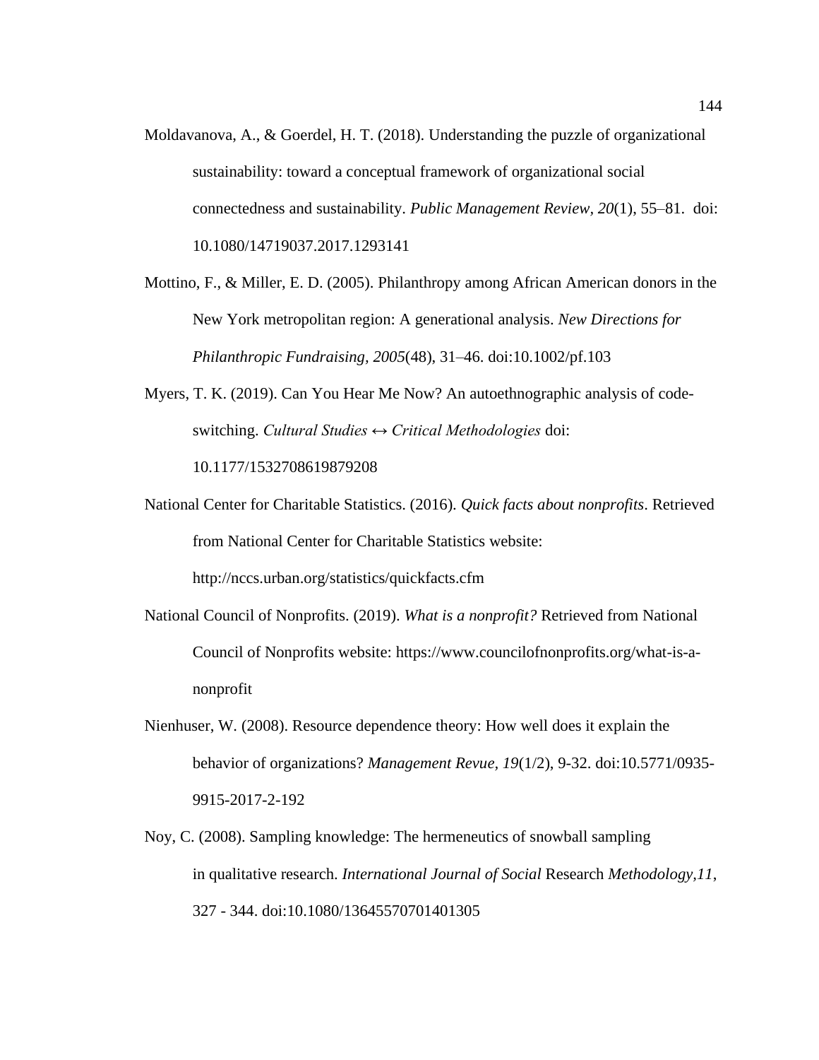Moldavanova, A., & Goerdel, H. T. (2018). Understanding the puzzle of organizational sustainability: toward a conceptual framework of organizational social connectedness and sustainability. *Public Management Review, 20*(1), 55–81. doi: 10.1080/14719037.2017.1293141

Mottino, F., & Miller, E. D. (2005). Philanthropy among African American donors in the New York metropolitan region: A generational analysis. *New Directions for Philanthropic Fundraising, 2005*(48), 31–46. doi:10.1002/pf.103

Myers, T. K. (2019). Can You Hear Me Now? An autoethnographic analysis of code-switching. *Cultural Studies ↔ Critical Methodologies* doi: 10.1177/1532708619879208

National Center for Charitable Statistics. (2016). *Quick facts about nonprofits*. Retrieved from National Center for Charitable Statistics website: http://nccs.urban.org/statistics/quickfacts.cfm

National Council of Nonprofits. (2019). *What is a nonprofit?* Retrieved from National Council of Nonprofits website: https://www.councilofnonprofits.org/what-is-a-nonprofit

Nienhuser, W. (2008). Resource dependence theory: How well does it explain the behavior of organizations? *Management Revue, 19*(1/2), 9-32. doi:10.5771/0935-9915-2017-2-192

Noy, C. (2008). Sampling knowledge: The hermeneutics of snowball sampling in qualitative research. *International Journal of Social* Research *Methodology,11*, 327 - 344. doi:10.1080/13645570701401305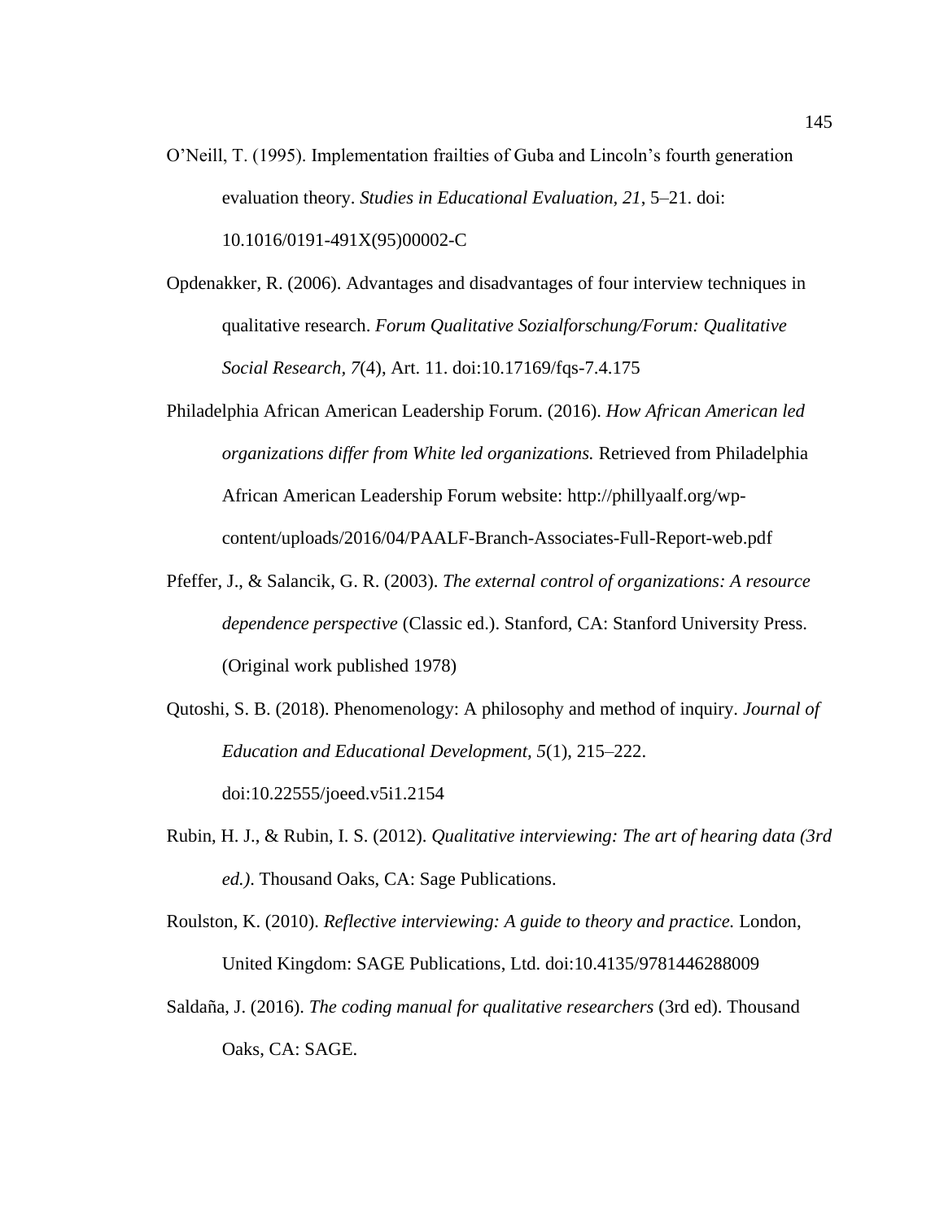O'Neill, T. (1995). Implementation frailties of Guba and Lincoln's fourth generation evaluation theory. *Studies in Educational Evaluation, 21*, 5–21. doi: 10.1016/0191-491X(95)00002-C

Opdenakker, R. (2006). Advantages and disadvantages of four interview techniques in qualitative research. *Forum Qualitative Sozialforschung/Forum: Qualitative Social Research, 7*(4), Art. 11. doi:10.17169/fqs-7.4.175

Philadelphia African American Leadership Forum. (2016). *How African American led organizations differ from White led organizations.* Retrieved from Philadelphia African American Leadership Forum website: http://phillyaalf.org/wp-content/uploads/2016/04/PAALF-Branch-Associates-Full-Report-web.pdf

Pfeffer, J., & Salancik, G. R. (2003). *The external control of organizations: A resource dependence perspective* (Classic ed.). Stanford, CA: Stanford University Press. (Original work published 1978)

Qutoshi, S. B. (2018). Phenomenology: A philosophy and method of inquiry. *Journal of Education and Educational Development, 5*(1), 215–222. doi:10.22555/joeed.v5i1.2154

Rubin, H. J., & Rubin, I. S. (2012). *Qualitative interviewing: The art of hearing data (3rd ed.)*. Thousand Oaks, CA: Sage Publications.

Roulston, K. (2010). *Reflective interviewing: A guide to theory and practice.* London, United Kingdom: SAGE Publications, Ltd. doi:10.4135/9781446288009

Saldaña, J. (2016). *The coding manual for qualitative researchers* (3rd ed). Thousand Oaks, CA: SAGE.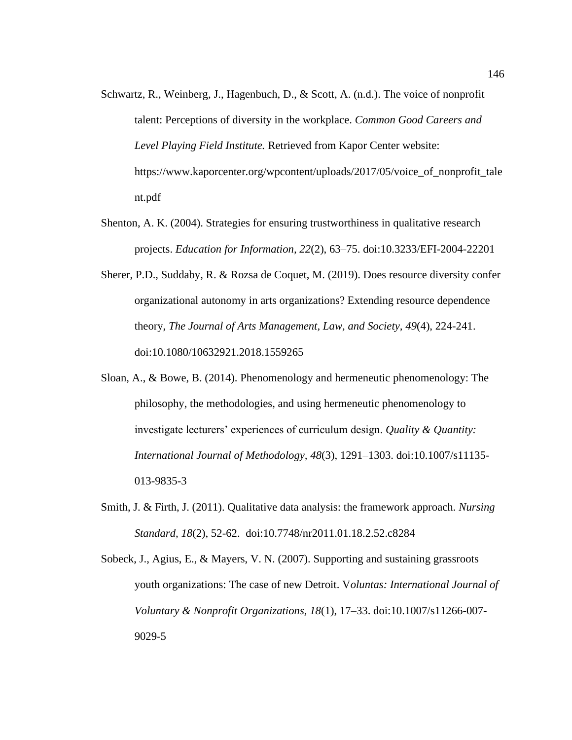Schwartz, R., Weinberg, J., Hagenbuch, D., & Scott, A. (n.d.). The voice of nonprofit talent: Perceptions of diversity in the workplace. *Common Good Careers and Level Playing Field Institute.* Retrieved from Kapor Center website: https://www.kaporcenter.org/wpcontent/uploads/2017/05/voice_of_nonprofit_talent.pdf

Shenton, A. K. (2004). Strategies for ensuring trustworthiness in qualitative research projects. *Education for Information, 22*(2), 63–75. doi:10.3233/EFI-2004-22201

Sherer, P.D., Suddaby, R. & Rozsa de Coquet, M. (2019). Does resource diversity confer organizational autonomy in arts organizations? Extending resource dependence theory, *The Journal of Arts Management, Law, and Society, 49*(4), 224-241. doi:10.1080/10632921.2018.1559265

Sloan, A., & Bowe, B. (2014). Phenomenology and hermeneutic phenomenology: The philosophy, the methodologies, and using hermeneutic phenomenology to investigate lecturers' experiences of curriculum design. *Quality & Quantity: International Journal of Methodology, 48*(3), 1291–1303. doi:10.1007/s11135-013-9835-3

Smith, J. & Firth, J. (2011). Qualitative data analysis: the framework approach. *Nursing Standard, 18*(2), 52-62. doi:10.7748/nr2011.01.18.2.52.c8284

Sobeck, J., Agius, E., & Mayers, V. N. (2007). Supporting and sustaining grassroots youth organizations: The case of new Detroit. V*oluntas: International Journal of Voluntary & Nonprofit Organizations*, *18*(1), 17–33. doi:10.1007/s11266-007-9029-5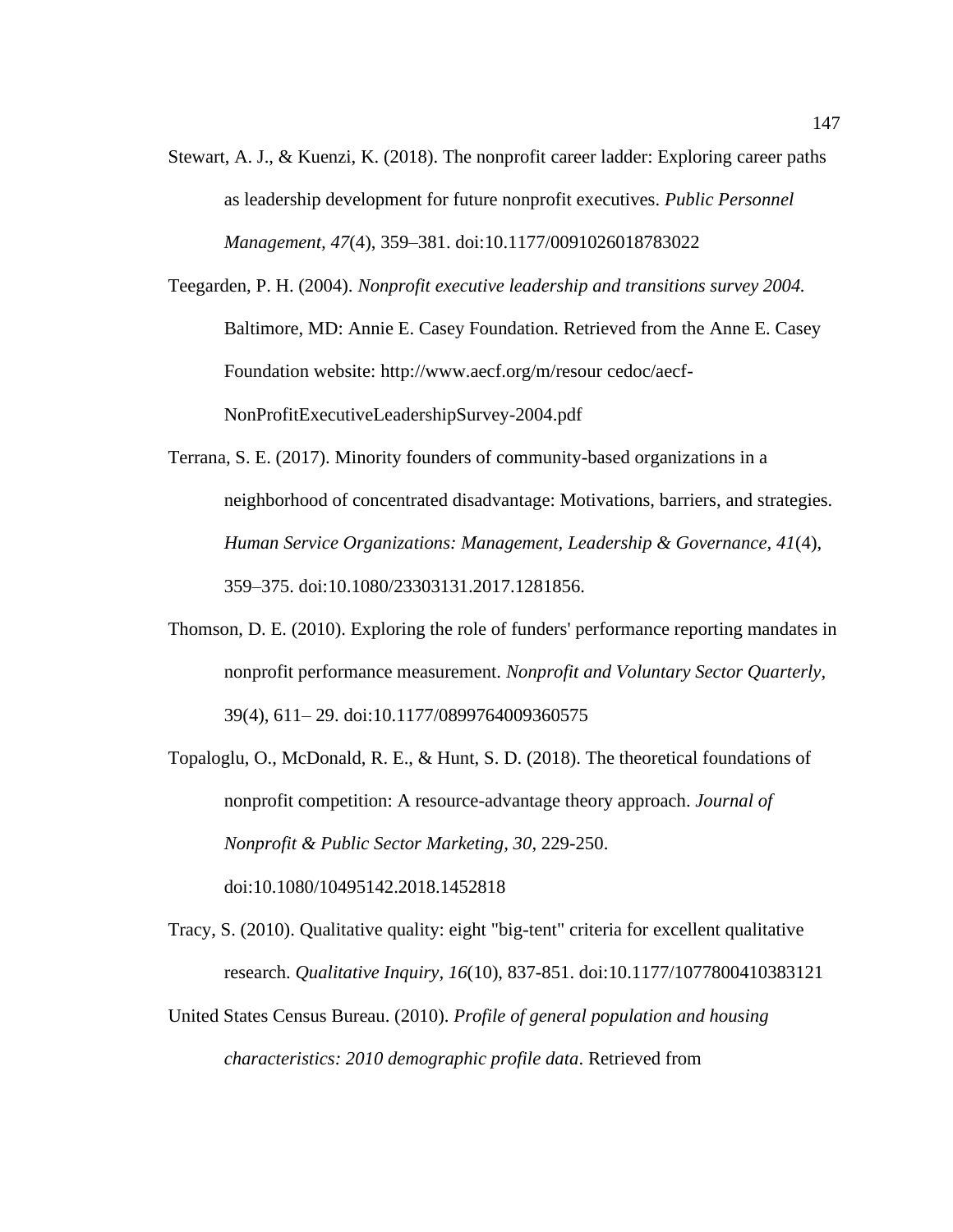Stewart, A. J., & Kuenzi, K. (2018). The nonprofit career ladder: Exploring career paths as leadership development for future nonprofit executives. *Public Personnel Management*, *47*(4), 359–381. doi:10.1177/0091026018783022

Teegarden, P. H. (2004). *Nonprofit executive leadership and transitions survey 2004.* Baltimore, MD: Annie E. Casey Foundation. Retrieved from the Anne E. Casey Foundation website: http://www.aecf.org/m/resour cedoc/aecf-NonProfitExecutiveLeadershipSurvey-2004.pdf

Terrana, S. E. (2017). Minority founders of community-based organizations in a neighborhood of concentrated disadvantage: Motivations, barriers, and strategies. *Human Service Organizations: Management, Leadership & Governance*, *41*(4), 359–375. doi:10.1080/23303131.2017.1281856.

Thomson, D. E. (2010). Exploring the role of funders' performance reporting mandates in nonprofit performance measurement. *Nonprofit and Voluntary Sector Quarterly*, 39(4), 611– 29. doi:10.1177/0899764009360575

Topaloglu, O., McDonald, R. E., & Hunt, S. D. (2018). The theoretical foundations of nonprofit competition: A resource-advantage theory approach. *Journal of Nonprofit & Public Sector Marketing*, *30*, 229-250. doi:10.1080/10495142.2018.1452818

Tracy, S. (2010). Qualitative quality: eight "big-tent" criteria for excellent qualitative research. *Qualitative Inquiry*, *16*(10), 837-851. doi:10.1177/1077800410383121

United States Census Bureau. (2010). *Profile of general population and housing characteristics: 2010 demographic profile data*. Retrieved from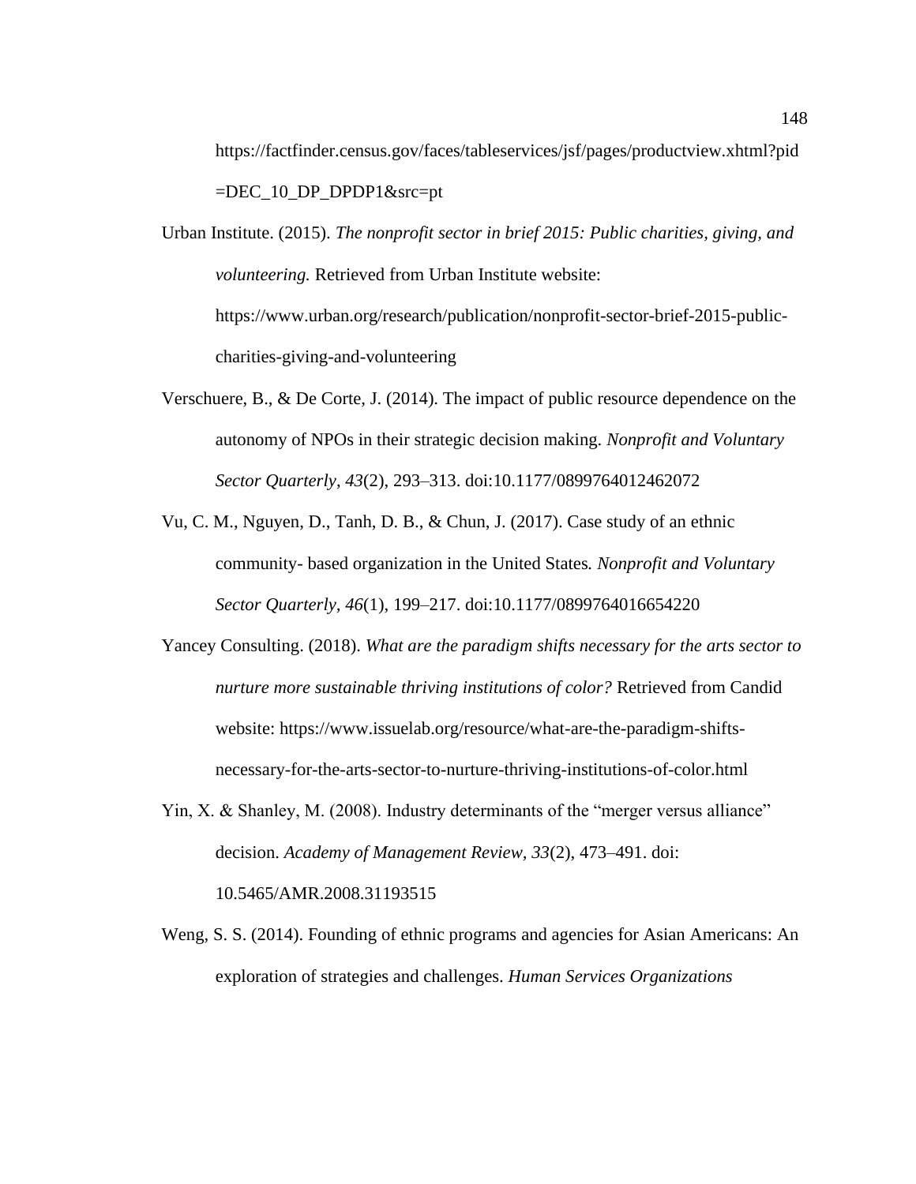https://factfinder.census.gov/faces/tableservices/jsf/pages/productview.xhtml?pid=DEC_10_DP_DPDP1&src=pt

Urban Institute. (2015). *The nonprofit sector in brief 2015: Public charities, giving, and volunteering.* Retrieved from Urban Institute website: https://www.urban.org/research/publication/nonprofit-sector-brief-2015-public-charities-giving-and-volunteering

Verschuere, B., & De Corte, J. (2014). The impact of public resource dependence on the autonomy of NPOs in their strategic decision making. *Nonprofit and Voluntary Sector Quarterly, 43*(2), 293–313. doi:10.1177/0899764012462072

Vu, C. M., Nguyen, D., Tanh, D. B., & Chun, J. (2017). Case study of an ethnic community- based organization in the United States*. Nonprofit and Voluntary Sector Quarterly, 46*(1), 199–217. doi:10.1177/0899764016654220

Yancey Consulting. (2018). *What are the paradigm shifts necessary for the arts sector to nurture more sustainable thriving institutions of color?* Retrieved from Candid website: https://www.issuelab.org/resource/what-are-the-paradigm-shifts-necessary-for-the-arts-sector-to-nurture-thriving-institutions-of-color.html

Yin, X. & Shanley, M. (2008). Industry determinants of the "merger versus alliance" decision. *Academy of Management Review, 33*(2), 473–491. doi: 10.5465/AMR.2008.31193515

Weng, S. S. (2014). Founding of ethnic programs and agencies for Asian Americans: An exploration of strategies and challenges. *Human Services Organizations*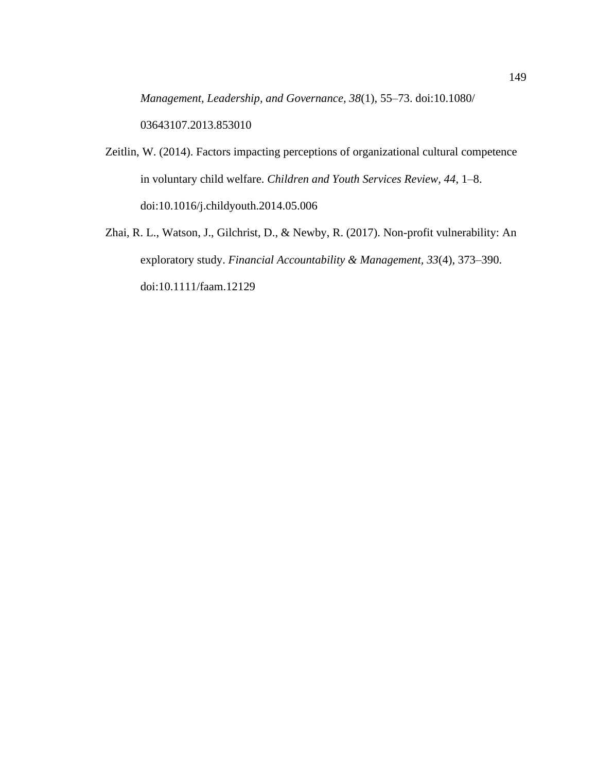*Management, Leadership, and Governance, 38*(1), 55–73. doi:10.1080/03643107.2013.853010

Zeitlin, W. (2014). Factors impacting perceptions of organizational cultural competence in voluntary child welfare. *Children and Youth Services Review, 44*, 1–8. doi:10.1016/j.childyouth.2014.05.006

Zhai, R. L., Watson, J., Gilchrist, D., & Newby, R. (2017). Non-profit vulnerability: An exploratory study. *Financial Accountability & Management, 33*(4), 373–390. doi:10.1111/faam.12129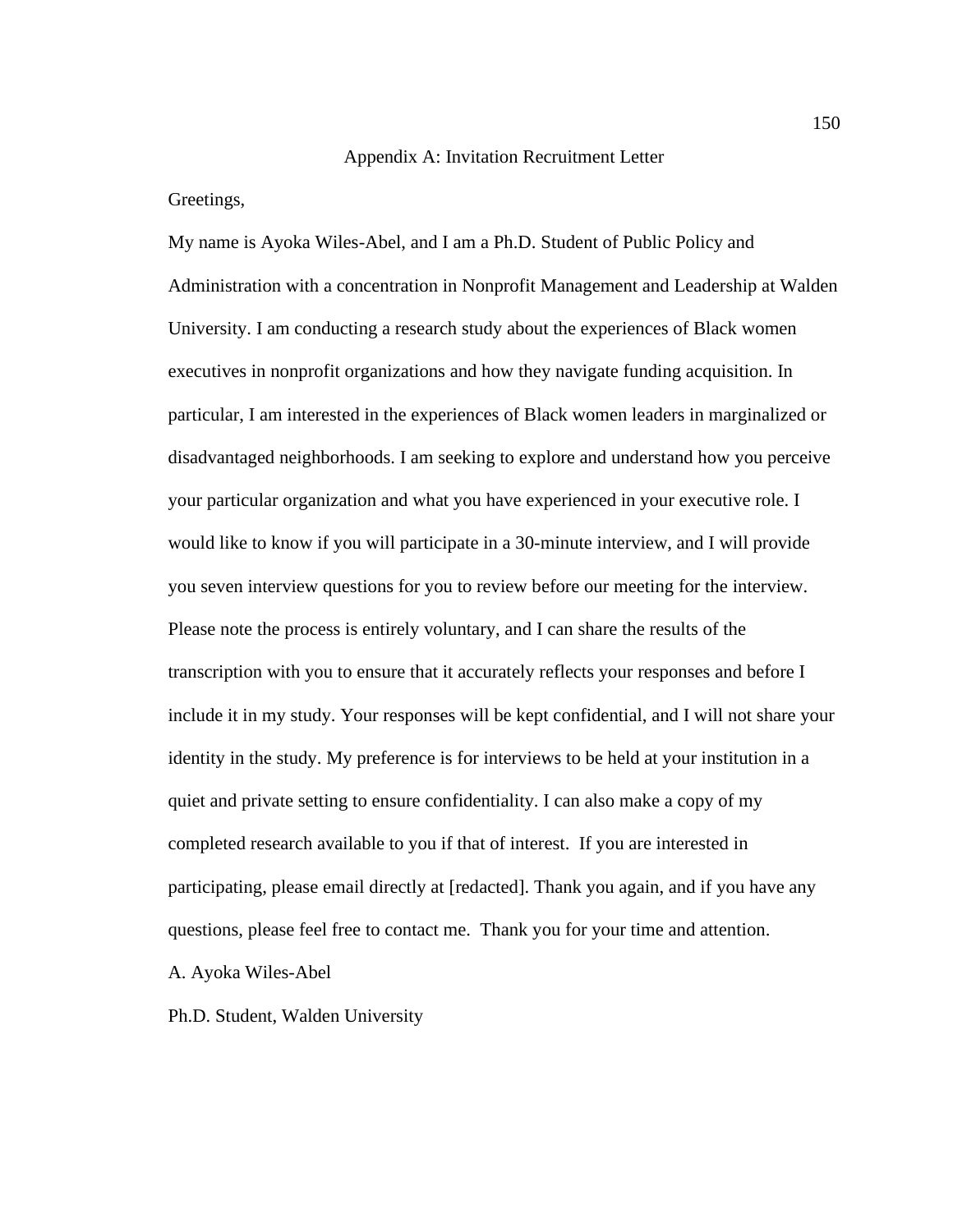# Appendix A: Invitation Recruitment Letter

Greetings,

My name is Ayoka Wiles-Abel, and I am a Ph.D. Student of Public Policy and Administration with a concentration in Nonprofit Management and Leadership at Walden University. I am conducting a research study about the experiences of Black women executives in nonprofit organizations and how they navigate funding acquisition. In particular, I am interested in the experiences of Black women leaders in marginalized or disadvantaged neighborhoods. I am seeking to explore and understand how you perceive your particular organization and what you have experienced in your executive role. I would like to know if you will participate in a 30-minute interview, and I will provide you seven interview questions for you to review before our meeting for the interview. Please note the process is entirely voluntary, and I can share the results of the transcription with you to ensure that it accurately reflects your responses and before I include it in my study. Your responses will be kept confidential, and I will not share your identity in the study. My preference is for interviews to be held at your institution in a quiet and private setting to ensure confidentiality. I can also make a copy of my completed research available to you if that of interest. If you are interested in participating, please email directly at [redacted]. Thank you again, and if you have any questions, please feel free to contact me. Thank you for your time and attention.

A. Ayoka Wiles-Abel

Ph.D. Student, Walden University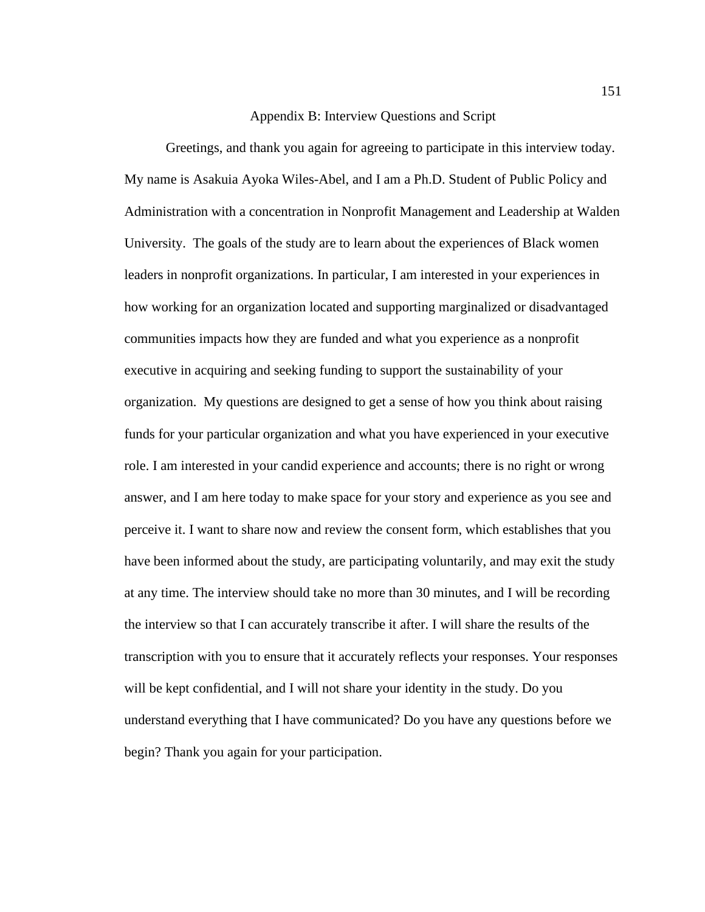# Appendix B: Interview Questions and Script

Greetings, and thank you again for agreeing to participate in this interview today. My name is Asakuia Ayoka Wiles-Abel, and I am a Ph.D. Student of Public Policy and Administration with a concentration in Nonprofit Management and Leadership at Walden University. The goals of the study are to learn about the experiences of Black women leaders in nonprofit organizations. In particular, I am interested in your experiences in how working for an organization located and supporting marginalized or disadvantaged communities impacts how they are funded and what you experience as a nonprofit executive in acquiring and seeking funding to support the sustainability of your organization. My questions are designed to get a sense of how you think about raising funds for your particular organization and what you have experienced in your executive role. I am interested in your candid experience and accounts; there is no right or wrong answer, and I am here today to make space for your story and experience as you see and perceive it. I want to share now and review the consent form, which establishes that you have been informed about the study, are participating voluntarily, and may exit the study at any time. The interview should take no more than 30 minutes, and I will be recording the interview so that I can accurately transcribe it after. I will share the results of the transcription with you to ensure that it accurately reflects your responses. Your responses will be kept confidential, and I will not share your identity in the study. Do you understand everything that I have communicated? Do you have any questions before we begin? Thank you again for your participation.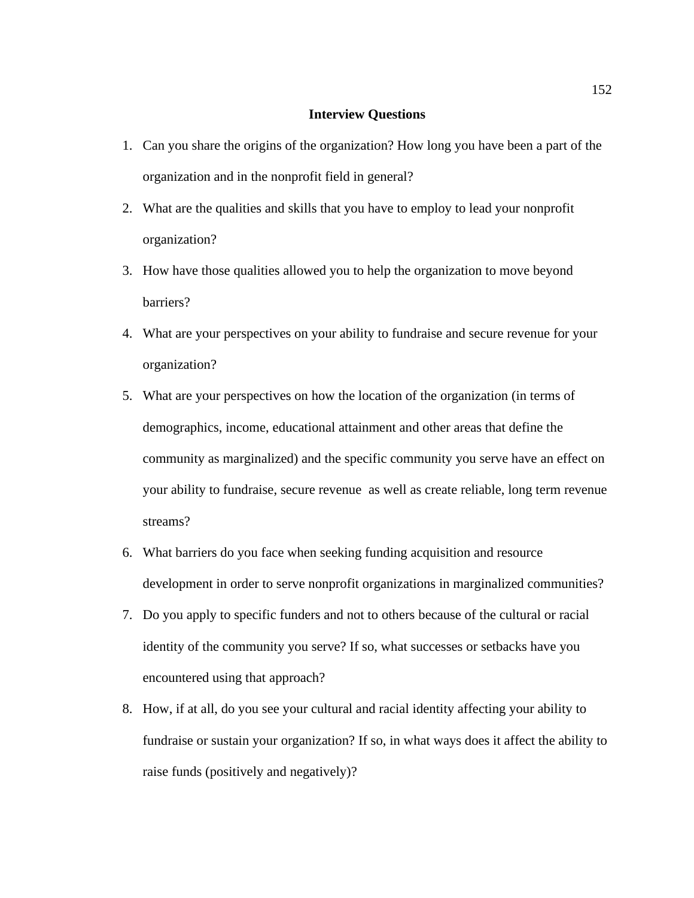# Interview Questions

1. Can you share the origins of the organization? How long you have been a part of the organization and in the nonprofit field in general?
2. What are the qualities and skills that you have to employ to lead your nonprofit organization?
3. How have those qualities allowed you to help the organization to move beyond barriers?
4. What are your perspectives on your ability to fundraise and secure revenue for your organization?
5. What are your perspectives on how the location of the organization (in terms of demographics, income, educational attainment and other areas that define the community as marginalized) and the specific community you serve have an effect on your ability to fundraise, secure revenue as well as create reliable, long term revenue streams?
6. What barriers do you face when seeking funding acquisition and resource development in order to serve nonprofit organizations in marginalized communities?
7. Do you apply to specific funders and not to others because of the cultural or racial identity of the community you serve? If so, what successes or setbacks have you encountered using that approach?
8. How, if at all, do you see your cultural and racial identity affecting your ability to fundraise or sustain your organization? If so, in what ways does it affect the ability to raise funds (positively and negatively)?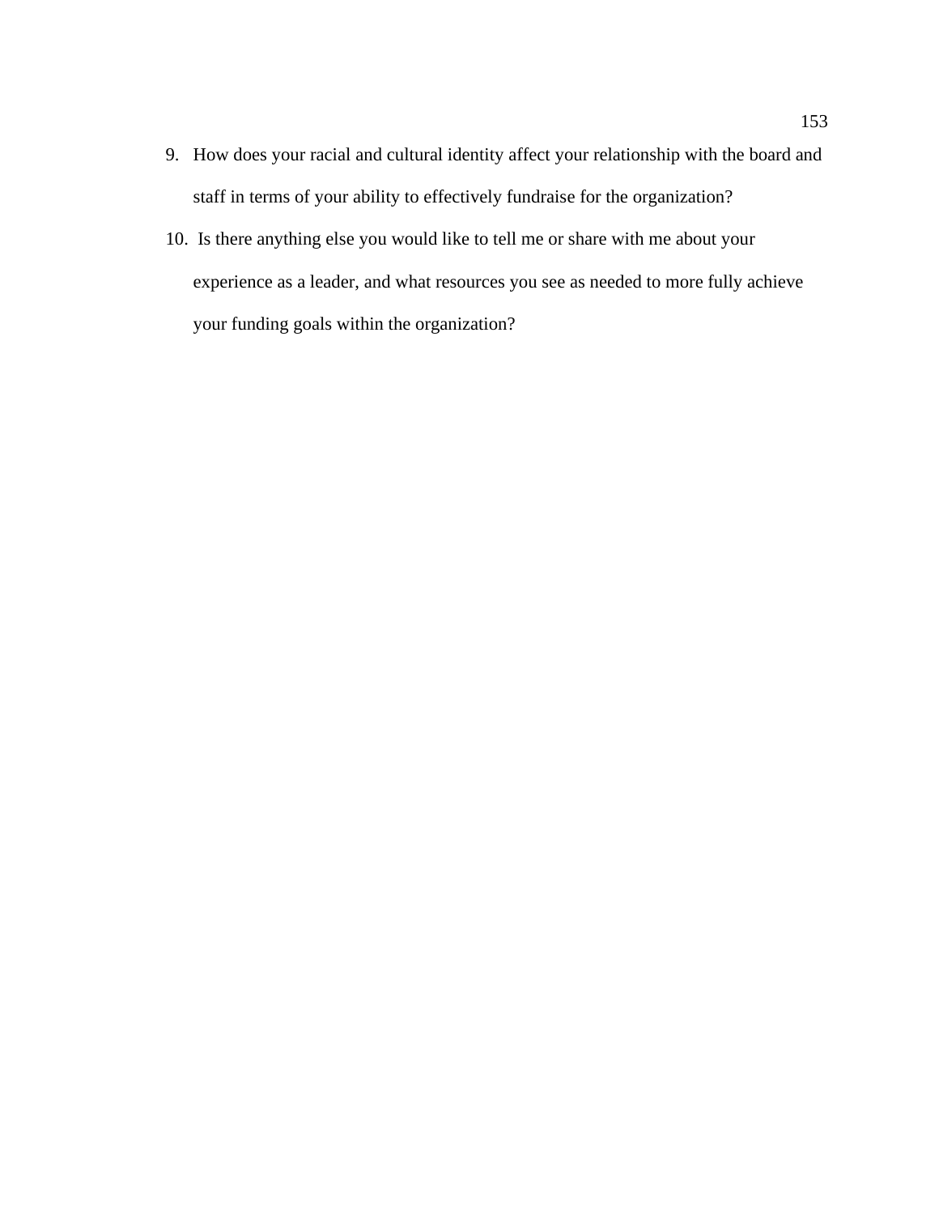9. How does your racial and cultural identity affect your relationship with the board and staff in terms of your ability to effectively fundraise for the organization?
10. Is there anything else you would like to tell me or share with me about your experience as a leader, and what resources you see as needed to more fully achieve your funding goals within the organization?